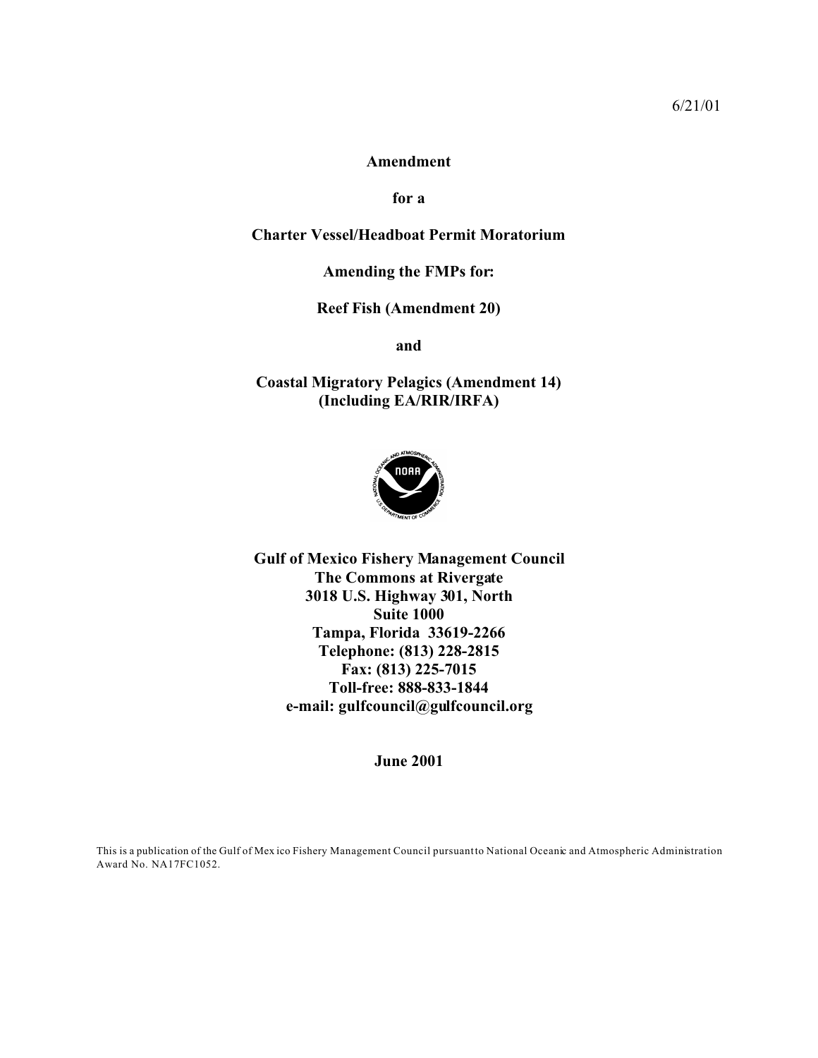6/21/01

**Amendment**

**for a**

**Charter Vessel/Headboat Permit Moratorium**

**Amending the FMPs for:**

**Reef Fish (Amendment 20)**

**and**

**Coastal Migratory Pelagics (Amendment 14)**
**(Including EA/RIR/IRFA)**

**Gulf of Mexico Fishery Management Council**
**The Commons at Rivergate**
**3018 U.S. Highway 301, North**
**Suite 1000**
**Tampa, Florida 33619-2266**
**Telephone: (813) 228-2815**
**Fax: (813) 225-7015**
**Toll-free: 888-833-1844**
**e-mail: gulfcouncil@gulfcouncil.org**

**June 2001**

This is a publication of the Gulf of Mexico Fishery Management Council pursuant to National Oceanic and Atmospheric Administration Award No. NA17FC1052.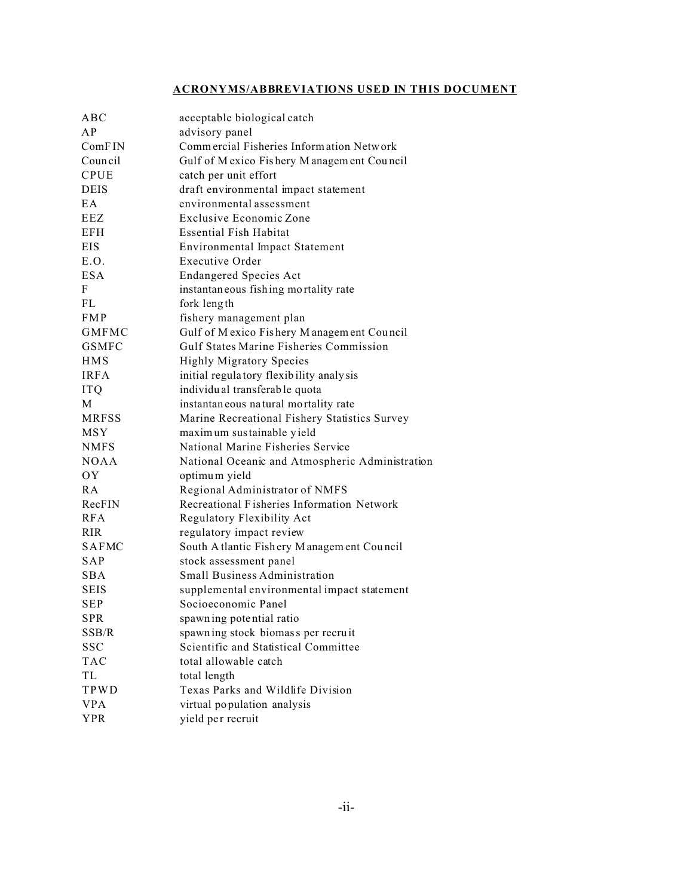**ACRONYMS/ABBREVIATIONS USED IN THIS DOCUMENT**

| | |
|---|---|
| ABC | acceptable biological catch |
| AP | advisory panel |
| ComFIN | Commercial Fisheries Information Network |
| Council | Gulf of Mexico Fishery Management Council |
| CPUE | catch per unit effort |
| DEIS | draft environmental impact statement |
| EA | environmental assessment |
| EEZ | Exclusive Economic Zone |
| EFH | Essential Fish Habitat |
| EIS | Environmental Impact Statement |
| E.O. | Executive Order |
| ESA | Endangered Species Act |
| F | instantaneous fishing mortality rate |
| FL | fork length |
| FMP | fishery management plan |
| GMFMC | Gulf of Mexico Fishery Management Council |
| GSMFC | Gulf States Marine Fisheries Commission |
| HMS | Highly Migratory Species |
| IRFA | initial regulatory flexibility analysis |
| ITQ | individual transferable quota |
| M | instantaneous natural mortality rate |
| MRFSS | Marine Recreational Fishery Statistics Survey |
| MSY | maximum sustainable yield |
| NMFS | National Marine Fisheries Service |
| NOAA | National Oceanic and Atmospheric Administration |
| OY | optimum yield |
| RA | Regional Administrator of NMFS |
| RecFIN | Recreational Fisheries Information Network |
| RFA | Regulatory Flexibility Act |
| RIR | regulatory impact review |
| SAFMC | South Atlantic Fishery Management Council |
| SAP | stock assessment panel |
| SBA | Small Business Administration |
| SEIS | supplemental environmental impact statement |
| SEP | Socioeconomic Panel |
| SPR | spawning potential ratio |
| SSB/R | spawning stock biomass per recruit |
| SSC | Scientific and Statistical Committee |
| TAC | total allowable catch |
| TL | total length |
| TPWD | Texas Parks and Wildlife Division |
| VPA | virtual population analysis |
| YPR | yield per recruit |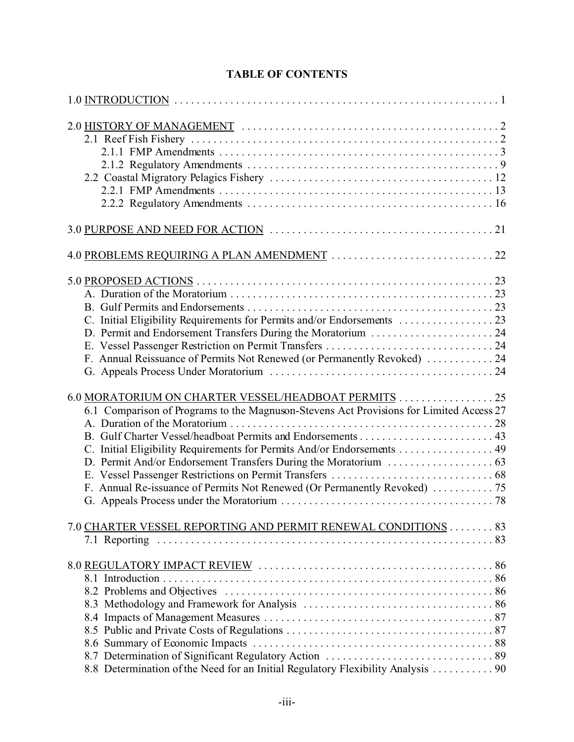# TABLE OF CONTENTS

1.0 INTRODUCTION . . . . . . . . . . . . . . . . . . . . . . . . . . . . . . . . . . . . . . . . . . . . . . . . . . . . . . . . . 1

2.0 HISTORY OF MANAGEMENT . . . . . . . . . . . . . . . . . . . . . . . . . . . . . . . . . . . . . . . . . . . . . . . 2
- 2.1 Reef Fish Fishery . . . . . . . . . . . . . . . . . . . . . . . . . . . . . . . . . . . . . . . . . . . . . . . . . . . . . . 2
  - 2.1.1 FMP Amendments . . . . . . . . . . . . . . . . . . . . . . . . . . . . . . . . . . . . . . . . . . . . . . . . . . 3
  - 2.1.2 Regulatory Amendments . . . . . . . . . . . . . . . . . . . . . . . . . . . . . . . . . . . . . . . . . . . . . 9
- 2.2 Coastal Migratory Pelagics Fishery . . . . . . . . . . . . . . . . . . . . . . . . . . . . . . . . . . . . . . . . 12
  - 2.2.1 FMP Amendments . . . . . . . . . . . . . . . . . . . . . . . . . . . . . . . . . . . . . . . . . . . . . . . . . 13
  - 2.2.2 Regulatory Amendments . . . . . . . . . . . . . . . . . . . . . . . . . . . . . . . . . . . . . . . . . . . . 16

3.0 PURPOSE AND NEED FOR ACTION . . . . . . . . . . . . . . . . . . . . . . . . . . . . . . . . . . . . . . . 21

4.0 PROBLEMS REQUIRING A PLAN AMENDMENT . . . . . . . . . . . . . . . . . . . . . . . . . . . . 22

5.0 PROPOSED ACTIONS . . . . . . . . . . . . . . . . . . . . . . . . . . . . . . . . . . . . . . . . . . . . . . . . . . . . 23
- A. Duration of the Moratorium . . . . . . . . . . . . . . . . . . . . . . . . . . . . . . . . . . . . . . . . . . . . . . 23
- B. Gulf Permits and Endorsements . . . . . . . . . . . . . . . . . . . . . . . . . . . . . . . . . . . . . . . . . . . 23
- C. Initial Eligibility Requirements for Permits and/or Endorsements . . . . . . . . . . . . . . . . . 23
- D. Permit and Endorsement Transfers During the Moratorium . . . . . . . . . . . . . . . . . . . . . . 24
- E. Vessel Passenger Restriction on Permit Transfers . . . . . . . . . . . . . . . . . . . . . . . . . . . . . . 24
- F. Annual Reissuance of Permits Not Renewed (or Permanently Revoked) . . . . . . . . . . . . 24
- G. Appeals Process Under Moratorium . . . . . . . . . . . . . . . . . . . . . . . . . . . . . . . . . . . . . . . . 24

6.0 MORATORIUM ON CHARTER VESSEL/HEADBOAT PERMITS . . . . . . . . . . . . . . . . . 25
- 6.1 Comparison of Programs to the Magnuson-Stevens Act Provisions for Limited Access 27
- A. Duration of the Moratorium . . . . . . . . . . . . . . . . . . . . . . . . . . . . . . . . . . . . . . . . . . . . . . 28
- B. Gulf Charter Vessel/headboat Permits and Endorsements . . . . . . . . . . . . . . . . . . . . . . . . 43
- C. Initial Eligibility Requirements for Permits And/or Endorsements . . . . . . . . . . . . . . . . . 49
- D. Permit And/or Endorsement Transfers During the Moratorium . . . . . . . . . . . . . . . . . . . 63
- E. Vessel Passenger Restrictions on Permit Transfers . . . . . . . . . . . . . . . . . . . . . . . . . . . . . 68
- F. Annual Re-issuance of Permits Not Renewed (Or Permanently Revoked) . . . . . . . . . . . 75
- G. Appeals Process under the Moratorium . . . . . . . . . . . . . . . . . . . . . . . . . . . . . . . . . . . . . 78

7.0 CHARTER VESSEL REPORTING AND PERMIT RENEWAL CONDITIONS . . . . . . . . 83
- 7.1 Reporting . . . . . . . . . . . . . . . . . . . . . . . . . . . . . . . . . . . . . . . . . . . . . . . . . . . . . . . . . . . 83

8.0 REGULATORY IMPACT REVIEW . . . . . . . . . . . . . . . . . . . . . . . . . . . . . . . . . . . . . . . . . . 86
- 8.1 Introduction . . . . . . . . . . . . . . . . . . . . . . . . . . . . . . . . . . . . . . . . . . . . . . . . . . . . . . . . . 86
- 8.2 Problems and Objectives . . . . . . . . . . . . . . . . . . . . . . . . . . . . . . . . . . . . . . . . . . . . . . . . 86
- 8.3 Methodology and Framework for Analysis . . . . . . . . . . . . . . . . . . . . . . . . . . . . . . . . . . 86
- 8.4 Impacts of Management Measures . . . . . . . . . . . . . . . . . . . . . . . . . . . . . . . . . . . . . . . . . 87
- 8.5 Public and Private Costs of Regulations . . . . . . . . . . . . . . . . . . . . . . . . . . . . . . . . . . . . . 87
- 8.6 Summary of Economic Impacts . . . . . . . . . . . . . . . . . . . . . . . . . . . . . . . . . . . . . . . . . . . 88
- 8.7 Determination of Significant Regulatory Action . . . . . . . . . . . . . . . . . . . . . . . . . . . . . . 89
- 8.8 Determination of the Need for an Initial Regulatory Flexibility Analysis . . . . . . . . . . . 90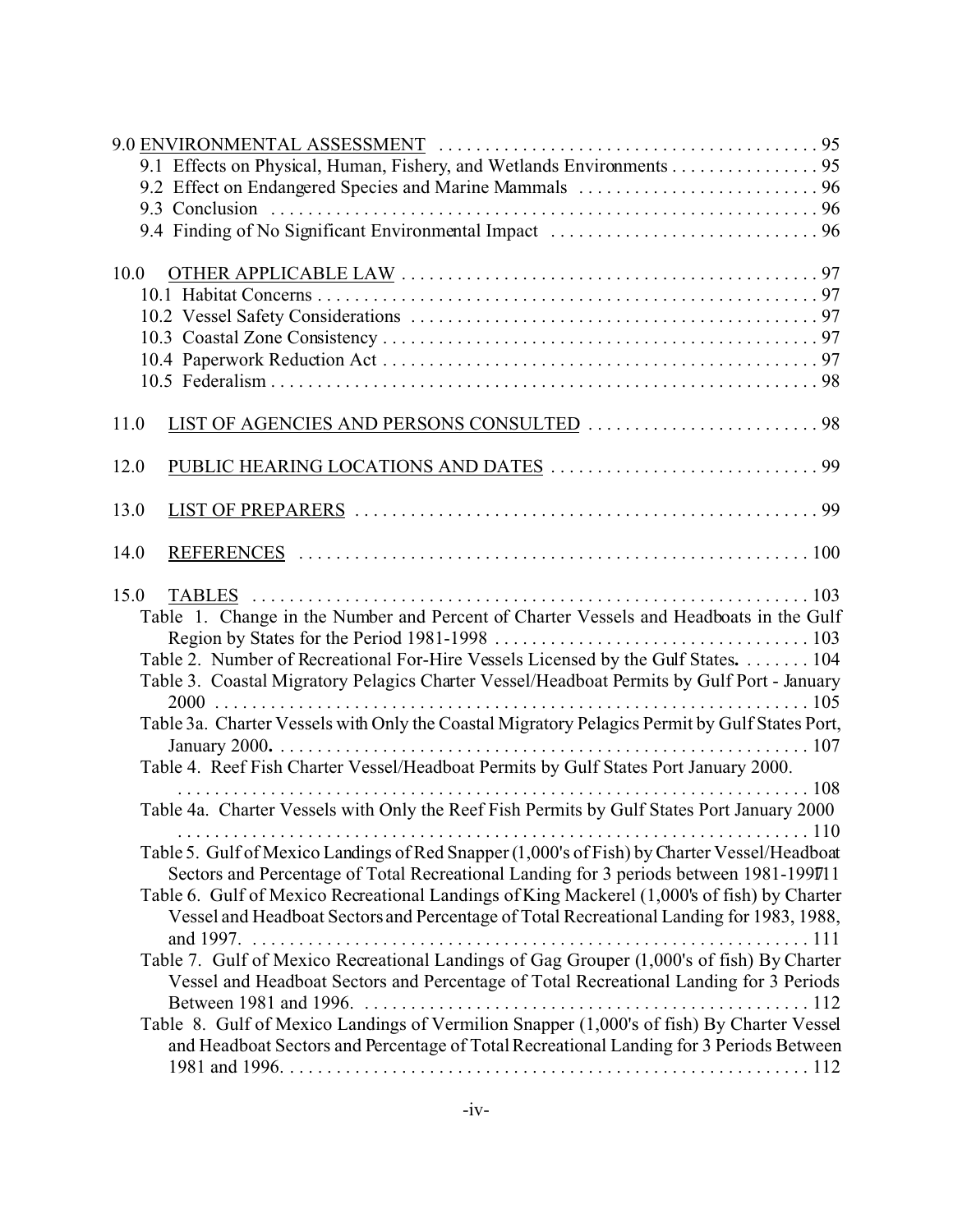9.0 ENVIRONMENTAL ASSESSMENT . . . . . . . . . . . . . . . . . . . . . . . . . . . . . . . . . . . . . . . . 95
- 9.1 Effects on Physical, Human, Fishery, and Wetlands Environments . . . . . . . . . . . . . . . . 95
- 9.2 Effect on Endangered Species and Marine Mammals . . . . . . . . . . . . . . . . . . . . . . . . . . 96
- 9.3 Conclusion . . . . . . . . . . . . . . . . . . . . . . . . . . . . . . . . . . . . . . . . . . . . . . . . . . . . . . . . . 96
- 9.4 Finding of No Significant Environmental Impact . . . . . . . . . . . . . . . . . . . . . . . . . . . . . 96

10.0 OTHER APPLICABLE LAW . . . . . . . . . . . . . . . . . . . . . . . . . . . . . . . . . . . . . . . . . . . . . . 97
- 10.1 Habitat Concerns . . . . . . . . . . . . . . . . . . . . . . . . . . . . . . . . . . . . . . . . . . . . . . . . . . . . . 97
- 10.2 Vessel Safety Considerations . . . . . . . . . . . . . . . . . . . . . . . . . . . . . . . . . . . . . . . . . . . . 97
- 10.3 Coastal Zone Consistency . . . . . . . . . . . . . . . . . . . . . . . . . . . . . . . . . . . . . . . . . . . . . . . 97
- 10.4 Paperwork Reduction Act . . . . . . . . . . . . . . . . . . . . . . . . . . . . . . . . . . . . . . . . . . . . . . . 97
- 10.5 Federalism . . . . . . . . . . . . . . . . . . . . . . . . . . . . . . . . . . . . . . . . . . . . . . . . . . . . . . . . . . 98

11.0 LIST OF AGENCIES AND PERSONS CONSULTED . . . . . . . . . . . . . . . . . . . . . . . . . 98

12.0 PUBLIC HEARING LOCATIONS AND DATES . . . . . . . . . . . . . . . . . . . . . . . . . . . . . 99

13.0 LIST OF PREPARERS . . . . . . . . . . . . . . . . . . . . . . . . . . . . . . . . . . . . . . . . . . . . . . . . . . 99

14.0 REFERENCES . . . . . . . . . . . . . . . . . . . . . . . . . . . . . . . . . . . . . . . . . . . . . . . . . . . . . . . 100

15.0 TABLES . . . . . . . . . . . . . . . . . . . . . . . . . . . . . . . . . . . . . . . . . . . . . . . . . . . . . . . . . . . . 103
- Table 1. Change in the Number and Percent of Charter Vessels and Headboats in the Gulf Region by States for the Period 1981-1998 . . . . . . . . . . . . . . . . . . . . . . . . . . . . . . . . . . 103
- Table 2. Number of Recreational For-Hire Vessels Licensed by the Gulf States. . . . . . . . 104
- Table 3. Coastal Migratory Pelagics Charter Vessel/Headboat Permits by Gulf Port - January 2000 . . . . . . . . . . . . . . . . . . . . . . . . . . . . . . . . . . . . . . . . . . . . . . . . . . . . . . . . . . . . . . 105
- Table 3a. Charter Vessels with Only the Coastal Migratory Pelagics Permit by Gulf States Port, January 2000. . . . . . . . . . . . . . . . . . . . . . . . . . . . . . . . . . . . . . . . . . . . . . . . . . . . . . . . 107
- Table 4. Reef Fish Charter Vessel/Headboat Permits by Gulf States Port January 2000. . . . . . . . . . . . . . . . . . . . . . . . . . . . . . . . . . . . . . . . . . . . . . . . . . . . . . . . . . . . . . . . . . . . . 108
- Table 4a. Charter Vessels with Only the Reef Fish Permits by Gulf States Port January 2000 . . . . . . . . . . . . . . . . . . . . . . . . . . . . . . . . . . . . . . . . . . . . . . . . . . . . . . . . . . . . . . . . . . . . 110
- Table 5. Gulf of Mexico Landings of Red Snapper (1,000's of Fish) by Charter Vessel/Headboat Sectors and Percentage of Total Recreational Landing for 3 periods between 1981-1997 111
- Table 6. Gulf of Mexico Recreational Landings of King Mackerel (1,000's of fish) by Charter Vessel and Headboat Sectors and Percentage of Total Recreational Landing for 1983, 1988, and 1997. . . . . . . . . . . . . . . . . . . . . . . . . . . . . . . . . . . . . . . . . . . . . . . . . . . . . . . . . . . . 111
- Table 7. Gulf of Mexico Recreational Landings of Gag Grouper (1,000's of fish) By Charter Vessel and Headboat Sectors and Percentage of Total Recreational Landing for 3 Periods Between 1981 and 1996. . . . . . . . . . . . . . . . . . . . . . . . . . . . . . . . . . . . . . . . . . . . . . . . . 112
- Table 8. Gulf of Mexico Landings of Vermilion Snapper (1,000's of fish) By Charter Vessel and Headboat Sectors and Percentage of Total Recreational Landing for 3 Periods Between 1981 and 1996. . . . . . . . . . . . . . . . . . . . . . . . . . . . . . . . . . . . . . . . . . . . . . . . . . . . . . . . . 112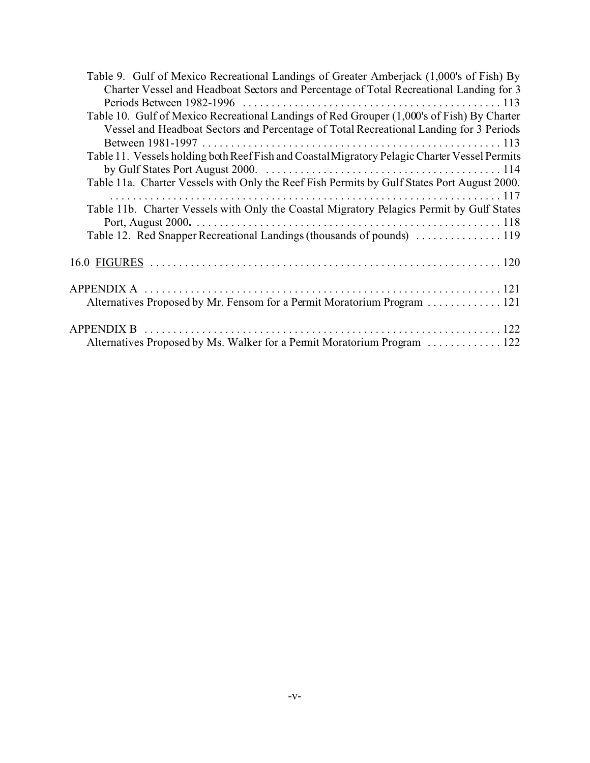Table 9. Gulf of Mexico Recreational Landings of Greater Amberjack (1,000's of Fish) By Charter Vessel and Headboat Sectors and Percentage of Total Recreational Landing for 3 Periods Between 1982-1996 . . . . . . . . . . . . . . . . . . . . . . . . . . . . . . . . . . . . . . . . . . . . . 113

Table 10. Gulf of Mexico Recreational Landings of Red Grouper (1,000's of Fish) By Charter Vessel and Headboat Sectors and Percentage of Total Recreational Landing for 3 Periods Between 1981-1997 . . . . . . . . . . . . . . . . . . . . . . . . . . . . . . . . . . . . . . . . . . . . . . . . . . . . 113

Table 11. Vessels holding both Reef Fish and Coastal Migratory Pelagic Charter Vessel Permits by Gulf States Port August 2000. . . . . . . . . . . . . . . . . . . . . . . . . . . . . . . . . . . . . . . . . 114

Table 11a. Charter Vessels with Only the Reef Fish Permits by Gulf States Port August 2000. . . . . . . . . . . . . . . . . . . . . . . . . . . . . . . . . . . . . . . . . . . . . . . . . . . . . . . . . . . . . . . . . . 117

Table 11b. Charter Vessels with Only the Coastal Migratory Pelagics Permit by Gulf States Port, August 2000. . . . . . . . . . . . . . . . . . . . . . . . . . . . . . . . . . . . . . . . . . . . . . . . . . . . . . 118

Table 12. Red Snapper Recreational Landings (thousands of pounds) . . . . . . . . . . . . . . . 119

16.0 FIGURES . . . . . . . . . . . . . . . . . . . . . . . . . . . . . . . . . . . . . . . . . . . . . . . . . . . . . . . . . . . . . 120

APPENDIX A . . . . . . . . . . . . . . . . . . . . . . . . . . . . . . . . . . . . . . . . . . . . . . . . . . . . . . . . . . . . . . 121

Alternatives Proposed by Mr. Fensom for a Permit Moratorium Program . . . . . . . . . . . . . 121

APPENDIX B . . . . . . . . . . . . . . . . . . . . . . . . . . . . . . . . . . . . . . . . . . . . . . . . . . . . . . . . . . . . . . 122

Alternatives Proposed by Ms. Walker for a Permit Moratorium Program . . . . . . . . . . . . . 122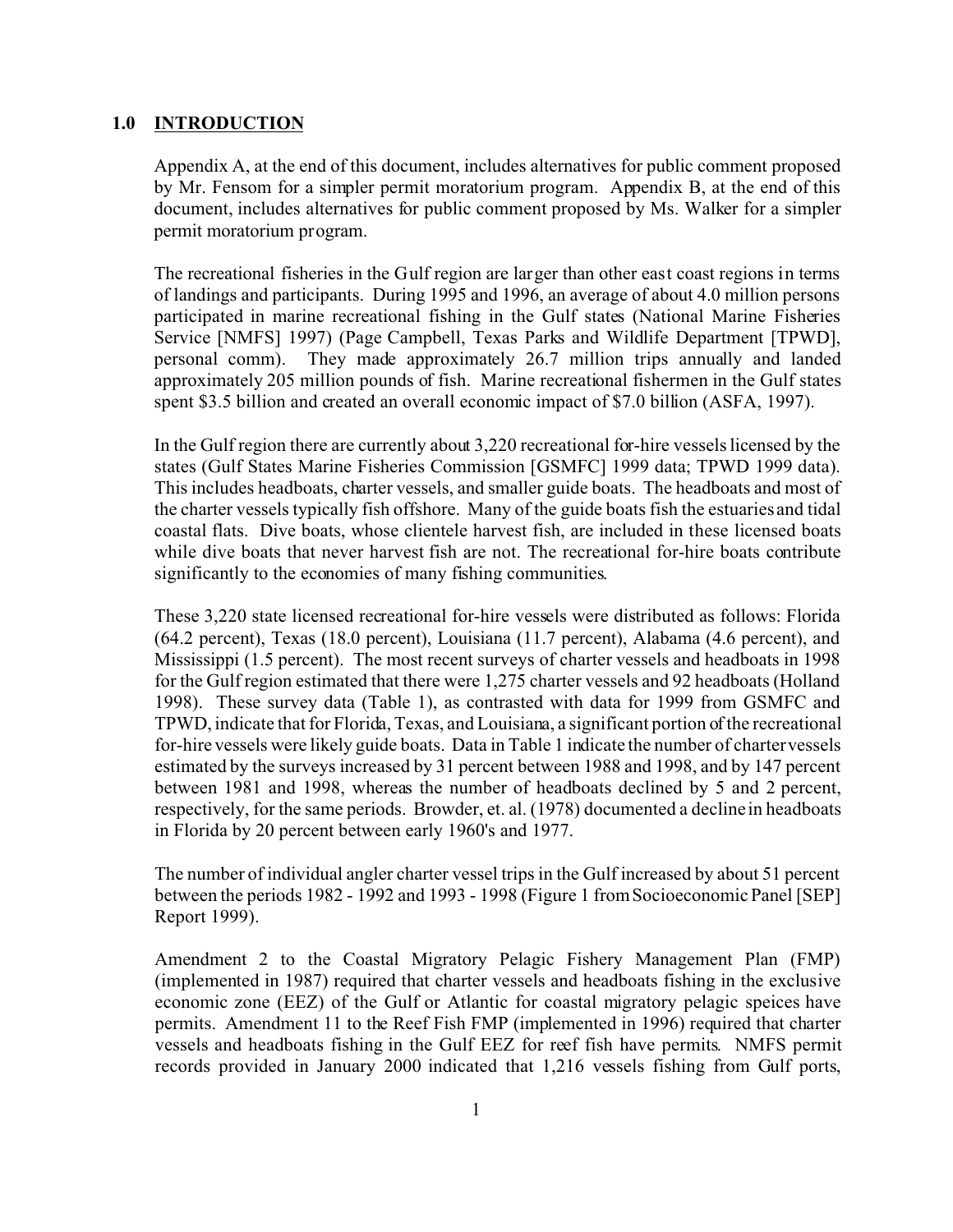## 1.0 INTRODUCTION

Appendix A, at the end of this document, includes alternatives for public comment proposed by Mr. Fensom for a simpler permit moratorium program. Appendix B, at the end of this document, includes alternatives for public comment proposed by Ms. Walker for a simpler permit moratorium program.

The recreational fisheries in the Gulf region are larger than other east coast regions in terms of landings and participants. During 1995 and 1996, an average of about 4.0 million persons participated in marine recreational fishing in the Gulf states (National Marine Fisheries Service [NMFS] 1997) (Page Campbell, Texas Parks and Wildlife Department [TPWD], personal comm). They made approximately 26.7 million trips annually and landed approximately 205 million pounds of fish. Marine recreational fishermen in the Gulf states spent \$3.5 billion and created an overall economic impact of \$7.0 billion (ASFA, 1997).

In the Gulf region there are currently about 3,220 recreational for-hire vessels licensed by the states (Gulf States Marine Fisheries Commission [GSMFC] 1999 data; TPWD 1999 data). This includes headboats, charter vessels, and smaller guide boats. The headboats and most of the charter vessels typically fish offshore. Many of the guide boats fish the estuaries and tidal coastal flats. Dive boats, whose clientele harvest fish, are included in these licensed boats while dive boats that never harvest fish are not. The recreational for-hire boats contribute significantly to the economies of many fishing communities.

These 3,220 state licensed recreational for-hire vessels were distributed as follows: Florida (64.2 percent), Texas (18.0 percent), Louisiana (11.7 percent), Alabama (4.6 percent), and Mississippi (1.5 percent). The most recent surveys of charter vessels and headboats in 1998 for the Gulf region estimated that there were 1,275 charter vessels and 92 headboats (Holland 1998). These survey data (Table 1), as contrasted with data for 1999 from GSMFC and TPWD, indicate that for Florida, Texas, and Louisiana, a significant portion of the recreational for-hire vessels were likely guide boats. Data in Table 1 indicate the number of charter vessels estimated by the surveys increased by 31 percent between 1988 and 1998, and by 147 percent between 1981 and 1998, whereas the number of headboats declined by 5 and 2 percent, respectively, for the same periods. Browder, et. al. (1978) documented a decline in headboats in Florida by 20 percent between early 1960's and 1977.

The number of individual angler charter vessel trips in the Gulf increased by about 51 percent between the periods 1982 - 1992 and 1993 - 1998 (Figure 1 from Socioeconomic Panel [SEP] Report 1999).

Amendment 2 to the Coastal Migratory Pelagic Fishery Management Plan (FMP) (implemented in 1987) required that charter vessels and headboats fishing in the exclusive economic zone (EEZ) of the Gulf or Atlantic for coastal migratory pelagic speices have permits. Amendment 11 to the Reef Fish FMP (implemented in 1996) required that charter vessels and headboats fishing in the Gulf EEZ for reef fish have permits. NMFS permit records provided in January 2000 indicated that 1,216 vessels fishing from Gulf ports,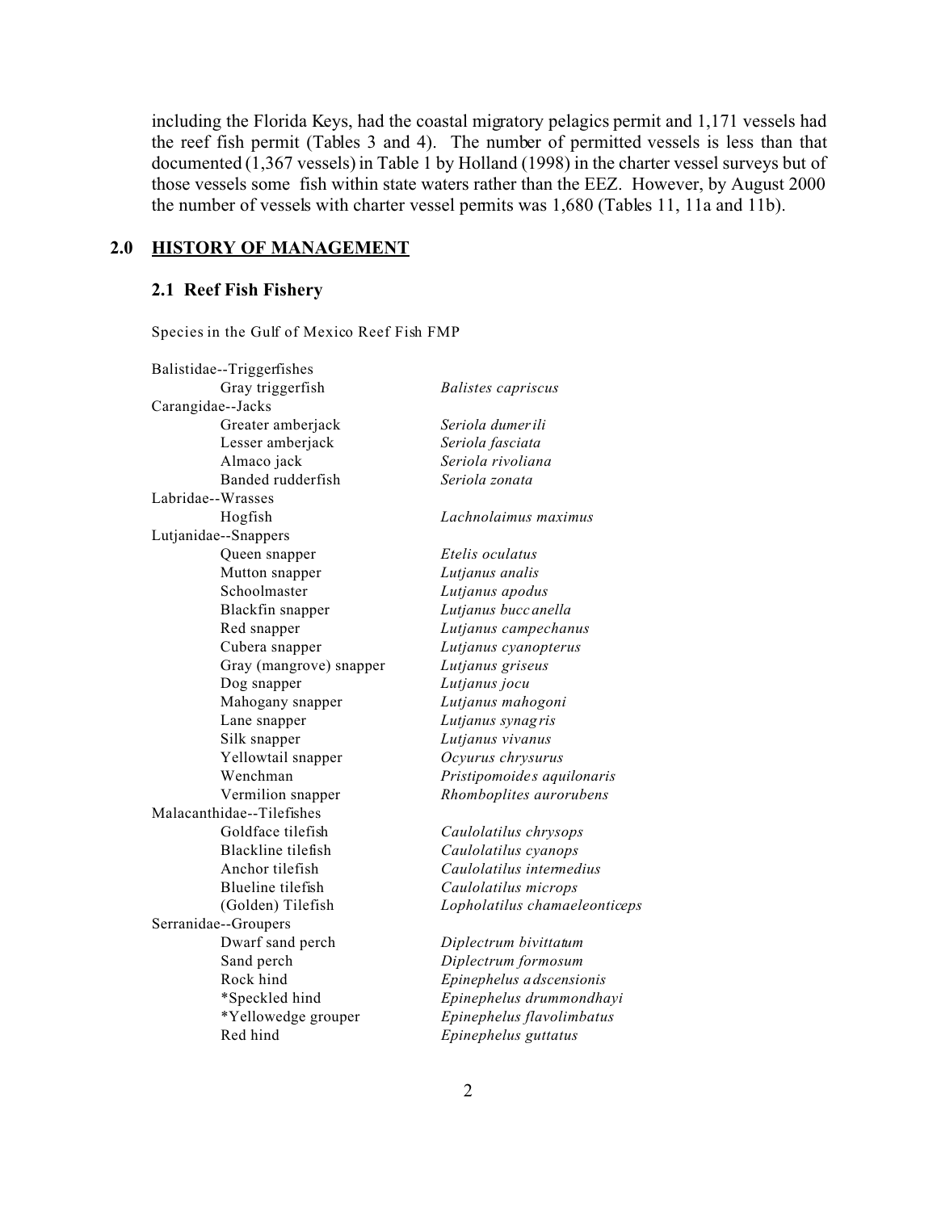including the Florida Keys, had the coastal migratory pelagics permit and 1,171 vessels had the reef fish permit (Tables 3 and 4). The number of permitted vessels is less than that documented (1,367 vessels) in Table 1 by Holland (1998) in the charter vessel surveys but of those vessels some fish within state waters rather than the EEZ. However, by August 2000 the number of vessels with charter vessel permits was 1,680 (Tables 11, 11a and 11b).

## 2.0 HISTORY OF MANAGEMENT

### 2.1 Reef Fish Fishery

Species in the Gulf of Mexico Reef Fish FMP

| Common name | Scientific name |
|---|---|
| **Balistidae--Triggerfishes** | |
| Gray triggerfish | *Balistes capriscus* |
| **Carangidae--Jacks** | |
| Greater amberjack | *Seriola dumerili* |
| Lesser amberjack | *Seriola fasciata* |
| Almaco jack | *Seriola rivoliana* |
| Banded rudderfish | *Seriola zonata* |
| **Labridae--Wrasses** | |
| Hogfish | *Lachnolaimus maximus* |
| **Lutjanidae--Snappers** | |
| Queen snapper | *Etelis oculatus* |
| Mutton snapper | *Lutjanus analis* |
| Schoolmaster | *Lutjanus apodus* |
| Blackfin snapper | *Lutjanus buccanella* |
| Red snapper | *Lutjanus campechanus* |
| Cubera snapper | *Lutjanus cyanopterus* |
| Gray (mangrove) snapper | *Lutjanus griseus* |
| Dog snapper | *Lutjanus jocu* |
| Mahogany snapper | *Lutjanus mahogoni* |
| Lane snapper | *Lutjanus synagris* |
| Silk snapper | *Lutjanus vivanus* |
| Yellowtail snapper | *Ocyurus chrysurus* |
| Wenchman | *Pristipomoides aquilonaris* |
| Vermilion snapper | *Rhomboplites aurorubens* |
| **Malacanthidae--Tilefishes** | |
| Goldface tilefish | *Caulolatilus chrysops* |
| Blackline tilefish | *Caulolatilus cyanops* |
| Anchor tilefish | *Caulolatilus intermedius* |
| Blueline tilefish | *Caulolatilus microps* |
| (Golden) Tilefish | *Lopholatilus chamaeleonticeps* |
| **Serranidae--Groupers** | |
| Dwarf sand perch | *Diplectrum bivittatum* |
| Sand perch | *Diplectrum formosum* |
| Rock hind | *Epinephelus adscensionis* |
| *Speckled hind | *Epinephelus drummondhayi* |
| *Yellowedge grouper | *Epinephelus flavolimbatus* |
| Red hind | *Epinephelus guttatus* |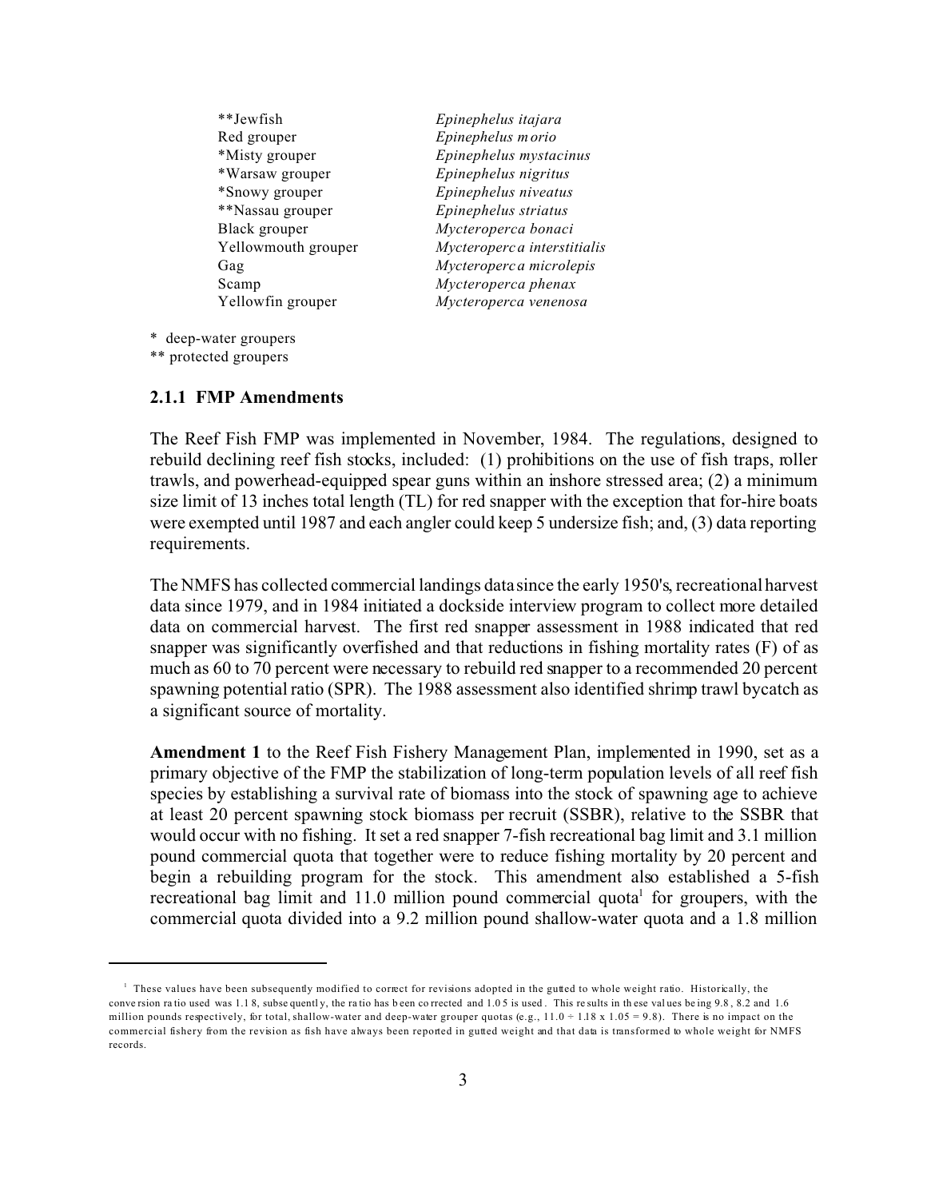| | |
|---|---|
| **Jewfish | *Epinephelus itajara* |
| Red grouper | *Epinephelus morio* |
| *Misty grouper | *Epinephelus mystacinus* |
| *Warsaw grouper | *Epinephelus nigritus* |
| *Snowy grouper | *Epinephelus niveatus* |
| **Nassau grouper | *Epinephelus striatus* |
| Black grouper | *Mycteroperca bonaci* |
| Yellowmouth grouper | *Mycteroperca interstitialis* |
| Gag | *Mycteroperca microlepis* |
| Scamp | *Mycteroperca phenax* |
| Yellowfin grouper | *Mycteroperca venenosa* |

\* deep-water groupers
** protected groupers

### 2.1.1 FMP Amendments

The Reef Fish FMP was implemented in November, 1984. The regulations, designed to rebuild declining reef fish stocks, included: (1) prohibitions on the use of fish traps, roller trawls, and powerhead-equipped spear guns within an inshore stressed area; (2) a minimum size limit of 13 inches total length (TL) for red snapper with the exception that for-hire boats were exempted until 1987 and each angler could keep 5 undersize fish; and, (3) data reporting requirements.

The NMFS has collected commercial landings data since the early 1950's, recreational harvest data since 1979, and in 1984 initiated a dockside interview program to collect more detailed data on commercial harvest. The first red snapper assessment in 1988 indicated that red snapper was significantly overfished and that reductions in fishing mortality rates (F) of as much as 60 to 70 percent were necessary to rebuild red snapper to a recommended 20 percent spawning potential ratio (SPR). The 1988 assessment also identified shrimp trawl bycatch as a significant source of mortality.

**Amendment 1** to the Reef Fish Fishery Management Plan, implemented in 1990, set as a primary objective of the FMP the stabilization of long-term population levels of all reef fish species by establishing a survival rate of biomass into the stock of spawning age to achieve at least 20 percent spawning stock biomass per recruit (SSBR), relative to the SSBR that would occur with no fishing. It set a red snapper 7-fish recreational bag limit and 3.1 million pound commercial quota that together were to reduce fishing mortality by 20 percent and begin a rebuilding program for the stock. This amendment also established a 5-fish recreational bag limit and 11.0 million pound commercial quota[1] for groupers, with the commercial quota divided into a 9.2 million pound shallow-water quota and a 1.8 million

[1] These values have been subsequently modified to correct for revisions adopted in the gutted to whole weight ratio. Historically, the conversion ratio used was 1.18, subsequently, the ratio has been corrected and 1.05 is used. This results in these values being 9.8, 8.2 and 1.6 million pounds respectively, for total, shallow-water and deep-water grouper quotas (e.g., $11.0 \div 1.18 \times 1.05 = 9.8$). There is no impact on the commercial fishery from the revision as fish have always been reported in gutted weight and that data is transformed to whole weight for NMFS records.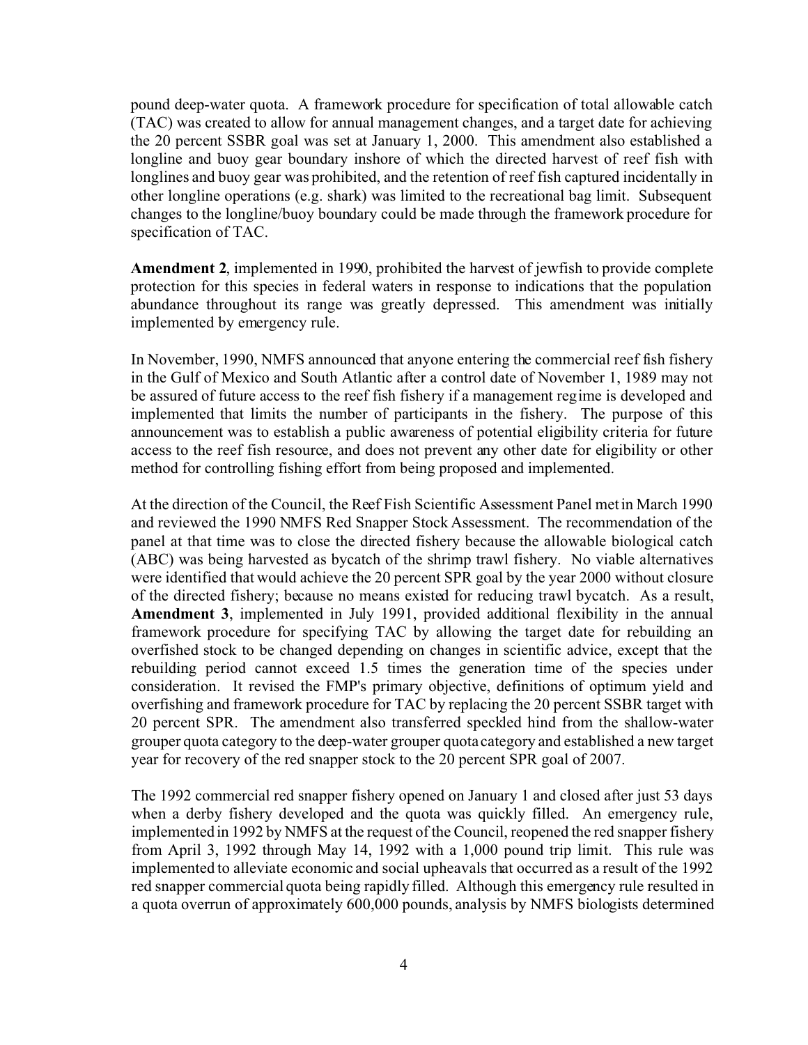pound deep-water quota. A framework procedure for specification of total allowable catch (TAC) was created to allow for annual management changes, and a target date for achieving the 20 percent SSBR goal was set at January 1, 2000. This amendment also established a longline and buoy gear boundary inshore of which the directed harvest of reef fish with longlines and buoy gear was prohibited, and the retention of reef fish captured incidentally in other longline operations (e.g. shark) was limited to the recreational bag limit. Subsequent changes to the longline/buoy boundary could be made through the framework procedure for specification of TAC.

**Amendment 2**, implemented in 1990, prohibited the harvest of jewfish to provide complete protection for this species in federal waters in response to indications that the population abundance throughout its range was greatly depressed. This amendment was initially implemented by emergency rule.

In November, 1990, NMFS announced that anyone entering the commercial reef fish fishery in the Gulf of Mexico and South Atlantic after a control date of November 1, 1989 may not be assured of future access to the reef fish fishery if a management regime is developed and implemented that limits the number of participants in the fishery. The purpose of this announcement was to establish a public awareness of potential eligibility criteria for future access to the reef fish resource, and does not prevent any other date for eligibility or other method for controlling fishing effort from being proposed and implemented.

At the direction of the Council, the Reef Fish Scientific Assessment Panel met in March 1990 and reviewed the 1990 NMFS Red Snapper Stock Assessment. The recommendation of the panel at that time was to close the directed fishery because the allowable biological catch (ABC) was being harvested as bycatch of the shrimp trawl fishery. No viable alternatives were identified that would achieve the 20 percent SPR goal by the year 2000 without closure of the directed fishery; because no means existed for reducing trawl bycatch. As a result, **Amendment 3**, implemented in July 1991, provided additional flexibility in the annual framework procedure for specifying TAC by allowing the target date for rebuilding an overfished stock to be changed depending on changes in scientific advice, except that the rebuilding period cannot exceed 1.5 times the generation time of the species under consideration. It revised the FMP's primary objective, definitions of optimum yield and overfishing and framework procedure for TAC by replacing the 20 percent SSBR target with 20 percent SPR. The amendment also transferred speckled hind from the shallow-water grouper quota category to the deep-water grouper quota category and established a new target year for recovery of the red snapper stock to the 20 percent SPR goal of 2007.

The 1992 commercial red snapper fishery opened on January 1 and closed after just 53 days when a derby fishery developed and the quota was quickly filled. An emergency rule, implemented in 1992 by NMFS at the request of the Council, reopened the red snapper fishery from April 3, 1992 through May 14, 1992 with a 1,000 pound trip limit. This rule was implemented to alleviate economic and social upheavals that occurred as a result of the 1992 red snapper commercial quota being rapidly filled. Although this emergency rule resulted in a quota overrun of approximately 600,000 pounds, analysis by NMFS biologists determined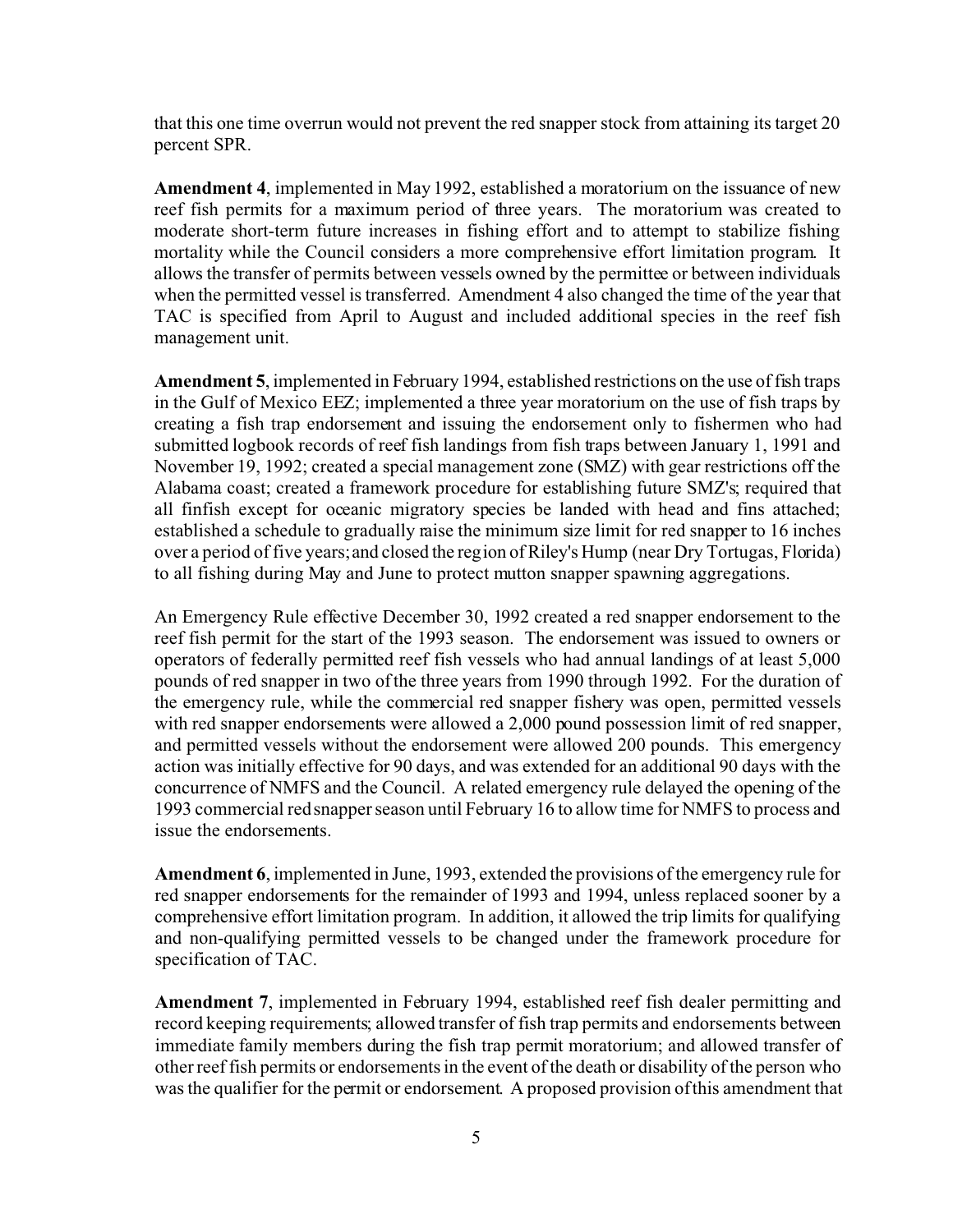that this one time overrun would not prevent the red snapper stock from attaining its target 20 percent SPR.

**Amendment 4**, implemented in May 1992, established a moratorium on the issuance of new reef fish permits for a maximum period of three years. The moratorium was created to moderate short-term future increases in fishing effort and to attempt to stabilize fishing mortality while the Council considers a more comprehensive effort limitation program. It allows the transfer of permits between vessels owned by the permittee or between individuals when the permitted vessel is transferred. Amendment 4 also changed the time of the year that TAC is specified from April to August and included additional species in the reef fish management unit.

**Amendment 5**, implemented in February 1994, established restrictions on the use of fish traps in the Gulf of Mexico EEZ; implemented a three year moratorium on the use of fish traps by creating a fish trap endorsement and issuing the endorsement only to fishermen who had submitted logbook records of reef fish landings from fish traps between January 1, 1991 and November 19, 1992; created a special management zone (SMZ) with gear restrictions off the Alabama coast; created a framework procedure for establishing future SMZ's; required that all finfish except for oceanic migratory species be landed with head and fins attached; established a schedule to gradually raise the minimum size limit for red snapper to 16 inches over a period of five years; and closed the region of Riley's Hump (near Dry Tortugas, Florida) to all fishing during May and June to protect mutton snapper spawning aggregations.

An Emergency Rule effective December 30, 1992 created a red snapper endorsement to the reef fish permit for the start of the 1993 season. The endorsement was issued to owners or operators of federally permitted reef fish vessels who had annual landings of at least 5,000 pounds of red snapper in two of the three years from 1990 through 1992. For the duration of the emergency rule, while the commercial red snapper fishery was open, permitted vessels with red snapper endorsements were allowed a 2,000 pound possession limit of red snapper, and permitted vessels without the endorsement were allowed 200 pounds. This emergency action was initially effective for 90 days, and was extended for an additional 90 days with the concurrence of NMFS and the Council. A related emergency rule delayed the opening of the 1993 commercial red snapper season until February 16 to allow time for NMFS to process and issue the endorsements.

**Amendment 6**, implemented in June, 1993, extended the provisions of the emergency rule for red snapper endorsements for the remainder of 1993 and 1994, unless replaced sooner by a comprehensive effort limitation program. In addition, it allowed the trip limits for qualifying and non-qualifying permitted vessels to be changed under the framework procedure for specification of TAC.

**Amendment 7**, implemented in February 1994, established reef fish dealer permitting and record keeping requirements; allowed transfer of fish trap permits and endorsements between immediate family members during the fish trap permit moratorium; and allowed transfer of other reef fish permits or endorsements in the event of the death or disability of the person who was the qualifier for the permit or endorsement. A proposed provision of this amendment that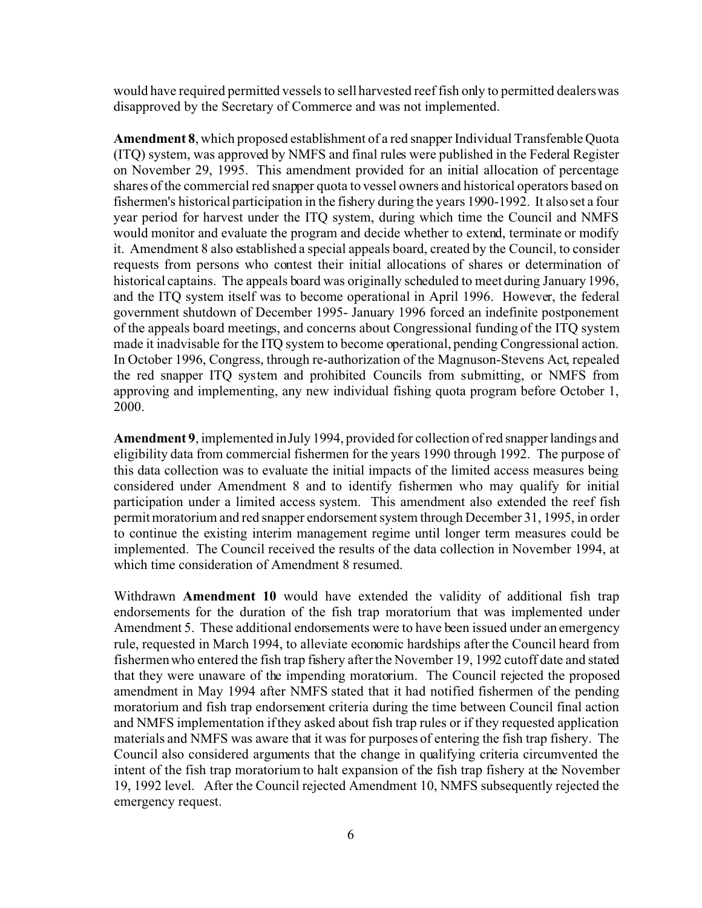would have required permitted vessels to sell harvested reef fish only to permitted dealers was disapproved by the Secretary of Commerce and was not implemented.

**Amendment 8**, which proposed establishment of a red snapper Individual Transferable Quota (ITQ) system, was approved by NMFS and final rules were published in the Federal Register on November 29, 1995. This amendment provided for an initial allocation of percentage shares of the commercial red snapper quota to vessel owners and historical operators based on fishermen's historical participation in the fishery during the years 1990-1992. It also set a four year period for harvest under the ITQ system, during which time the Council and NMFS would monitor and evaluate the program and decide whether to extend, terminate or modify it. Amendment 8 also established a special appeals board, created by the Council, to consider requests from persons who contest their initial allocations of shares or determination of historical captains. The appeals board was originally scheduled to meet during January 1996, and the ITQ system itself was to become operational in April 1996. However, the federal government shutdown of December 1995- January 1996 forced an indefinite postponement of the appeals board meetings, and concerns about Congressional funding of the ITQ system made it inadvisable for the ITQ system to become operational, pending Congressional action. In October 1996, Congress, through re-authorization of the Magnuson-Stevens Act, repealed the red snapper ITQ system and prohibited Councils from submitting, or NMFS from approving and implementing, any new individual fishing quota program before October 1, 2000.

**Amendment 9**, implemented in July 1994, provided for collection of red snapper landings and eligibility data from commercial fishermen for the years 1990 through 1992. The purpose of this data collection was to evaluate the initial impacts of the limited access measures being considered under Amendment 8 and to identify fishermen who may qualify for initial participation under a limited access system. This amendment also extended the reef fish permit moratorium and red snapper endorsement system through December 31, 1995, in order to continue the existing interim management regime until longer term measures could be implemented. The Council received the results of the data collection in November 1994, at which time consideration of Amendment 8 resumed.

Withdrawn **Amendment 10** would have extended the validity of additional fish trap endorsements for the duration of the fish trap moratorium that was implemented under Amendment 5. These additional endorsements were to have been issued under an emergency rule, requested in March 1994, to alleviate economic hardships after the Council heard from fishermen who entered the fish trap fishery after the November 19, 1992 cutoff date and stated that they were unaware of the impending moratorium. The Council rejected the proposed amendment in May 1994 after NMFS stated that it had notified fishermen of the pending moratorium and fish trap endorsement criteria during the time between Council final action and NMFS implementation if they asked about fish trap rules or if they requested application materials and NMFS was aware that it was for purposes of entering the fish trap fishery. The Council also considered arguments that the change in qualifying criteria circumvented the intent of the fish trap moratorium to halt expansion of the fish trap fishery at the November 19, 1992 level. After the Council rejected Amendment 10, NMFS subsequently rejected the emergency request.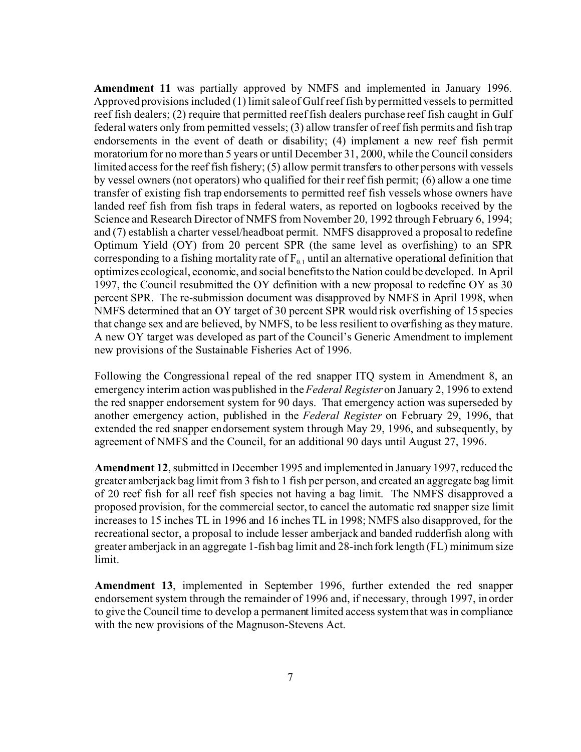**Amendment 11** was partially approved by NMFS and implemented in January 1996. Approved provisions included (1) limit sale of Gulf reef fish by permitted vessels to permitted reef fish dealers; (2) require that permitted reef fish dealers purchase reef fish caught in Gulf federal waters only from permitted vessels; (3) allow transfer of reef fish permits and fish trap endorsements in the event of death or disability; (4) implement a new reef fish permit moratorium for no more than 5 years or until December 31, 2000, while the Council considers limited access for the reef fish fishery; (5) allow permit transfers to other persons with vessels by vessel owners (not operators) who qualified for their reef fish permit; (6) allow a one time transfer of existing fish trap endorsements to permitted reef fish vessels whose owners have landed reef fish from fish traps in federal waters, as reported on logbooks received by the Science and Research Director of NMFS from November 20, 1992 through February 6, 1994; and (7) establish a charter vessel/headboat permit. NMFS disapproved a proposal to redefine Optimum Yield (OY) from 20 percent SPR (the same level as overfishing) to an SPR corresponding to a fishing mortality rate of $F_{0.1}$ until an alternative operational definition that optimizes ecological, economic, and social benefits to the Nation could be developed. In April 1997, the Council resubmitted the OY definition with a new proposal to redefine OY as 30 percent SPR. The re-submission document was disapproved by NMFS in April 1998, when NMFS determined that an OY target of 30 percent SPR would risk overfishing of 15 species that change sex and are believed, by NMFS, to be less resilient to overfishing as they mature. A new OY target was developed as part of the Council's Generic Amendment to implement new provisions of the Sustainable Fisheries Act of 1996.

Following the Congressional repeal of the red snapper ITQ system in Amendment 8, an emergency interim action was published in the *Federal Register* on January 2, 1996 to extend the red snapper endorsement system for 90 days. That emergency action was superseded by another emergency action, published in the *Federal Register* on February 29, 1996, that extended the red snapper endorsement system through May 29, 1996, and subsequently, by agreement of NMFS and the Council, for an additional 90 days until August 27, 1996.

**Amendment 12**, submitted in December 1995 and implemented in January 1997, reduced the greater amberjack bag limit from 3 fish to 1 fish per person, and created an aggregate bag limit of 20 reef fish for all reef fish species not having a bag limit. The NMFS disapproved a proposed provision, for the commercial sector, to cancel the automatic red snapper size limit increases to 15 inches TL in 1996 and 16 inches TL in 1998; NMFS also disapproved, for the recreational sector, a proposal to include lesser amberjack and banded rudderfish along with greater amberjack in an aggregate 1-fish bag limit and 28-inch fork length (FL) minimum size limit.

**Amendment 13**, implemented in September 1996, further extended the red snapper endorsement system through the remainder of 1996 and, if necessary, through 1997, in order to give the Council time to develop a permanent limited access system that was in compliance with the new provisions of the Magnuson-Stevens Act.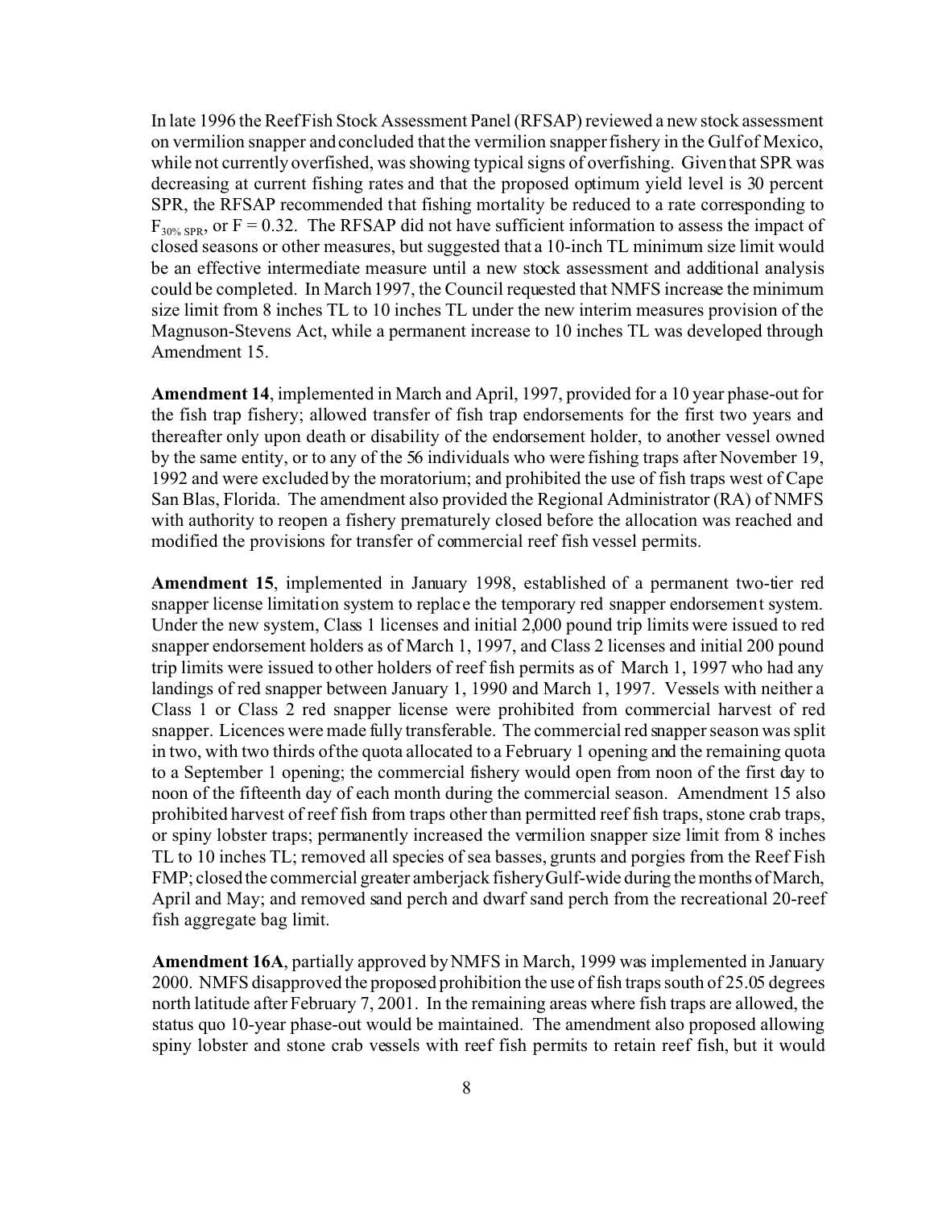In late 1996 the Reef Fish Stock Assessment Panel (RFSAP) reviewed a new stock assessment on vermilion snapper and concluded that the vermilion snapper fishery in the Gulf of Mexico, while not currently overfished, was showing typical signs of overfishing. Given that SPR was decreasing at current fishing rates and that the proposed optimum yield level is 30 percent SPR, the RFSAP recommended that fishing mortality be reduced to a rate corresponding to $F_{30\%\ SPR}$, or $F = 0.32$. The RFSAP did not have sufficient information to assess the impact of closed seasons or other measures, but suggested that a 10-inch TL minimum size limit would be an effective intermediate measure until a new stock assessment and additional analysis could be completed. In March 1997, the Council requested that NMFS increase the minimum size limit from 8 inches TL to 10 inches TL under the new interim measures provision of the Magnuson-Stevens Act, while a permanent increase to 10 inches TL was developed through Amendment 15.

**Amendment 14**, implemented in March and April, 1997, provided for a 10 year phase-out for the fish trap fishery; allowed transfer of fish trap endorsements for the first two years and thereafter only upon death or disability of the endorsement holder, to another vessel owned by the same entity, or to any of the 56 individuals who were fishing traps after November 19, 1992 and were excluded by the moratorium; and prohibited the use of fish traps west of Cape San Blas, Florida. The amendment also provided the Regional Administrator (RA) of NMFS with authority to reopen a fishery prematurely closed before the allocation was reached and modified the provisions for transfer of commercial reef fish vessel permits.

**Amendment 15**, implemented in January 1998, established of a permanent two-tier red snapper license limitation system to replace the temporary red snapper endorsement system. Under the new system, Class 1 licenses and initial 2,000 pound trip limits were issued to red snapper endorsement holders as of March 1, 1997, and Class 2 licenses and initial 200 pound trip limits were issued to other holders of reef fish permits as of March 1, 1997 who had any landings of red snapper between January 1, 1990 and March 1, 1997. Vessels with neither a Class 1 or Class 2 red snapper license were prohibited from commercial harvest of red snapper. Licences were made fully transferable. The commercial red snapper season was split in two, with two thirds of the quota allocated to a February 1 opening and the remaining quota to a September 1 opening; the commercial fishery would open from noon of the first day to noon of the fifteenth day of each month during the commercial season. Amendment 15 also prohibited harvest of reef fish from traps other than permitted reef fish traps, stone crab traps, or spiny lobster traps; permanently increased the vermilion snapper size limit from 8 inches TL to 10 inches TL; removed all species of sea basses, grunts and porgies from the Reef Fish FMP; closed the commercial greater amberjack fishery Gulf-wide during the months of March, April and May; and removed sand perch and dwarf sand perch from the recreational 20-reef fish aggregate bag limit.

**Amendment 16A**, partially approved by NMFS in March, 1999 was implemented in January 2000. NMFS disapproved the proposed prohibition the use of fish traps south of 25.05 degrees north latitude after February 7, 2001. In the remaining areas where fish traps are allowed, the status quo 10-year phase-out would be maintained. The amendment also proposed allowing spiny lobster and stone crab vessels with reef fish permits to retain reef fish, but it would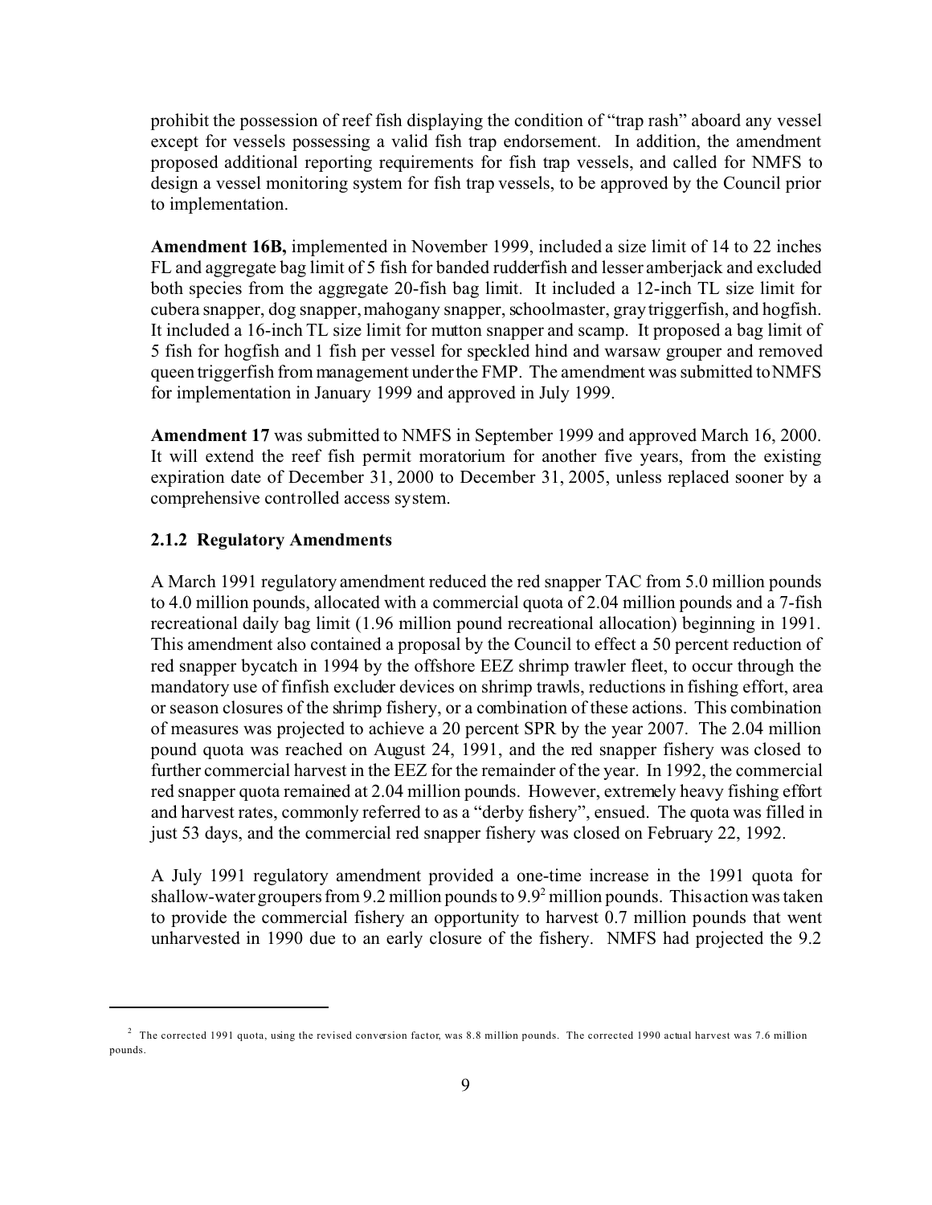prohibit the possession of reef fish displaying the condition of "trap rash" aboard any vessel except for vessels possessing a valid fish trap endorsement. In addition, the amendment proposed additional reporting requirements for fish trap vessels, and called for NMFS to design a vessel monitoring system for fish trap vessels, to be approved by the Council prior to implementation.

**Amendment 16B,** implemented in November 1999, included a size limit of 14 to 22 inches FL and aggregate bag limit of 5 fish for banded rudderfish and lesser amberjack and excluded both species from the aggregate 20-fish bag limit. It included a 12-inch TL size limit for cubera snapper, dog snapper, mahogany snapper, schoolmaster, gray triggerfish, and hogfish. It included a 16-inch TL size limit for mutton snapper and scamp. It proposed a bag limit of 5 fish for hogfish and 1 fish per vessel for speckled hind and warsaw grouper and removed queen triggerfish from management under the FMP. The amendment was submitted to NMFS for implementation in January 1999 and approved in July 1999.

**Amendment 17** was submitted to NMFS in September 1999 and approved March 16, 2000. It will extend the reef fish permit moratorium for another five years, from the existing expiration date of December 31, 2000 to December 31, 2005, unless replaced sooner by a comprehensive controlled access system.

### 2.1.2 Regulatory Amendments

A March 1991 regulatory amendment reduced the red snapper TAC from 5.0 million pounds to 4.0 million pounds, allocated with a commercial quota of 2.04 million pounds and a 7-fish recreational daily bag limit (1.96 million pound recreational allocation) beginning in 1991. This amendment also contained a proposal by the Council to effect a 50 percent reduction of red snapper bycatch in 1994 by the offshore EEZ shrimp trawler fleet, to occur through the mandatory use of finfish excluder devices on shrimp trawls, reductions in fishing effort, area or season closures of the shrimp fishery, or a combination of these actions. This combination of measures was projected to achieve a 20 percent SPR by the year 2007. The 2.04 million pound quota was reached on August 24, 1991, and the red snapper fishery was closed to further commercial harvest in the EEZ for the remainder of the year. In 1992, the commercial red snapper quota remained at 2.04 million pounds. However, extremely heavy fishing effort and harvest rates, commonly referred to as a "derby fishery", ensued. The quota was filled in just 53 days, and the commercial red snapper fishery was closed on February 22, 1992.

A July 1991 regulatory amendment provided a one-time increase in the 1991 quota for shallow-water groupers from 9.2 million pounds to 9.9[2] million pounds. This action was taken to provide the commercial fishery an opportunity to harvest 0.7 million pounds that went unharvested in 1990 due to an early closure of the fishery. NMFS had projected the 9.2

---

[2] The corrected 1991 quota, using the revised conversion factor, was 8.8 million pounds. The corrected 1990 actual harvest was 7.6 million pounds.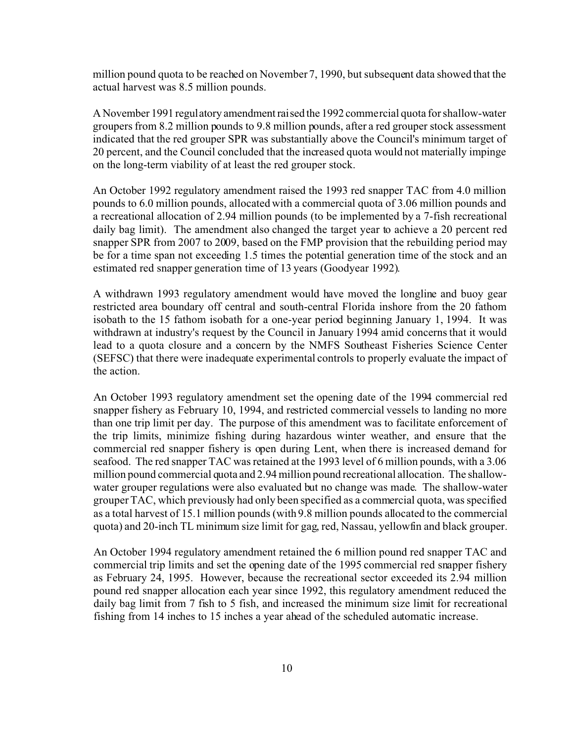million pound quota to be reached on November 7, 1990, but subsequent data showed that the actual harvest was 8.5 million pounds.

A November 1991 regulatory amendment raised the 1992 commercial quota for shallow-water groupers from 8.2 million pounds to 9.8 million pounds, after a red grouper stock assessment indicated that the red grouper SPR was substantially above the Council's minimum target of 20 percent, and the Council concluded that the increased quota would not materially impinge on the long-term viability of at least the red grouper stock.

An October 1992 regulatory amendment raised the 1993 red snapper TAC from 4.0 million pounds to 6.0 million pounds, allocated with a commercial quota of 3.06 million pounds and a recreational allocation of 2.94 million pounds (to be implemented by a 7-fish recreational daily bag limit). The amendment also changed the target year to achieve a 20 percent red snapper SPR from 2007 to 2009, based on the FMP provision that the rebuilding period may be for a time span not exceeding 1.5 times the potential generation time of the stock and an estimated red snapper generation time of 13 years (Goodyear 1992).

A withdrawn 1993 regulatory amendment would have moved the longline and buoy gear restricted area boundary off central and south-central Florida inshore from the 20 fathom isobath to the 15 fathom isobath for a one-year period beginning January 1, 1994. It was withdrawn at industry's request by the Council in January 1994 amid concerns that it would lead to a quota closure and a concern by the NMFS Southeast Fisheries Science Center (SEFSC) that there were inadequate experimental controls to properly evaluate the impact of the action.

An October 1993 regulatory amendment set the opening date of the 1994 commercial red snapper fishery as February 10, 1994, and restricted commercial vessels to landing no more than one trip limit per day. The purpose of this amendment was to facilitate enforcement of the trip limits, minimize fishing during hazardous winter weather, and ensure that the commercial red snapper fishery is open during Lent, when there is increased demand for seafood. The red snapper TAC was retained at the 1993 level of 6 million pounds, with a 3.06 million pound commercial quota and 2.94 million pound recreational allocation. The shallow-water grouper regulations were also evaluated but no change was made. The shallow-water grouper TAC, which previously had only been specified as a commercial quota, was specified as a total harvest of 15.1 million pounds (with 9.8 million pounds allocated to the commercial quota) and 20-inch TL minimum size limit for gag, red, Nassau, yellowfin and black grouper.

An October 1994 regulatory amendment retained the 6 million pound red snapper TAC and commercial trip limits and set the opening date of the 1995 commercial red snapper fishery as February 24, 1995. However, because the recreational sector exceeded its 2.94 million pound red snapper allocation each year since 1992, this regulatory amendment reduced the daily bag limit from 7 fish to 5 fish, and increased the minimum size limit for recreational fishing from 14 inches to 15 inches a year ahead of the scheduled automatic increase.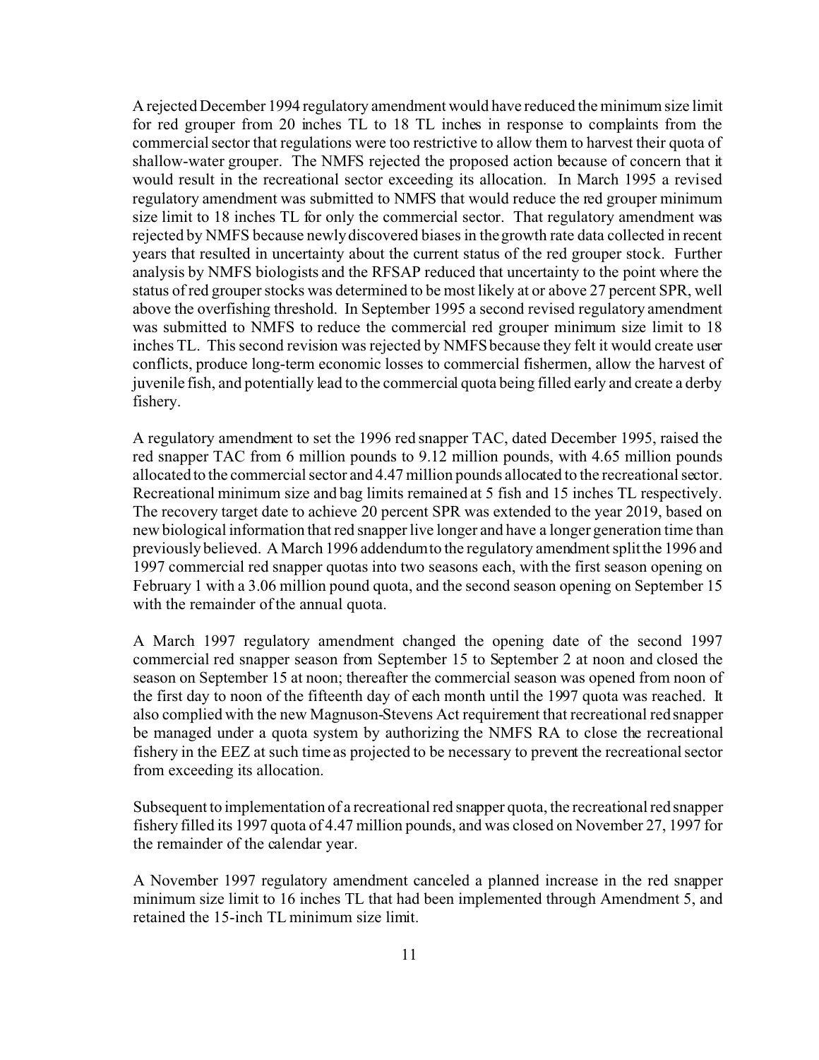A rejected December 1994 regulatory amendment would have reduced the minimum size limit for red grouper from 20 inches TL to 18 TL inches in response to complaints from the commercial sector that regulations were too restrictive to allow them to harvest their quota of shallow-water grouper. The NMFS rejected the proposed action because of concern that it would result in the recreational sector exceeding its allocation. In March 1995 a revised regulatory amendment was submitted to NMFS that would reduce the red grouper minimum size limit to 18 inches TL for only the commercial sector. That regulatory amendment was rejected by NMFS because newly discovered biases in the growth rate data collected in recent years that resulted in uncertainty about the current status of the red grouper stock. Further analysis by NMFS biologists and the RFSAP reduced that uncertainty to the point where the status of red grouper stocks was determined to be most likely at or above 27 percent SPR, well above the overfishing threshold. In September 1995 a second revised regulatory amendment was submitted to NMFS to reduce the commercial red grouper minimum size limit to 18 inches TL. This second revision was rejected by NMFS because they felt it would create user conflicts, produce long-term economic losses to commercial fishermen, allow the harvest of juvenile fish, and potentially lead to the commercial quota being filled early and create a derby fishery.

A regulatory amendment to set the 1996 red snapper TAC, dated December 1995, raised the red snapper TAC from 6 million pounds to 9.12 million pounds, with 4.65 million pounds allocated to the commercial sector and 4.47 million pounds allocated to the recreational sector. Recreational minimum size and bag limits remained at 5 fish and 15 inches TL respectively. The recovery target date to achieve 20 percent SPR was extended to the year 2019, based on new biological information that red snapper live longer and have a longer generation time than previously believed. A March 1996 addendum to the regulatory amendment split the 1996 and 1997 commercial red snapper quotas into two seasons each, with the first season opening on February 1 with a 3.06 million pound quota, and the second season opening on September 15 with the remainder of the annual quota.

A March 1997 regulatory amendment changed the opening date of the second 1997 commercial red snapper season from September 15 to September 2 at noon and closed the season on September 15 at noon; thereafter the commercial season was opened from noon of the first day to noon of the fifteenth day of each month until the 1997 quota was reached. It also complied with the new Magnuson-Stevens Act requirement that recreational red snapper be managed under a quota system by authorizing the NMFS RA to close the recreational fishery in the EEZ at such time as projected to be necessary to prevent the recreational sector from exceeding its allocation.

Subsequent to implementation of a recreational red snapper quota, the recreational red snapper fishery filled its 1997 quota of 4.47 million pounds, and was closed on November 27, 1997 for the remainder of the calendar year.

A November 1997 regulatory amendment canceled a planned increase in the red snapper minimum size limit to 16 inches TL that had been implemented through Amendment 5, and retained the 15-inch TL minimum size limit.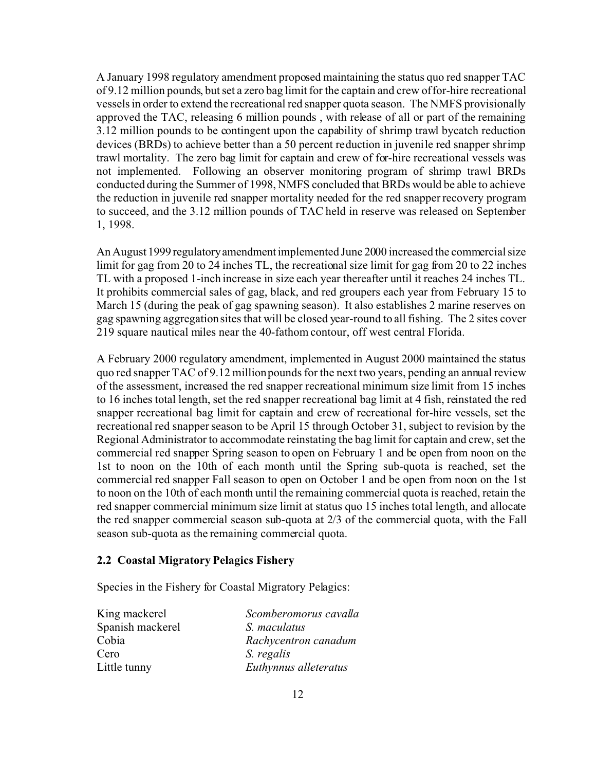A January 1998 regulatory amendment proposed maintaining the status quo red snapper TAC of 9.12 million pounds, but set a zero bag limit for the captain and crew of for-hire recreational vessels in order to extend the recreational red snapper quota season. The NMFS provisionally approved the TAC, releasing 6 million pounds , with release of all or part of the remaining 3.12 million pounds to be contingent upon the capability of shrimp trawl bycatch reduction devices (BRDs) to achieve better than a 50 percent reduction in juvenile red snapper shrimp trawl mortality. The zero bag limit for captain and crew of for-hire recreational vessels was not implemented. Following an observer monitoring program of shrimp trawl BRDs conducted during the Summer of 1998, NMFS concluded that BRDs would be able to achieve the reduction in juvenile red snapper mortality needed for the red snapper recovery program to succeed, and the 3.12 million pounds of TAC held in reserve was released on September 1, 1998.

An August 1999 regulatory amendment implemented June 2000 increased the commercial size limit for gag from 20 to 24 inches TL, the recreational size limit for gag from 20 to 22 inches TL with a proposed 1-inch increase in size each year thereafter until it reaches 24 inches TL. It prohibits commercial sales of gag, black, and red groupers each year from February 15 to March 15 (during the peak of gag spawning season). It also establishes 2 marine reserves on gag spawning aggregation sites that will be closed year-round to all fishing. The 2 sites cover 219 square nautical miles near the 40-fathom contour, off west central Florida.

A February 2000 regulatory amendment, implemented in August 2000 maintained the status quo red snapper TAC of 9.12 million pounds for the next two years, pending an annual review of the assessment, increased the red snapper recreational minimum size limit from 15 inches to 16 inches total length, set the red snapper recreational bag limit at 4 fish, reinstated the red snapper recreational bag limit for captain and crew of recreational for-hire vessels, set the recreational red snapper season to be April 15 through October 31, subject to revision by the Regional Administrator to accommodate reinstating the bag limit for captain and crew, set the commercial red snapper Spring season to open on February 1 and be open from noon on the 1st to noon on the 10th of each month until the Spring sub-quota is reached, set the commercial red snapper Fall season to open on October 1 and be open from noon on the 1st to noon on the 10th of each month until the remaining commercial quota is reached, retain the red snapper commercial minimum size limit at status quo 15 inches total length, and allocate the red snapper commercial season sub-quota at 2/3 of the commercial quota, with the Fall season sub-quota as the remaining commercial quota.

### 2.2 Coastal Migratory Pelagics Fishery

Species in the Fishery for Coastal Migratory Pelagics:

| | |
|---|---|
| King mackerel | *Scomberomorus cavalla* |
| Spanish mackerel | *S. maculatus* |
| Cobia | *Rachycentron canadum* |
| Cero | *S. regalis* |
| Little tunny | *Euthynnus alleteratus* |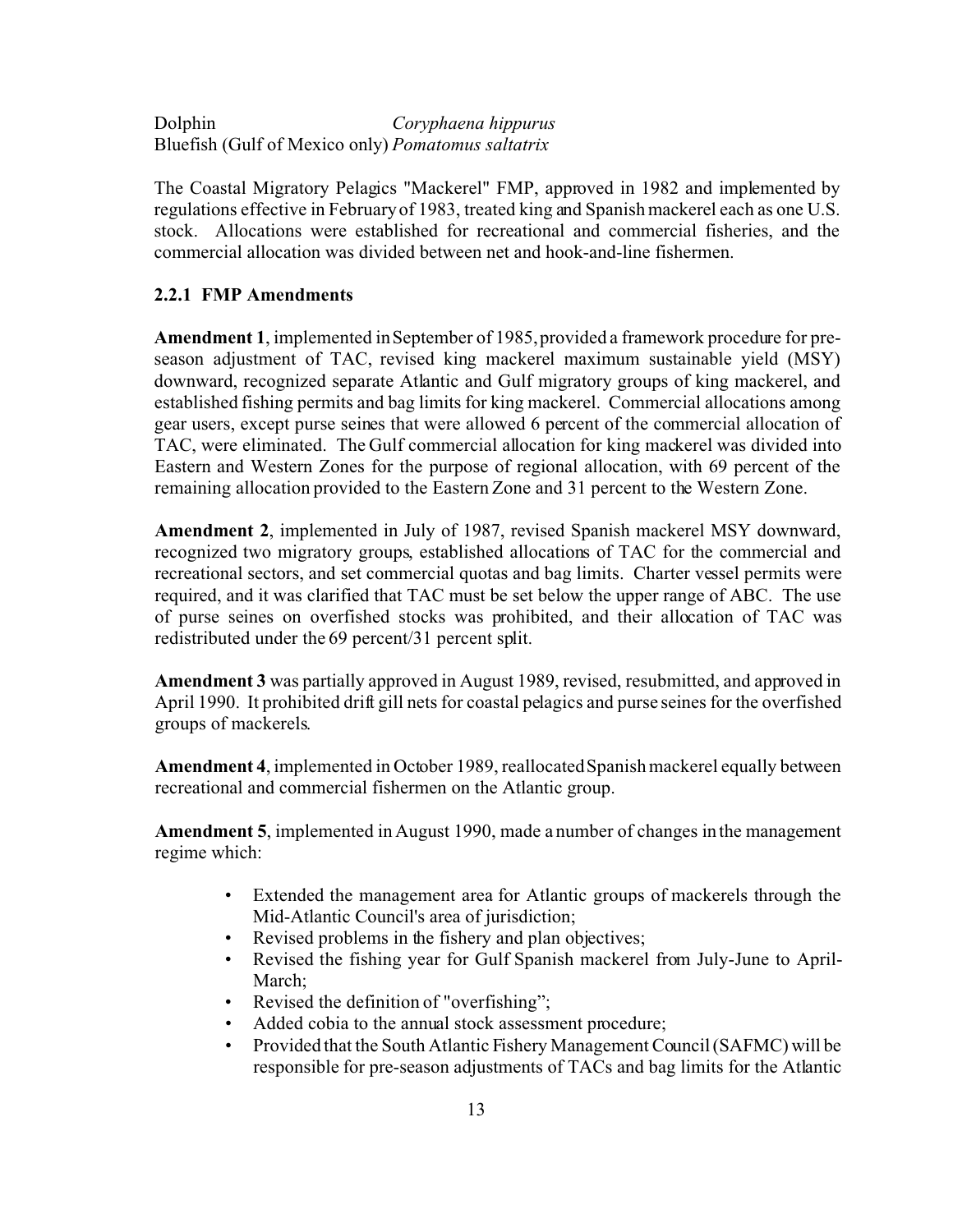Dolphin *Coryphaena hippurus*
Bluefish (Gulf of Mexico only) *Pomatomus saltatrix*

The Coastal Migratory Pelagics "Mackerel" FMP, approved in 1982 and implemented by regulations effective in February of 1983, treated king and Spanish mackerel each as one U.S. stock. Allocations were established for recreational and commercial fisheries, and the commercial allocation was divided between net and hook-and-line fishermen.

### 2.2.1 FMP Amendments

**Amendment 1**, implemented in September of 1985, provided a framework procedure for pre-season adjustment of TAC, revised king mackerel maximum sustainable yield (MSY) downward, recognized separate Atlantic and Gulf migratory groups of king mackerel, and established fishing permits and bag limits for king mackerel. Commercial allocations among gear users, except purse seines that were allowed 6 percent of the commercial allocation of TAC, were eliminated. The Gulf commercial allocation for king mackerel was divided into Eastern and Western Zones for the purpose of regional allocation, with 69 percent of the remaining allocation provided to the Eastern Zone and 31 percent to the Western Zone.

**Amendment 2**, implemented in July of 1987, revised Spanish mackerel MSY downward, recognized two migratory groups, established allocations of TAC for the commercial and recreational sectors, and set commercial quotas and bag limits. Charter vessel permits were required, and it was clarified that TAC must be set below the upper range of ABC. The use of purse seines on overfished stocks was prohibited, and their allocation of TAC was redistributed under the 69 percent/31 percent split.

**Amendment 3** was partially approved in August 1989, revised, resubmitted, and approved in April 1990. It prohibited drift gill nets for coastal pelagics and purse seines for the overfished groups of mackerels.

**Amendment 4**, implemented in October 1989, reallocated Spanish mackerel equally between recreational and commercial fishermen on the Atlantic group.

**Amendment 5**, implemented in August 1990, made a number of changes in the management regime which:

- Extended the management area for Atlantic groups of mackerels through the Mid-Atlantic Council's area of jurisdiction;
- Revised problems in the fishery and plan objectives;
- Revised the fishing year for Gulf Spanish mackerel from July-June to April-March;
- Revised the definition of "overfishing";
- Added cobia to the annual stock assessment procedure;
- Provided that the South Atlantic Fishery Management Council (SAFMC) will be responsible for pre-season adjustments of TACs and bag limits for the Atlantic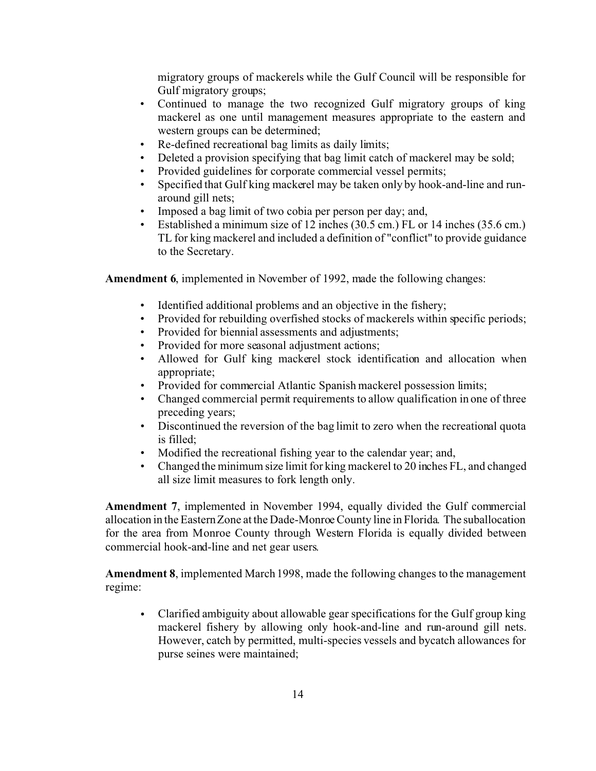migratory groups of mackerels while the Gulf Council will be responsible for Gulf migratory groups;

- Continued to manage the two recognized Gulf migratory groups of king mackerel as one until management measures appropriate to the eastern and western groups can be determined;
- Re-defined recreational bag limits as daily limits;
- Deleted a provision specifying that bag limit catch of mackerel may be sold;
- Provided guidelines for corporate commercial vessel permits;
- Specified that Gulf king mackerel may be taken only by hook-and-line and run-around gill nets;
- Imposed a bag limit of two cobia per person per day; and,
- Established a minimum size of 12 inches (30.5 cm.) FL or 14 inches (35.6 cm.) TL for king mackerel and included a definition of "conflict" to provide guidance to the Secretary.

**Amendment 6**, implemented in November of 1992, made the following changes:

- Identified additional problems and an objective in the fishery;
- Provided for rebuilding overfished stocks of mackerels within specific periods;
- Provided for biennial assessments and adjustments;
- Provided for more seasonal adjustment actions;
- Allowed for Gulf king mackerel stock identification and allocation when appropriate;
- Provided for commercial Atlantic Spanish mackerel possession limits;
- Changed commercial permit requirements to allow qualification in one of three preceding years;
- Discontinued the reversion of the bag limit to zero when the recreational quota is filled;
- Modified the recreational fishing year to the calendar year; and,
- Changed the minimum size limit for king mackerel to 20 inches FL, and changed all size limit measures to fork length only.

**Amendment 7**, implemented in November 1994, equally divided the Gulf commercial allocation in the Eastern Zone at the Dade-Monroe County line in Florida. The suballocation for the area from Monroe County through Western Florida is equally divided between commercial hook-and-line and net gear users.

**Amendment 8**, implemented March 1998, made the following changes to the management regime:

- Clarified ambiguity about allowable gear specifications for the Gulf group king mackerel fishery by allowing only hook-and-line and run-around gill nets. However, catch by permitted, multi-species vessels and bycatch allowances for purse seines were maintained;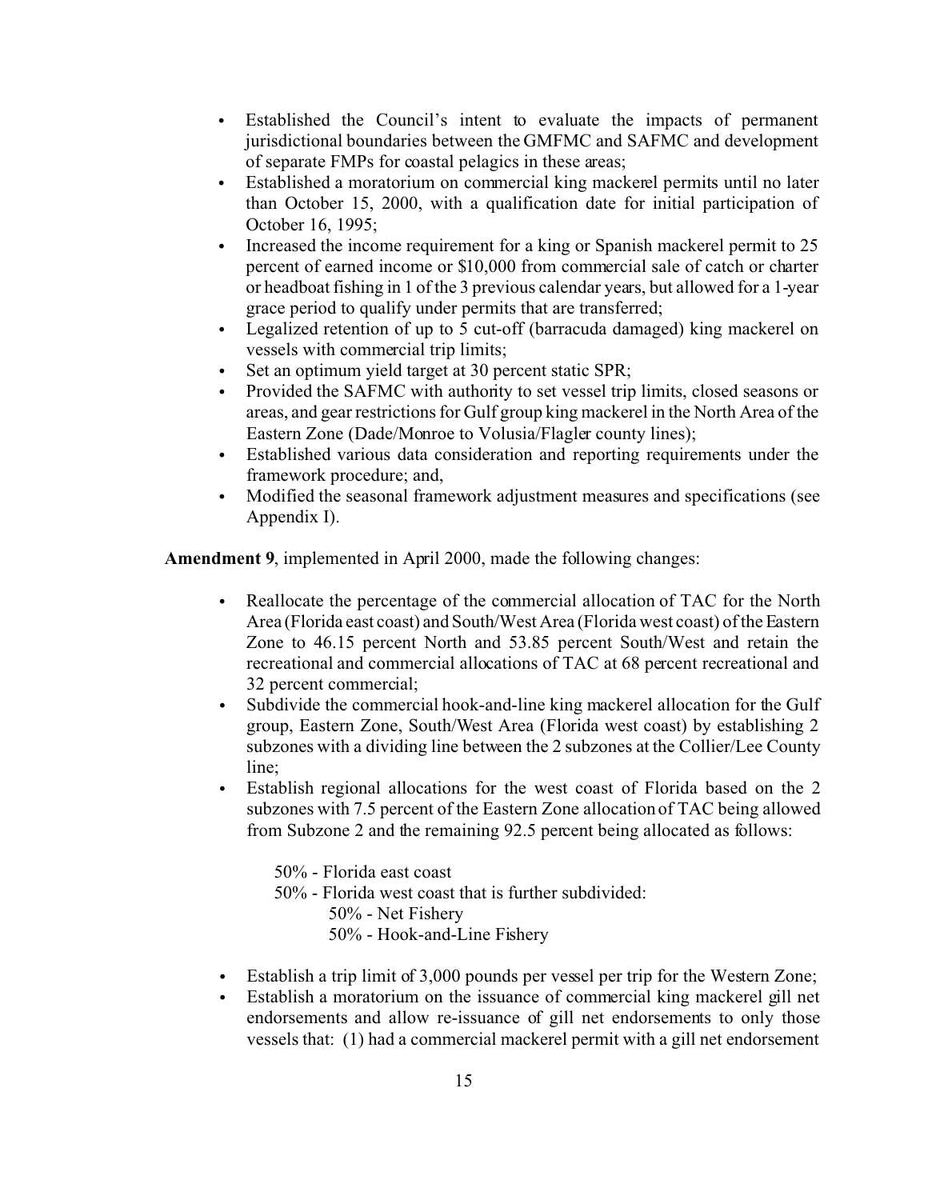- Established the Council's intent to evaluate the impacts of permanent jurisdictional boundaries between the GMFMC and SAFMC and development of separate FMPs for coastal pelagics in these areas;
- Established a moratorium on commercial king mackerel permits until no later than October 15, 2000, with a qualification date for initial participation of October 16, 1995;
- Increased the income requirement for a king or Spanish mackerel permit to 25 percent of earned income or $10,000 from commercial sale of catch or charter or headboat fishing in 1 of the 3 previous calendar years, but allowed for a 1-year grace period to qualify under permits that are transferred;
- Legalized retention of up to 5 cut-off (barracuda damaged) king mackerel on vessels with commercial trip limits;
- Set an optimum yield target at 30 percent static SPR;
- Provided the SAFMC with authority to set vessel trip limits, closed seasons or areas, and gear restrictions for Gulf group king mackerel in the North Area of the Eastern Zone (Dade/Monroe to Volusia/Flagler county lines);
- Established various data consideration and reporting requirements under the framework procedure; and,
- Modified the seasonal framework adjustment measures and specifications (see Appendix I).

**Amendment 9**, implemented in April 2000, made the following changes:

- Reallocate the percentage of the commercial allocation of TAC for the North Area (Florida east coast) and South/West Area (Florida west coast) of the Eastern Zone to 46.15 percent North and 53.85 percent South/West and retain the recreational and commercial allocations of TAC at 68 percent recreational and 32 percent commercial;
- Subdivide the commercial hook-and-line king mackerel allocation for the Gulf group, Eastern Zone, South/West Area (Florida west coast) by establishing 2 subzones with a dividing line between the 2 subzones at the Collier/Lee County line;
- Establish regional allocations for the west coast of Florida based on the 2 subzones with 7.5 percent of the Eastern Zone allocation of TAC being allowed from Subzone 2 and the remaining 92.5 percent being allocated as follows:

  50% - Florida east coast
  50% - Florida west coast that is further subdivided:
  - 50% - Net Fishery
  - 50% - Hook-and-Line Fishery

- Establish a trip limit of 3,000 pounds per vessel per trip for the Western Zone;
- Establish a moratorium on the issuance of commercial king mackerel gill net endorsements and allow re-issuance of gill net endorsements to only those vessels that: (1) had a commercial mackerel permit with a gill net endorsement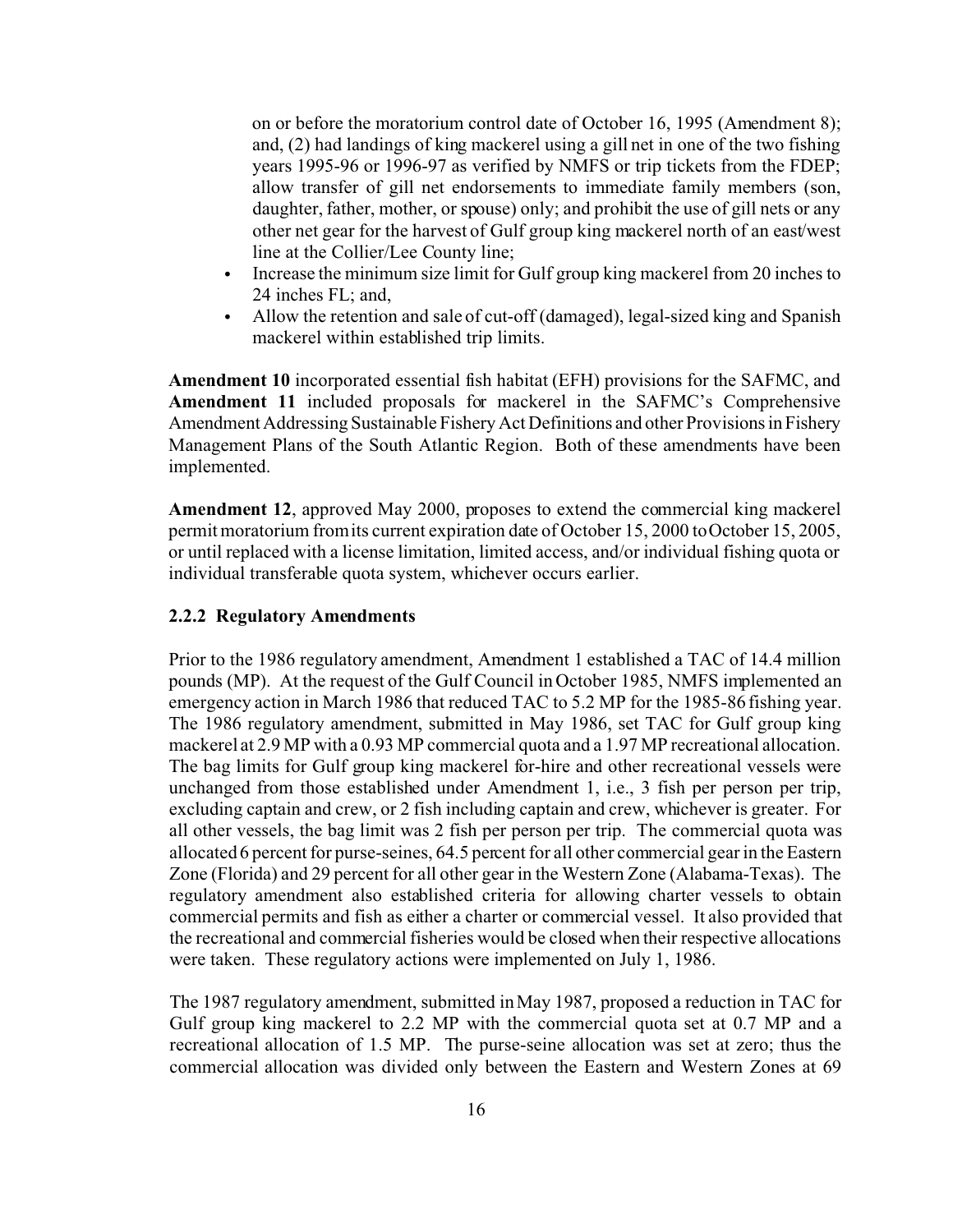on or before the moratorium control date of October 16, 1995 (Amendment 8); and, (2) had landings of king mackerel using a gill net in one of the two fishing years 1995-96 or 1996-97 as verified by NMFS or trip tickets from the FDEP; allow transfer of gill net endorsements to immediate family members (son, daughter, father, mother, or spouse) only; and prohibit the use of gill nets or any other net gear for the harvest of Gulf group king mackerel north of an east/west line at the Collier/Lee County line;

- Increase the minimum size limit for Gulf group king mackerel from 20 inches to 24 inches FL; and,
- Allow the retention and sale of cut-off (damaged), legal-sized king and Spanish mackerel within established trip limits.

**Amendment 10** incorporated essential fish habitat (EFH) provisions for the SAFMC, and **Amendment 11** included proposals for mackerel in the SAFMC's Comprehensive Amendment Addressing Sustainable Fishery Act Definitions and other Provisions in Fishery Management Plans of the South Atlantic Region. Both of these amendments have been implemented.

**Amendment 12**, approved May 2000, proposes to extend the commercial king mackerel permit moratorium from its current expiration date of October 15, 2000 to October 15, 2005, or until replaced with a license limitation, limited access, and/or individual fishing quota or individual transferable quota system, whichever occurs earlier.

### 2.2.2 Regulatory Amendments

Prior to the 1986 regulatory amendment, Amendment 1 established a TAC of 14.4 million pounds (MP). At the request of the Gulf Council in October 1985, NMFS implemented an emergency action in March 1986 that reduced TAC to 5.2 MP for the 1985-86 fishing year. The 1986 regulatory amendment, submitted in May 1986, set TAC for Gulf group king mackerel at 2.9 MP with a 0.93 MP commercial quota and a 1.97 MP recreational allocation. The bag limits for Gulf group king mackerel for-hire and other recreational vessels were unchanged from those established under Amendment 1, i.e., 3 fish per person per trip, excluding captain and crew, or 2 fish including captain and crew, whichever is greater. For all other vessels, the bag limit was 2 fish per person per trip. The commercial quota was allocated 6 percent for purse-seines, 64.5 percent for all other commercial gear in the Eastern Zone (Florida) and 29 percent for all other gear in the Western Zone (Alabama-Texas). The regulatory amendment also established criteria for allowing charter vessels to obtain commercial permits and fish as either a charter or commercial vessel. It also provided that the recreational and commercial fisheries would be closed when their respective allocations were taken. These regulatory actions were implemented on July 1, 1986.

The 1987 regulatory amendment, submitted in May 1987, proposed a reduction in TAC for Gulf group king mackerel to 2.2 MP with the commercial quota set at 0.7 MP and a recreational allocation of 1.5 MP. The purse-seine allocation was set at zero; thus the commercial allocation was divided only between the Eastern and Western Zones at 69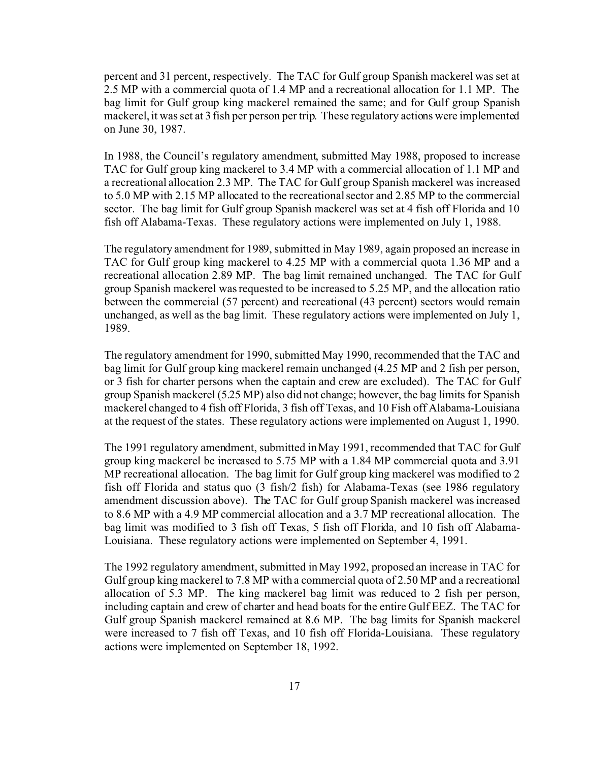percent and 31 percent, respectively. The TAC for Gulf group Spanish mackerel was set at 2.5 MP with a commercial quota of 1.4 MP and a recreational allocation for 1.1 MP. The bag limit for Gulf group king mackerel remained the same; and for Gulf group Spanish mackerel, it was set at 3 fish per person per trip. These regulatory actions were implemented on June 30, 1987.

In 1988, the Council's regulatory amendment, submitted May 1988, proposed to increase TAC for Gulf group king mackerel to 3.4 MP with a commercial allocation of 1.1 MP and a recreational allocation 2.3 MP. The TAC for Gulf group Spanish mackerel was increased to 5.0 MP with 2.15 MP allocated to the recreational sector and 2.85 MP to the commercial sector. The bag limit for Gulf group Spanish mackerel was set at 4 fish off Florida and 10 fish off Alabama-Texas. These regulatory actions were implemented on July 1, 1988.

The regulatory amendment for 1989, submitted in May 1989, again proposed an increase in TAC for Gulf group king mackerel to 4.25 MP with a commercial quota 1.36 MP and a recreational allocation 2.89 MP. The bag limit remained unchanged. The TAC for Gulf group Spanish mackerel was requested to be increased to 5.25 MP, and the allocation ratio between the commercial (57 percent) and recreational (43 percent) sectors would remain unchanged, as well as the bag limit. These regulatory actions were implemented on July 1, 1989.

The regulatory amendment for 1990, submitted May 1990, recommended that the TAC and bag limit for Gulf group king mackerel remain unchanged (4.25 MP and 2 fish per person, or 3 fish for charter persons when the captain and crew are excluded). The TAC for Gulf group Spanish mackerel (5.25 MP) also did not change; however, the bag limits for Spanish mackerel changed to 4 fish off Florida, 3 fish off Texas, and 10 Fish off Alabama-Louisiana at the request of the states. These regulatory actions were implemented on August 1, 1990.

The 1991 regulatory amendment, submitted in May 1991, recommended that TAC for Gulf group king mackerel be increased to 5.75 MP with a 1.84 MP commercial quota and 3.91 MP recreational allocation. The bag limit for Gulf group king mackerel was modified to 2 fish off Florida and status quo (3 fish/2 fish) for Alabama-Texas (see 1986 regulatory amendment discussion above). The TAC for Gulf group Spanish mackerel was increased to 8.6 MP with a 4.9 MP commercial allocation and a 3.7 MP recreational allocation. The bag limit was modified to 3 fish off Texas, 5 fish off Florida, and 10 fish off Alabama-Louisiana. These regulatory actions were implemented on September 4, 1991.

The 1992 regulatory amendment, submitted in May 1992, proposed an increase in TAC for Gulf group king mackerel to 7.8 MP with a commercial quota of 2.50 MP and a recreational allocation of 5.3 MP. The king mackerel bag limit was reduced to 2 fish per person, including captain and crew of charter and head boats for the entire Gulf EEZ. The TAC for Gulf group Spanish mackerel remained at 8.6 MP. The bag limits for Spanish mackerel were increased to 7 fish off Texas, and 10 fish off Florida-Louisiana. These regulatory actions were implemented on September 18, 1992.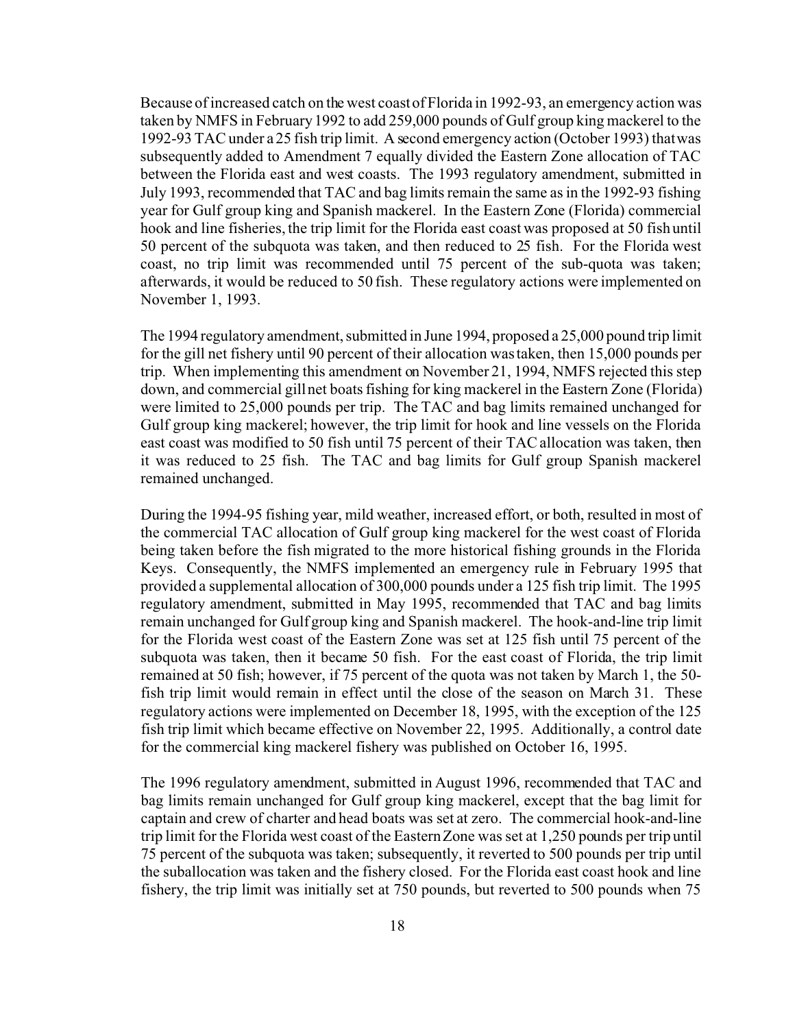Because of increased catch on the west coast of Florida in 1992-93, an emergency action was taken by NMFS in February 1992 to add 259,000 pounds of Gulf group king mackerel to the 1992-93 TAC under a 25 fish trip limit. A second emergency action (October 1993) that was subsequently added to Amendment 7 equally divided the Eastern Zone allocation of TAC between the Florida east and west coasts. The 1993 regulatory amendment, submitted in July 1993, recommended that TAC and bag limits remain the same as in the 1992-93 fishing year for Gulf group king and Spanish mackerel. In the Eastern Zone (Florida) commercial hook and line fisheries, the trip limit for the Florida east coast was proposed at 50 fish until 50 percent of the subquota was taken, and then reduced to 25 fish. For the Florida west coast, no trip limit was recommended until 75 percent of the sub-quota was taken; afterwards, it would be reduced to 50 fish. These regulatory actions were implemented on November 1, 1993.

The 1994 regulatory amendment, submitted in June 1994, proposed a 25,000 pound trip limit for the gill net fishery until 90 percent of their allocation was taken, then 15,000 pounds per trip. When implementing this amendment on November 21, 1994, NMFS rejected this step down, and commercial gill net boats fishing for king mackerel in the Eastern Zone (Florida) were limited to 25,000 pounds per trip. The TAC and bag limits remained unchanged for Gulf group king mackerel; however, the trip limit for hook and line vessels on the Florida east coast was modified to 50 fish until 75 percent of their TAC allocation was taken, then it was reduced to 25 fish. The TAC and bag limits for Gulf group Spanish mackerel remained unchanged.

During the 1994-95 fishing year, mild weather, increased effort, or both, resulted in most of the commercial TAC allocation of Gulf group king mackerel for the west coast of Florida being taken before the fish migrated to the more historical fishing grounds in the Florida Keys. Consequently, the NMFS implemented an emergency rule in February 1995 that provided a supplemental allocation of 300,000 pounds under a 125 fish trip limit. The 1995 regulatory amendment, submitted in May 1995, recommended that TAC and bag limits remain unchanged for Gulf group king and Spanish mackerel. The hook-and-line trip limit for the Florida west coast of the Eastern Zone was set at 125 fish until 75 percent of the subquota was taken, then it became 50 fish. For the east coast of Florida, the trip limit remained at 50 fish; however, if 75 percent of the quota was not taken by March 1, the 50-fish trip limit would remain in effect until the close of the season on March 31. These regulatory actions were implemented on December 18, 1995, with the exception of the 125 fish trip limit which became effective on November 22, 1995. Additionally, a control date for the commercial king mackerel fishery was published on October 16, 1995.

The 1996 regulatory amendment, submitted in August 1996, recommended that TAC and bag limits remain unchanged for Gulf group king mackerel, except that the bag limit for captain and crew of charter and head boats was set at zero. The commercial hook-and-line trip limit for the Florida west coast of the Eastern Zone was set at 1,250 pounds per trip until 75 percent of the subquota was taken; subsequently, it reverted to 500 pounds per trip until the suballocation was taken and the fishery closed. For the Florida east coast hook and line fishery, the trip limit was initially set at 750 pounds, but reverted to 500 pounds when 75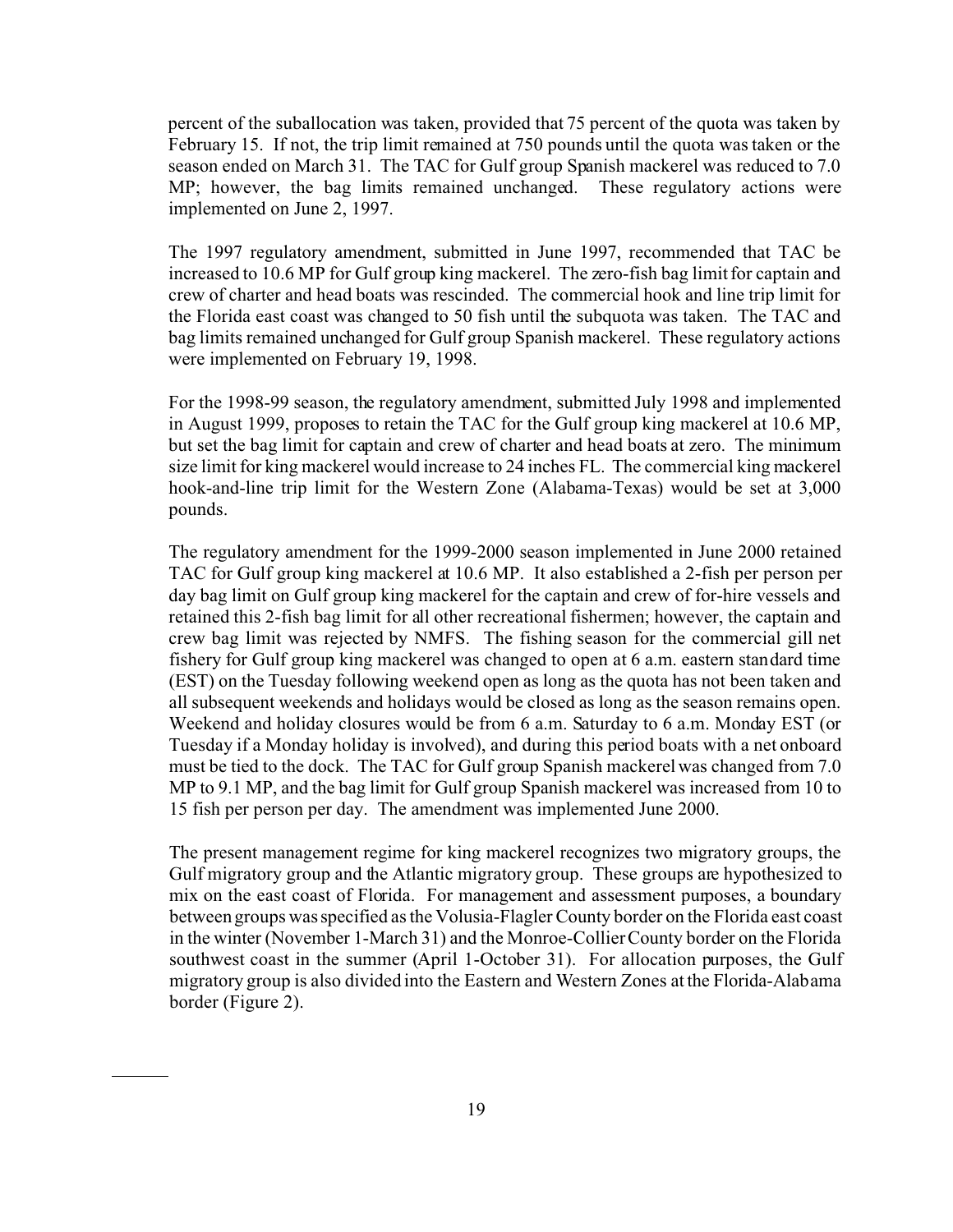percent of the suballocation was taken, provided that 75 percent of the quota was taken by February 15. If not, the trip limit remained at 750 pounds until the quota was taken or the season ended on March 31. The TAC for Gulf group Spanish mackerel was reduced to 7.0 MP; however, the bag limits remained unchanged. These regulatory actions were implemented on June 2, 1997.

The 1997 regulatory amendment, submitted in June 1997, recommended that TAC be increased to 10.6 MP for Gulf group king mackerel. The zero-fish bag limit for captain and crew of charter and head boats was rescinded. The commercial hook and line trip limit for the Florida east coast was changed to 50 fish until the subquota was taken. The TAC and bag limits remained unchanged for Gulf group Spanish mackerel. These regulatory actions were implemented on February 19, 1998.

For the 1998-99 season, the regulatory amendment, submitted July 1998 and implemented in August 1999, proposes to retain the TAC for the Gulf group king mackerel at 10.6 MP, but set the bag limit for captain and crew of charter and head boats at zero. The minimum size limit for king mackerel would increase to 24 inches FL. The commercial king mackerel hook-and-line trip limit for the Western Zone (Alabama-Texas) would be set at 3,000 pounds.

The regulatory amendment for the 1999-2000 season implemented in June 2000 retained TAC for Gulf group king mackerel at 10.6 MP. It also established a 2-fish per person per day bag limit on Gulf group king mackerel for the captain and crew of for-hire vessels and retained this 2-fish bag limit for all other recreational fishermen; however, the captain and crew bag limit was rejected by NMFS. The fishing season for the commercial gill net fishery for Gulf group king mackerel was changed to open at 6 a.m. eastern standard time (EST) on the Tuesday following weekend open as long as the quota has not been taken and all subsequent weekends and holidays would be closed as long as the season remains open. Weekend and holiday closures would be from 6 a.m. Saturday to 6 a.m. Monday EST (or Tuesday if a Monday holiday is involved), and during this period boats with a net onboard must be tied to the dock. The TAC for Gulf group Spanish mackerel was changed from 7.0 MP to 9.1 MP, and the bag limit for Gulf group Spanish mackerel was increased from 10 to 15 fish per person per day. The amendment was implemented June 2000.

The present management regime for king mackerel recognizes two migratory groups, the Gulf migratory group and the Atlantic migratory group. These groups are hypothesized to mix on the east coast of Florida. For management and assessment purposes, a boundary between groups was specified as the Volusia-Flagler County border on the Florida east coast in the winter (November 1-March 31) and the Monroe-Collier County border on the Florida southwest coast in the summer (April 1-October 31). For allocation purposes, the Gulf migratory group is also divided into the Eastern and Western Zones at the Florida-Alabama border (Figure 2).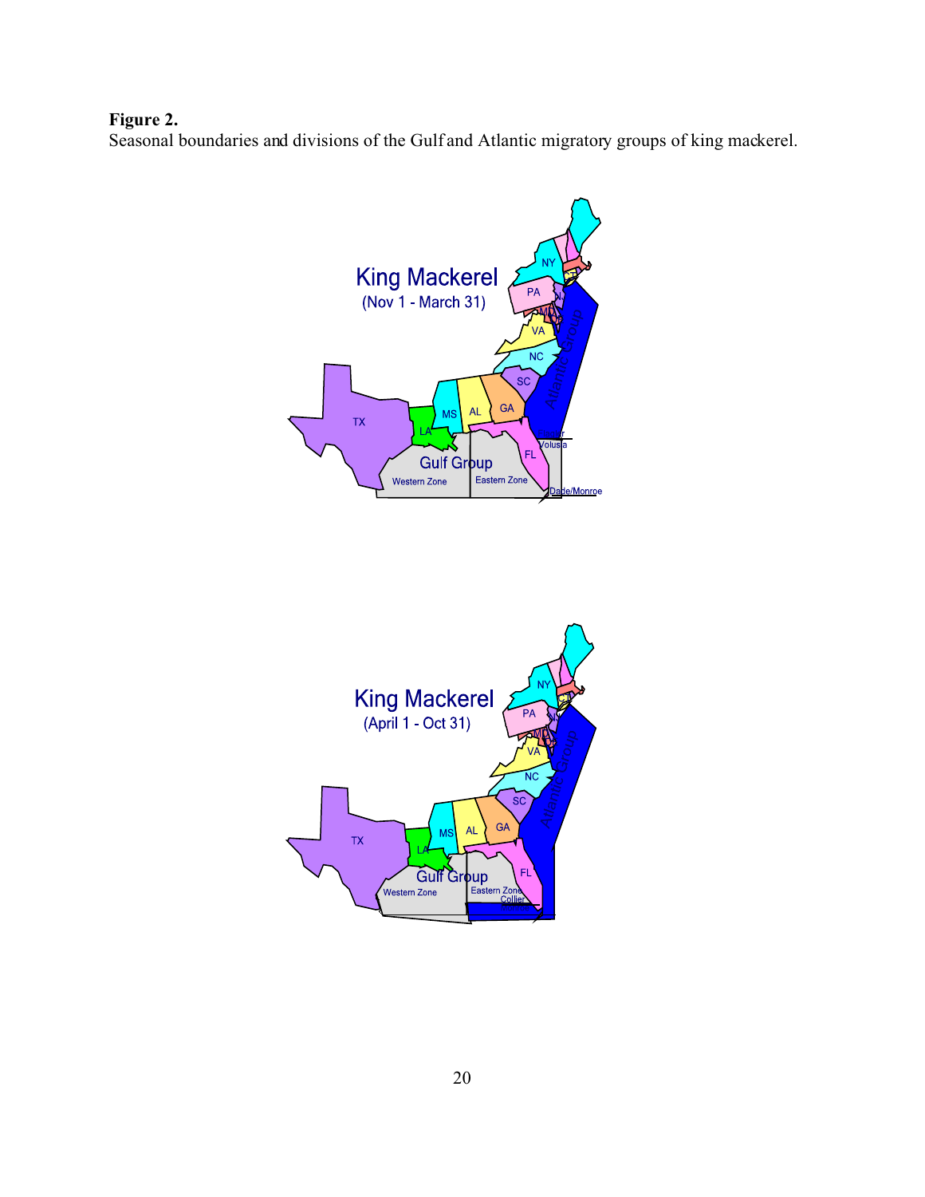**Figure 2.**
Seasonal boundaries and divisions of the Gulf and Atlantic migratory groups of king mackerel.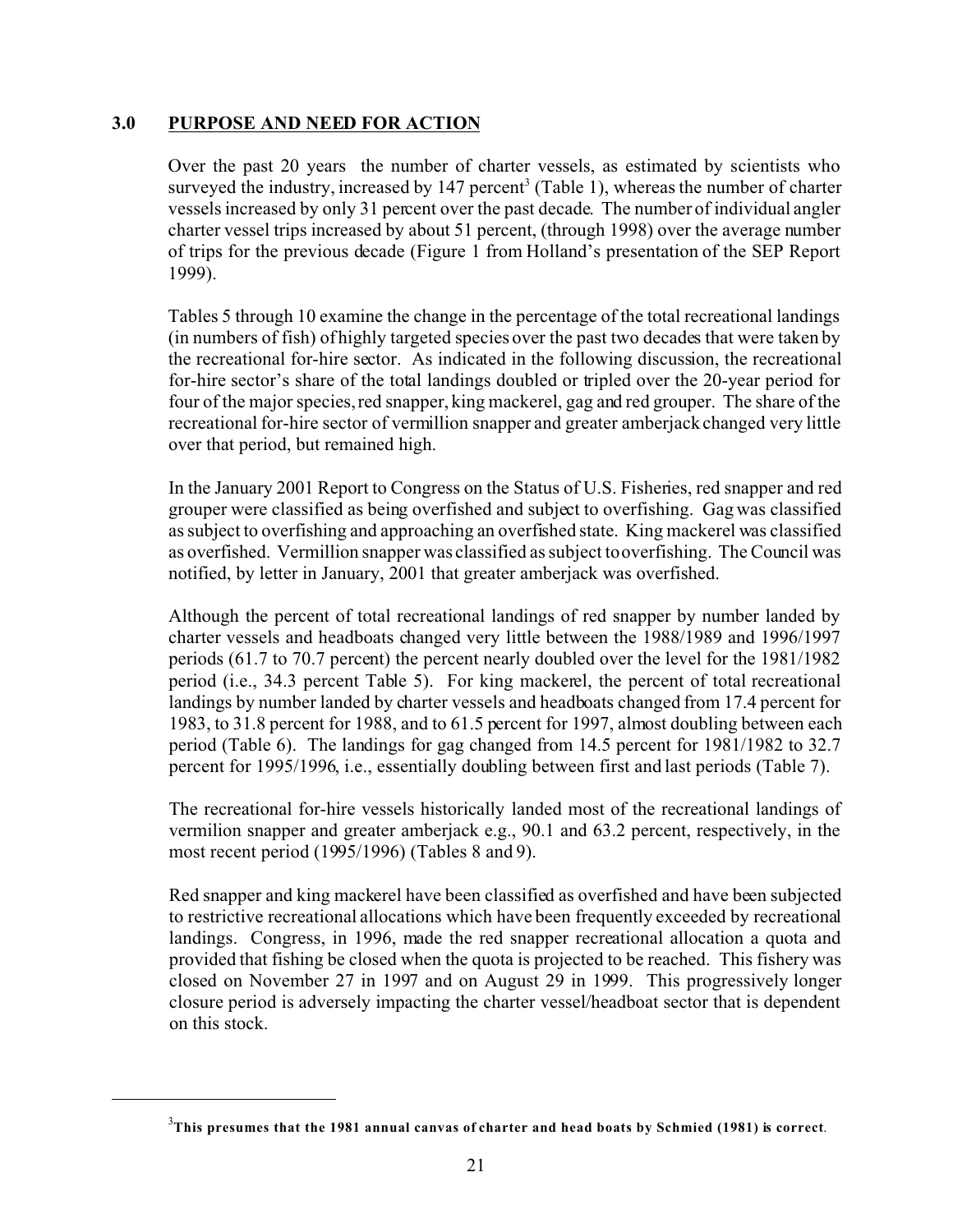## 3.0 PURPOSE AND NEED FOR ACTION

Over the past 20 years the number of charter vessels, as estimated by scientists who surveyed the industry, increased by 147 percent[3] (Table 1), whereas the number of charter vessels increased by only 31 percent over the past decade. The number of individual angler charter vessel trips increased by about 51 percent, (through 1998) over the average number of trips for the previous decade (Figure 1 from Holland's presentation of the SEP Report 1999).

Tables 5 through 10 examine the change in the percentage of the total recreational landings (in numbers of fish) of highly targeted species over the past two decades that were taken by the recreational for-hire sector. As indicated in the following discussion, the recreational for-hire sector's share of the total landings doubled or tripled over the 20-year period for four of the major species, red snapper, king mackerel, gag and red grouper. The share of the recreational for-hire sector of vermillion snapper and greater amberjack changed very little over that period, but remained high.

In the January 2001 Report to Congress on the Status of U.S. Fisheries, red snapper and red grouper were classified as being overfished and subject to overfishing. Gag was classified as subject to overfishing and approaching an overfished state. King mackerel was classified as overfished. Vermillion snapper was classified as subject to overfishing. The Council was notified, by letter in January, 2001 that greater amberjack was overfished.

Although the percent of total recreational landings of red snapper by number landed by charter vessels and headboats changed very little between the 1988/1989 and 1996/1997 periods (61.7 to 70.7 percent) the percent nearly doubled over the level for the 1981/1982 period (i.e., 34.3 percent Table 5). For king mackerel, the percent of total recreational landings by number landed by charter vessels and headboats changed from 17.4 percent for 1983, to 31.8 percent for 1988, and to 61.5 percent for 1997, almost doubling between each period (Table 6). The landings for gag changed from 14.5 percent for 1981/1982 to 32.7 percent for 1995/1996, i.e., essentially doubling between first and last periods (Table 7).

The recreational for-hire vessels historically landed most of the recreational landings of vermilion snapper and greater amberjack e.g., 90.1 and 63.2 percent, respectively, in the most recent period (1995/1996) (Tables 8 and 9).

Red snapper and king mackerel have been classified as overfished and have been subjected to restrictive recreational allocations which have been frequently exceeded by recreational landings. Congress, in 1996, made the red snapper recreational allocation a quota and provided that fishing be closed when the quota is projected to be reached. This fishery was closed on November 27 in 1997 and on August 29 in 1999. This progressively longer closure period is adversely impacting the charter vessel/headboat sector that is dependent on this stock.

---

[3] **This presumes that the 1981 annual canvas of charter and head boats by Schmied (1981) is correct**.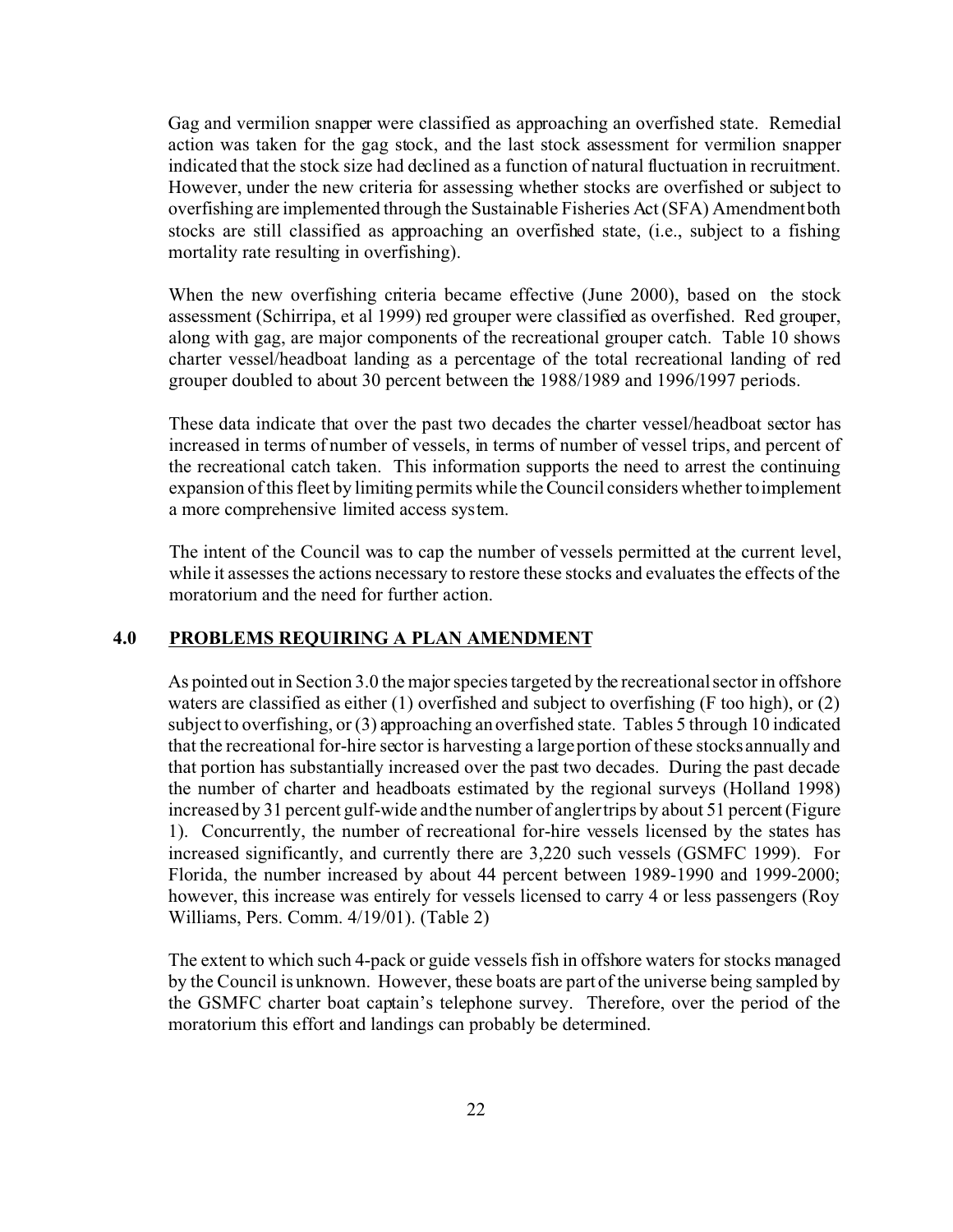Gag and vermilion snapper were classified as approaching an overfished state. Remedial action was taken for the gag stock, and the last stock assessment for vermilion snapper indicated that the stock size had declined as a function of natural fluctuation in recruitment. However, under the new criteria for assessing whether stocks are overfished or subject to overfishing are implemented through the Sustainable Fisheries Act (SFA) Amendment both stocks are still classified as approaching an overfished state, (i.e., subject to a fishing mortality rate resulting in overfishing).

When the new overfishing criteria became effective (June 2000), based on the stock assessment (Schirripa, et al 1999) red grouper were classified as overfished. Red grouper, along with gag, are major components of the recreational grouper catch. Table 10 shows charter vessel/headboat landing as a percentage of the total recreational landing of red grouper doubled to about 30 percent between the 1988/1989 and 1996/1997 periods.

These data indicate that over the past two decades the charter vessel/headboat sector has increased in terms of number of vessels, in terms of number of vessel trips, and percent of the recreational catch taken. This information supports the need to arrest the continuing expansion of this fleet by limiting permits while the Council considers whether to implement a more comprehensive limited access system.

The intent of the Council was to cap the number of vessels permitted at the current level, while it assesses the actions necessary to restore these stocks and evaluates the effects of the moratorium and the need for further action.

## 4.0 PROBLEMS REQUIRING A PLAN AMENDMENT

As pointed out in Section 3.0 the major species targeted by the recreational sector in offshore waters are classified as either (1) overfished and subject to overfishing (F too high), or (2) subject to overfishing, or (3) approaching an overfished state. Tables 5 through 10 indicated that the recreational for-hire sector is harvesting a large portion of these stocks annually and that portion has substantially increased over the past two decades. During the past decade the number of charter and headboats estimated by the regional surveys (Holland 1998) increased by 31 percent gulf-wide and the number of angler trips by about 51 percent (Figure 1). Concurrently, the number of recreational for-hire vessels licensed by the states has increased significantly, and currently there are 3,220 such vessels (GSMFC 1999). For Florida, the number increased by about 44 percent between 1989-1990 and 1999-2000; however, this increase was entirely for vessels licensed to carry 4 or less passengers (Roy Williams, Pers. Comm. 4/19/01). (Table 2)

The extent to which such 4-pack or guide vessels fish in offshore waters for stocks managed by the Council is unknown. However, these boats are part of the universe being sampled by the GSMFC charter boat captain's telephone survey. Therefore, over the period of the moratorium this effort and landings can probably be determined.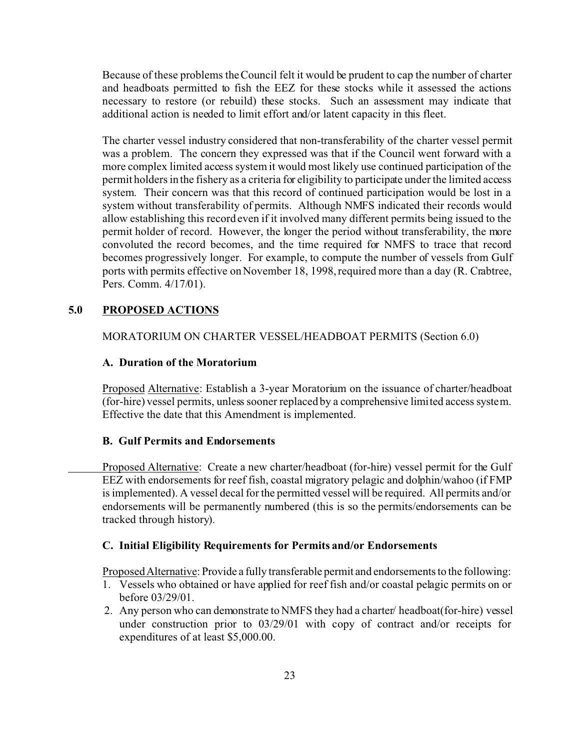Because of these problems the Council felt it would be prudent to cap the number of charter and headboats permitted to fish the EEZ for these stocks while it assessed the actions necessary to restore (or rebuild) these stocks. Such an assessment may indicate that additional action is needed to limit effort and/or latent capacity in this fleet.

The charter vessel industry considered that non-transferability of the charter vessel permit was a problem. The concern they expressed was that if the Council went forward with a more complex limited access system it would most likely use continued participation of the permit holders in the fishery as a criteria for eligibility to participate under the limited access system. Their concern was that this record of continued participation would be lost in a system without transferability of permits. Although NMFS indicated their records would allow establishing this record even if it involved many different permits being issued to the permit holder of record. However, the longer the period without transferability, the more convoluted the record becomes, and the time required for NMFS to trace that record becomes progressively longer. For example, to compute the number of vessels from Gulf ports with permits effective on November 18, 1998, required more than a day (R. Crabtree, Pers. Comm. 4/17/01).

## 5.0 PROPOSED ACTIONS

MORATORIUM ON CHARTER VESSEL/HEADBOAT PERMITS (Section 6.0)

### A. Duration of the Moratorium

Proposed Alternative: Establish a 3-year Moratorium on the issuance of charter/headboat (for-hire) vessel permits, unless sooner replaced by a comprehensive limited access system. Effective the date that this Amendment is implemented.

### B. Gulf Permits and Endorsements

Proposed Alternative: Create a new charter/headboat (for-hire) vessel permit for the Gulf EEZ with endorsements for reef fish, coastal migratory pelagic and dolphin/wahoo (if FMP is implemented). A vessel decal for the permitted vessel will be required. All permits and/or endorsements will be permanently numbered (this is so the permits/endorsements can be tracked through history).

### C. Initial Eligibility Requirements for Permits and/or Endorsements

Proposed Alternative: Provide a fully transferable permit and endorsements to the following:

1. Vessels who obtained or have applied for reef fish and/or coastal pelagic permits on or before 03/29/01.
2. Any person who can demonstrate to NMFS they had a charter/ headboat(for-hire) vessel under construction prior to 03/29/01 with copy of contract and/or receipts for expenditures of at least $5,000.00.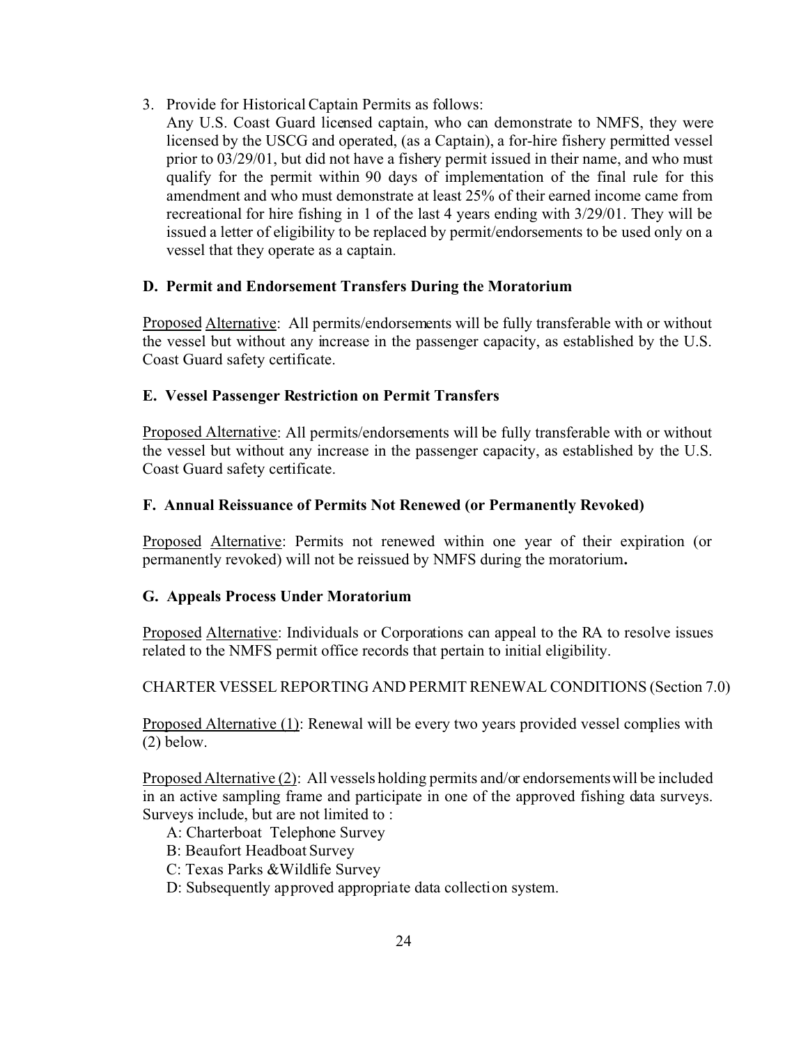3. Provide for Historical Captain Permits as follows:

   Any U.S. Coast Guard licensed captain, who can demonstrate to NMFS, they were licensed by the USCG and operated, (as a Captain), a for-hire fishery permitted vessel prior to 03/29/01, but did not have a fishery permit issued in their name, and who must qualify for the permit within 90 days of implementation of the final rule for this amendment and who must demonstrate at least 25% of their earned income came from recreational for hire fishing in 1 of the last 4 years ending with 3/29/01. They will be issued a letter of eligibility to be replaced by permit/endorsements to be used only on a vessel that they operate as a captain.

### D. Permit and Endorsement Transfers During the Moratorium

Proposed Alternative: All permits/endorsements will be fully transferable with or without the vessel but without any increase in the passenger capacity, as established by the U.S. Coast Guard safety certificate.

### E. Vessel Passenger Restriction on Permit Transfers

Proposed Alternative: All permits/endorsements will be fully transferable with or without the vessel but without any increase in the passenger capacity, as established by the U.S. Coast Guard safety certificate.

### F. Annual Reissuance of Permits Not Renewed (or Permanently Revoked)

Proposed Alternative: Permits not renewed within one year of their expiration (or permanently revoked) will not be reissued by NMFS during the moratorium**.**

### G. Appeals Process Under Moratorium

Proposed Alternative: Individuals or Corporations can appeal to the RA to resolve issues related to the NMFS permit office records that pertain to initial eligibility.

CHARTER VESSEL REPORTING AND PERMIT RENEWAL CONDITIONS (Section 7.0)

Proposed Alternative (1): Renewal will be every two years provided vessel complies with (2) below.

Proposed Alternative (2): All vessels holding permits and/or endorsements will be included in an active sampling frame and participate in one of the approved fishing data surveys. Surveys include, but are not limited to :

- A: Charterboat Telephone Survey
- B: Beaufort Headboat Survey
- C: Texas Parks &Wildlife Survey
- D: Subsequently approved appropriate data collection system.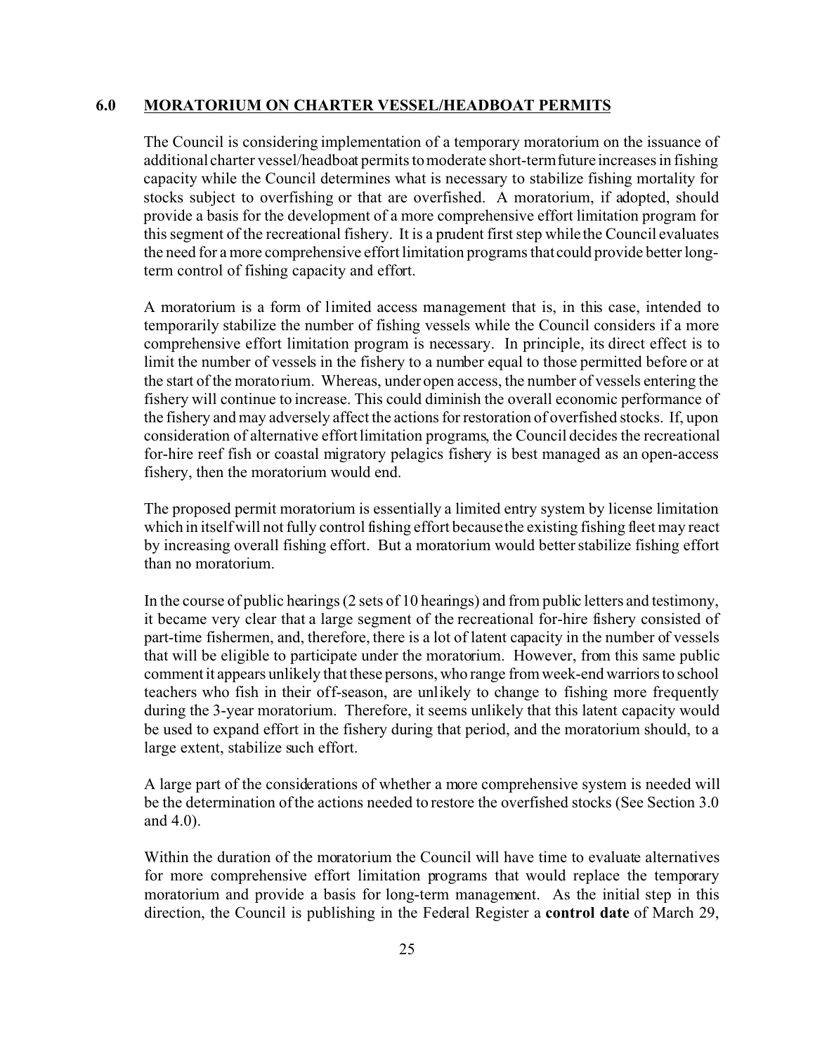## 6.0 MORATORIUM ON CHARTER VESSEL/HEADBOAT PERMITS

The Council is considering implementation of a temporary moratorium on the issuance of additional charter vessel/headboat permits to moderate short-term future increases in fishing capacity while the Council determines what is necessary to stabilize fishing mortality for stocks subject to overfishing or that are overfished. A moratorium, if adopted, should provide a basis for the development of a more comprehensive effort limitation program for this segment of the recreational fishery. It is a prudent first step while the Council evaluates the need for a more comprehensive effort limitation programs that could provide better long-term control of fishing capacity and effort.

A moratorium is a form of limited access management that is, in this case, intended to temporarily stabilize the number of fishing vessels while the Council considers if a more comprehensive effort limitation program is necessary. In principle, its direct effect is to limit the number of vessels in the fishery to a number equal to those permitted before or at the start of the moratorium. Whereas, under open access, the number of vessels entering the fishery will continue to increase. This could diminish the overall economic performance of the fishery and may adversely affect the actions for restoration of overfished stocks. If, upon consideration of alternative effort limitation programs, the Council decides the recreational for-hire reef fish or coastal migratory pelagics fishery is best managed as an open-access fishery, then the moratorium would end.

The proposed permit moratorium is essentially a limited entry system by license limitation which in itself will not fully control fishing effort because the existing fishing fleet may react by increasing overall fishing effort. But a moratorium would better stabilize fishing effort than no moratorium.

In the course of public hearings (2 sets of 10 hearings) and from public letters and testimony, it became very clear that a large segment of the recreational for-hire fishery consisted of part-time fishermen, and, therefore, there is a lot of latent capacity in the number of vessels that will be eligible to participate under the moratorium. However, from this same public comment it appears unlikely that these persons, who range from week-end warriors to school teachers who fish in their off-season, are unlikely to change to fishing more frequently during the 3-year moratorium. Therefore, it seems unlikely that this latent capacity would be used to expand effort in the fishery during that period, and the moratorium should, to a large extent, stabilize such effort.

A large part of the considerations of whether a more comprehensive system is needed will be the determination of the actions needed to restore the overfished stocks (See Section 3.0 and 4.0).

Within the duration of the moratorium the Council will have time to evaluate alternatives for more comprehensive effort limitation programs that would replace the temporary moratorium and provide a basis for long-term management. As the initial step in this direction, the Council is publishing in the Federal Register a **control date** of March 29,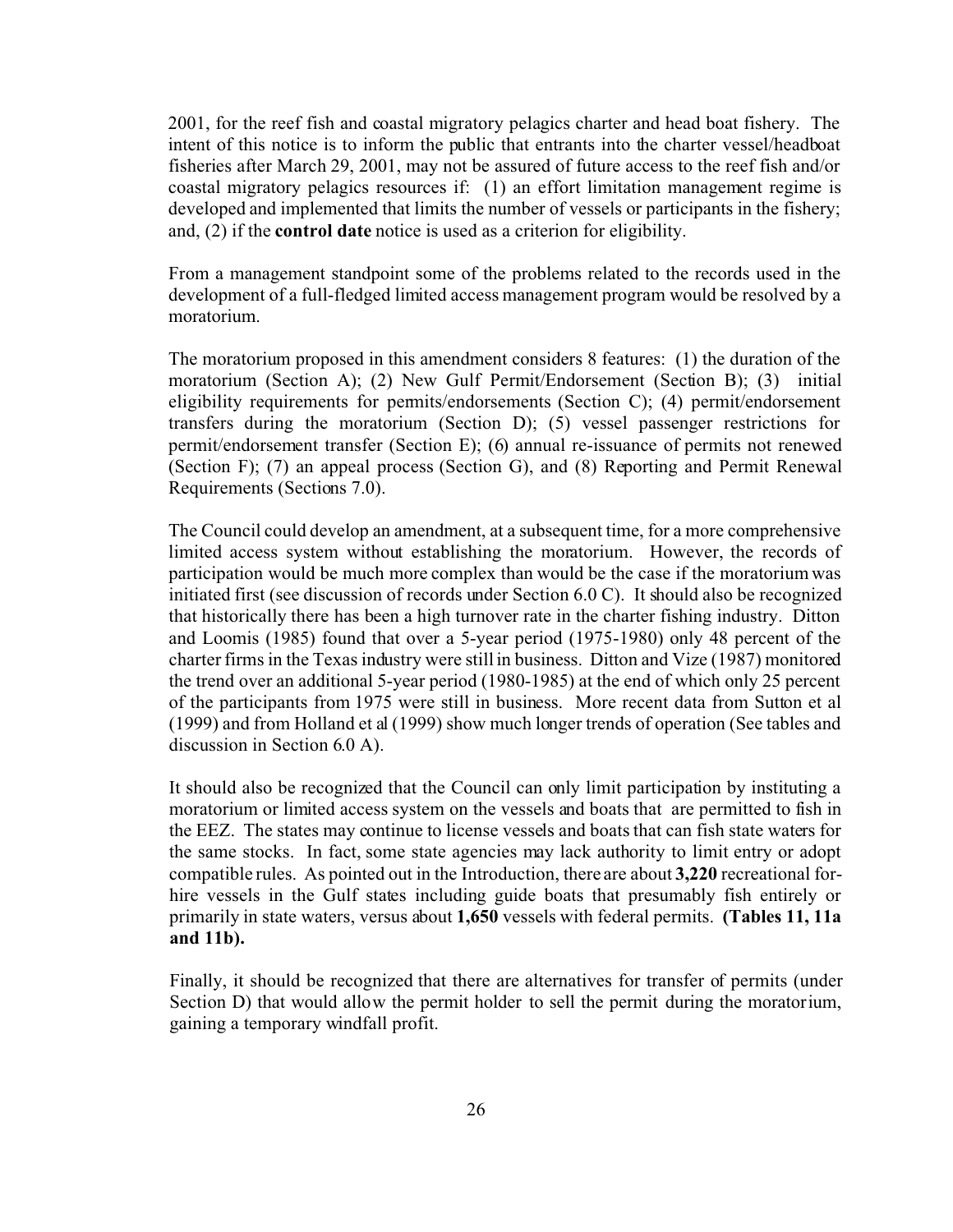2001, for the reef fish and coastal migratory pelagics charter and head boat fishery. The intent of this notice is to inform the public that entrants into the charter vessel/headboat fisheries after March 29, 2001, may not be assured of future access to the reef fish and/or coastal migratory pelagics resources if: (1) an effort limitation management regime is developed and implemented that limits the number of vessels or participants in the fishery; and, (2) if the **control date** notice is used as a criterion for eligibility.

From a management standpoint some of the problems related to the records used in the development of a full-fledged limited access management program would be resolved by a moratorium.

The moratorium proposed in this amendment considers 8 features: (1) the duration of the moratorium (Section A); (2) New Gulf Permit/Endorsement (Section B); (3) initial eligibility requirements for permits/endorsements (Section C); (4) permit/endorsement transfers during the moratorium (Section D); (5) vessel passenger restrictions for permit/endorsement transfer (Section E); (6) annual re-issuance of permits not renewed (Section F); (7) an appeal process (Section G), and (8) Reporting and Permit Renewal Requirements (Sections 7.0).

The Council could develop an amendment, at a subsequent time, for a more comprehensive limited access system without establishing the moratorium. However, the records of participation would be much more complex than would be the case if the moratorium was initiated first (see discussion of records under Section 6.0 C). It should also be recognized that historically there has been a high turnover rate in the charter fishing industry. Ditton and Loomis (1985) found that over a 5-year period (1975-1980) only 48 percent of the charter firms in the Texas industry were still in business. Ditton and Vize (1987) monitored the trend over an additional 5-year period (1980-1985) at the end of which only 25 percent of the participants from 1975 were still in business. More recent data from Sutton et al (1999) and from Holland et al (1999) show much longer trends of operation (See tables and discussion in Section 6.0 A).

It should also be recognized that the Council can only limit participation by instituting a moratorium or limited access system on the vessels and boats that are permitted to fish in the EEZ. The states may continue to license vessels and boats that can fish state waters for the same stocks. In fact, some state agencies may lack authority to limit entry or adopt compatible rules. As pointed out in the Introduction, there are about **3,220** recreational for-hire vessels in the Gulf states including guide boats that presumably fish entirely or primarily in state waters, versus about **1,650** vessels with federal permits. **(Tables 11, 11a and 11b).**

Finally, it should be recognized that there are alternatives for transfer of permits (under Section D) that would allow the permit holder to sell the permit during the moratorium, gaining a temporary windfall profit.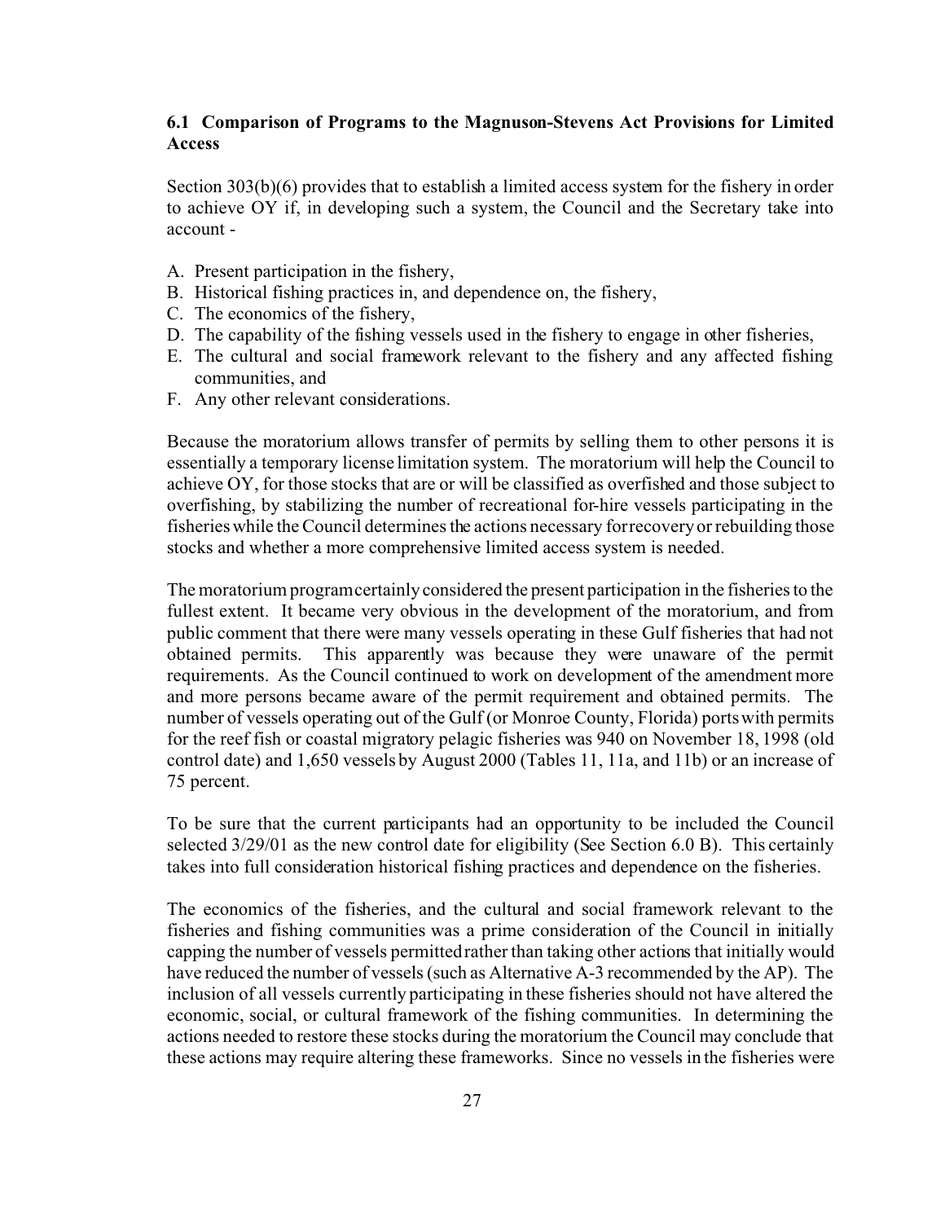### 6.1 Comparison of Programs to the Magnuson-Stevens Act Provisions for Limited Access

Section 303(b)(6) provides that to establish a limited access system for the fishery in order to achieve OY if, in developing such a system, the Council and the Secretary take into account -

A. Present participation in the fishery,
B. Historical fishing practices in, and dependence on, the fishery,
C. The economics of the fishery,
D. The capability of the fishing vessels used in the fishery to engage in other fisheries,
E. The cultural and social framework relevant to the fishery and any affected fishing communities, and
F. Any other relevant considerations.

Because the moratorium allows transfer of permits by selling them to other persons it is essentially a temporary license limitation system. The moratorium will help the Council to achieve OY, for those stocks that are or will be classified as overfished and those subject to overfishing, by stabilizing the number of recreational for-hire vessels participating in the fisheries while the Council determines the actions necessary for recovery or rebuilding those stocks and whether a more comprehensive limited access system is needed.

The moratorium program certainly considered the present participation in the fisheries to the fullest extent. It became very obvious in the development of the moratorium, and from public comment that there were many vessels operating in these Gulf fisheries that had not obtained permits. This apparently was because they were unaware of the permit requirements. As the Council continued to work on development of the amendment more and more persons became aware of the permit requirement and obtained permits. The number of vessels operating out of the Gulf (or Monroe County, Florida) ports with permits for the reef fish or coastal migratory pelagic fisheries was 940 on November 18, 1998 (old control date) and 1,650 vessels by August 2000 (Tables 11, 11a, and 11b) or an increase of 75 percent.

To be sure that the current participants had an opportunity to be included the Council selected 3/29/01 as the new control date for eligibility (See Section 6.0 B). This certainly takes into full consideration historical fishing practices and dependence on the fisheries.

The economics of the fisheries, and the cultural and social framework relevant to the fisheries and fishing communities was a prime consideration of the Council in initially capping the number of vessels permitted rather than taking other actions that initially would have reduced the number of vessels (such as Alternative A-3 recommended by the AP). The inclusion of all vessels currently participating in these fisheries should not have altered the economic, social, or cultural framework of the fishing communities. In determining the actions needed to restore these stocks during the moratorium the Council may conclude that these actions may require altering these frameworks. Since no vessels in the fisheries were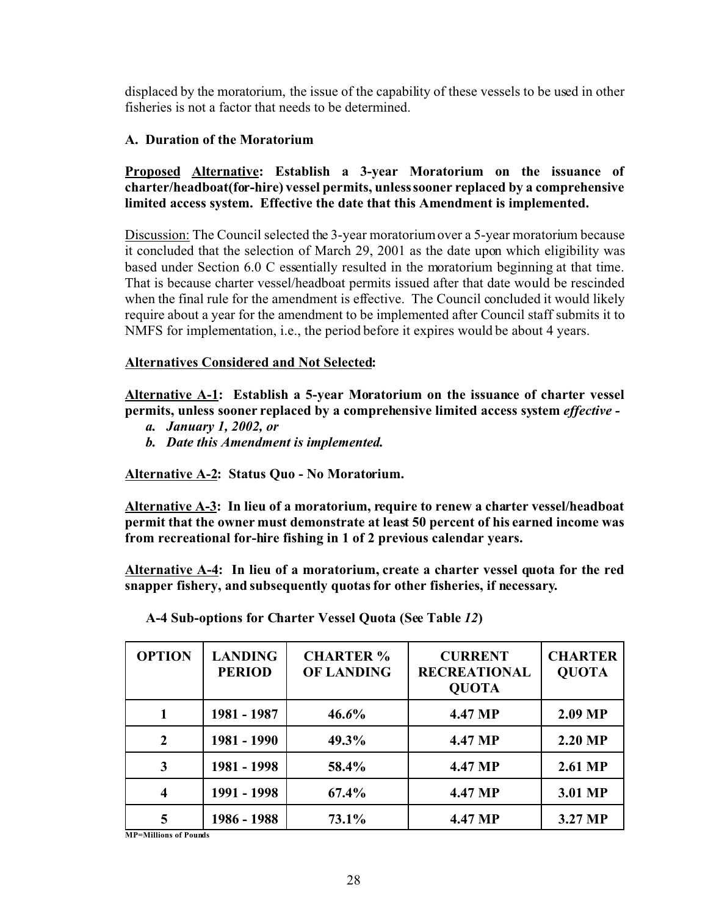displaced by the moratorium, the issue of the capability of these vessels to be used in other fisheries is not a factor that needs to be determined.

**A. Duration of the Moratorium**

**Proposed Alternative: Establish a 3-year Moratorium on the issuance of charter/headboat(for-hire) vessel permits, unless sooner replaced by a comprehensive limited access system. Effective the date that this Amendment is implemented.**

Discussion: The Council selected the 3-year moratorium over a 5-year moratorium because it concluded that the selection of March 29, 2001 as the date upon which eligibility was based under Section 6.0 C essentially resulted in the moratorium beginning at that time. That is because charter vessel/headboat permits issued after that date would be rescinded when the final rule for the amendment is effective. The Council concluded it would likely require about a year for the amendment to be implemented after Council staff submits it to NMFS for implementation, i.e., the period before it expires would be about 4 years.

**Alternatives Considered and Not Selected:**

**Alternative A-1: Establish a 5-year Moratorium on the issuance of charter vessel permits, unless sooner replaced by a comprehensive limited access system *effective -***

***a. January 1, 2002, or***

***b. Date this Amendment is implemented.***

**Alternative A-2: Status Quo - No Moratorium.**

**Alternative A-3: In lieu of a moratorium, require to renew a charter vessel/headboat permit that the owner must demonstrate at least 50 percent of his earned income was from recreational for-hire fishing in 1 of 2 previous calendar years.**

**Alternative A-4: In lieu of a moratorium, create a charter vessel quota for the red snapper fishery, and subsequently quotas for other fisheries, if necessary.**

**A-4 Sub-options for Charter Vessel Quota (See Table *12*)**

| OPTION | LANDING PERIOD | CHARTER % OF LANDING | CURRENT RECREATIONAL QUOTA | CHARTER QUOTA |
|---|---|---|---|---|
| 1 | 1981 - 1987 | 46.6% | 4.47 MP | 2.09 MP |
| 2 | 1981 - 1990 | 49.3% | 4.47 MP | 2.20 MP |
| 3 | 1981 - 1998 | 58.4% | 4.47 MP | 2.61 MP |
| 4 | 1991 - 1998 | 67.4% | 4.47 MP | 3.01 MP |
| 5 | 1986 - 1988 | 73.1% | 4.47 MP | 3.27 MP |

MP=Millions of Pounds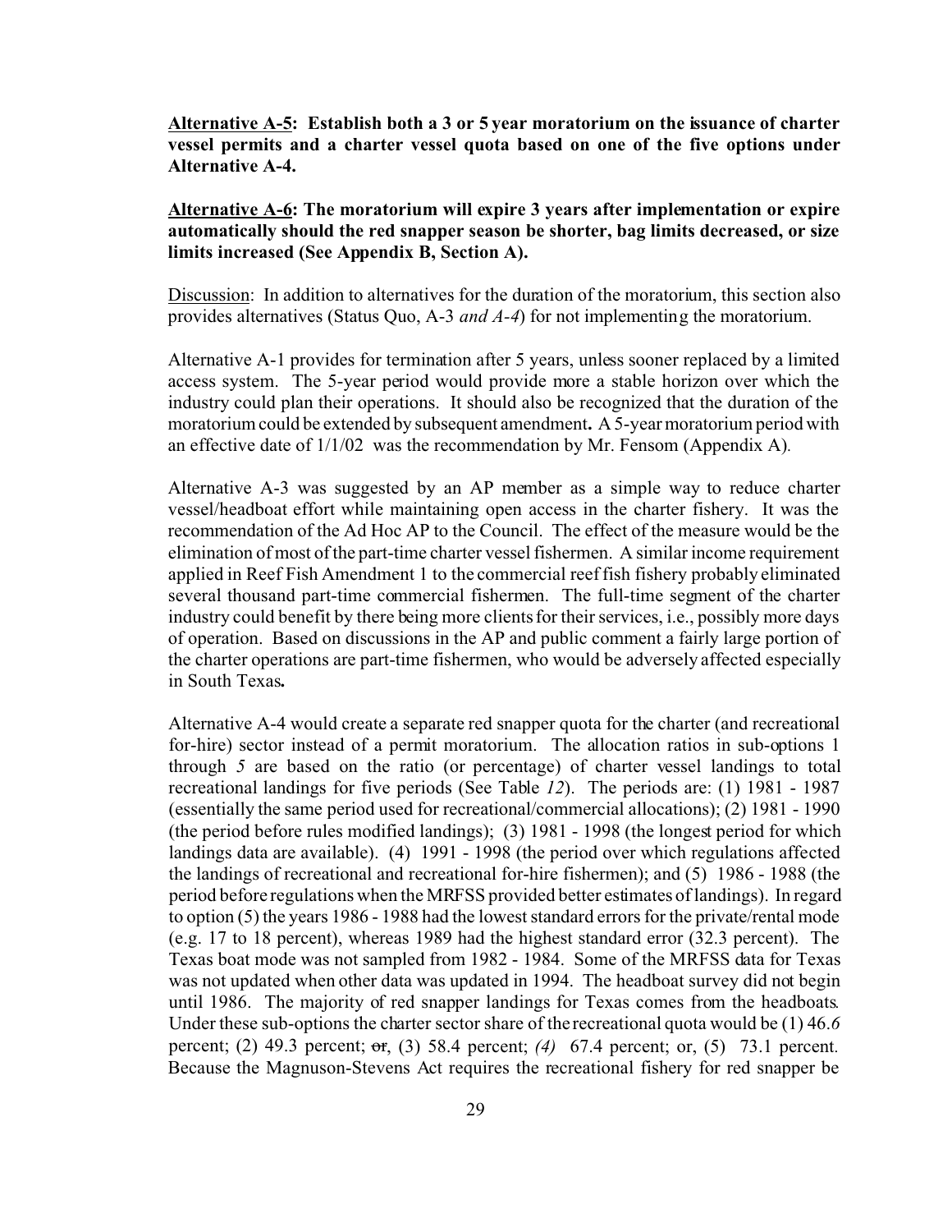**<u>Alternative A-5</u>: Establish both a 3 or 5 year moratorium on the issuance of charter vessel permits and a charter vessel quota based on one of the five options under Alternative A-4.**

**<u>Alternative A-6</u>: The moratorium will expire 3 years after implementation or expire automatically should the red snapper season be shorter, bag limits decreased, or size limits increased (See Appendix B, Section A).**

<u>Discussion</u>: In addition to alternatives for the duration of the moratorium, this section also provides alternatives (Status Quo, A-3 *and A-4*) for not implementing the moratorium.

Alternative A-1 provides for termination after 5 years, unless sooner replaced by a limited access system. The 5-year period would provide more a stable horizon over which the industry could plan their operations. It should also be recognized that the duration of the moratorium could be extended by subsequent amendment**.** A 5-year moratorium period with an effective date of 1/1/02 was the recommendation by Mr. Fensom (Appendix A).

Alternative A-3 was suggested by an AP member as a simple way to reduce charter vessel/headboat effort while maintaining open access in the charter fishery. It was the recommendation of the Ad Hoc AP to the Council. The effect of the measure would be the elimination of most of the part-time charter vessel fishermen. A similar income requirement applied in Reef Fish Amendment 1 to the commercial reef fish fishery probably eliminated several thousand part-time commercial fishermen. The full-time segment of the charter industry could benefit by there being more clients for their services, i.e., possibly more days of operation. Based on discussions in the AP and public comment a fairly large portion of the charter operations are part-time fishermen, who would be adversely affected especially in South Texas**.**

Alternative A-4 would create a separate red snapper quota for the charter (and recreational for-hire) sector instead of a permit moratorium. The allocation ratios in sub-options 1 through *5* are based on the ratio (or percentage) of charter vessel landings to total recreational landings for five periods (See Table *12*). The periods are: (1) 1981 - 1987 (essentially the same period used for recreational/commercial allocations); (2) 1981 - 1990 (the period before rules modified landings); (3) 1981 - 1998 (the longest period for which landings data are available). (4) 1991 - 1998 (the period over which regulations affected the landings of recreational and recreational for-hire fishermen); and (5) 1986 - 1988 (the period before regulations when the MRFSS provided better estimates of landings). In regard to option (5) the years 1986 - 1988 had the lowest standard errors for the private/rental mode (e.g. 17 to 18 percent), whereas 1989 had the highest standard error (32.3 percent). The Texas boat mode was not sampled from 1982 - 1984. Some of the MRFSS data for Texas was not updated when other data was updated in 1994. The headboat survey did not begin until 1986. The majority of red snapper landings for Texas comes from the headboats. Under these sub-options the charter sector share of the recreational quota would be (1) 46.*6* percent; (2) 49.3 percent; ~~or~~, (3) 58.4 percent; *(4)* 67.4 percent; or, (5) 73.1 percent. Because the Magnuson-Stevens Act requires the recreational fishery for red snapper be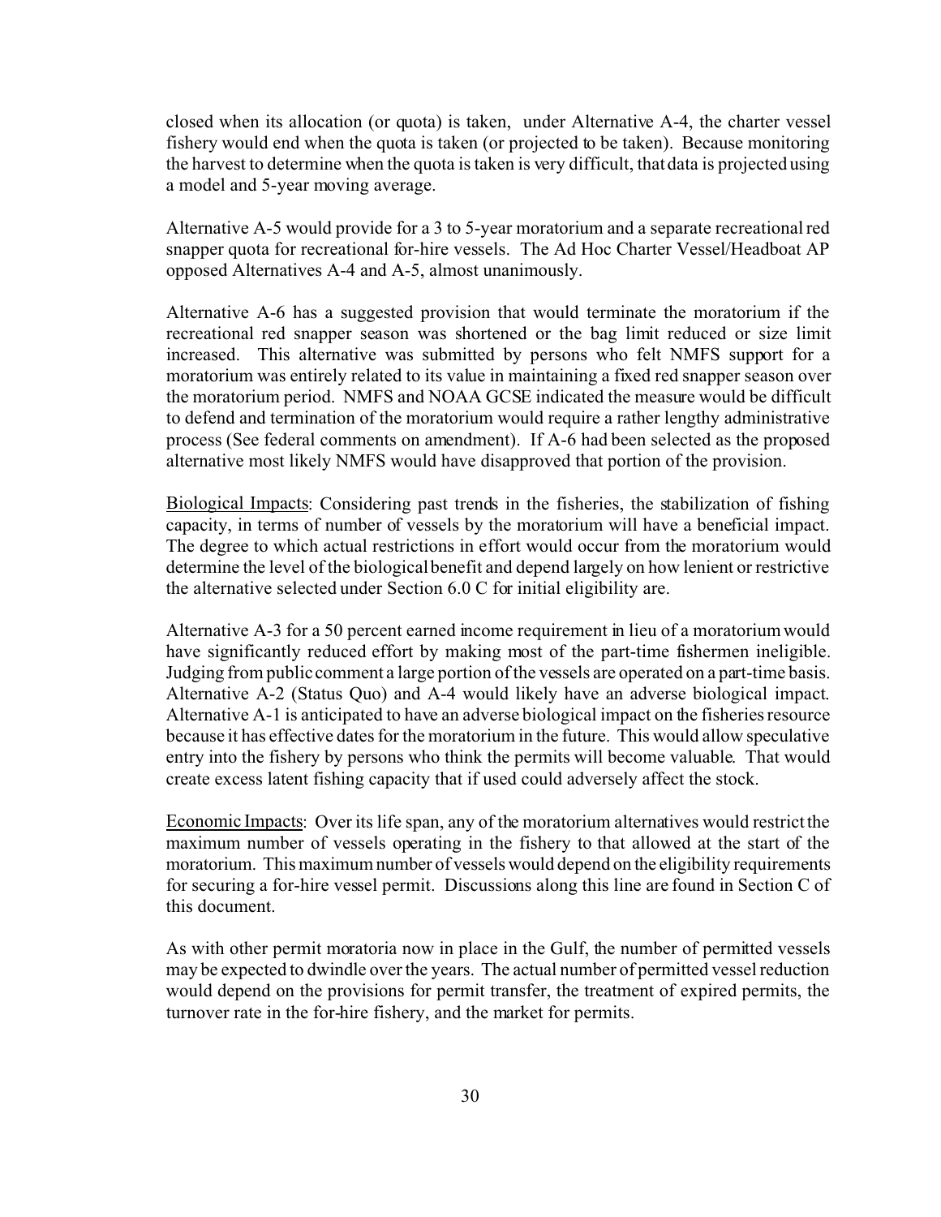closed when its allocation (or quota) is taken, under Alternative A-4, the charter vessel fishery would end when the quota is taken (or projected to be taken). Because monitoring the harvest to determine when the quota is taken is very difficult, that data is projected using a model and 5-year moving average.

Alternative A-5 would provide for a 3 to 5-year moratorium and a separate recreational red snapper quota for recreational for-hire vessels. The Ad Hoc Charter Vessel/Headboat AP opposed Alternatives A-4 and A-5, almost unanimously.

Alternative A-6 has a suggested provision that would terminate the moratorium if the recreational red snapper season was shortened or the bag limit reduced or size limit increased. This alternative was submitted by persons who felt NMFS support for a moratorium was entirely related to its value in maintaining a fixed red snapper season over the moratorium period. NMFS and NOAA GCSE indicated the measure would be difficult to defend and termination of the moratorium would require a rather lengthy administrative process (See federal comments on amendment). If A-6 had been selected as the proposed alternative most likely NMFS would have disapproved that portion of the provision.

Biological Impacts: Considering past trends in the fisheries, the stabilization of fishing capacity, in terms of number of vessels by the moratorium will have a beneficial impact. The degree to which actual restrictions in effort would occur from the moratorium would determine the level of the biological benefit and depend largely on how lenient or restrictive the alternative selected under Section 6.0 C for initial eligibility are.

Alternative A-3 for a 50 percent earned income requirement in lieu of a moratorium would have significantly reduced effort by making most of the part-time fishermen ineligible. Judging from public comment a large portion of the vessels are operated on a part-time basis. Alternative A-2 (Status Quo) and A-4 would likely have an adverse biological impact. Alternative A-1 is anticipated to have an adverse biological impact on the fisheries resource because it has effective dates for the moratorium in the future. This would allow speculative entry into the fishery by persons who think the permits will become valuable. That would create excess latent fishing capacity that if used could adversely affect the stock.

Economic Impacts: Over its life span, any of the moratorium alternatives would restrict the maximum number of vessels operating in the fishery to that allowed at the start of the moratorium. This maximum number of vessels would depend on the eligibility requirements for securing a for-hire vessel permit. Discussions along this line are found in Section C of this document.

As with other permit moratoria now in place in the Gulf, the number of permitted vessels may be expected to dwindle over the years. The actual number of permitted vessel reduction would depend on the provisions for permit transfer, the treatment of expired permits, the turnover rate in the for-hire fishery, and the market for permits.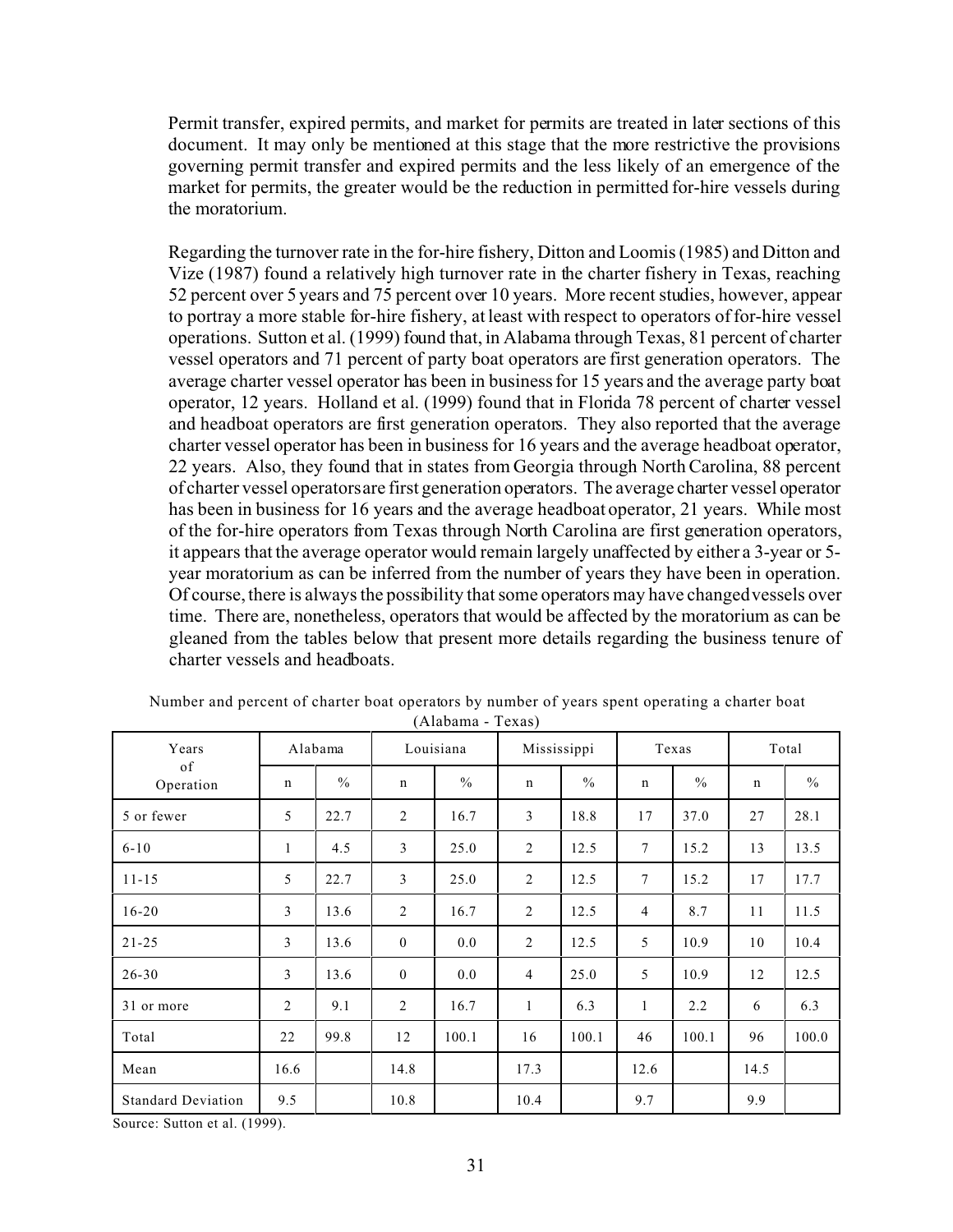Permit transfer, expired permits, and market for permits are treated in later sections of this document. It may only be mentioned at this stage that the more restrictive the provisions governing permit transfer and expired permits and the less likely of an emergence of the market for permits, the greater would be the reduction in permitted for-hire vessels during the moratorium.

Regarding the turnover rate in the for-hire fishery, Ditton and Loomis (1985) and Ditton and Vize (1987) found a relatively high turnover rate in the charter fishery in Texas, reaching 52 percent over 5 years and 75 percent over 10 years. More recent studies, however, appear to portray a more stable for-hire fishery, at least with respect to operators of for-hire vessel operations. Sutton et al. (1999) found that, in Alabama through Texas, 81 percent of charter vessel operators and 71 percent of party boat operators are first generation operators. The average charter vessel operator has been in business for 15 years and the average party boat operator, 12 years. Holland et al. (1999) found that in Florida 78 percent of charter vessel and headboat operators are first generation operators. They also reported that the average charter vessel operator has been in business for 16 years and the average headboat operator, 22 years. Also, they found that in states from Georgia through North Carolina, 88 percent of charter vessel operators are first generation operators. The average charter vessel operator has been in business for 16 years and the average headboat operator, 21 years. While most of the for-hire operators from Texas through North Carolina are first generation operators, it appears that the average operator would remain largely unaffected by either a 3-year or 5-year moratorium as can be inferred from the number of years they have been in operation. Of course, there is always the possibility that some operators may have changed vessels over time. There are, nonetheless, operators that would be affected by the moratorium as can be gleaned from the tables below that present more details regarding the business tenure of charter vessels and headboats.

Number and percent of charter boat operators by number of years spent operating a charter boat (Alabama - Texas)

| Years of Operation | Alabama | | Louisiana | | Mississippi | | Texas | | Total | |
|---|---|---|---|---|---|---|---|---|---|---|
| | n | % | n | % | n | % | n | % | n | % |
| 5 or fewer | 5 | 22.7 | 2 | 16.7 | 3 | 18.8 | 17 | 37.0 | 27 | 28.1 |
| 6-10 | 1 | 4.5 | 3 | 25.0 | 2 | 12.5 | 7 | 15.2 | 13 | 13.5 |
| 11-15 | 5 | 22.7 | 3 | 25.0 | 2 | 12.5 | 7 | 15.2 | 17 | 17.7 |
| 16-20 | 3 | 13.6 | 2 | 16.7 | 2 | 12.5 | 4 | 8.7 | 11 | 11.5 |
| 21-25 | 3 | 13.6 | 0 | 0.0 | 2 | 12.5 | 5 | 10.9 | 10 | 10.4 |
| 26-30 | 3 | 13.6 | 0 | 0.0 | 4 | 25.0 | 5 | 10.9 | 12 | 12.5 |
| 31 or more | 2 | 9.1 | 2 | 16.7 | 1 | 6.3 | 1 | 2.2 | 6 | 6.3 |
| Total | 22 | 99.8 | 12 | 100.1 | 16 | 100.1 | 46 | 100.1 | 96 | 100.0 |
| Mean | 16.6 | | 14.8 | | 17.3 | | 12.6 | | 14.5 | |
| Standard Deviation | 9.5 | | 10.8 | | 10.4 | | 9.7 | | 9.9 | |

Source: Sutton et al. (1999).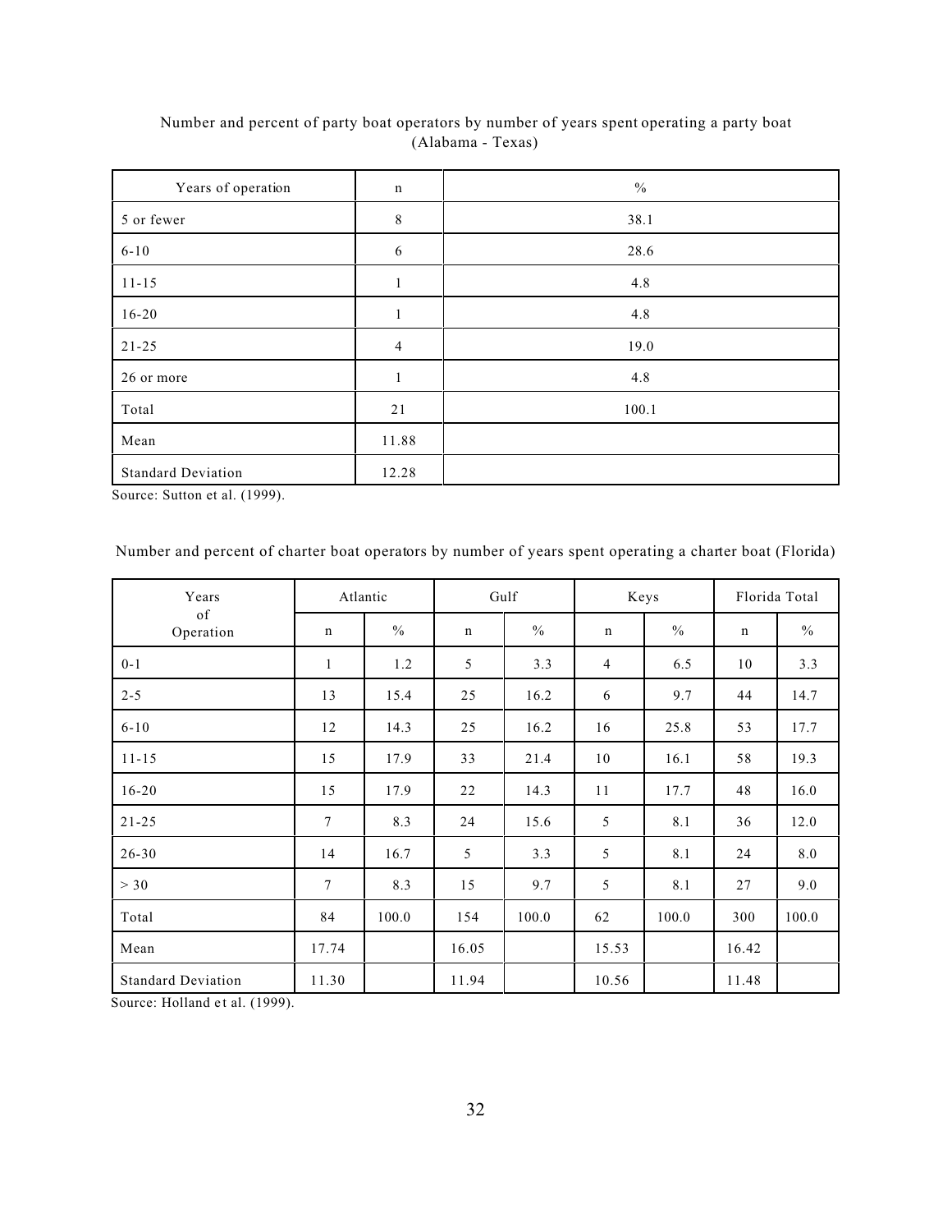Number and percent of party boat operators by number of years spent operating a party boat (Alabama - Texas)

| Years of operation | n | % |
|---|---|---|
| 5 or fewer | 8 | 38.1 |
| 6-10 | 6 | 28.6 |
| 11-15 | 1 | 4.8 |
| 16-20 | 1 | 4.8 |
| 21-25 | 4 | 19.0 |
| 26 or more | 1 | 4.8 |
| Total | 21 | 100.1 |
| Mean | 11.88 | |
| Standard Deviation | 12.28 | |

Source: Sutton et al. (1999).

Number and percent of charter boat operators by number of years spent operating a charter boat (Florida)

| Years of Operation | Atlantic | | Gulf | | Keys | | Florida Total | |
|---|---|---|---|---|---|---|---|---|
| | n | % | n | % | n | % | n | % |
| 0-1 | 1 | 1.2 | 5 | 3.3 | 4 | 6.5 | 10 | 3.3 |
| 2-5 | 13 | 15.4 | 25 | 16.2 | 6 | 9.7 | 44 | 14.7 |
| 6-10 | 12 | 14.3 | 25 | 16.2 | 16 | 25.8 | 53 | 17.7 |
| 11-15 | 15 | 17.9 | 33 | 21.4 | 10 | 16.1 | 58 | 19.3 |
| 16-20 | 15 | 17.9 | 22 | 14.3 | 11 | 17.7 | 48 | 16.0 |
| 21-25 | 7 | 8.3 | 24 | 15.6 | 5 | 8.1 | 36 | 12.0 |
| 26-30 | 14 | 16.7 | 5 | 3.3 | 5 | 8.1 | 24 | 8.0 |
| > 30 | 7 | 8.3 | 15 | 9.7 | 5 | 8.1 | 27 | 9.0 |
| Total | 84 | 100.0 | 154 | 100.0 | 62 | 100.0 | 300 | 100.0 |
| Mean | 17.74 | | 16.05 | | 15.53 | | 16.42 | |
| Standard Deviation | 11.30 | | 11.94 | | 10.56 | | 11.48 | |

Source: Holland et al. (1999).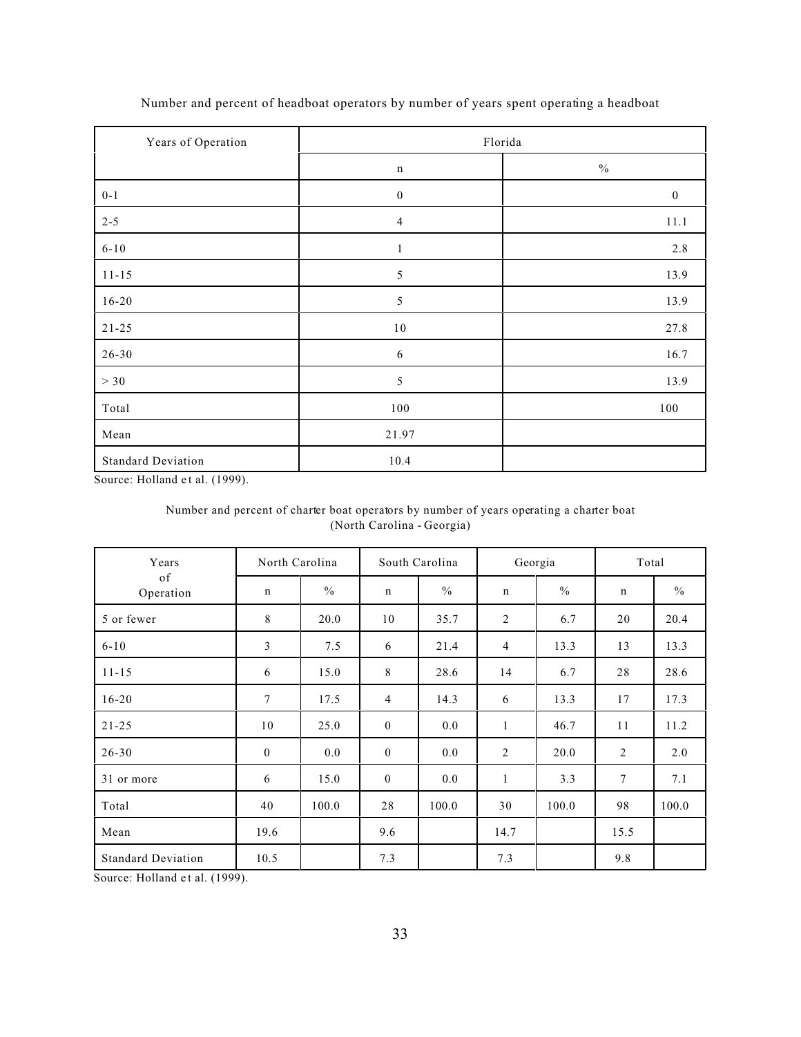Number and percent of headboat operators by number of years spent operating a headboat

| Years of Operation | Florida | |
|---|---|---|
| | n | % |
| 0-1 | 0 | 0 |
| 2-5 | 4 | 11.1 |
| 6-10 | 1 | 2.8 |
| 11-15 | 5 | 13.9 |
| 16-20 | 5 | 13.9 |
| 21-25 | 10 | 27.8 |
| 26-30 | 6 | 16.7 |
| > 30 | 5 | 13.9 |
| Total | 100 | 100 |
| Mean | 21.97 | |
| Standard Deviation | 10.4 | |

Source: Holland et al. (1999).

Number and percent of charter boat operators by number of years operating a charter boat (North Carolina - Georgia)

| Years of Operation | North Carolina | | South Carolina | | Georgia | | Total | |
|---|---|---|---|---|---|---|---|---|
| | n | % | n | % | n | % | n | % |
| 5 or fewer | 8 | 20.0 | 10 | 35.7 | 2 | 6.7 | 20 | 20.4 |
| 6-10 | 3 | 7.5 | 6 | 21.4 | 4 | 13.3 | 13 | 13.3 |
| 11-15 | 6 | 15.0 | 8 | 28.6 | 14 | 6.7 | 28 | 28.6 |
| 16-20 | 7 | 17.5 | 4 | 14.3 | 6 | 13.3 | 17 | 17.3 |
| 21-25 | 10 | 25.0 | 0 | 0.0 | 1 | 46.7 | 11 | 11.2 |
| 26-30 | 0 | 0.0 | 0 | 0.0 | 2 | 20.0 | 2 | 2.0 |
| 31 or more | 6 | 15.0 | 0 | 0.0 | 1 | 3.3 | 7 | 7.1 |
| Total | 40 | 100.0 | 28 | 100.0 | 30 | 100.0 | 98 | 100.0 |
| Mean | 19.6 | | 9.6 | | 14.7 | | 15.5 | |
| Standard Deviation | 10.5 | | 7.3 | | 7.3 | | 9.8 | |

Source: Holland et al. (1999).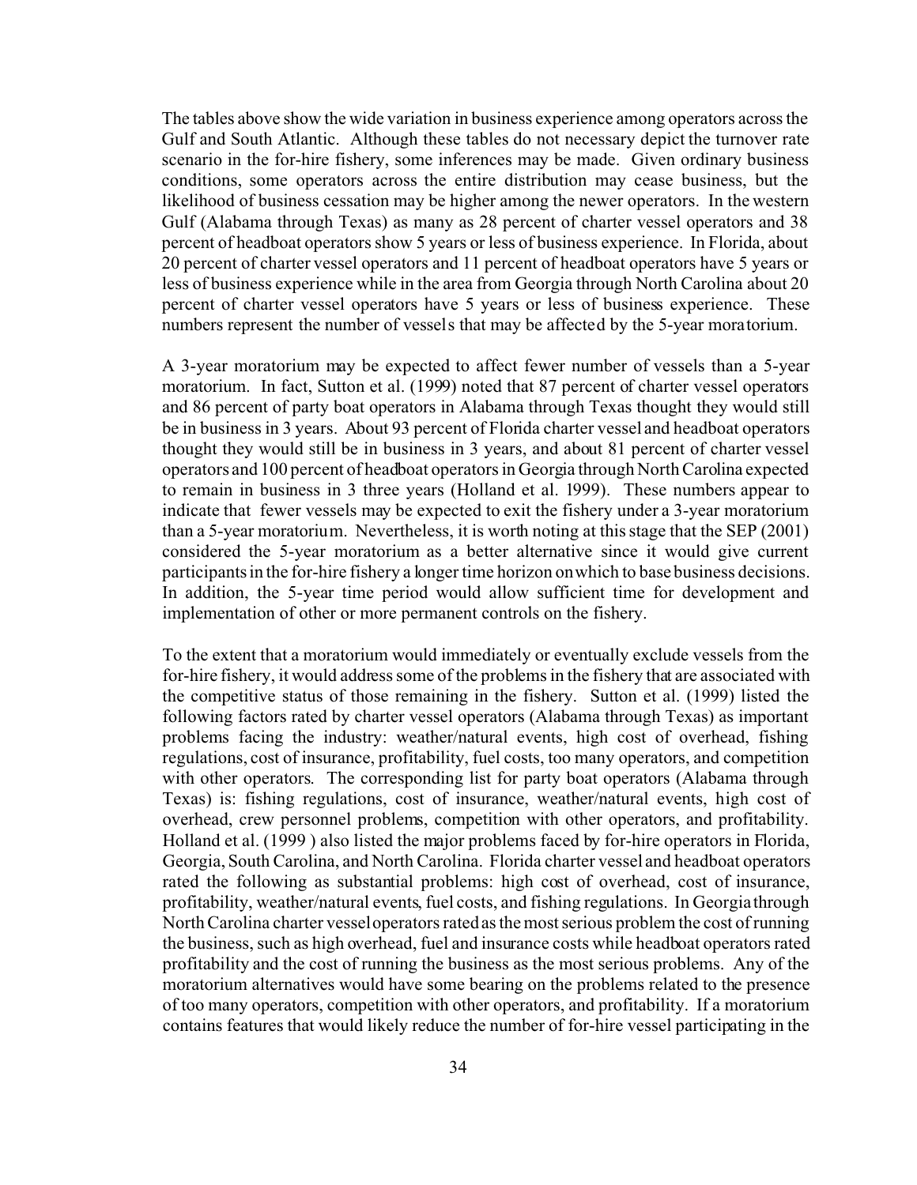The tables above show the wide variation in business experience among operators across the Gulf and South Atlantic. Although these tables do not necessary depict the turnover rate scenario in the for-hire fishery, some inferences may be made. Given ordinary business conditions, some operators across the entire distribution may cease business, but the likelihood of business cessation may be higher among the newer operators. In the western Gulf (Alabama through Texas) as many as 28 percent of charter vessel operators and 38 percent of headboat operators show 5 years or less of business experience. In Florida, about 20 percent of charter vessel operators and 11 percent of headboat operators have 5 years or less of business experience while in the area from Georgia through North Carolina about 20 percent of charter vessel operators have 5 years or less of business experience. These numbers represent the number of vessels that may be affected by the 5-year moratorium.

A 3-year moratorium may be expected to affect fewer number of vessels than a 5-year moratorium. In fact, Sutton et al. (1999) noted that 87 percent of charter vessel operators and 86 percent of party boat operators in Alabama through Texas thought they would still be in business in 3 years. About 93 percent of Florida charter vessel and headboat operators thought they would still be in business in 3 years, and about 81 percent of charter vessel operators and 100 percent of headboat operators in Georgia through North Carolina expected to remain in business in 3 three years (Holland et al. 1999). These numbers appear to indicate that fewer vessels may be expected to exit the fishery under a 3-year moratorium than a 5-year moratorium. Nevertheless, it is worth noting at this stage that the SEP (2001) considered the 5-year moratorium as a better alternative since it would give current participants in the for-hire fishery a longer time horizon on which to base business decisions. In addition, the 5-year time period would allow sufficient time for development and implementation of other or more permanent controls on the fishery.

To the extent that a moratorium would immediately or eventually exclude vessels from the for-hire fishery, it would address some of the problems in the fishery that are associated with the competitive status of those remaining in the fishery. Sutton et al. (1999) listed the following factors rated by charter vessel operators (Alabama through Texas) as important problems facing the industry: weather/natural events, high cost of overhead, fishing regulations, cost of insurance, profitability, fuel costs, too many operators, and competition with other operators. The corresponding list for party boat operators (Alabama through Texas) is: fishing regulations, cost of insurance, weather/natural events, high cost of overhead, crew personnel problems, competition with other operators, and profitability. Holland et al. (1999 ) also listed the major problems faced by for-hire operators in Florida, Georgia, South Carolina, and North Carolina. Florida charter vessel and headboat operators rated the following as substantial problems: high cost of overhead, cost of insurance, profitability, weather/natural events, fuel costs, and fishing regulations. In Georgia through North Carolina charter vessel operators rated as the most serious problem the cost of running the business, such as high overhead, fuel and insurance costs while headboat operators rated profitability and the cost of running the business as the most serious problems. Any of the moratorium alternatives would have some bearing on the problems related to the presence of too many operators, competition with other operators, and profitability. If a moratorium contains features that would likely reduce the number of for-hire vessel participating in the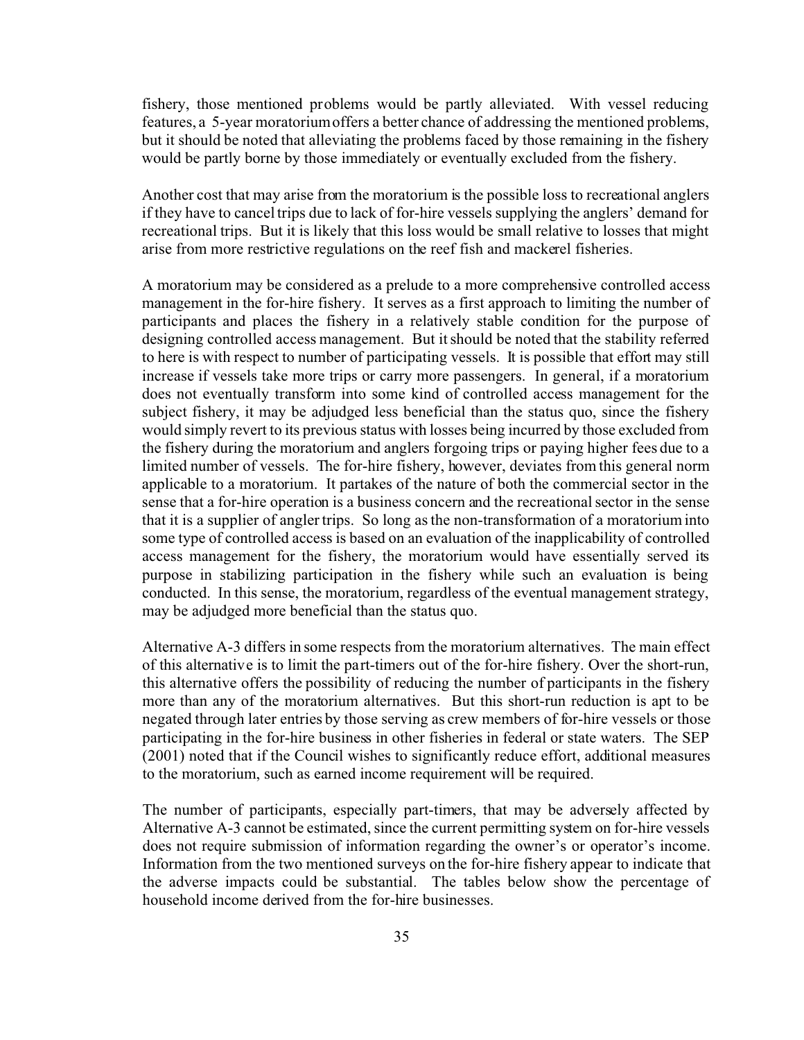fishery, those mentioned problems would be partly alleviated. With vessel reducing features, a 5-year moratorium offers a better chance of addressing the mentioned problems, but it should be noted that alleviating the problems faced by those remaining in the fishery would be partly borne by those immediately or eventually excluded from the fishery.

Another cost that may arise from the moratorium is the possible loss to recreational anglers if they have to cancel trips due to lack of for-hire vessels supplying the anglers' demand for recreational trips. But it is likely that this loss would be small relative to losses that might arise from more restrictive regulations on the reef fish and mackerel fisheries.

A moratorium may be considered as a prelude to a more comprehensive controlled access management in the for-hire fishery. It serves as a first approach to limiting the number of participants and places the fishery in a relatively stable condition for the purpose of designing controlled access management. But it should be noted that the stability referred to here is with respect to number of participating vessels. It is possible that effort may still increase if vessels take more trips or carry more passengers. In general, if a moratorium does not eventually transform into some kind of controlled access management for the subject fishery, it may be adjudged less beneficial than the status quo, since the fishery would simply revert to its previous status with losses being incurred by those excluded from the fishery during the moratorium and anglers forgoing trips or paying higher fees due to a limited number of vessels. The for-hire fishery, however, deviates from this general norm applicable to a moratorium. It partakes of the nature of both the commercial sector in the sense that a for-hire operation is a business concern and the recreational sector in the sense that it is a supplier of angler trips. So long as the non-transformation of a moratorium into some type of controlled access is based on an evaluation of the inapplicability of controlled access management for the fishery, the moratorium would have essentially served its purpose in stabilizing participation in the fishery while such an evaluation is being conducted. In this sense, the moratorium, regardless of the eventual management strategy, may be adjudged more beneficial than the status quo.

Alternative A-3 differs in some respects from the moratorium alternatives. The main effect of this alternative is to limit the part-timers out of the for-hire fishery. Over the short-run, this alternative offers the possibility of reducing the number of participants in the fishery more than any of the moratorium alternatives. But this short-run reduction is apt to be negated through later entries by those serving as crew members of for-hire vessels or those participating in the for-hire business in other fisheries in federal or state waters. The SEP (2001) noted that if the Council wishes to significantly reduce effort, additional measures to the moratorium, such as earned income requirement will be required.

The number of participants, especially part-timers, that may be adversely affected by Alternative A-3 cannot be estimated, since the current permitting system on for-hire vessels does not require submission of information regarding the owner's or operator's income. Information from the two mentioned surveys on the for-hire fishery appear to indicate that the adverse impacts could be substantial. The tables below show the percentage of household income derived from the for-hire businesses.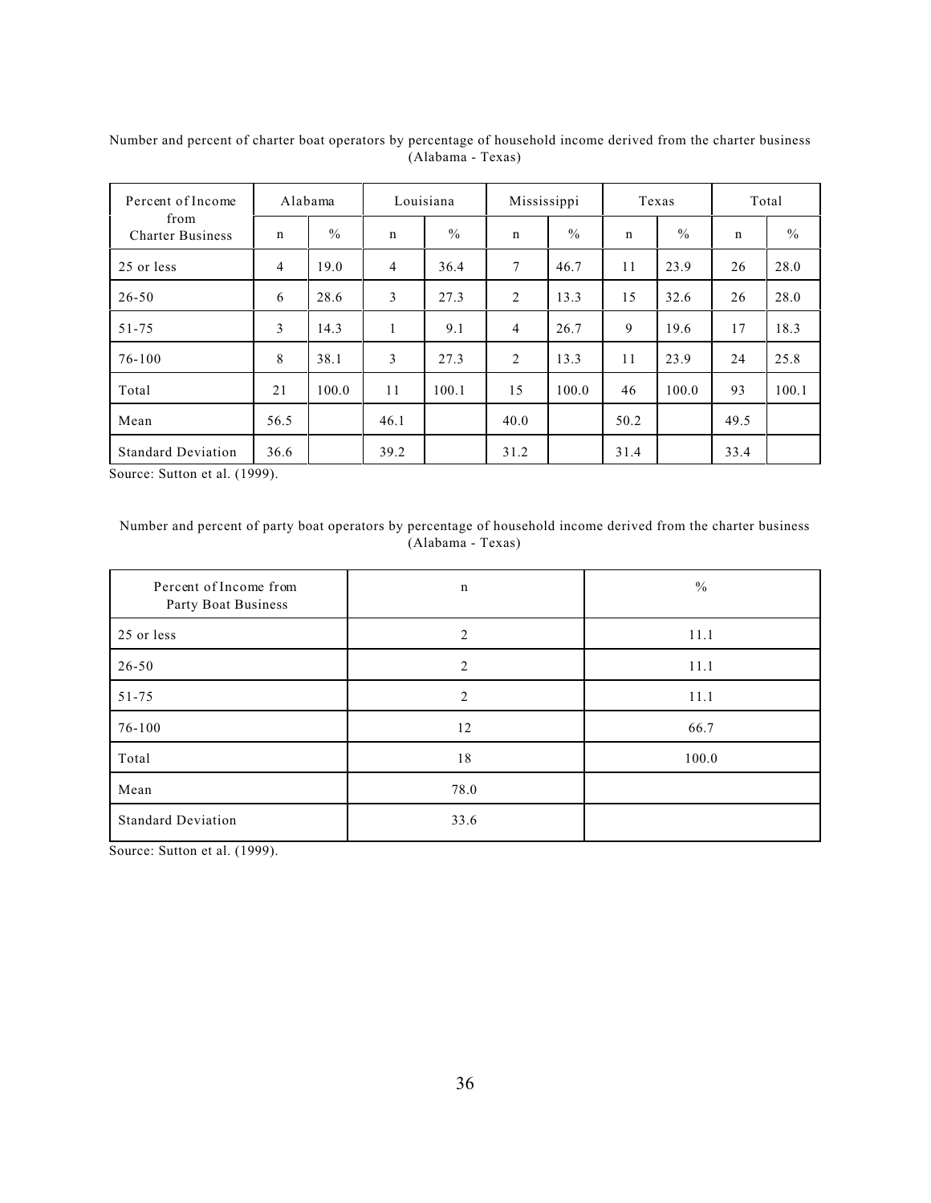Number and percent of charter boat operators by percentage of household income derived from the charter business (Alabama - Texas)

| Percent of Income from Charter Business | Alabama | | Louisiana | | Mississippi | | Texas | | Total | |
|---|---|---|---|---|---|---|---|---|---|---|
| | n | % | n | % | n | % | n | % | n | % |
| 25 or less | 4 | 19.0 | 4 | 36.4 | 7 | 46.7 | 11 | 23.9 | 26 | 28.0 |
| 26-50 | 6 | 28.6 | 3 | 27.3 | 2 | 13.3 | 15 | 32.6 | 26 | 28.0 |
| 51-75 | 3 | 14.3 | 1 | 9.1 | 4 | 26.7 | 9 | 19.6 | 17 | 18.3 |
| 76-100 | 8 | 38.1 | 3 | 27.3 | 2 | 13.3 | 11 | 23.9 | 24 | 25.8 |
| Total | 21 | 100.0 | 11 | 100.1 | 15 | 100.0 | 46 | 100.0 | 93 | 100.1 |
| Mean | 56.5 | | 46.1 | | 40.0 | | 50.2 | | 49.5 | |
| Standard Deviation | 36.6 | | 39.2 | | 31.2 | | 31.4 | | 33.4 | |

Source: Sutton et al. (1999).

Number and percent of party boat operators by percentage of household income derived from the charter business (Alabama - Texas)

| Percent of Income from Party Boat Business | n | % |
|---|---|---|
| 25 or less | 2 | 11.1 |
| 26-50 | 2 | 11.1 |
| 51-75 | 2 | 11.1 |
| 76-100 | 12 | 66.7 |
| Total | 18 | 100.0 |
| Mean | 78.0 | |
| Standard Deviation | 33.6 | |

Source: Sutton et al. (1999).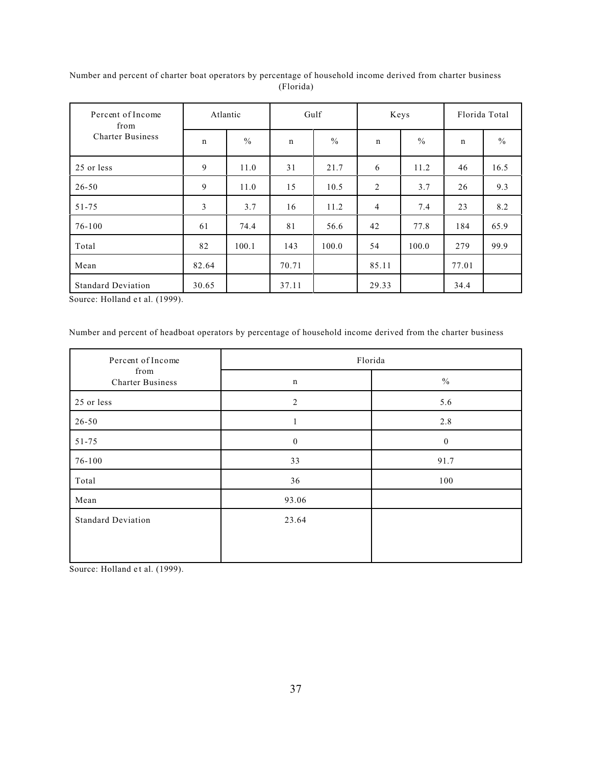Number and percent of charter boat operators by percentage of household income derived from charter business (Florida)

| Percent of Income from Charter Business | Atlantic | | Gulf | | Keys | | Florida Total | |
|---|---|---|---|---|---|---|---|---|
| | n | % | n | % | n | % | n | % |
| 25 or less | 9 | 11.0 | 31 | 21.7 | 6 | 11.2 | 46 | 16.5 |
| 26-50 | 9 | 11.0 | 15 | 10.5 | 2 | 3.7 | 26 | 9.3 |
| 51-75 | 3 | 3.7 | 16 | 11.2 | 4 | 7.4 | 23 | 8.2 |
| 76-100 | 61 | 74.4 | 81 | 56.6 | 42 | 77.8 | 184 | 65.9 |
| Total | 82 | 100.1 | 143 | 100.0 | 54 | 100.0 | 279 | 99.9 |
| Mean | 82.64 | | 70.71 | | 85.11 | | 77.01 | |
| Standard Deviation | 30.65 | | 37.11 | | 29.33 | | 34.4 | |

Source: Holland et al. (1999).

Number and percent of headboat operators by percentage of household income derived from the charter business

| Percent of Income from Charter Business | Florida | |
|---|---|---|
| | n | % |
| 25 or less | 2 | 5.6 |
| 26-50 | 1 | 2.8 |
| 51-75 | 0 | 0 |
| 76-100 | 33 | 91.7 |
| Total | 36 | 100 |
| Mean | 93.06 | |
| Standard Deviation | 23.64 | |

Source: Holland et al. (1999).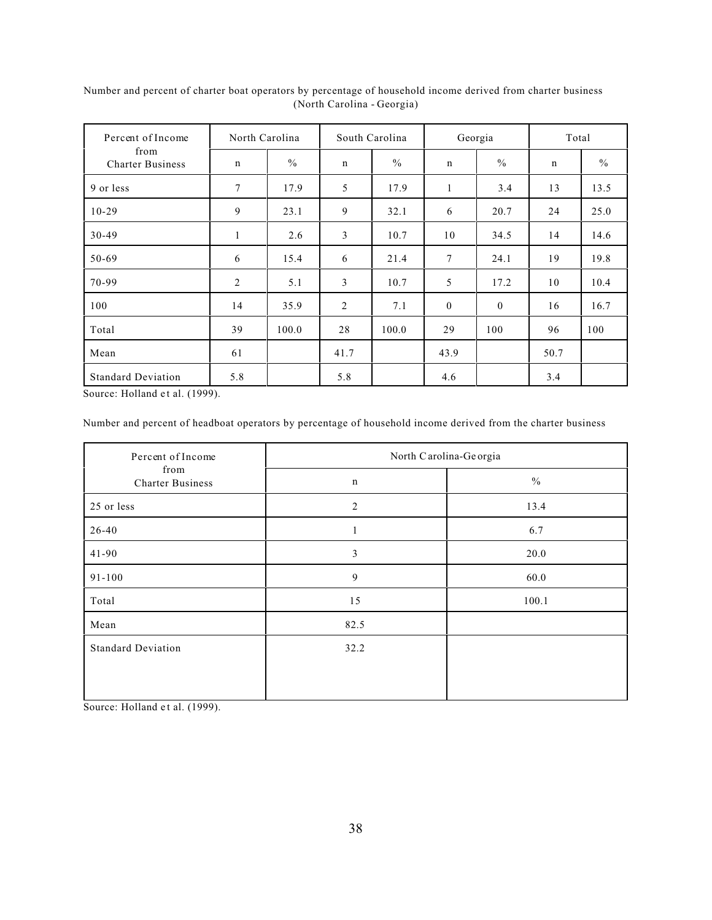Number and percent of charter boat operators by percentage of household income derived from charter business (North Carolina - Georgia)

| Percent of Income from Charter Business | North Carolina | | South Carolina | | Georgia | | Total | |
|---|---|---|---|---|---|---|---|---|
| | n | % | n | % | n | % | n | % |
| 9 or less | 7 | 17.9 | 5 | 17.9 | 1 | 3.4 | 13 | 13.5 |
| 10-29 | 9 | 23.1 | 9 | 32.1 | 6 | 20.7 | 24 | 25.0 |
| 30-49 | 1 | 2.6 | 3 | 10.7 | 10 | 34.5 | 14 | 14.6 |
| 50-69 | 6 | 15.4 | 6 | 21.4 | 7 | 24.1 | 19 | 19.8 |
| 70-99 | 2 | 5.1 | 3 | 10.7 | 5 | 17.2 | 10 | 10.4 |
| 100 | 14 | 35.9 | 2 | 7.1 | 0 | 0 | 16 | 16.7 |
| Total | 39 | 100.0 | 28 | 100.0 | 29 | 100 | 96 | 100 |
| Mean | 61 | | 41.7 | | 43.9 | | 50.7 | |
| Standard Deviation | 5.8 | | 5.8 | | 4.6 | | 3.4 | |

Source: Holland et al. (1999).

Number and percent of headboat operators by percentage of household income derived from the charter business

| Percent of Income from Charter Business | North Carolina-Georgia | |
|---|---|---|
| | n | % |
| 25 or less | 2 | 13.4 |
| 26-40 | 1 | 6.7 |
| 41-90 | 3 | 20.0 |
| 91-100 | 9 | 60.0 |
| Total | 15 | 100.1 |
| Mean | 82.5 | |
| Standard Deviation | 32.2 | |

Source: Holland et al. (1999).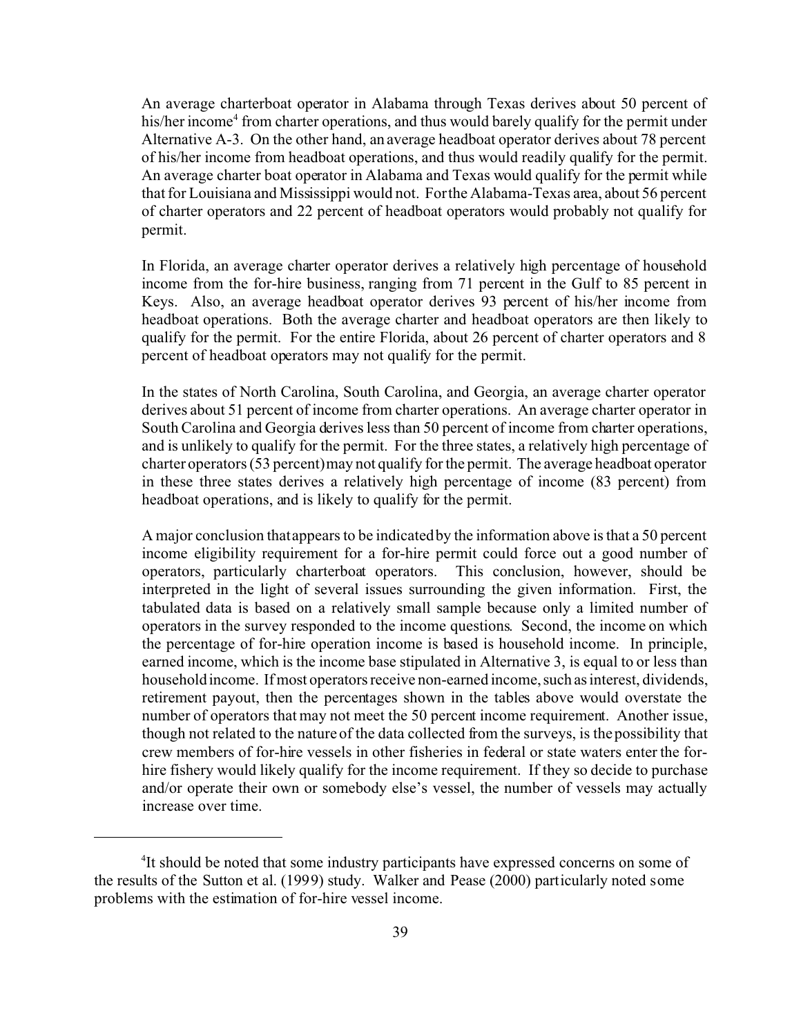An average charterboat operator in Alabama through Texas derives about 50 percent of his/her income[4] from charter operations, and thus would barely qualify for the permit under Alternative A-3. On the other hand, an average headboat operator derives about 78 percent of his/her income from headboat operations, and thus would readily qualify for the permit. An average charter boat operator in Alabama and Texas would qualify for the permit while that for Louisiana and Mississippi would not. For the Alabama-Texas area, about 56 percent of charter operators and 22 percent of headboat operators would probably not qualify for permit.

In Florida, an average charter operator derives a relatively high percentage of household income from the for-hire business, ranging from 71 percent in the Gulf to 85 percent in Keys. Also, an average headboat operator derives 93 percent of his/her income from headboat operations. Both the average charter and headboat operators are then likely to qualify for the permit. For the entire Florida, about 26 percent of charter operators and 8 percent of headboat operators may not qualify for the permit.

In the states of North Carolina, South Carolina, and Georgia, an average charter operator derives about 51 percent of income from charter operations. An average charter operator in South Carolina and Georgia derives less than 50 percent of income from charter operations, and is unlikely to qualify for the permit. For the three states, a relatively high percentage of charter operators (53 percent) may not qualify for the permit. The average headboat operator in these three states derives a relatively high percentage of income (83 percent) from headboat operations, and is likely to qualify for the permit.

A major conclusion that appears to be indicated by the information above is that a 50 percent income eligibility requirement for a for-hire permit could force out a good number of operators, particularly charterboat operators. This conclusion, however, should be interpreted in the light of several issues surrounding the given information. First, the tabulated data is based on a relatively small sample because only a limited number of operators in the survey responded to the income questions. Second, the income on which the percentage of for-hire operation income is based is household income. In principle, earned income, which is the income base stipulated in Alternative 3, is equal to or less than household income. If most operators receive non-earned income, such as interest, dividends, retirement payout, then the percentages shown in the tables above would overstate the number of operators that may not meet the 50 percent income requirement. Another issue, though not related to the nature of the data collected from the surveys, is the possibility that crew members of for-hire vessels in other fisheries in federal or state waters enter the for-hire fishery would likely qualify for the income requirement. If they so decide to purchase and/or operate their own or somebody else's vessel, the number of vessels may actually increase over time.

---

[4] It should be noted that some industry participants have expressed concerns on some of the results of the Sutton et al. (1999) study. Walker and Pease (2000) particularly noted some problems with the estimation of for-hire vessel income.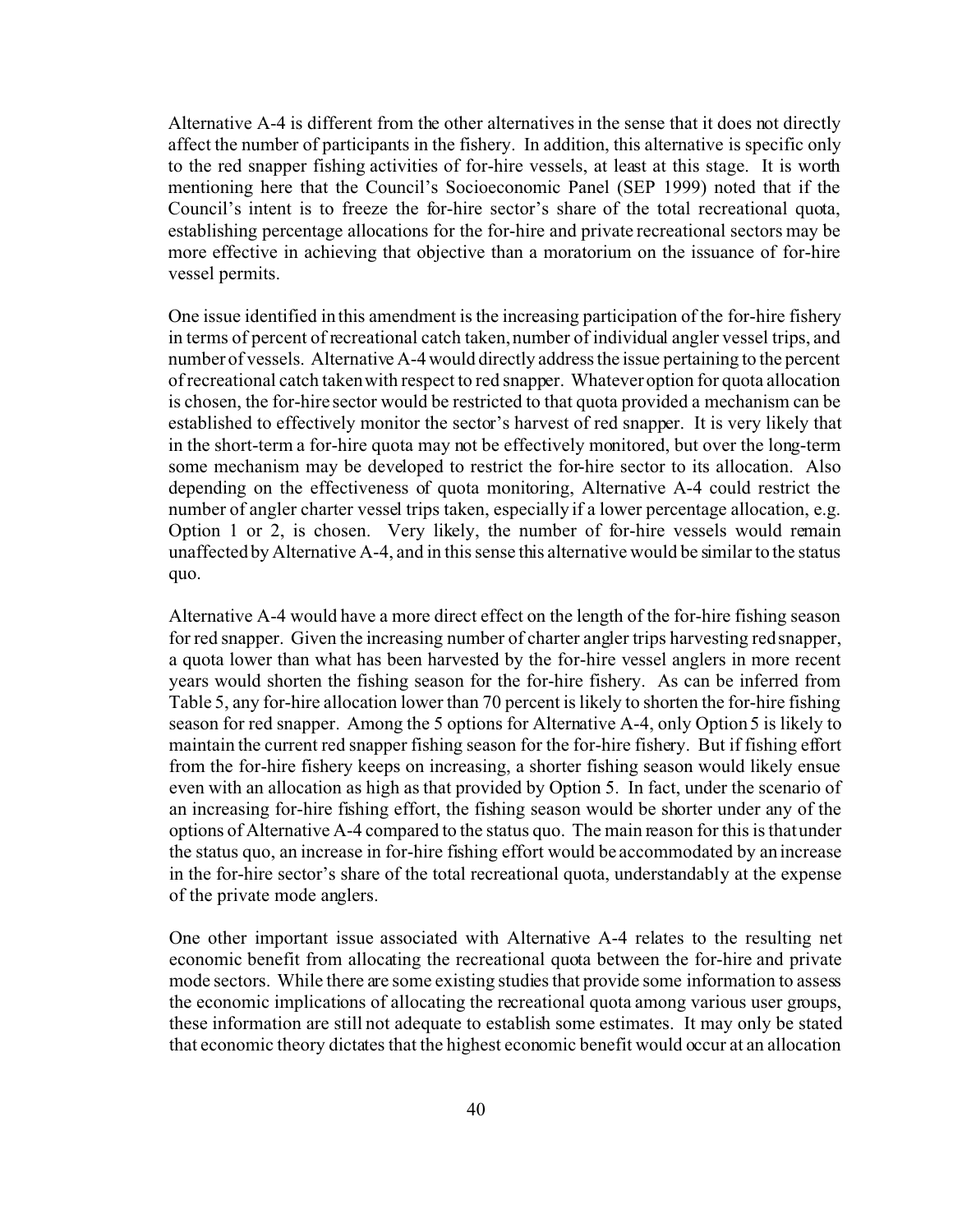Alternative A-4 is different from the other alternatives in the sense that it does not directly affect the number of participants in the fishery. In addition, this alternative is specific only to the red snapper fishing activities of for-hire vessels, at least at this stage. It is worth mentioning here that the Council's Socioeconomic Panel (SEP 1999) noted that if the Council's intent is to freeze the for-hire sector's share of the total recreational quota, establishing percentage allocations for the for-hire and private recreational sectors may be more effective in achieving that objective than a moratorium on the issuance of for-hire vessel permits.

One issue identified in this amendment is the increasing participation of the for-hire fishery in terms of percent of recreational catch taken, number of individual angler vessel trips, and number of vessels. Alternative A-4 would directly address the issue pertaining to the percent of recreational catch taken with respect to red snapper. Whatever option for quota allocation is chosen, the for-hire sector would be restricted to that quota provided a mechanism can be established to effectively monitor the sector's harvest of red snapper. It is very likely that in the short-term a for-hire quota may not be effectively monitored, but over the long-term some mechanism may be developed to restrict the for-hire sector to its allocation. Also depending on the effectiveness of quota monitoring, Alternative A-4 could restrict the number of angler charter vessel trips taken, especially if a lower percentage allocation, e.g. Option 1 or 2, is chosen. Very likely, the number of for-hire vessels would remain unaffected by Alternative A-4, and in this sense this alternative would be similar to the status quo.

Alternative A-4 would have a more direct effect on the length of the for-hire fishing season for red snapper. Given the increasing number of charter angler trips harvesting red snapper, a quota lower than what has been harvested by the for-hire vessel anglers in more recent years would shorten the fishing season for the for-hire fishery. As can be inferred from Table 5, any for-hire allocation lower than 70 percent is likely to shorten the for-hire fishing season for red snapper. Among the 5 options for Alternative A-4, only Option 5 is likely to maintain the current red snapper fishing season for the for-hire fishery. But if fishing effort from the for-hire fishery keeps on increasing, a shorter fishing season would likely ensue even with an allocation as high as that provided by Option 5. In fact, under the scenario of an increasing for-hire fishing effort, the fishing season would be shorter under any of the options of Alternative A-4 compared to the status quo. The main reason for this is that under the status quo, an increase in for-hire fishing effort would be accommodated by an increase in the for-hire sector's share of the total recreational quota, understandably at the expense of the private mode anglers.

One other important issue associated with Alternative A-4 relates to the resulting net economic benefit from allocating the recreational quota between the for-hire and private mode sectors. While there are some existing studies that provide some information to assess the economic implications of allocating the recreational quota among various user groups, these information are still not adequate to establish some estimates. It may only be stated that economic theory dictates that the highest economic benefit would occur at an allocation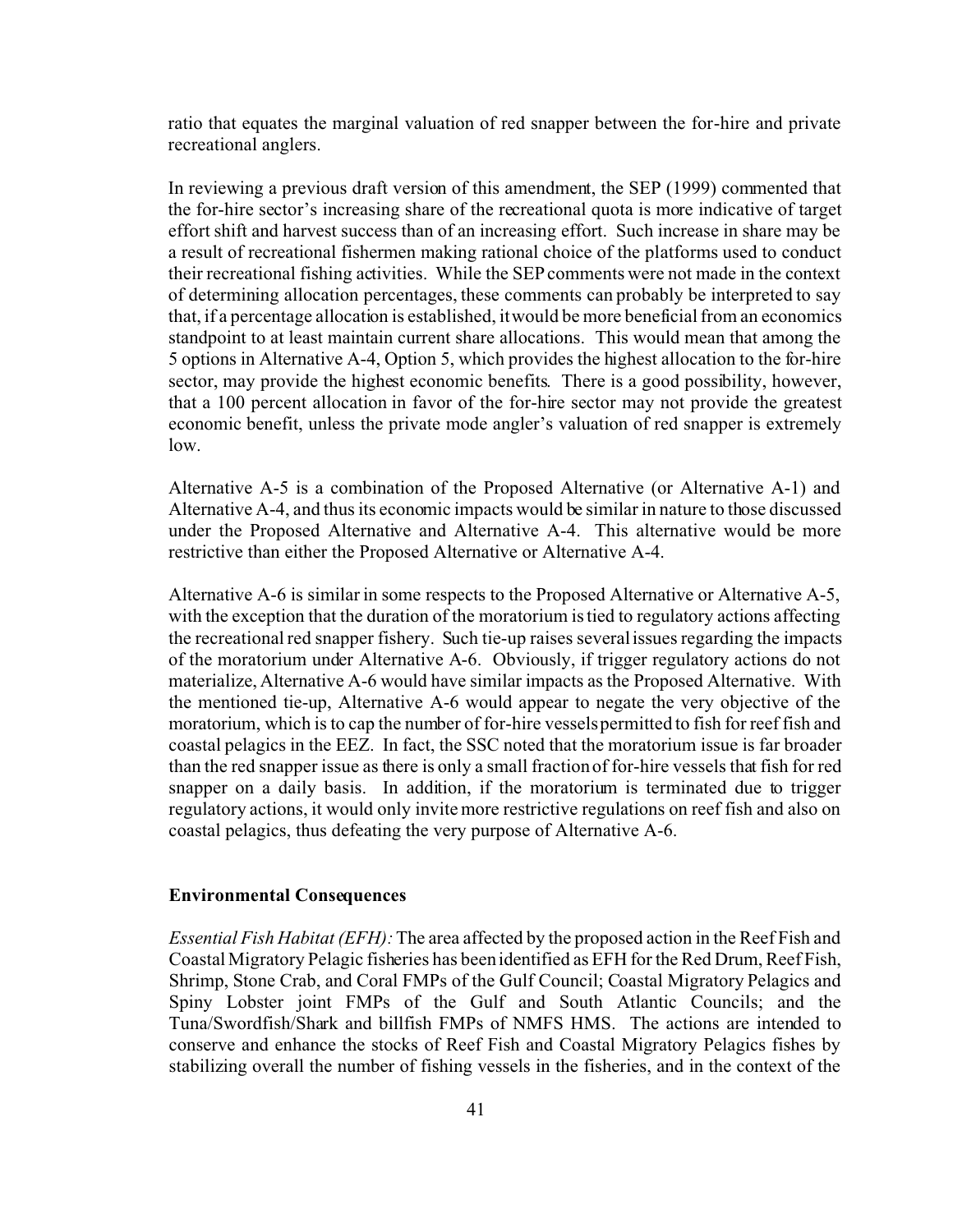ratio that equates the marginal valuation of red snapper between the for-hire and private recreational anglers.

In reviewing a previous draft version of this amendment, the SEP (1999) commented that the for-hire sector's increasing share of the recreational quota is more indicative of target effort shift and harvest success than of an increasing effort. Such increase in share may be a result of recreational fishermen making rational choice of the platforms used to conduct their recreational fishing activities. While the SEP comments were not made in the context of determining allocation percentages, these comments can probably be interpreted to say that, if a percentage allocation is established, it would be more beneficial from an economics standpoint to at least maintain current share allocations. This would mean that among the 5 options in Alternative A-4, Option 5, which provides the highest allocation to the for-hire sector, may provide the highest economic benefits. There is a good possibility, however, that a 100 percent allocation in favor of the for-hire sector may not provide the greatest economic benefit, unless the private mode angler's valuation of red snapper is extremely low.

Alternative A-5 is a combination of the Proposed Alternative (or Alternative A-1) and Alternative A-4, and thus its economic impacts would be similar in nature to those discussed under the Proposed Alternative and Alternative A-4. This alternative would be more restrictive than either the Proposed Alternative or Alternative A-4.

Alternative A-6 is similar in some respects to the Proposed Alternative or Alternative A-5, with the exception that the duration of the moratorium is tied to regulatory actions affecting the recreational red snapper fishery. Such tie-up raises several issues regarding the impacts of the moratorium under Alternative A-6. Obviously, if trigger regulatory actions do not materialize, Alternative A-6 would have similar impacts as the Proposed Alternative. With the mentioned tie-up, Alternative A-6 would appear to negate the very objective of the moratorium, which is to cap the number of for-hire vessels permitted to fish for reef fish and coastal pelagics in the EEZ. In fact, the SSC noted that the moratorium issue is far broader than the red snapper issue as there is only a small fraction of for-hire vessels that fish for red snapper on a daily basis. In addition, if the moratorium is terminated due to trigger regulatory actions, it would only invite more restrictive regulations on reef fish and also on coastal pelagics, thus defeating the very purpose of Alternative A-6.

**Environmental Consequences**

*Essential Fish Habitat (EFH):* The area affected by the proposed action in the Reef Fish and Coastal Migratory Pelagic fisheries has been identified as EFH for the Red Drum, Reef Fish, Shrimp, Stone Crab, and Coral FMPs of the Gulf Council; Coastal Migratory Pelagics and Spiny Lobster joint FMPs of the Gulf and South Atlantic Councils; and the Tuna/Swordfish/Shark and billfish FMPs of NMFS HMS. The actions are intended to conserve and enhance the stocks of Reef Fish and Coastal Migratory Pelagics fishes by stabilizing overall the number of fishing vessels in the fisheries, and in the context of the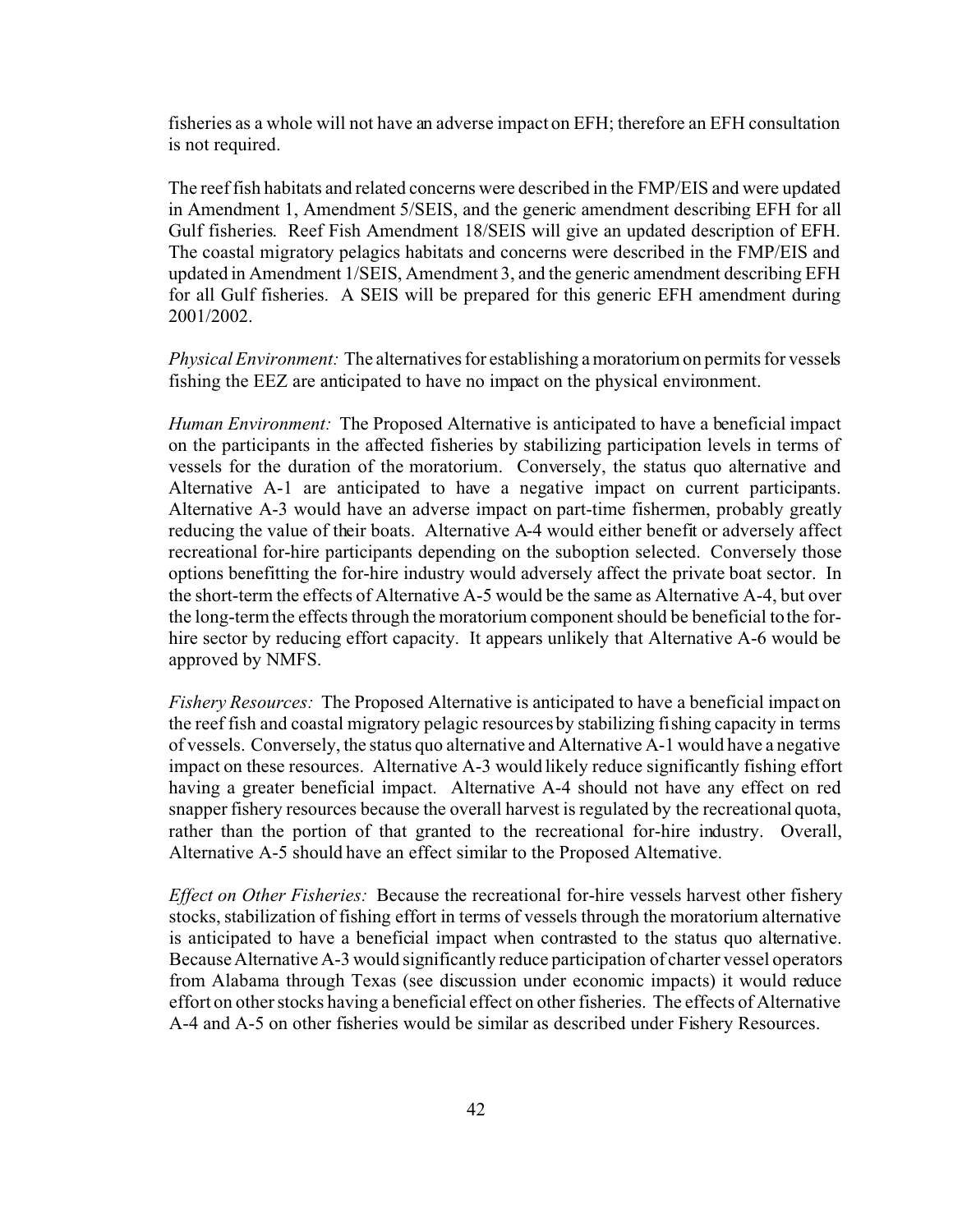fisheries as a whole will not have an adverse impact on EFH; therefore an EFH consultation is not required.

The reef fish habitats and related concerns were described in the FMP/EIS and were updated in Amendment 1, Amendment 5/SEIS, and the generic amendment describing EFH for all Gulf fisheries. Reef Fish Amendment 18/SEIS will give an updated description of EFH. The coastal migratory pelagics habitats and concerns were described in the FMP/EIS and updated in Amendment 1/SEIS, Amendment 3, and the generic amendment describing EFH for all Gulf fisheries. A SEIS will be prepared for this generic EFH amendment during 2001/2002.

*Physical Environment:* The alternatives for establishing a moratorium on permits for vessels fishing the EEZ are anticipated to have no impact on the physical environment.

*Human Environment:* The Proposed Alternative is anticipated to have a beneficial impact on the participants in the affected fisheries by stabilizing participation levels in terms of vessels for the duration of the moratorium. Conversely, the status quo alternative and Alternative A-1 are anticipated to have a negative impact on current participants. Alternative A-3 would have an adverse impact on part-time fishermen, probably greatly reducing the value of their boats. Alternative A-4 would either benefit or adversely affect recreational for-hire participants depending on the suboption selected. Conversely those options benefitting the for-hire industry would adversely affect the private boat sector. In the short-term the effects of Alternative A-5 would be the same as Alternative A-4, but over the long-term the effects through the moratorium component should be beneficial to the for-hire sector by reducing effort capacity. It appears unlikely that Alternative A-6 would be approved by NMFS.

*Fishery Resources:* The Proposed Alternative is anticipated to have a beneficial impact on the reef fish and coastal migratory pelagic resources by stabilizing fishing capacity in terms of vessels. Conversely, the status quo alternative and Alternative A-1 would have a negative impact on these resources. Alternative A-3 would likely reduce significantly fishing effort having a greater beneficial impact. Alternative A-4 should not have any effect on red snapper fishery resources because the overall harvest is regulated by the recreational quota, rather than the portion of that granted to the recreational for-hire industry. Overall, Alternative A-5 should have an effect similar to the Proposed Alternative.

*Effect on Other Fisheries:* Because the recreational for-hire vessels harvest other fishery stocks, stabilization of fishing effort in terms of vessels through the moratorium alternative is anticipated to have a beneficial impact when contrasted to the status quo alternative. Because Alternative A-3 would significantly reduce participation of charter vessel operators from Alabama through Texas (see discussion under economic impacts) it would reduce effort on other stocks having a beneficial effect on other fisheries. The effects of Alternative A-4 and A-5 on other fisheries would be similar as described under Fishery Resources.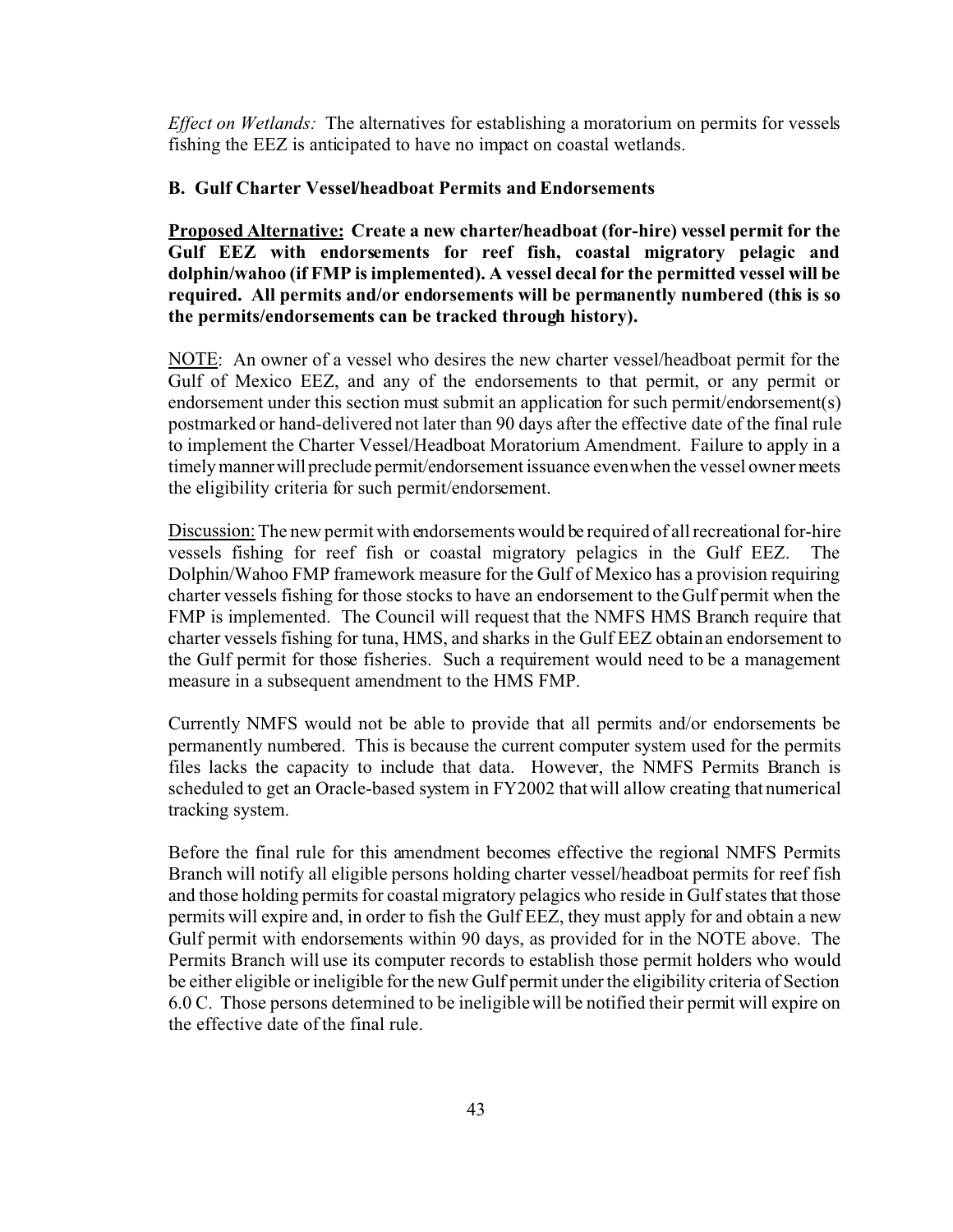*Effect on Wetlands:* The alternatives for establishing a moratorium on permits for vessels fishing the EEZ is anticipated to have no impact on coastal wetlands.

### B. Gulf Charter Vessel/headboat Permits and Endorsements

**<u>Proposed Alternative:</u> Create a new charter/headboat (for-hire) vessel permit for the Gulf EEZ with endorsements for reef fish, coastal migratory pelagic and dolphin/wahoo (if FMP is implemented). A vessel decal for the permitted vessel will be required. All permits and/or endorsements will be permanently numbered (this is so the permits/endorsements can be tracked through history).**

<u>NOTE</u>: An owner of a vessel who desires the new charter vessel/headboat permit for the Gulf of Mexico EEZ, and any of the endorsements to that permit, or any permit or endorsement under this section must submit an application for such permit/endorsement(s) postmarked or hand-delivered not later than 90 days after the effective date of the final rule to implement the Charter Vessel/Headboat Moratorium Amendment. Failure to apply in a timely manner will preclude permit/endorsement issuance even when the vessel owner meets the eligibility criteria for such permit/endorsement.

<u>Discussion:</u> The new permit with endorsements would be required of all recreational for-hire vessels fishing for reef fish or coastal migratory pelagics in the Gulf EEZ. The Dolphin/Wahoo FMP framework measure for the Gulf of Mexico has a provision requiring charter vessels fishing for those stocks to have an endorsement to the Gulf permit when the FMP is implemented. The Council will request that the NMFS HMS Branch require that charter vessels fishing for tuna, HMS, and sharks in the Gulf EEZ obtain an endorsement to the Gulf permit for those fisheries. Such a requirement would need to be a management measure in a subsequent amendment to the HMS FMP.

Currently NMFS would not be able to provide that all permits and/or endorsements be permanently numbered. This is because the current computer system used for the permits files lacks the capacity to include that data. However, the NMFS Permits Branch is scheduled to get an Oracle-based system in FY2002 that will allow creating that numerical tracking system.

Before the final rule for this amendment becomes effective the regional NMFS Permits Branch will notify all eligible persons holding charter vessel/headboat permits for reef fish and those holding permits for coastal migratory pelagics who reside in Gulf states that those permits will expire and, in order to fish the Gulf EEZ, they must apply for and obtain a new Gulf permit with endorsements within 90 days, as provided for in the NOTE above. The Permits Branch will use its computer records to establish those permit holders who would be either eligible or ineligible for the new Gulf permit under the eligibility criteria of Section 6.0 C. Those persons determined to be ineligible will be notified their permit will expire on the effective date of the final rule.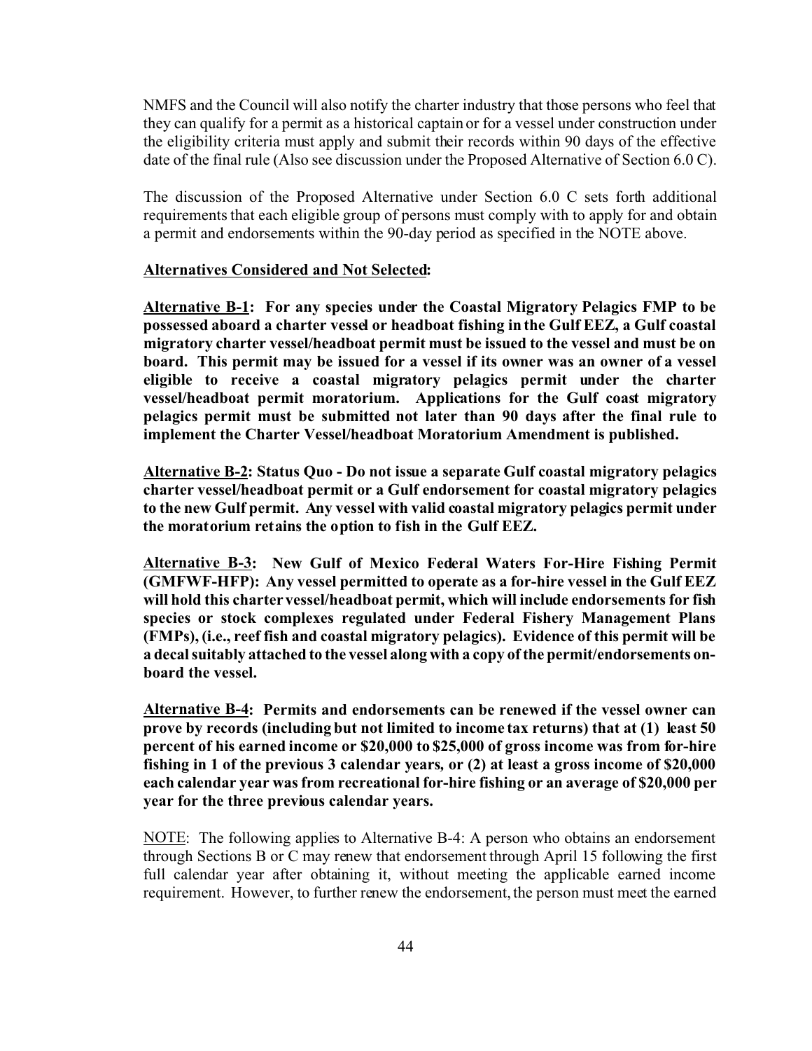NMFS and the Council will also notify the charter industry that those persons who feel that they can qualify for a permit as a historical captain or for a vessel under construction under the eligibility criteria must apply and submit their records within 90 days of the effective date of the final rule (Also see discussion under the Proposed Alternative of Section 6.0 C).

The discussion of the Proposed Alternative under Section 6.0 C sets forth additional requirements that each eligible group of persons must comply with to apply for and obtain a permit and endorsements within the 90-day period as specified in the NOTE above.

**Alternatives Considered and Not Selected:**

**Alternative B-1: For any species under the Coastal Migratory Pelagics FMP to be possessed aboard a charter vessel or headboat fishing in the Gulf EEZ, a Gulf coastal migratory charter vessel/headboat permit must be issued to the vessel and must be on board. This permit may be issued for a vessel if its owner was an owner of a vessel eligible to receive a coastal migratory pelagics permit under the charter vessel/headboat permit moratorium. Applications for the Gulf coast migratory pelagics permit must be submitted not later than 90 days after the final rule to implement the Charter Vessel/headboat Moratorium Amendment is published.**

**Alternative B-2: Status Quo - Do not issue a separate Gulf coastal migratory pelagics charter vessel/headboat permit or a Gulf endorsement for coastal migratory pelagics to the new Gulf permit. Any vessel with valid coastal migratory pelagics permit under the moratorium retains the option to fish in the Gulf EEZ.**

**Alternative B-3: New Gulf of Mexico Federal Waters For-Hire Fishing Permit (GMFWF-HFP): Any vessel permitted to operate as a for-hire vessel in the Gulf EEZ will hold this charter vessel/headboat permit, which will include endorsements for fish species or stock complexes regulated under Federal Fishery Management Plans (FMPs), (i.e., reef fish and coastal migratory pelagics). Evidence of this permit will be a decal suitably attached to the vessel along with a copy of the permit/endorsements on-board the vessel.**

**Alternative B-4: Permits and endorsements can be renewed if the vessel owner can prove by records (including but not limited to income tax returns) that at (1) least 50 percent of his earned income or $20,000 to $25,000 of gross income was from for-hire fishing in 1 of the previous 3 calendar years, or (2) at least a gross income of $20,000 each calendar year was from recreational for-hire fishing or an average of $20,000 per year for the three previous calendar years.**

NOTE: The following applies to Alternative B-4: A person who obtains an endorsement through Sections B or C may renew that endorsement through April 15 following the first full calendar year after obtaining it, without meeting the applicable earned income requirement. However, to further renew the endorsement, the person must meet the earned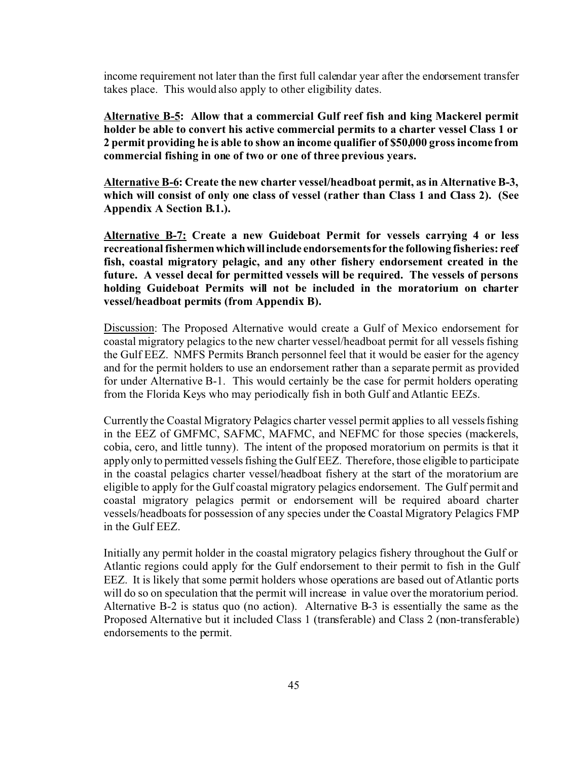income requirement not later than the first full calendar year after the endorsement transfer takes place. This would also apply to other eligibility dates.

**<u>Alternative B-5</u>: Allow that a commercial Gulf reef fish and king Mackerel permit holder be able to convert his active commercial permits to a charter vessel Class 1 or 2 permit providing he is able to show an income qualifier of $50,000 gross income from commercial fishing in one of two or one of three previous years.**

**<u>Alternative B-6</u>: Create the new charter vessel/headboat permit, as in Alternative B-3, which will consist of only one class of vessel (rather than Class 1 and Class 2). (See Appendix A Section B.1.).**

**<u>Alternative B-7:</u> Create a new Guideboat Permit for vessels carrying 4 or less recreational fishermen which will include endorsements for the following fisheries: reef fish, coastal migratory pelagic, and any other fishery endorsement created in the future. A vessel decal for permitted vessels will be required. The vessels of persons holding Guideboat Permits will not be included in the moratorium on charter vessel/headboat permits (from Appendix B).**

<u>Discussion</u>: The Proposed Alternative would create a Gulf of Mexico endorsement for coastal migratory pelagics to the new charter vessel/headboat permit for all vessels fishing the Gulf EEZ. NMFS Permits Branch personnel feel that it would be easier for the agency and for the permit holders to use an endorsement rather than a separate permit as provided for under Alternative B-1. This would certainly be the case for permit holders operating from the Florida Keys who may periodically fish in both Gulf and Atlantic EEZs.

Currently the Coastal Migratory Pelagics charter vessel permit applies to all vessels fishing in the EEZ of GMFMC, SAFMC, MAFMC, and NEFMC for those species (mackerels, cobia, cero, and little tunny). The intent of the proposed moratorium on permits is that it apply only to permitted vessels fishing the Gulf EEZ. Therefore, those eligible to participate in the coastal pelagics charter vessel/headboat fishery at the start of the moratorium are eligible to apply for the Gulf coastal migratory pelagics endorsement. The Gulf permit and coastal migratory pelagics permit or endorsement will be required aboard charter vessels/headboats for possession of any species under the Coastal Migratory Pelagics FMP in the Gulf EEZ.

Initially any permit holder in the coastal migratory pelagics fishery throughout the Gulf or Atlantic regions could apply for the Gulf endorsement to their permit to fish in the Gulf EEZ. It is likely that some permit holders whose operations are based out of Atlantic ports will do so on speculation that the permit will increase in value over the moratorium period. Alternative B-2 is status quo (no action). Alternative B-3 is essentially the same as the Proposed Alternative but it included Class 1 (transferable) and Class 2 (non-transferable) endorsements to the permit.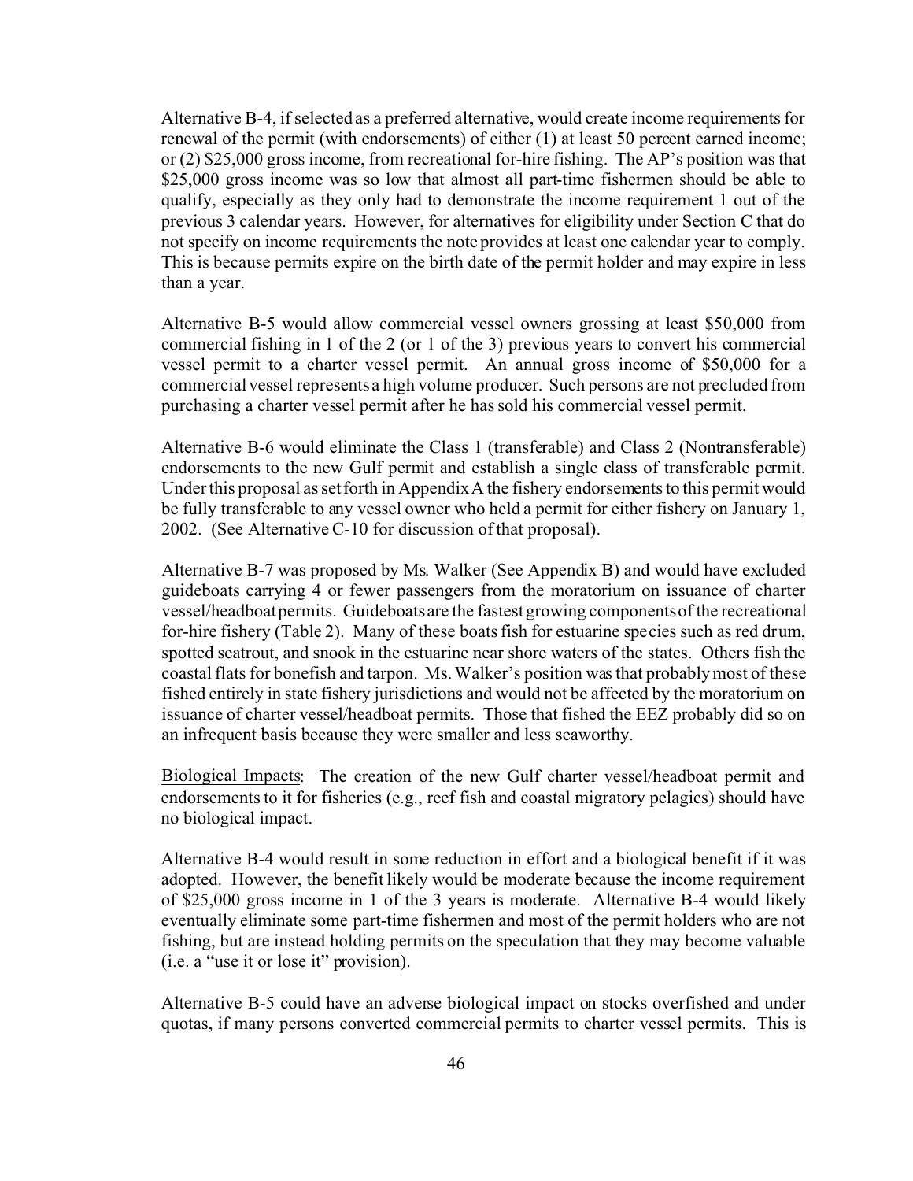Alternative B-4, if selected as a preferred alternative, would create income requirements for renewal of the permit (with endorsements) of either (1) at least 50 percent earned income; or (2) $25,000 gross income, from recreational for-hire fishing. The AP's position was that $25,000 gross income was so low that almost all part-time fishermen should be able to qualify, especially as they only had to demonstrate the income requirement 1 out of the previous 3 calendar years. However, for alternatives for eligibility under Section C that do not specify on income requirements the note provides at least one calendar year to comply. This is because permits expire on the birth date of the permit holder and may expire in less than a year.

Alternative B-5 would allow commercial vessel owners grossing at least $50,000 from commercial fishing in 1 of the 2 (or 1 of the 3) previous years to convert his commercial vessel permit to a charter vessel permit. An annual gross income of $50,000 for a commercial vessel represents a high volume producer. Such persons are not precluded from purchasing a charter vessel permit after he has sold his commercial vessel permit.

Alternative B-6 would eliminate the Class 1 (transferable) and Class 2 (Nontransferable) endorsements to the new Gulf permit and establish a single class of transferable permit. Under this proposal as set forth in Appendix A the fishery endorsements to this permit would be fully transferable to any vessel owner who held a permit for either fishery on January 1, 2002. (See Alternative C-10 for discussion of that proposal).

Alternative B-7 was proposed by Ms. Walker (See Appendix B) and would have excluded guideboats carrying 4 or fewer passengers from the moratorium on issuance of charter vessel/headboat permits. Guideboats are the fastest growing components of the recreational for-hire fishery (Table 2). Many of these boats fish for estuarine species such as red drum, spotted seatrout, and snook in the estuarine near shore waters of the states. Others fish the coastal flats for bonefish and tarpon. Ms. Walker's position was that probably most of these fished entirely in state fishery jurisdictions and would not be affected by the moratorium on issuance of charter vessel/headboat permits. Those that fished the EEZ probably did so on an infrequent basis because they were smaller and less seaworthy.

Biological Impacts: The creation of the new Gulf charter vessel/headboat permit and endorsements to it for fisheries (e.g., reef fish and coastal migratory pelagics) should have no biological impact.

Alternative B-4 would result in some reduction in effort and a biological benefit if it was adopted. However, the benefit likely would be moderate because the income requirement of $25,000 gross income in 1 of the 3 years is moderate. Alternative B-4 would likely eventually eliminate some part-time fishermen and most of the permit holders who are not fishing, but are instead holding permits on the speculation that they may become valuable (i.e. a "use it or lose it" provision).

Alternative B-5 could have an adverse biological impact on stocks overfished and under quotas, if many persons converted commercial permits to charter vessel permits. This is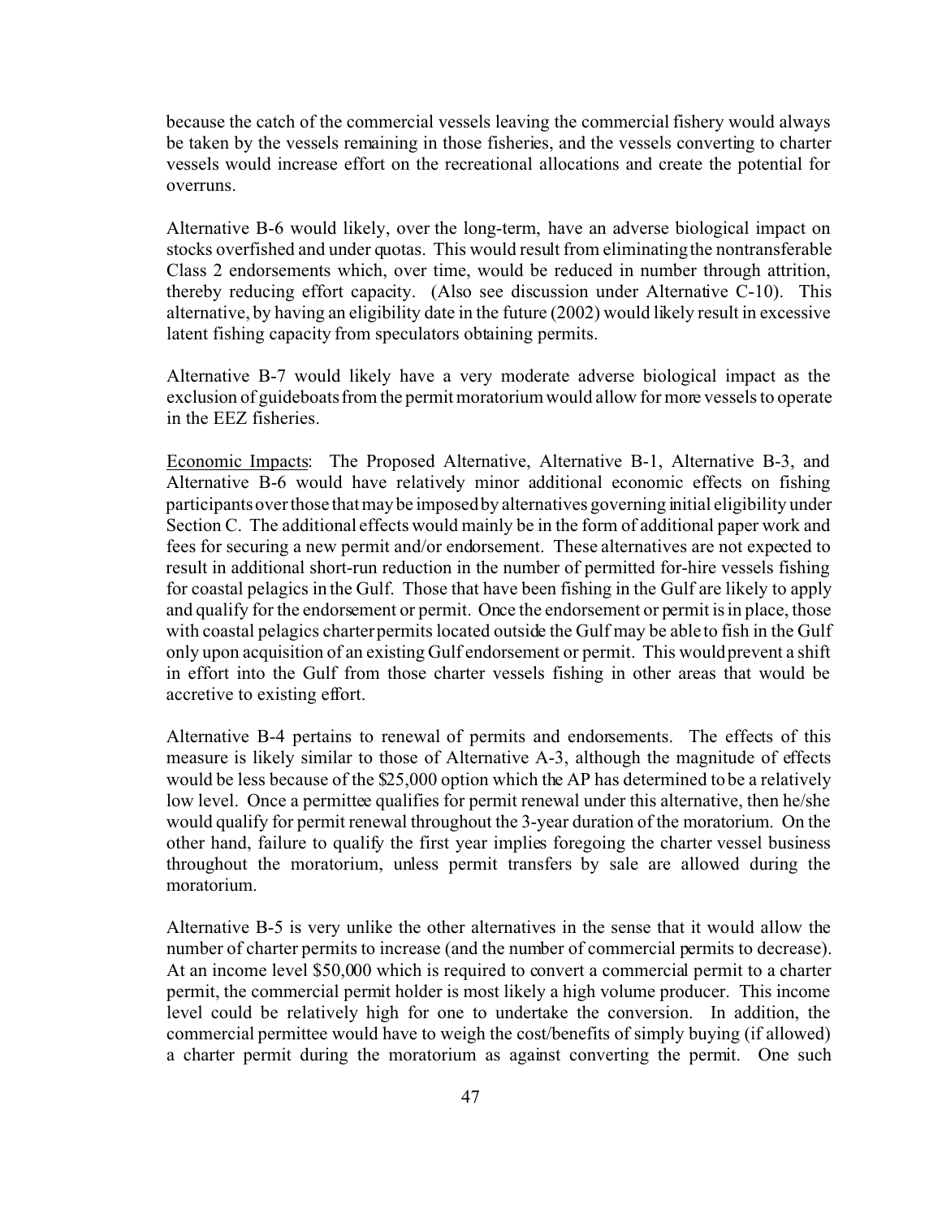because the catch of the commercial vessels leaving the commercial fishery would always be taken by the vessels remaining in those fisheries, and the vessels converting to charter vessels would increase effort on the recreational allocations and create the potential for overruns.

Alternative B-6 would likely, over the long-term, have an adverse biological impact on stocks overfished and under quotas. This would result from eliminating the nontransferable Class 2 endorsements which, over time, would be reduced in number through attrition, thereby reducing effort capacity. (Also see discussion under Alternative C-10). This alternative, by having an eligibility date in the future (2002) would likely result in excessive latent fishing capacity from speculators obtaining permits.

Alternative B-7 would likely have a very moderate adverse biological impact as the exclusion of guideboats from the permit moratorium would allow for more vessels to operate in the EEZ fisheries.

Economic Impacts: The Proposed Alternative, Alternative B-1, Alternative B-3, and Alternative B-6 would have relatively minor additional economic effects on fishing participants over those that may be imposed by alternatives governing initial eligibility under Section C. The additional effects would mainly be in the form of additional paper work and fees for securing a new permit and/or endorsement. These alternatives are not expected to result in additional short-run reduction in the number of permitted for-hire vessels fishing for coastal pelagics in the Gulf. Those that have been fishing in the Gulf are likely to apply and qualify for the endorsement or permit. Once the endorsement or permit is in place, those with coastal pelagics charter permits located outside the Gulf may be able to fish in the Gulf only upon acquisition of an existing Gulf endorsement or permit. This would prevent a shift in effort into the Gulf from those charter vessels fishing in other areas that would be accretive to existing effort.

Alternative B-4 pertains to renewal of permits and endorsements. The effects of this measure is likely similar to those of Alternative A-3, although the magnitude of effects would be less because of the $25,000 option which the AP has determined to be a relatively low level. Once a permittee qualifies for permit renewal under this alternative, then he/she would qualify for permit renewal throughout the 3-year duration of the moratorium. On the other hand, failure to qualify the first year implies foregoing the charter vessel business throughout the moratorium, unless permit transfers by sale are allowed during the moratorium.

Alternative B-5 is very unlike the other alternatives in the sense that it would allow the number of charter permits to increase (and the number of commercial permits to decrease). At an income level $50,000 which is required to convert a commercial permit to a charter permit, the commercial permit holder is most likely a high volume producer. This income level could be relatively high for one to undertake the conversion. In addition, the commercial permittee would have to weigh the cost/benefits of simply buying (if allowed) a charter permit during the moratorium as against converting the permit. One such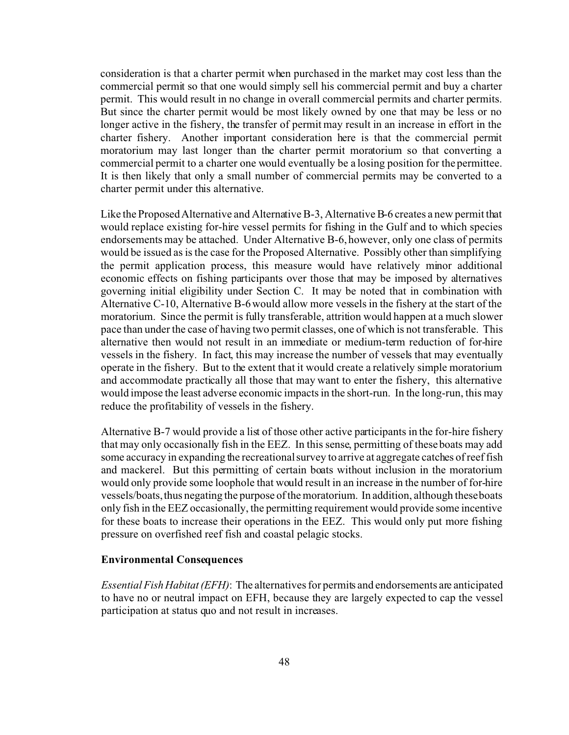consideration is that a charter permit when purchased in the market may cost less than the commercial permit so that one would simply sell his commercial permit and buy a charter permit. This would result in no change in overall commercial permits and charter permits. But since the charter permit would be most likely owned by one that may be less or no longer active in the fishery, the transfer of permit may result in an increase in effort in the charter fishery. Another important consideration here is that the commercial permit moratorium may last longer than the charter permit moratorium so that converting a commercial permit to a charter one would eventually be a losing position for the permittee. It is then likely that only a small number of commercial permits may be converted to a charter permit under this alternative.

Like the Proposed Alternative and Alternative B-3, Alternative B-6 creates a new permit that would replace existing for-hire vessel permits for fishing in the Gulf and to which species endorsements may be attached. Under Alternative B-6, however, only one class of permits would be issued as is the case for the Proposed Alternative. Possibly other than simplifying the permit application process, this measure would have relatively minor additional economic effects on fishing participants over those that may be imposed by alternatives governing initial eligibility under Section C. It may be noted that in combination with Alternative C-10, Alternative B-6 would allow more vessels in the fishery at the start of the moratorium. Since the permit is fully transferable, attrition would happen at a much slower pace than under the case of having two permit classes, one of which is not transferable. This alternative then would not result in an immediate or medium-term reduction of for-hire vessels in the fishery. In fact, this may increase the number of vessels that may eventually operate in the fishery. But to the extent that it would create a relatively simple moratorium and accommodate practically all those that may want to enter the fishery, this alternative would impose the least adverse economic impacts in the short-run. In the long-run, this may reduce the profitability of vessels in the fishery.

Alternative B-7 would provide a list of those other active participants in the for-hire fishery that may only occasionally fish in the EEZ. In this sense, permitting of these boats may add some accuracy in expanding the recreational survey to arrive at aggregate catches of reef fish and mackerel. But this permitting of certain boats without inclusion in the moratorium would only provide some loophole that would result in an increase in the number of for-hire vessels/boats, thus negating the purpose of the moratorium. In addition, although these boats only fish in the EEZ occasionally, the permitting requirement would provide some incentive for these boats to increase their operations in the EEZ. This would only put more fishing pressure on overfished reef fish and coastal pelagic stocks.

**Environmental Consequences**

*Essential Fish Habitat (EFH)*: The alternatives for permits and endorsements are anticipated to have no or neutral impact on EFH, because they are largely expected to cap the vessel participation at status quo and not result in increases.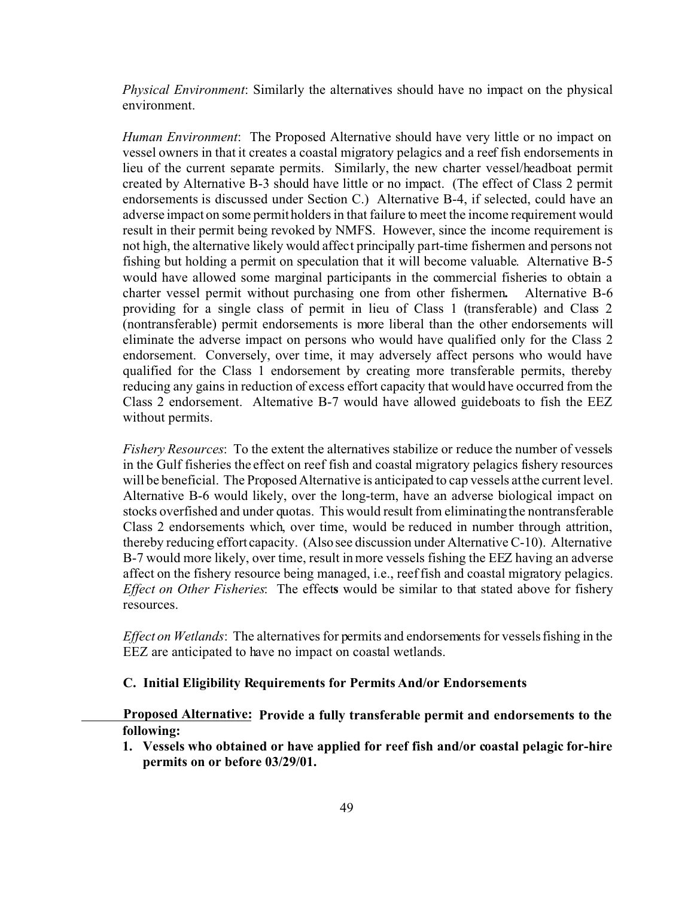*Physical Environment*: Similarly the alternatives should have no impact on the physical environment.

*Human Environment*: The Proposed Alternative should have very little or no impact on vessel owners in that it creates a coastal migratory pelagics and a reef fish endorsements in lieu of the current separate permits. Similarly, the new charter vessel/headboat permit created by Alternative B-3 should have little or no impact. (The effect of Class 2 permit endorsements is discussed under Section C.) Alternative B-4, if selected, could have an adverse impact on some permit holders in that failure to meet the income requirement would result in their permit being revoked by NMFS. However, since the income requirement is not high, the alternative likely would affect principally part-time fishermen and persons not fishing but holding a permit on speculation that it will become valuable. Alternative B-5 would have allowed some marginal participants in the commercial fisheries to obtain a charter vessel permit without purchasing one from other fishermen**.** Alternative B-6 providing for a single class of permit in lieu of Class 1 (transferable) and Class 2 (nontransferable) permit endorsements is more liberal than the other endorsements will eliminate the adverse impact on persons who would have qualified only for the Class 2 endorsement. Conversely, over time, it may adversely affect persons who would have qualified for the Class 1 endorsement by creating more transferable permits, thereby reducing any gains in reduction of excess effort capacity that would have occurred from the Class 2 endorsement. Alternative B-7 would have allowed guideboats to fish the EEZ without permits.

*Fishery Resources*: To the extent the alternatives stabilize or reduce the number of vessels in the Gulf fisheries the effect on reef fish and coastal migratory pelagics fishery resources will be beneficial. The Proposed Alternative is anticipated to cap vessels at the current level. Alternative B-6 would likely, over the long-term, have an adverse biological impact on stocks overfished and under quotas. This would result from eliminating the nontransferable Class 2 endorsements which, over time, would be reduced in number through attrition, thereby reducing effort capacity. (Also see discussion under Alternative C-10). Alternative B-7 would more likely, over time, result in more vessels fishing the EEZ having an adverse affect on the fishery resource being managed, i.e., reef fish and coastal migratory pelagics. *Effect on Other Fisheries*: The effect**s** would be similar to that stated above for fishery resources.

*Effect on Wetlands*: The alternatives for permits and endorsements for vessels fishing in the EEZ are anticipated to have no impact on coastal wetlands.

### C. Initial Eligibility Requirements for Permits And/or Endorsements

**Proposed Alternative: Provide a fully transferable permit and endorsements to the following:**

1. **Vessels who obtained or have applied for reef fish and/or coastal pelagic for-hire permits on or before 03/29/01.**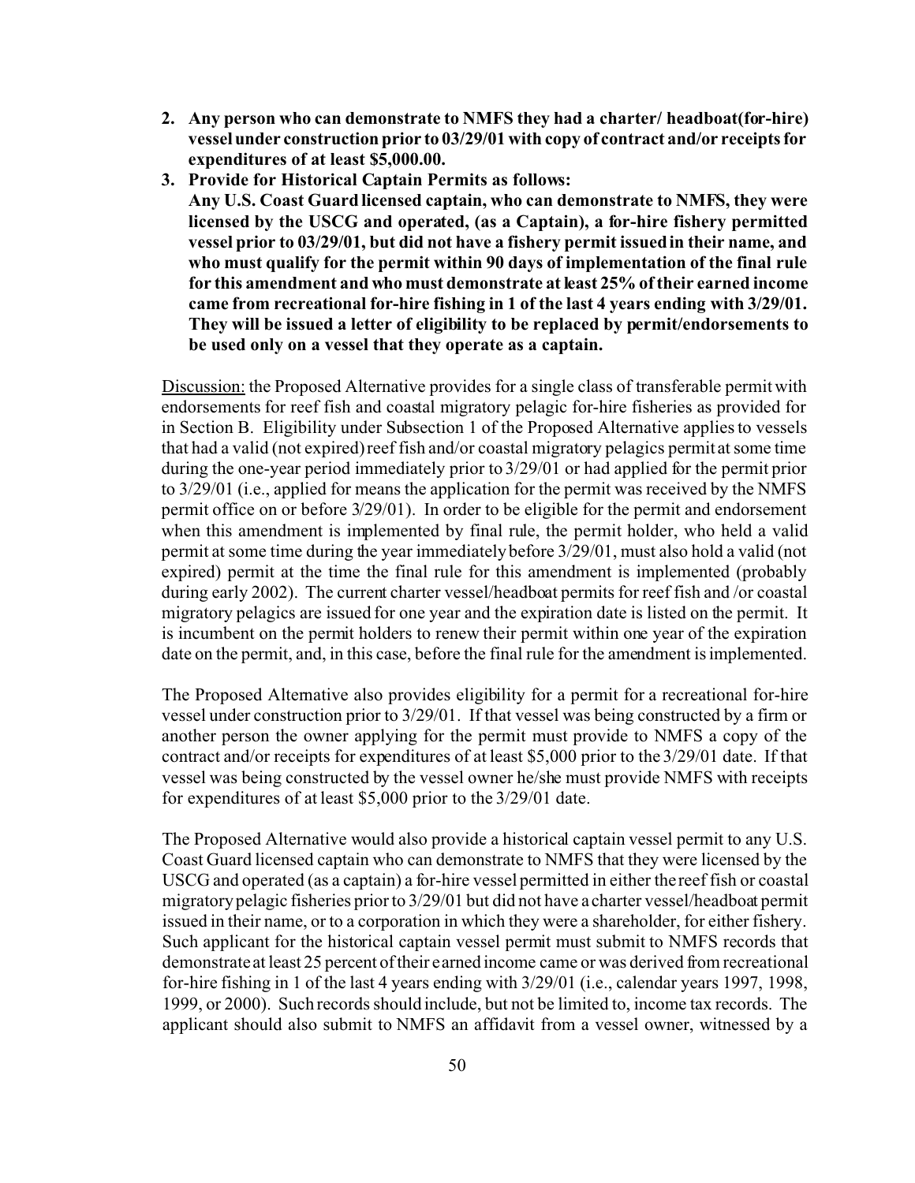2. **Any person who can demonstrate to NMFS they had a charter/ headboat(for-hire) vessel under construction prior to 03/29/01 with copy of contract and/or receipts for expenditures of at least $5,000.00.**
3. **Provide for Historical Captain Permits as follows:**
   **Any U.S. Coast Guard licensed captain, who can demonstrate to NMFS, they were licensed by the USCG and operated, (as a Captain), a for-hire fishery permitted vessel prior to 03/29/01, but did not have a fishery permit issued in their name, and who must qualify for the permit within 90 days of implementation of the final rule for this amendment and who must demonstrate at least 25% of their earned income came from recreational for-hire fishing in 1 of the last 4 years ending with 3/29/01. They will be issued a letter of eligibility to be replaced by permit/endorsements to be used only on a vessel that they operate as a captain.**

<u>Discussion:</u> the Proposed Alternative provides for a single class of transferable permit with endorsements for reef fish and coastal migratory pelagic for-hire fisheries as provided for in Section B. Eligibility under Subsection 1 of the Proposed Alternative applies to vessels that had a valid (not expired) reef fish and/or coastal migratory pelagics permit at some time during the one-year period immediately prior to 3/29/01 or had applied for the permit prior to 3/29/01 (i.e., applied for means the application for the permit was received by the NMFS permit office on or before 3/29/01). In order to be eligible for the permit and endorsement when this amendment is implemented by final rule, the permit holder, who held a valid permit at some time during the year immediately before 3/29/01, must also hold a valid (not expired) permit at the time the final rule for this amendment is implemented (probably during early 2002). The current charter vessel/headboat permits for reef fish and /or coastal migratory pelagics are issued for one year and the expiration date is listed on the permit. It is incumbent on the permit holders to renew their permit within one year of the expiration date on the permit, and, in this case, before the final rule for the amendment is implemented.

The Proposed Alternative also provides eligibility for a permit for a recreational for-hire vessel under construction prior to 3/29/01. If that vessel was being constructed by a firm or another person the owner applying for the permit must provide to NMFS a copy of the contract and/or receipts for expenditures of at least $5,000 prior to the 3/29/01 date. If that vessel was being constructed by the vessel owner he/she must provide NMFS with receipts for expenditures of at least $5,000 prior to the 3/29/01 date.

The Proposed Alternative would also provide a historical captain vessel permit to any U.S. Coast Guard licensed captain who can demonstrate to NMFS that they were licensed by the USCG and operated (as a captain) a for-hire vessel permitted in either the reef fish or coastal migratory pelagic fisheries prior to 3/29/01 but did not have a charter vessel/headboat permit issued in their name, or to a corporation in which they were a shareholder, for either fishery. Such applicant for the historical captain vessel permit must submit to NMFS records that demonstrate at least 25 percent of their earned income came or was derived from recreational for-hire fishing in 1 of the last 4 years ending with 3/29/01 (i.e., calendar years 1997, 1998, 1999, or 2000). Such records should include, but not be limited to, income tax records. The applicant should also submit to NMFS an affidavit from a vessel owner, witnessed by a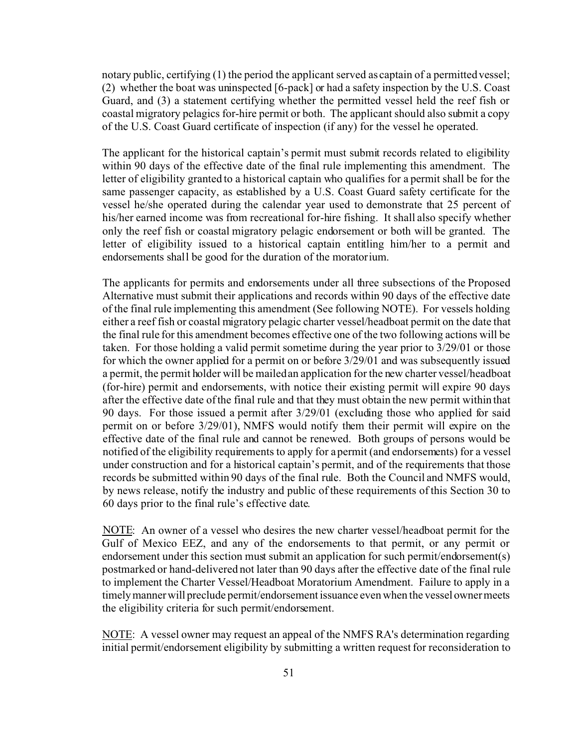notary public, certifying (1) the period the applicant served as captain of a permitted vessel; (2) whether the boat was uninspected [6-pack] or had a safety inspection by the U.S. Coast Guard, and (3) a statement certifying whether the permitted vessel held the reef fish or coastal migratory pelagics for-hire permit or both. The applicant should also submit a copy of the U.S. Coast Guard certificate of inspection (if any) for the vessel he operated.

The applicant for the historical captain's permit must submit records related to eligibility within 90 days of the effective date of the final rule implementing this amendment. The letter of eligibility granted to a historical captain who qualifies for a permit shall be for the same passenger capacity, as established by a U.S. Coast Guard safety certificate for the vessel he/she operated during the calendar year used to demonstrate that 25 percent of his/her earned income was from recreational for-hire fishing. It shall also specify whether only the reef fish or coastal migratory pelagic endorsement or both will be granted. The letter of eligibility issued to a historical captain entitling him/her to a permit and endorsements shall be good for the duration of the moratorium.

The applicants for permits and endorsements under all three subsections of the Proposed Alternative must submit their applications and records within 90 days of the effective date of the final rule implementing this amendment (See following NOTE). For vessels holding either a reef fish or coastal migratory pelagic charter vessel/headboat permit on the date that the final rule for this amendment becomes effective one of the two following actions will be taken. For those holding a valid permit sometime during the year prior to 3/29/01 or those for which the owner applied for a permit on or before 3/29/01 and was subsequently issued a permit, the permit holder will be mailed an application for the new charter vessel/headboat (for-hire) permit and endorsements, with notice their existing permit will expire 90 days after the effective date of the final rule and that they must obtain the new permit within that 90 days. For those issued a permit after 3/29/01 (excluding those who applied for said permit on or before 3/29/01), NMFS would notify them their permit will expire on the effective date of the final rule and cannot be renewed. Both groups of persons would be notified of the eligibility requirements to apply for a permit (and endorsements) for a vessel under construction and for a historical captain's permit, and of the requirements that those records be submitted within 90 days of the final rule. Both the Council and NMFS would, by news release, notify the industry and public of these requirements of this Section 30 to 60 days prior to the final rule's effective date.

NOTE: An owner of a vessel who desires the new charter vessel/headboat permit for the Gulf of Mexico EEZ, and any of the endorsements to that permit, or any permit or endorsement under this section must submit an application for such permit/endorsement(s) postmarked or hand-delivered not later than 90 days after the effective date of the final rule to implement the Charter Vessel/Headboat Moratorium Amendment. Failure to apply in a timely manner will preclude permit/endorsement issuance even when the vessel owner meets the eligibility criteria for such permit/endorsement.

NOTE: A vessel owner may request an appeal of the NMFS RA's determination regarding initial permit/endorsement eligibility by submitting a written request for reconsideration to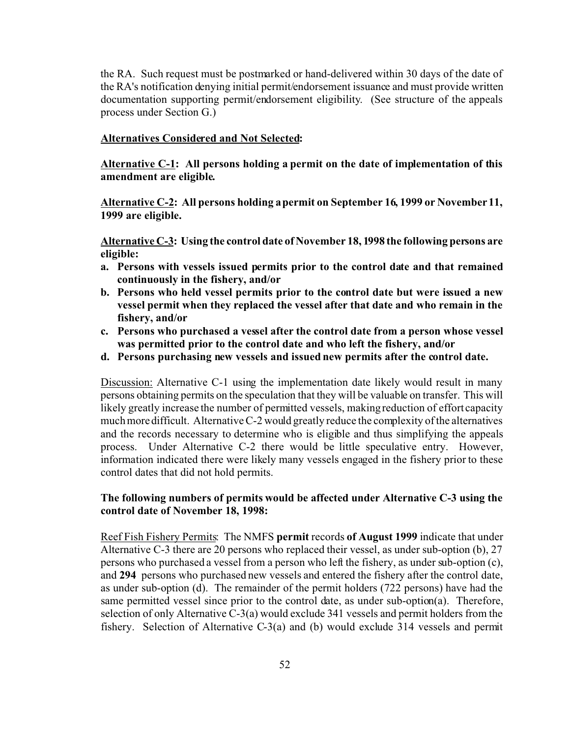the RA. Such request must be postmarked or hand-delivered within 30 days of the date of the RA's notification denying initial permit/endorsement issuance and must provide written documentation supporting permit/endorsement eligibility. (See structure of the appeals process under Section G.)

**Alternatives Considered and Not Selected:**

**Alternative C-1: All persons holding a permit on the date of implementation of this amendment are eligible.**

**Alternative C-2: All persons holding a permit on September 16, 1999 or November 11, 1999 are eligible.**

**Alternative C-3: Using the control date of November 18, 1998 the following persons are eligible:**

- **a. Persons with vessels issued permits prior to the control date and that remained continuously in the fishery, and/or**
- **b. Persons who held vessel permits prior to the control date but were issued a new vessel permit when they replaced the vessel after that date and who remain in the fishery, and/or**
- **c. Persons who purchased a vessel after the control date from a person whose vessel was permitted prior to the control date and who left the fishery, and/or**
- **d. Persons purchasing new vessels and issued new permits after the control date.**

Discussion: Alternative C-1 using the implementation date likely would result in many persons obtaining permits on the speculation that they will be valuable on transfer. This will likely greatly increase the number of permitted vessels, making reduction of effort capacity much more difficult. Alternative C-2 would greatly reduce the complexity of the alternatives and the records necessary to determine who is eligible and thus simplifying the appeals process. Under Alternative C-2 there would be little speculative entry. However, information indicated there were likely many vessels engaged in the fishery prior to these control dates that did not hold permits.

**The following numbers of permits would be affected under Alternative C-3 using the control date of November 18, 1998:**

Reef Fish Fishery Permits: The NMFS **permit** records **of August 1999** indicate that under Alternative C-3 there are 20 persons who replaced their vessel, as under sub-option (b), 27 persons who purchased a vessel from a person who left the fishery, as under sub-option (c), and **294** persons who purchased new vessels and entered the fishery after the control date, as under sub-option (d). The remainder of the permit holders (722 persons) have had the same permitted vessel since prior to the control date, as under sub-option(a). Therefore, selection of only Alternative C-3(a) would exclude 341 vessels and permit holders from the fishery. Selection of Alternative C-3(a) and (b) would exclude 314 vessels and permit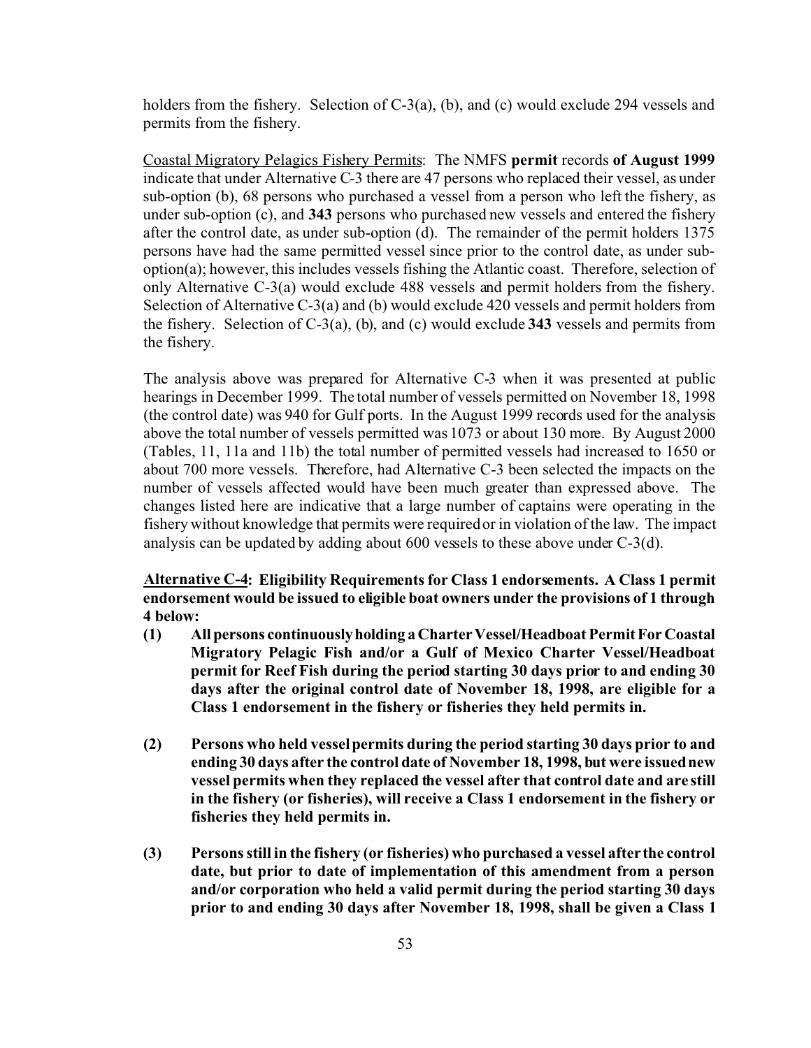holders from the fishery. Selection of C-3(a), (b), and (c) would exclude 294 vessels and permits from the fishery.

Coastal Migratory Pelagics Fishery Permits: The NMFS **permit** records **of August 1999** indicate that under Alternative C-3 there are 47 persons who replaced their vessel, as under sub-option (b), 68 persons who purchased a vessel from a person who left the fishery, as under sub-option (c), and **343** persons who purchased new vessels and entered the fishery after the control date, as under sub-option (d). The remainder of the permit holders 1375 persons have had the same permitted vessel since prior to the control date, as under sub-option(a); however, this includes vessels fishing the Atlantic coast. Therefore, selection of only Alternative C-3(a) would exclude 488 vessels and permit holders from the fishery. Selection of Alternative C-3(a) and (b) would exclude 420 vessels and permit holders from the fishery. Selection of C-3(a), (b), and (c) would exclude **343** vessels and permits from the fishery.

The analysis above was prepared for Alternative C-3 when it was presented at public hearings in December 1999. The total number of vessels permitted on November 18, 1998 (the control date) was 940 for Gulf ports. In the August 1999 records used for the analysis above the total number of vessels permitted was 1073 or about 130 more. By August 2000 (Tables, 11, 11a and 11b) the total number of permitted vessels had increased to 1650 or about 700 more vessels. Therefore, had Alternative C-3 been selected the impacts on the number of vessels affected would have been much greater than expressed above. The changes listed here are indicative that a large number of captains were operating in the fishery without knowledge that permits were required or in violation of the law. The impact analysis can be updated by adding about 600 vessels to these above under C-3(d).

**<u>Alternative C-4</u>: Eligibility Requirements for Class 1 endorsements. A Class 1 permit endorsement would be issued to eligible boat owners under the provisions of 1 through 4 below:**

**(1) All persons continuously holding a Charter Vessel/Headboat Permit For Coastal Migratory Pelagic Fish and/or a Gulf of Mexico Charter Vessel/Headboat permit for Reef Fish during the period starting 30 days prior to and ending 30 days after the original control date of November 18, 1998, are eligible for a Class 1 endorsement in the fishery or fisheries they held permits in.**

**(2) Persons who held vessel permits during the period starting 30 days prior to and ending 30 days after the control date of November 18, 1998, but were issued new vessel permits when they replaced the vessel after that control date and are still in the fishery (or fisheries), will receive a Class 1 endorsement in the fishery or fisheries they held permits in.**

**(3) Persons still in the fishery (or fisheries) who purchased a vessel after the control date, but prior to date of implementation of this amendment from a person and/or corporation who held a valid permit during the period starting 30 days prior to and ending 30 days after November 18, 1998, shall be given a Class 1**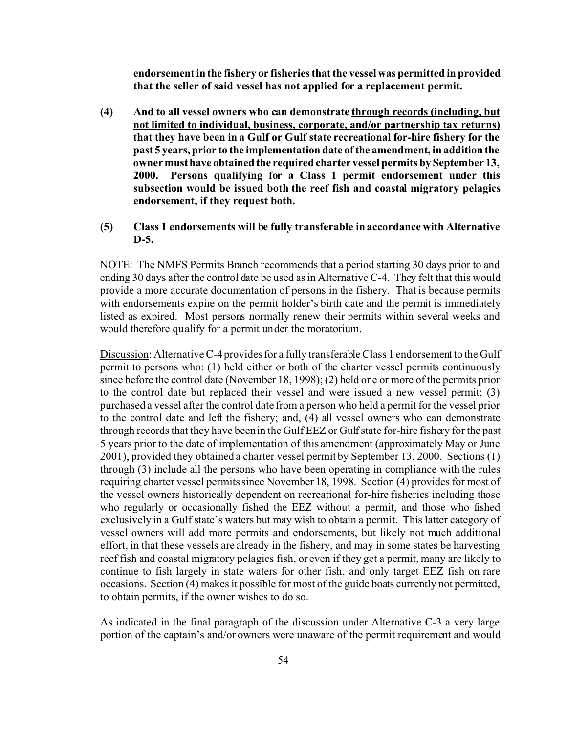**endorsement in the fishery or fisheries that the vessel was permitted in provided that the seller of said vessel has not applied for a replacement permit.**

**(4) And to all vessel owners who can demonstrate <u>through records (including, but not limited to individual, business, corporate, and/or partnership tax returns)</u> that they have been in a Gulf or Gulf state recreational for-hire fishery for the past 5 years, prior to the implementation date of the amendment, in addition the owner must have obtained the required charter vessel permits by September 13, 2000. Persons qualifying for a Class 1 permit endorsement under this subsection would be issued both the reef fish and coastal migratory pelagics endorsement, if they request both.**

**(5) Class 1 endorsements will be fully transferable in accordance with Alternative D-5.**

<u>NOTE</u>: The NMFS Permits Branch recommends that a period starting 30 days prior to and ending 30 days after the control date be used as in Alternative C-4. They felt that this would provide a more accurate documentation of persons in the fishery. That is because permits with endorsements expire on the permit holder's birth date and the permit is immediately listed as expired. Most persons normally renew their permits within several weeks and would therefore qualify for a permit under the moratorium.

<u>Discussion</u>: Alternative C-4 provides for a fully transferable Class 1 endorsement to the Gulf permit to persons who: (1) held either or both of the charter vessel permits continuously since before the control date (November 18, 1998); (2) held one or more of the permits prior to the control date but replaced their vessel and were issued a new vessel permit; (3) purchased a vessel after the control date from a person who held a permit for the vessel prior to the control date and left the fishery; and, (4) all vessel owners who can demonstrate through records that they have been in the Gulf EEZ or Gulf state for-hire fishery for the past 5 years prior to the date of implementation of this amendment (approximately May or June 2001), provided they obtained a charter vessel permit by September 13, 2000. Sections (1) through (3) include all the persons who have been operating in compliance with the rules requiring charter vessel permits since November 18, 1998. Section (4) provides for most of the vessel owners historically dependent on recreational for-hire fisheries including those who regularly or occasionally fished the EEZ without a permit, and those who fished exclusively in a Gulf state's waters but may wish to obtain a permit. This latter category of vessel owners will add more permits and endorsements, but likely not much additional effort, in that these vessels are already in the fishery, and may in some states be harvesting reef fish and coastal migratory pelagics fish, or even if they get a permit, many are likely to continue to fish largely in state waters for other fish, and only target EEZ fish on rare occasions. Section (4) makes it possible for most of the guide boats currently not permitted, to obtain permits, if the owner wishes to do so.

As indicated in the final paragraph of the discussion under Alternative C-3 a very large portion of the captain's and/or owners were unaware of the permit requirement and would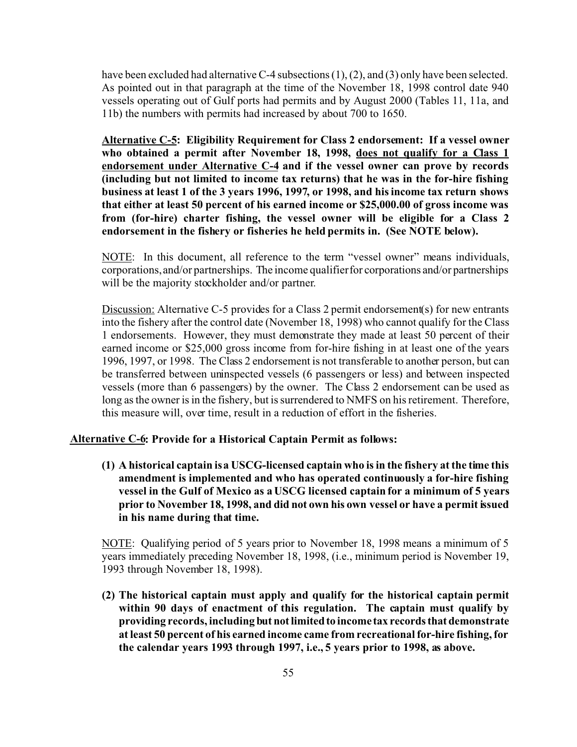have been excluded had alternative C-4 subsections (1), (2), and (3) only have been selected. As pointed out in that paragraph at the time of the November 18, 1998 control date 940 vessels operating out of Gulf ports had permits and by August 2000 (Tables 11, 11a, and 11b) the numbers with permits had increased by about 700 to 1650.

**<u>Alternative C-5</u>: Eligibility Requirement for Class 2 endorsement: If a vessel owner who obtained a permit after November 18, 1998, <u>does not qualify for a Class 1 endorsement under Alternative C-4</u> and if the vessel owner can prove by records (including but not limited to income tax returns) that he was in the for-hire fishing business at least 1 of the 3 years 1996, 1997, or 1998, and his income tax return shows that either at least 50 percent of his earned income or $25,000.00 of gross income was from (for-hire) charter fishing, the vessel owner will be eligible for a Class 2 endorsement in the fishery or fisheries he held permits in. (See NOTE below).**

<u>NOTE</u>: In this document, all reference to the term "vessel owner" means individuals, corporations, and/or partnerships. The income qualifier for corporations and/or partnerships will be the majority stockholder and/or partner.

<u>Discussion:</u> Alternative C-5 provides for a Class 2 permit endorsement(s) for new entrants into the fishery after the control date (November 18, 1998) who cannot qualify for the Class 1 endorsements. However, they must demonstrate they made at least 50 percent of their earned income or $25,000 gross income from for-hire fishing in at least one of the years 1996, 1997, or 1998. The Class 2 endorsement is not transferable to another person, but can be transferred between uninspected vessels (6 passengers or less) and between inspected vessels (more than 6 passengers) by the owner. The Class 2 endorsement can be used as long as the owner is in the fishery, but is surrendered to NMFS on his retirement. Therefore, this measure will, over time, result in a reduction of effort in the fisheries.

**<u>Alternative C-6</u>: Provide for a Historical Captain Permit as follows:**

**(1) A historical captain is a USCG-licensed captain who is in the fishery at the time this amendment is implemented and who has operated continuously a for-hire fishing vessel in the Gulf of Mexico as a USCG licensed captain for a minimum of 5 years prior to November 18, 1998, and did not own his own vessel or have a permit issued in his name during that time.**

<u>NOTE</u>: Qualifying period of 5 years prior to November 18, 1998 means a minimum of 5 years immediately preceding November 18, 1998, (i.e., minimum period is November 19, 1993 through November 18, 1998).

**(2) The historical captain must apply and qualify for the historical captain permit within 90 days of enactment of this regulation. The captain must qualify by providing records, including but not limited to income tax records that demonstrate at least 50 percent of his earned income came from recreational for-hire fishing, for the calendar years 1993 through 1997, i.e., 5 years prior to 1998, as above.**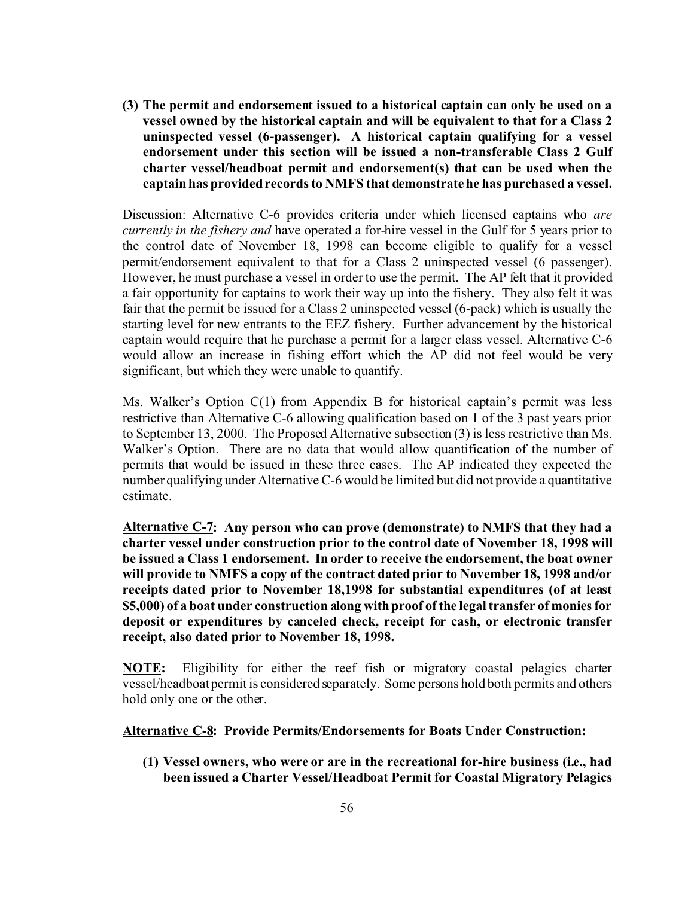**(3) The permit and endorsement issued to a historical captain can only be used on a vessel owned by the historical captain and will be equivalent to that for a Class 2 uninspected vessel (6-passenger). A historical captain qualifying for a vessel endorsement under this section will be issued a non-transferable Class 2 Gulf charter vessel/headboat permit and endorsement(s) that can be used when the captain has provided records to NMFS that demonstrate he has purchased a vessel.**

Discussion: Alternative C-6 provides criteria under which licensed captains who *are currently in the fishery and* have operated a for-hire vessel in the Gulf for 5 years prior to the control date of November 18, 1998 can become eligible to qualify for a vessel permit/endorsement equivalent to that for a Class 2 uninspected vessel (6 passenger). However, he must purchase a vessel in order to use the permit. The AP felt that it provided a fair opportunity for captains to work their way up into the fishery. They also felt it was fair that the permit be issued for a Class 2 uninspected vessel (6-pack) which is usually the starting level for new entrants to the EEZ fishery. Further advancement by the historical captain would require that he purchase a permit for a larger class vessel. Alternative C-6 would allow an increase in fishing effort which the AP did not feel would be very significant, but which they were unable to quantify.

Ms. Walker's Option C(1) from Appendix B for historical captain's permit was less restrictive than Alternative C-6 allowing qualification based on 1 of the 3 past years prior to September 13, 2000. The Proposed Alternative subsection (3) is less restrictive than Ms. Walker's Option. There are no data that would allow quantification of the number of permits that would be issued in these three cases. The AP indicated they expected the number qualifying under Alternative C-6 would be limited but did not provide a quantitative estimate.

**Alternative C-7: Any person who can prove (demonstrate) to NMFS that they had a charter vessel under construction prior to the control date of November 18, 1998 will be issued a Class 1 endorsement. In order to receive the endorsement, the boat owner will provide to NMFS a copy of the contract dated prior to November 18, 1998 and/or receipts dated prior to November 18,1998 for substantial expenditures (of at least $5,000) of a boat under construction along with proof of the legal transfer of monies for deposit or expenditures by canceled check, receipt for cash, or electronic transfer receipt, also dated prior to November 18, 1998.**

**NOTE:** Eligibility for either the reef fish or migratory coastal pelagics charter vessel/headboat permit is considered separately. Some persons hold both permits and others hold only one or the other.

**Alternative C-8: Provide Permits/Endorsements for Boats Under Construction:**

**(1) Vessel owners, who were or are in the recreational for-hire business (i.e., had been issued a Charter Vessel/Headboat Permit for Coastal Migratory Pelagics**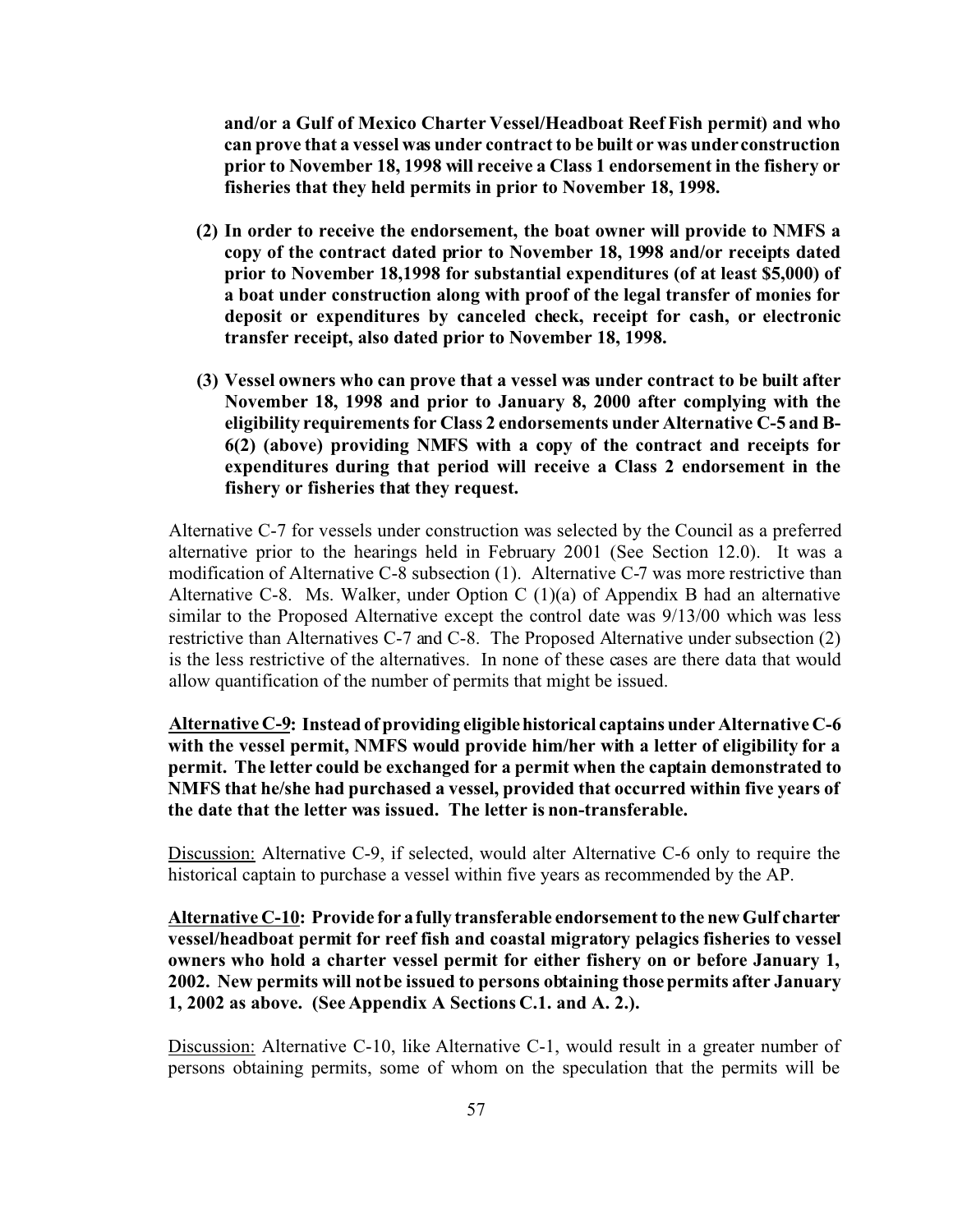**and/or a Gulf of Mexico Charter Vessel/Headboat Reef Fish permit) and who can prove that a vessel was under contract to be built or was under construction prior to November 18, 1998 will receive a Class 1 endorsement in the fishery or fisheries that they held permits in prior to November 18, 1998.**

**(2) In order to receive the endorsement, the boat owner will provide to NMFS a copy of the contract dated prior to November 18, 1998 and/or receipts dated prior to November 18,1998 for substantial expenditures (of at least $5,000) of a boat under construction along with proof of the legal transfer of monies for deposit or expenditures by canceled check, receipt for cash, or electronic transfer receipt, also dated prior to November 18, 1998.**

**(3) Vessel owners who can prove that a vessel was under contract to be built after November 18, 1998 and prior to January 8, 2000 after complying with the eligibility requirements for Class 2 endorsements under Alternative C-5 and B-6(2) (above) providing NMFS with a copy of the contract and receipts for expenditures during that period will receive a Class 2 endorsement in the fishery or fisheries that they request.**

Alternative C-7 for vessels under construction was selected by the Council as a preferred alternative prior to the hearings held in February 2001 (See Section 12.0). It was a modification of Alternative C-8 subsection (1). Alternative C-7 was more restrictive than Alternative C-8. Ms. Walker, under Option C (1)(a) of Appendix B had an alternative similar to the Proposed Alternative except the control date was 9/13/00 which was less restrictive than Alternatives C-7 and C-8. The Proposed Alternative under subsection (2) is the less restrictive of the alternatives. In none of these cases are there data that would allow quantification of the number of permits that might be issued.

**<u>Alternative C-9</u>: Instead of providing eligible historical captains under Alternative C-6 with the vessel permit, NMFS would provide him/her with a letter of eligibility for a permit. The letter could be exchanged for a permit when the captain demonstrated to NMFS that he/she had purchased a vessel, provided that occurred within five years of the date that the letter was issued. The letter is non-transferable.**

<u>Discussion:</u> Alternative C-9, if selected, would alter Alternative C-6 only to require the historical captain to purchase a vessel within five years as recommended by the AP.

**<u>Alternative C-10</u>: Provide for a fully transferable endorsement to the new Gulf charter vessel/headboat permit for reef fish and coastal migratory pelagics fisheries to vessel owners who hold a charter vessel permit for either fishery on or before January 1, 2002. New permits will not be issued to persons obtaining those permits after January 1, 2002 as above. (See Appendix A Sections C.1. and A. 2.).**

<u>Discussion:</u> Alternative C-10, like Alternative C-1, would result in a greater number of persons obtaining permits, some of whom on the speculation that the permits will be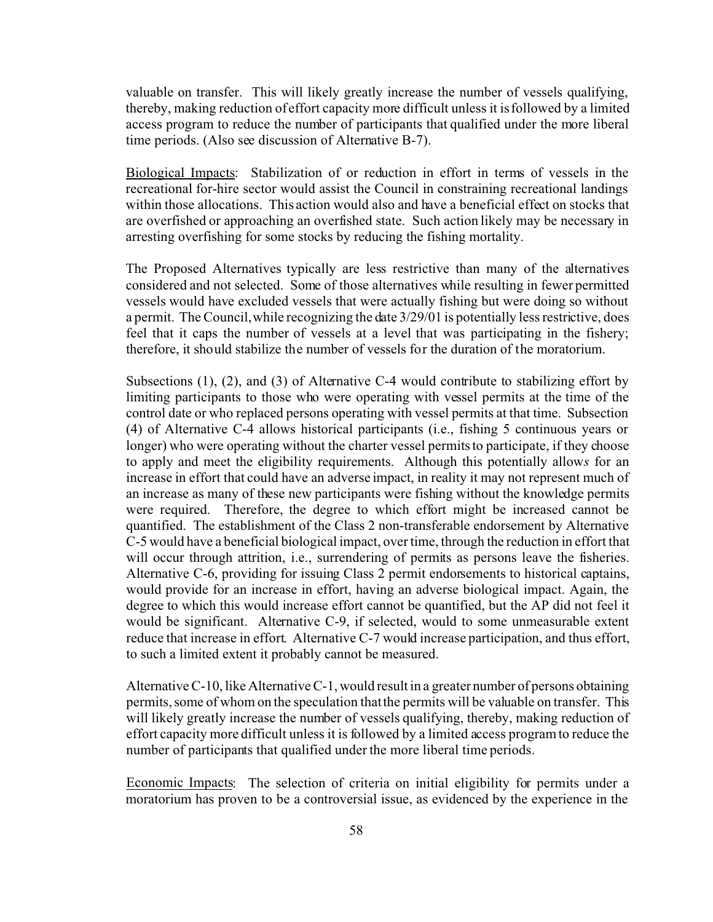valuable on transfer. This will likely greatly increase the number of vessels qualifying, thereby, making reduction of effort capacity more difficult unless it is followed by a limited access program to reduce the number of participants that qualified under the more liberal time periods. (Also see discussion of Alternative B-7).

Biological Impacts: Stabilization of or reduction in effort in terms of vessels in the recreational for-hire sector would assist the Council in constraining recreational landings within those allocations. This action would also and have a beneficial effect on stocks that are overfished or approaching an overfished state. Such action likely may be necessary in arresting overfishing for some stocks by reducing the fishing mortality.

The Proposed Alternatives typically are less restrictive than many of the alternatives considered and not selected. Some of those alternatives while resulting in fewer permitted vessels would have excluded vessels that were actually fishing but were doing so without a permit. The Council, while recognizing the date 3/29/01 is potentially less restrictive, does feel that it caps the number of vessels at a level that was participating in the fishery; therefore, it should stabilize the number of vessels for the duration of the moratorium.

Subsections (1), (2), and (3) of Alternative C-4 would contribute to stabilizing effort by limiting participants to those who were operating with vessel permits at the time of the control date or who replaced persons operating with vessel permits at that time. Subsection (4) of Alternative C-4 allows historical participants (i.e., fishing 5 continuous years or longer) who were operating without the charter vessel permits to participate, if they choose to apply and meet the eligibility requirements. Although this potentially allow*s* for an increase in effort that could have an adverse impact, in reality it may not represent much of an increase as many of these new participants were fishing without the knowledge permits were required. Therefore, the degree to which effort might be increased cannot be quantified. The establishment of the Class 2 non-transferable endorsement by Alternative C-5 would have a beneficial biological impact, over time, through the reduction in effort that will occur through attrition, i.e., surrendering of permits as persons leave the fisheries. Alternative C-6, providing for issuing Class 2 permit endorsements to historical captains, would provide for an increase in effort, having an adverse biological impact. Again, the degree to which this would increase effort cannot be quantified, but the AP did not feel it would be significant. Alternative C-9, if selected, would to some unmeasurable extent reduce that increase in effort. Alternative C-7 would increase participation, and thus effort, to such a limited extent it probably cannot be measured.

Alternative C-10, like Alternative C-1, would result in a greater number of persons obtaining permits, some of whom on the speculation that the permits will be valuable on transfer. This will likely greatly increase the number of vessels qualifying, thereby, making reduction of effort capacity more difficult unless it is followed by a limited access program to reduce the number of participants that qualified under the more liberal time periods.

Economic Impacts: The selection of criteria on initial eligibility for permits under a moratorium has proven to be a controversial issue, as evidenced by the experience in the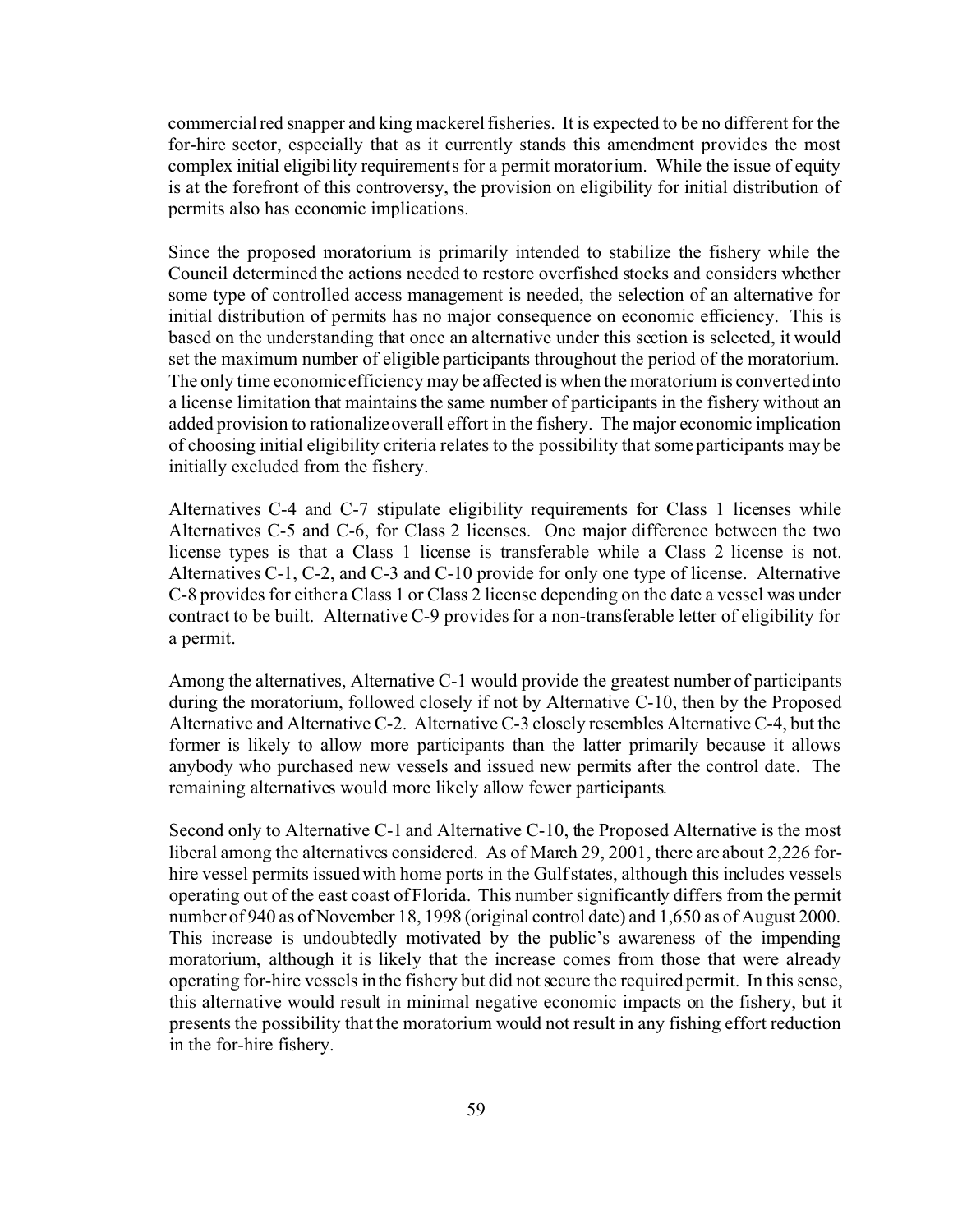commercial red snapper and king mackerel fisheries. It is expected to be no different for the for-hire sector, especially that as it currently stands this amendment provides the most complex initial eligibility requirements for a permit moratorium. While the issue of equity is at the forefront of this controversy, the provision on eligibility for initial distribution of permits also has economic implications.

Since the proposed moratorium is primarily intended to stabilize the fishery while the Council determined the actions needed to restore overfished stocks and considers whether some type of controlled access management is needed, the selection of an alternative for initial distribution of permits has no major consequence on economic efficiency. This is based on the understanding that once an alternative under this section is selected, it would set the maximum number of eligible participants throughout the period of the moratorium. The only time economic efficiency may be affected is when the moratorium is converted into a license limitation that maintains the same number of participants in the fishery without an added provision to rationalize overall effort in the fishery. The major economic implication of choosing initial eligibility criteria relates to the possibility that some participants may be initially excluded from the fishery.

Alternatives C-4 and C-7 stipulate eligibility requirements for Class 1 licenses while Alternatives C-5 and C-6, for Class 2 licenses. One major difference between the two license types is that a Class 1 license is transferable while a Class 2 license is not. Alternatives C-1, C-2, and C-3 and C-10 provide for only one type of license. Alternative C-8 provides for either a Class 1 or Class 2 license depending on the date a vessel was under contract to be built. Alternative C-9 provides for a non-transferable letter of eligibility for a permit.

Among the alternatives, Alternative C-1 would provide the greatest number of participants during the moratorium, followed closely if not by Alternative C-10, then by the Proposed Alternative and Alternative C-2. Alternative C-3 closely resembles Alternative C-4, but the former is likely to allow more participants than the latter primarily because it allows anybody who purchased new vessels and issued new permits after the control date. The remaining alternatives would more likely allow fewer participants.

Second only to Alternative C-1 and Alternative C-10, the Proposed Alternative is the most liberal among the alternatives considered. As of March 29, 2001, there are about 2,226 for-hire vessel permits issued with home ports in the Gulf states, although this includes vessels operating out of the east coast of Florida. This number significantly differs from the permit number of 940 as of November 18, 1998 (original control date) and 1,650 as of August 2000. This increase is undoubtedly motivated by the public's awareness of the impending moratorium, although it is likely that the increase comes from those that were already operating for-hire vessels in the fishery but did not secure the required permit. In this sense, this alternative would result in minimal negative economic impacts on the fishery, but it presents the possibility that the moratorium would not result in any fishing effort reduction in the for-hire fishery.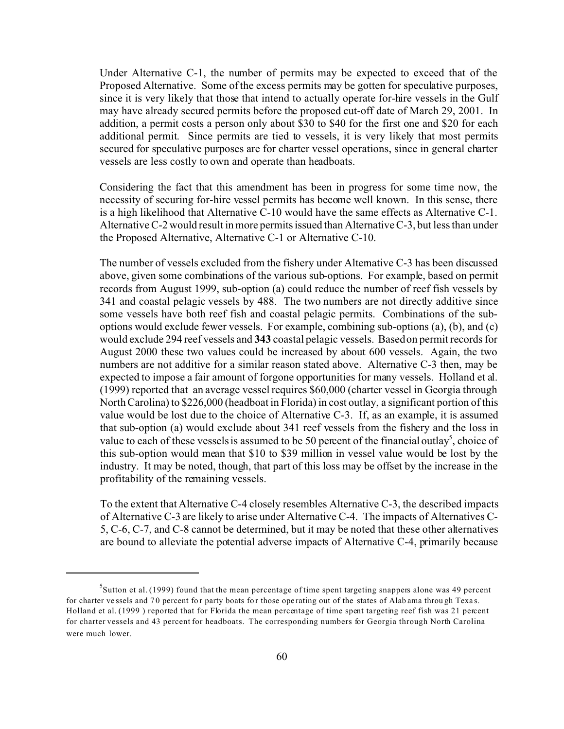Under Alternative C-1, the number of permits may be expected to exceed that of the Proposed Alternative. Some of the excess permits may be gotten for speculative purposes, since it is very likely that those that intend to actually operate for-hire vessels in the Gulf may have already secured permits before the proposed cut-off date of March 29, 2001. In addition, a permit costs a person only about $30 to $40 for the first one and $20 for each additional permit. Since permits are tied to vessels, it is very likely that most permits secured for speculative purposes are for charter vessel operations, since in general charter vessels are less costly to own and operate than headboats.

Considering the fact that this amendment has been in progress for some time now, the necessity of securing for-hire vessel permits has become well known. In this sense, there is a high likelihood that Alternative C-10 would have the same effects as Alternative C-1. Alternative C-2 would result in more permits issued than Alternative C-3, but less than under the Proposed Alternative, Alternative C-1 or Alternative C-10.

The number of vessels excluded from the fishery under Alternative C-3 has been discussed above, given some combinations of the various sub-options. For example, based on permit records from August 1999, sub-option (a) could reduce the number of reef fish vessels by 341 and coastal pelagic vessels by 488. The two numbers are not directly additive since some vessels have both reef fish and coastal pelagic permits. Combinations of the sub-options would exclude fewer vessels. For example, combining sub-options (a), (b), and (c) would exclude 294 reef vessels and **343** coastal pelagic vessels. Based on permit records for August 2000 these two values could be increased by about 600 vessels. Again, the two numbers are not additive for a similar reason stated above. Alternative C-3 then, may be expected to impose a fair amount of forgone opportunities for many vessels. Holland et al. (1999) reported that an average vessel requires $60,000 (charter vessel in Georgia through North Carolina) to $226,000 (headboat in Florida) in cost outlay, a significant portion of this value would be lost due to the choice of Alternative C-3. If, as an example, it is assumed that sub-option (a) would exclude about 341 reef vessels from the fishery and the loss in value to each of these vessels is assumed to be 50 percent of the financial outlay[5], choice of this sub-option would mean that $10 to $39 million in vessel value would be lost by the industry. It may be noted, though, that part of this loss may be offset by the increase in the profitability of the remaining vessels.

To the extent that Alternative C-4 closely resembles Alternative C-3, the described impacts of Alternative C-3 are likely to arise under Alternative C-4. The impacts of Alternatives C-5, C-6, C-7, and C-8 cannot be determined, but it may be noted that these other alternatives are bound to alleviate the potential adverse impacts of Alternative C-4, primarily because

---

[5] Sutton et al. (1999) found that the mean percentage of time spent targeting snappers alone was 49 percent for charter vessels and 70 percent for party boats for those operating out of the states of Alabama through Texas. Holland et al. (1999) reported that for Florida the mean percentage of time spent targeting reef fish was 21 percent for charter vessels and 43 percent for headboats. The corresponding numbers for Georgia through North Carolina were much lower.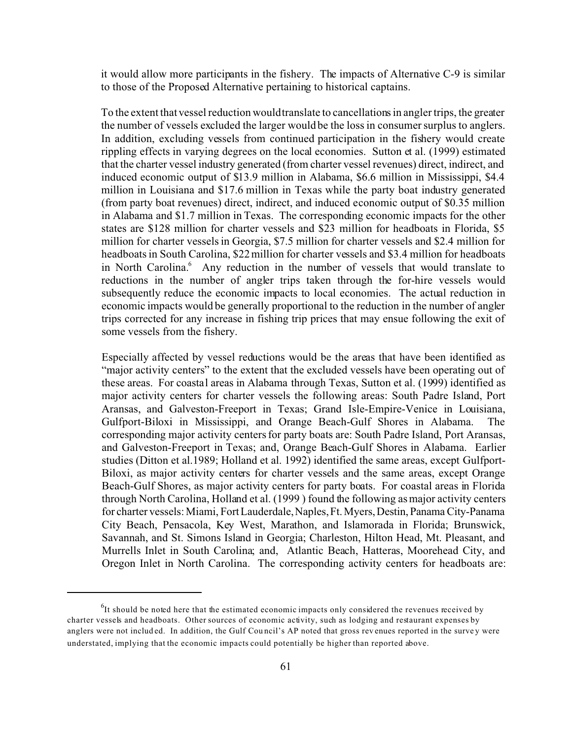it would allow more participants in the fishery. The impacts of Alternative C-9 is similar to those of the Proposed Alternative pertaining to historical captains.

To the extent that vessel reduction would translate to cancellations in angler trips, the greater the number of vessels excluded the larger would be the loss in consumer surplus to anglers. In addition, excluding vessels from continued participation in the fishery would create rippling effects in varying degrees on the local economies. Sutton et al. (1999) estimated that the charter vessel industry generated (from charter vessel revenues) direct, indirect, and induced economic output of \$13.9 million in Alabama, \$6.6 million in Mississippi, \$4.4 million in Louisiana and \$17.6 million in Texas while the party boat industry generated (from party boat revenues) direct, indirect, and induced economic output of \$0.35 million in Alabama and \$1.7 million in Texas. The corresponding economic impacts for the other states are \$128 million for charter vessels and \$23 million for headboats in Florida, \$5 million for charter vessels in Georgia, \$7.5 million for charter vessels and \$2.4 million for headboats in South Carolina, \$22 million for charter vessels and \$3.4 million for headboats in North Carolina.[6] Any reduction in the number of vessels that would translate to reductions in the number of angler trips taken through the for-hire vessels would subsequently reduce the economic impacts to local economies. The actual reduction in economic impacts would be generally proportional to the reduction in the number of angler trips corrected for any increase in fishing trip prices that may ensue following the exit of some vessels from the fishery.

Especially affected by vessel reductions would be the areas that have been identified as "major activity centers" to the extent that the excluded vessels have been operating out of these areas. For coastal areas in Alabama through Texas, Sutton et al. (1999) identified as major activity centers for charter vessels the following areas: South Padre Island, Port Aransas, and Galveston-Freeport in Texas; Grand Isle-Empire-Venice in Louisiana, Gulfport-Biloxi in Mississippi, and Orange Beach-Gulf Shores in Alabama. The corresponding major activity centers for party boats are: South Padre Island, Port Aransas, and Galveston-Freeport in Texas; and, Orange Beach-Gulf Shores in Alabama. Earlier studies (Ditton et al.1989; Holland et al. 1992) identified the same areas, except Gulfport-Biloxi, as major activity centers for charter vessels and the same areas, except Orange Beach-Gulf Shores, as major activity centers for party boats. For coastal areas in Florida through North Carolina, Holland et al. (1999 ) found the following as major activity centers for charter vessels: Miami, Fort Lauderdale, Naples, Ft. Myers, Destin, Panama City-Panama City Beach, Pensacola, Key West, Marathon, and Islamorada in Florida; Brunswick, Savannah, and St. Simons Island in Georgia; Charleston, Hilton Head, Mt. Pleasant, and Murrells Inlet in South Carolina; and, Atlantic Beach, Hatteras, Moorehead City, and Oregon Inlet in North Carolina. The corresponding activity centers for headboats are:

---

[6] It should be noted here that the estimated economic impacts only considered the revenues received by charter vessels and headboats. Other sources of economic activity, such as lodging and restaurant expenses by anglers were not included. In addition, the Gulf Council's AP noted that gross revenues reported in the survey were understated, implying that the economic impacts could potentially be higher than reported above.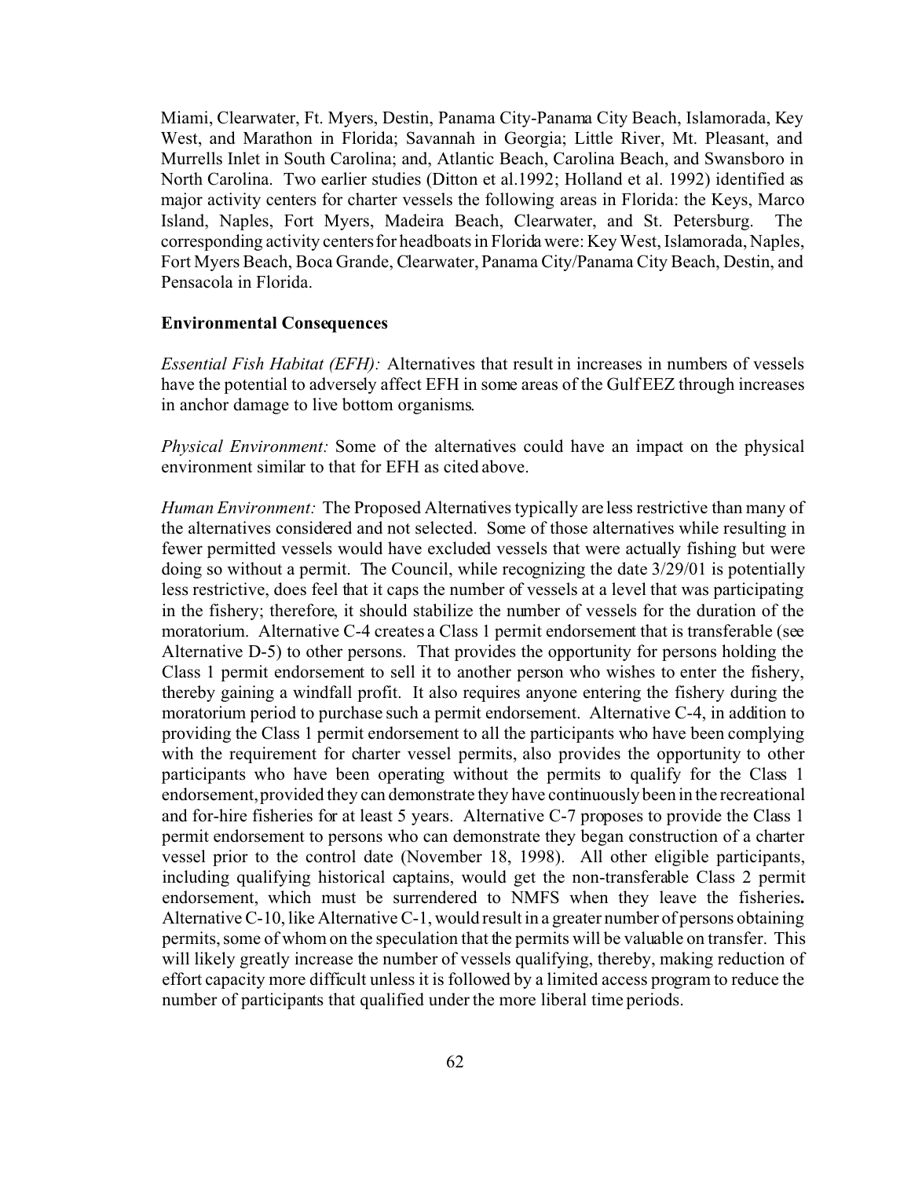Miami, Clearwater, Ft. Myers, Destin, Panama City-Panama City Beach, Islamorada, Key West, and Marathon in Florida; Savannah in Georgia; Little River, Mt. Pleasant, and Murrells Inlet in South Carolina; and, Atlantic Beach, Carolina Beach, and Swansboro in North Carolina. Two earlier studies (Ditton et al.1992; Holland et al. 1992) identified as major activity centers for charter vessels the following areas in Florida: the Keys, Marco Island, Naples, Fort Myers, Madeira Beach, Clearwater, and St. Petersburg. The corresponding activity centers for headboats in Florida were: Key West, Islamorada, Naples, Fort Myers Beach, Boca Grande, Clearwater, Panama City/Panama City Beach, Destin, and Pensacola in Florida.

**Environmental Consequences**

*Essential Fish Habitat (EFH):* Alternatives that result in increases in numbers of vessels have the potential to adversely affect EFH in some areas of the Gulf EEZ through increases in anchor damage to live bottom organisms.

*Physical Environment:* Some of the alternatives could have an impact on the physical environment similar to that for EFH as cited above.

*Human Environment:* The Proposed Alternatives typically are less restrictive than many of the alternatives considered and not selected. Some of those alternatives while resulting in fewer permitted vessels would have excluded vessels that were actually fishing but were doing so without a permit. The Council, while recognizing the date 3/29/01 is potentially less restrictive, does feel that it caps the number of vessels at a level that was participating in the fishery; therefore, it should stabilize the number of vessels for the duration of the moratorium. Alternative C-4 creates a Class 1 permit endorsement that is transferable (see Alternative D-5) to other persons. That provides the opportunity for persons holding the Class 1 permit endorsement to sell it to another person who wishes to enter the fishery, thereby gaining a windfall profit. It also requires anyone entering the fishery during the moratorium period to purchase such a permit endorsement. Alternative C-4, in addition to providing the Class 1 permit endorsement to all the participants who have been complying with the requirement for charter vessel permits, also provides the opportunity to other participants who have been operating without the permits to qualify for the Class 1 endorsement, provided they can demonstrate they have continuously been in the recreational and for-hire fisheries for at least 5 years. Alternative C-7 proposes to provide the Class 1 permit endorsement to persons who can demonstrate they began construction of a charter vessel prior to the control date (November 18, 1998). All other eligible participants, including qualifying historical captains, would get the non-transferable Class 2 permit endorsement, which must be surrendered to NMFS when they leave the fisheries**.** Alternative C-10, like Alternative C-1, would result in a greater number of persons obtaining permits, some of whom on the speculation that the permits will be valuable on transfer. This will likely greatly increase the number of vessels qualifying, thereby, making reduction of effort capacity more difficult unless it is followed by a limited access program to reduce the number of participants that qualified under the more liberal time periods.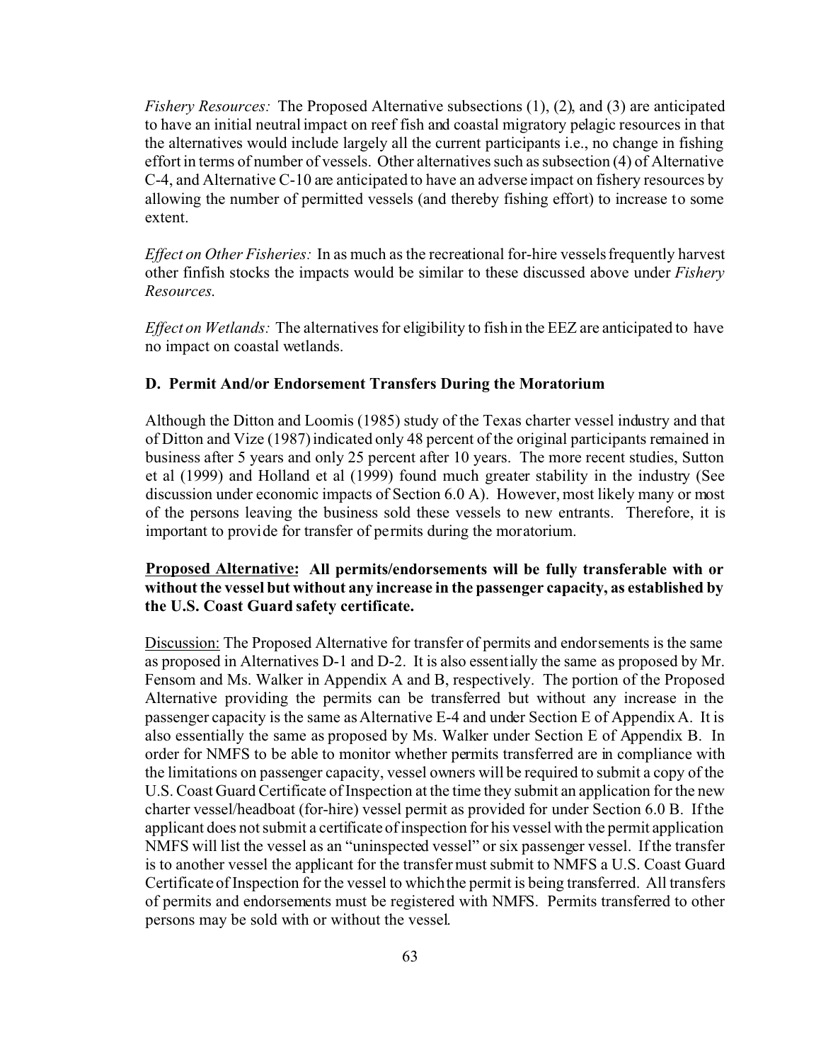*Fishery Resources:* The Proposed Alternative subsections (1), (2), and (3) are anticipated to have an initial neutral impact on reef fish and coastal migratory pelagic resources in that the alternatives would include largely all the current participants i.e., no change in fishing effort in terms of number of vessels. Other alternatives such as subsection (4) of Alternative C-4, and Alternative C-10 are anticipated to have an adverse impact on fishery resources by allowing the number of permitted vessels (and thereby fishing effort) to increase to some extent.

*Effect on Other Fisheries:* In as much as the recreational for-hire vessels frequently harvest other finfish stocks the impacts would be similar to these discussed above under *Fishery Resources*.

*Effect on Wetlands:* The alternatives for eligibility to fish in the EEZ are anticipated to have no impact on coastal wetlands.

### D. Permit And/or Endorsement Transfers During the Moratorium

Although the Ditton and Loomis (1985) study of the Texas charter vessel industry and that of Ditton and Vize (1987) indicated only 48 percent of the original participants remained in business after 5 years and only 25 percent after 10 years. The more recent studies, Sutton et al (1999) and Holland et al (1999) found much greater stability in the industry (See discussion under economic impacts of Section 6.0 A). However, most likely many or most of the persons leaving the business sold these vessels to new entrants. Therefore, it is important to provide for transfer of permits during the moratorium.

**<u>Proposed Alternative:</u> All permits/endorsements will be fully transferable with or without the vessel but without any increase in the passenger capacity, as established by the U.S. Coast Guard safety certificate.**

<u>Discussion:</u> The Proposed Alternative for transfer of permits and endorsements is the same as proposed in Alternatives D-1 and D-2. It is also essentially the same as proposed by Mr. Fensom and Ms. Walker in Appendix A and B, respectively. The portion of the Proposed Alternative providing the permits can be transferred but without any increase in the passenger capacity is the same as Alternative E-4 and under Section E of Appendix A. It is also essentially the same as proposed by Ms. Walker under Section E of Appendix B. In order for NMFS to be able to monitor whether permits transferred are in compliance with the limitations on passenger capacity, vessel owners will be required to submit a copy of the U.S. Coast Guard Certificate of Inspection at the time they submit an application for the new charter vessel/headboat (for-hire) vessel permit as provided for under Section 6.0 B. If the applicant does not submit a certificate of inspection for his vessel with the permit application NMFS will list the vessel as an "uninspected vessel" or six passenger vessel. If the transfer is to another vessel the applicant for the transfer must submit to NMFS a U.S. Coast Guard Certificate of Inspection for the vessel to which the permit is being transferred. All transfers of permits and endorsements must be registered with NMFS. Permits transferred to other persons may be sold with or without the vessel.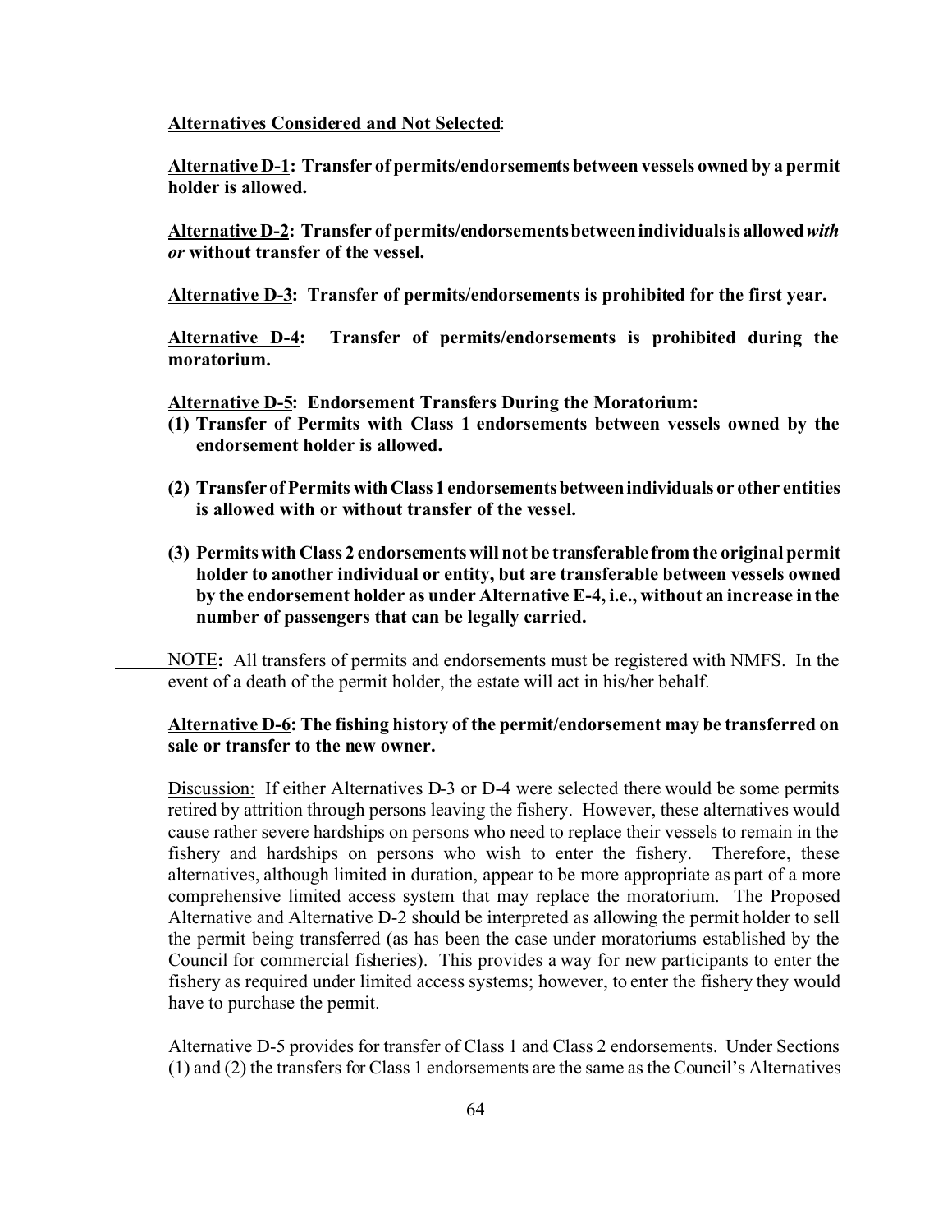**<u>Alternatives Considered and Not Selected</u>**:

**<u>Alternative D-1</u>: Transfer of permits/endorsements between vessels owned by a permit holder is allowed.**

**<u>Alternative D-2</u>: Transfer of permits/endorsements between individuals is allowed *with or* without transfer of the vessel.**

**<u>Alternative D-3</u>: Transfer of permits/endorsements is prohibited for the first year.**

**<u>Alternative D-4</u>: Transfer of permits/endorsements is prohibited during the moratorium.**

**<u>Alternative D-5</u>: Endorsement Transfers During the Moratorium:**

**(1) Transfer of Permits with Class 1 endorsements between vessels owned by the endorsement holder is allowed.**

**(2) Transfer of Permits with Class 1 endorsements between individuals or other entities is allowed with or without transfer of the vessel.**

**(3) Permits with Class 2 endorsements will not be transferable from the original permit holder to another individual or entity, but are transferable between vessels owned by the endorsement holder as under Alternative E-4, i.e., without an increase in the number of passengers that can be legally carried.**

<u>NOTE</u>**:** All transfers of permits and endorsements must be registered with NMFS. In the event of a death of the permit holder, the estate will act in his/her behalf.

**<u>Alternative D-6</u>: The fishing history of the permit/endorsement may be transferred on sale or transfer to the new owner.**

<u>Discussion:</u> If either Alternatives D-3 or D-4 were selected there would be some permits retired by attrition through persons leaving the fishery. However, these alternatives would cause rather severe hardships on persons who need to replace their vessels to remain in the fishery and hardships on persons who wish to enter the fishery. Therefore, these alternatives, although limited in duration, appear to be more appropriate as part of a more comprehensive limited access system that may replace the moratorium. The Proposed Alternative and Alternative D-2 should be interpreted as allowing the permit holder to sell the permit being transferred (as has been the case under moratoriums established by the Council for commercial fisheries). This provides a way for new participants to enter the fishery as required under limited access systems; however, to enter the fishery they would have to purchase the permit.

Alternative D-5 provides for transfer of Class 1 and Class 2 endorsements. Under Sections (1) and (2) the transfers for Class 1 endorsements are the same as the Council's Alternatives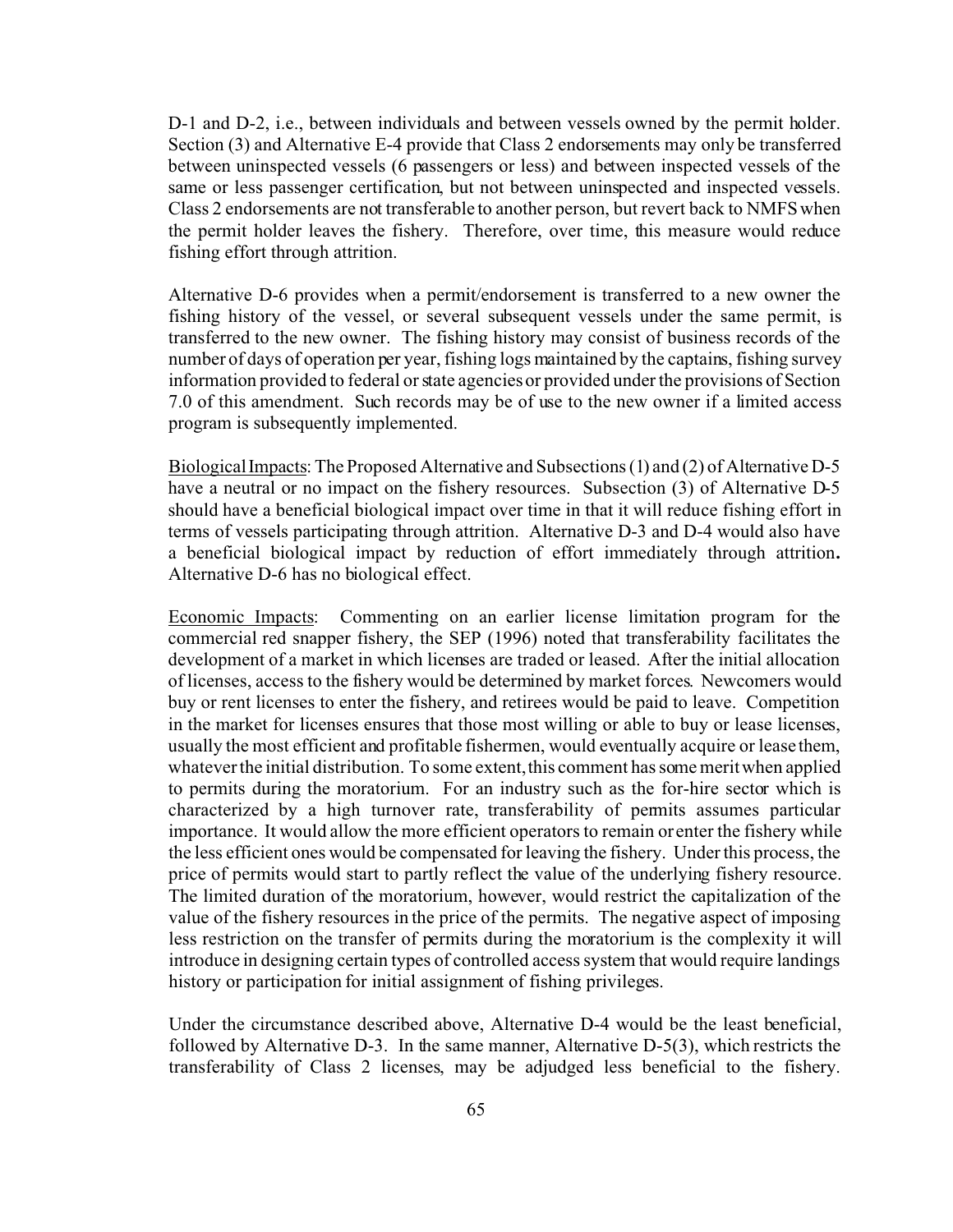D-1 and D-2, i.e., between individuals and between vessels owned by the permit holder. Section (3) and Alternative E-4 provide that Class 2 endorsements may only be transferred between uninspected vessels (6 passengers or less) and between inspected vessels of the same or less passenger certification, but not between uninspected and inspected vessels. Class 2 endorsements are not transferable to another person, but revert back to NMFS when the permit holder leaves the fishery. Therefore, over time, this measure would reduce fishing effort through attrition.

Alternative D-6 provides when a permit/endorsement is transferred to a new owner the fishing history of the vessel, or several subsequent vessels under the same permit, is transferred to the new owner. The fishing history may consist of business records of the number of days of operation per year, fishing logs maintained by the captains, fishing survey information provided to federal or state agencies or provided under the provisions of Section 7.0 of this amendment. Such records may be of use to the new owner if a limited access program is subsequently implemented.

Biological Impacts: The Proposed Alternative and Subsections (1) and (2) of Alternative D-5 have a neutral or no impact on the fishery resources. Subsection (3) of Alternative D-5 should have a beneficial biological impact over time in that it will reduce fishing effort in terms of vessels participating through attrition. Alternative D-3 and D-4 would also have a beneficial biological impact by reduction of effort immediately through attrition**.** Alternative D-6 has no biological effect.

Economic Impacts: Commenting on an earlier license limitation program for the commercial red snapper fishery, the SEP (1996) noted that transferability facilitates the development of a market in which licenses are traded or leased. After the initial allocation of licenses, access to the fishery would be determined by market forces. Newcomers would buy or rent licenses to enter the fishery, and retirees would be paid to leave. Competition in the market for licenses ensures that those most willing or able to buy or lease licenses, usually the most efficient and profitable fishermen, would eventually acquire or lease them, whatever the initial distribution. To some extent, this comment has some merit when applied to permits during the moratorium. For an industry such as the for-hire sector which is characterized by a high turnover rate, transferability of permits assumes particular importance. It would allow the more efficient operators to remain or enter the fishery while the less efficient ones would be compensated for leaving the fishery. Under this process, the price of permits would start to partly reflect the value of the underlying fishery resource. The limited duration of the moratorium, however, would restrict the capitalization of the value of the fishery resources in the price of the permits. The negative aspect of imposing less restriction on the transfer of permits during the moratorium is the complexity it will introduce in designing certain types of controlled access system that would require landings history or participation for initial assignment of fishing privileges.

Under the circumstance described above, Alternative D-4 would be the least beneficial, followed by Alternative D-3. In the same manner, Alternative D-5(3), which restricts the transferability of Class 2 licenses, may be adjudged less beneficial to the fishery.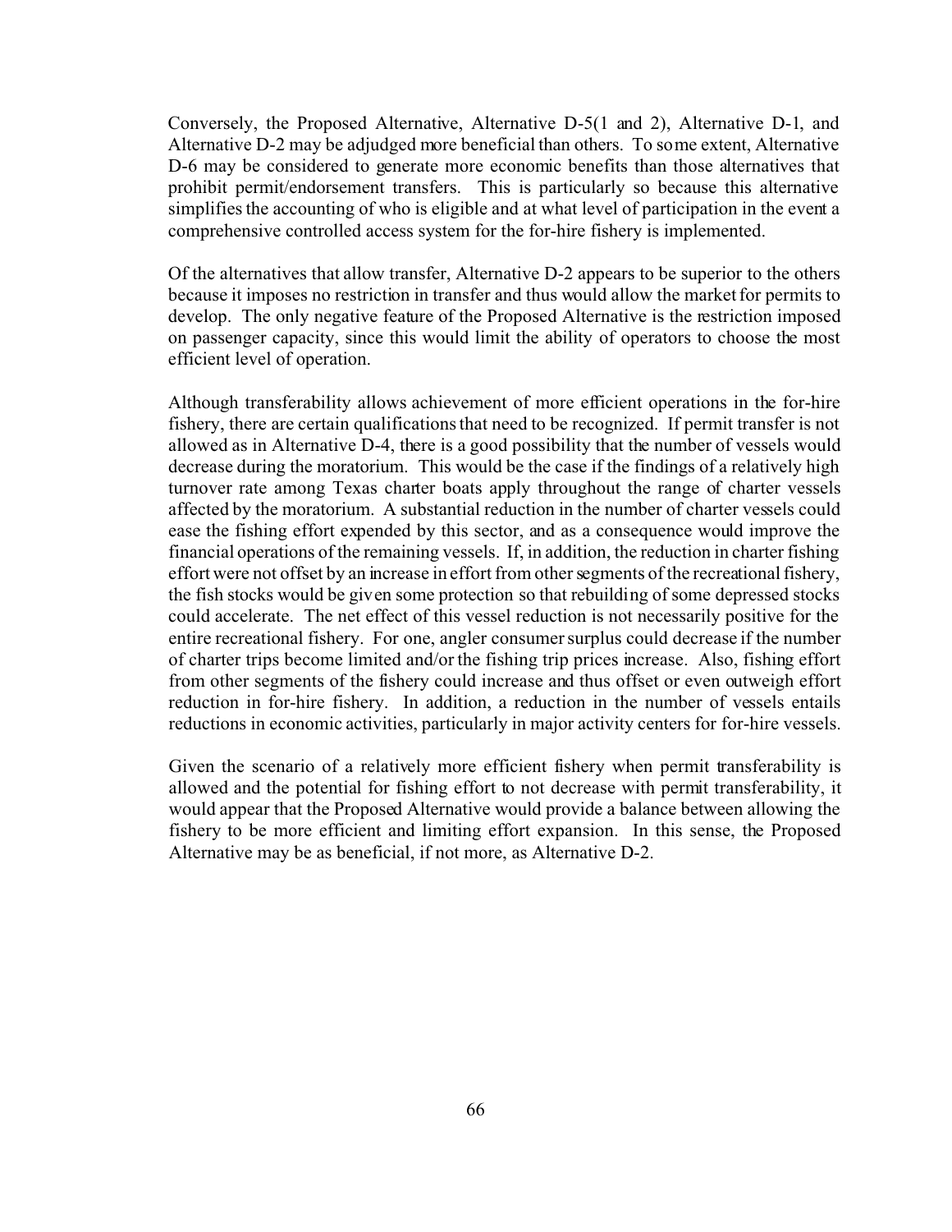Conversely, the Proposed Alternative, Alternative D-5(1 and 2), Alternative D-1, and Alternative D-2 may be adjudged more beneficial than others. To some extent, Alternative D-6 may be considered to generate more economic benefits than those alternatives that prohibit permit/endorsement transfers. This is particularly so because this alternative simplifies the accounting of who is eligible and at what level of participation in the event a comprehensive controlled access system for the for-hire fishery is implemented.

Of the alternatives that allow transfer, Alternative D-2 appears to be superior to the others because it imposes no restriction in transfer and thus would allow the market for permits to develop. The only negative feature of the Proposed Alternative is the restriction imposed on passenger capacity, since this would limit the ability of operators to choose the most efficient level of operation.

Although transferability allows achievement of more efficient operations in the for-hire fishery, there are certain qualifications that need to be recognized. If permit transfer is not allowed as in Alternative D-4, there is a good possibility that the number of vessels would decrease during the moratorium. This would be the case if the findings of a relatively high turnover rate among Texas charter boats apply throughout the range of charter vessels affected by the moratorium. A substantial reduction in the number of charter vessels could ease the fishing effort expended by this sector, and as a consequence would improve the financial operations of the remaining vessels. If, in addition, the reduction in charter fishing effort were not offset by an increase in effort from other segments of the recreational fishery, the fish stocks would be given some protection so that rebuilding of some depressed stocks could accelerate. The net effect of this vessel reduction is not necessarily positive for the entire recreational fishery. For one, angler consumer surplus could decrease if the number of charter trips become limited and/or the fishing trip prices increase. Also, fishing effort from other segments of the fishery could increase and thus offset or even outweigh effort reduction in for-hire fishery. In addition, a reduction in the number of vessels entails reductions in economic activities, particularly in major activity centers for for-hire vessels.

Given the scenario of a relatively more efficient fishery when permit transferability is allowed and the potential for fishing effort to not decrease with permit transferability, it would appear that the Proposed Alternative would provide a balance between allowing the fishery to be more efficient and limiting effort expansion. In this sense, the Proposed Alternative may be as beneficial, if not more, as Alternative D-2.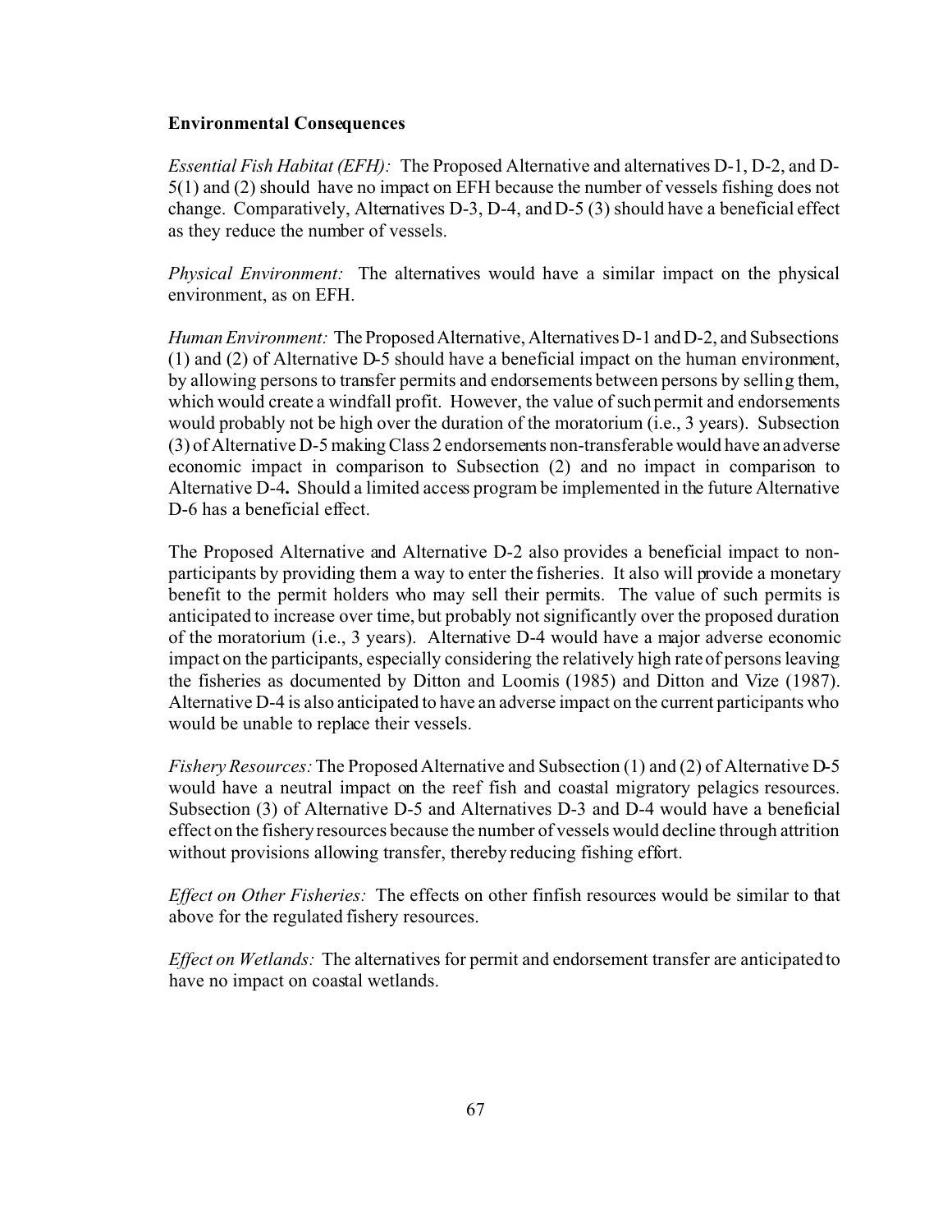**Environmental Consequences**

*Essential Fish Habitat (EFH):* The Proposed Alternative and alternatives D-1, D-2, and D-5(1) and (2) should have no impact on EFH because the number of vessels fishing does not change. Comparatively, Alternatives D-3, D-4, and D-5 (3) should have a beneficial effect as they reduce the number of vessels.

*Physical Environment:* The alternatives would have a similar impact on the physical environment, as on EFH.

*Human Environment:* The Proposed Alternative, Alternatives D-1 and D-2, and Subsections (1) and (2) of Alternative D-5 should have a beneficial impact on the human environment, by allowing persons to transfer permits and endorsements between persons by selling them, which would create a windfall profit. However, the value of such permit and endorsements would probably not be high over the duration of the moratorium (i.e., 3 years). Subsection (3) of Alternative D-5 making Class 2 endorsements non-transferable would have an adverse economic impact in comparison to Subsection (2) and no impact in comparison to Alternative D-4**.** Should a limited access program be implemented in the future Alternative D-6 has a beneficial effect.

The Proposed Alternative and Alternative D-2 also provides a beneficial impact to non-participants by providing them a way to enter the fisheries. It also will provide a monetary benefit to the permit holders who may sell their permits. The value of such permits is anticipated to increase over time, but probably not significantly over the proposed duration of the moratorium (i.e., 3 years). Alternative D-4 would have a major adverse economic impact on the participants, especially considering the relatively high rate of persons leaving the fisheries as documented by Ditton and Loomis (1985) and Ditton and Vize (1987). Alternative D-4 is also anticipated to have an adverse impact on the current participants who would be unable to replace their vessels.

*Fishery Resources:* The Proposed Alternative and Subsection (1) and (2) of Alternative D-5 would have a neutral impact on the reef fish and coastal migratory pelagics resources. Subsection (3) of Alternative D-5 and Alternatives D-3 and D-4 would have a beneficial effect on the fishery resources because the number of vessels would decline through attrition without provisions allowing transfer, thereby reducing fishing effort.

*Effect on Other Fisheries:* The effects on other finfish resources would be similar to that above for the regulated fishery resources.

*Effect on Wetlands:* The alternatives for permit and endorsement transfer are anticipated to have no impact on coastal wetlands.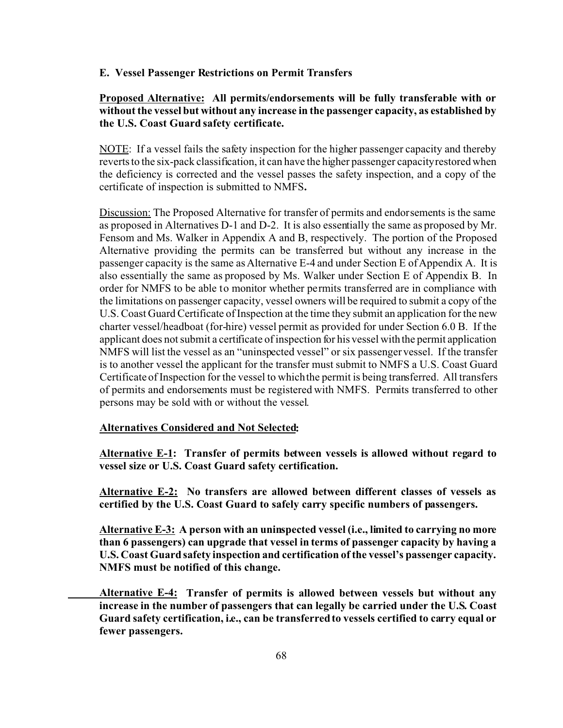**E. Vessel Passenger Restrictions on Permit Transfers**

**<u>Proposed Alternative:</u> All permits/endorsements will be fully transferable with or without the vessel but without any increase in the passenger capacity, as established by the U.S. Coast Guard safety certificate.**

<u>NOTE</u>: If a vessel fails the safety inspection for the higher passenger capacity and thereby reverts to the six-pack classification, it can have the higher passenger capacity restored when the deficiency is corrected and the vessel passes the safety inspection, and a copy of the certificate of inspection is submitted to NMFS**.**

<u>Discussion:</u> The Proposed Alternative for transfer of permits and endorsements is the same as proposed in Alternatives D-1 and D-2. It is also essentially the same as proposed by Mr. Fensom and Ms. Walker in Appendix A and B, respectively. The portion of the Proposed Alternative providing the permits can be transferred but without any increase in the passenger capacity is the same as Alternative E-4 and under Section E of Appendix A. It is also essentially the same as proposed by Ms. Walker under Section E of Appendix B. In order for NMFS to be able to monitor whether permits transferred are in compliance with the limitations on passenger capacity, vessel owners will be required to submit a copy of the U.S. Coast Guard Certificate of Inspection at the time they submit an application for the new charter vessel/headboat (for-hire) vessel permit as provided for under Section 6.0 B. If the applicant does not submit a certificate of inspection for his vessel with the permit application NMFS will list the vessel as an "uninspected vessel" or six passenger vessel. If the transfer is to another vessel the applicant for the transfer must submit to NMFS a U.S. Coast Guard Certificate of Inspection for the vessel to which the permit is being transferred. All transfers of permits and endorsements must be registered with NMFS. Permits transferred to other persons may be sold with or without the vessel.

**<u>Alternatives Considered and Not Selected</u>:**

**<u>Alternative E-1</u>: Transfer of permits between vessels is allowed without regard to vessel size or U.S. Coast Guard safety certification.**

**<u>Alternative E-2:</u> No transfers are allowed between different classes of vessels as certified by the U.S. Coast Guard to safely carry specific numbers of passengers.**

**<u>Alternative E-3:</u> A person with an uninspected vessel (i.e., limited to carrying no more than 6 passengers) can upgrade that vessel in terms of passenger capacity by having a U.S. Coast Guard safety inspection and certification of the vessel's passenger capacity. NMFS must be notified of this change.**

**<u>Alternative E-4:</u> Transfer of permits is allowed between vessels but without any increase in the number of passengers that can legally be carried under the U.S. Coast Guard safety certification, i.e., can be transferred to vessels certified to carry equal or fewer passengers.**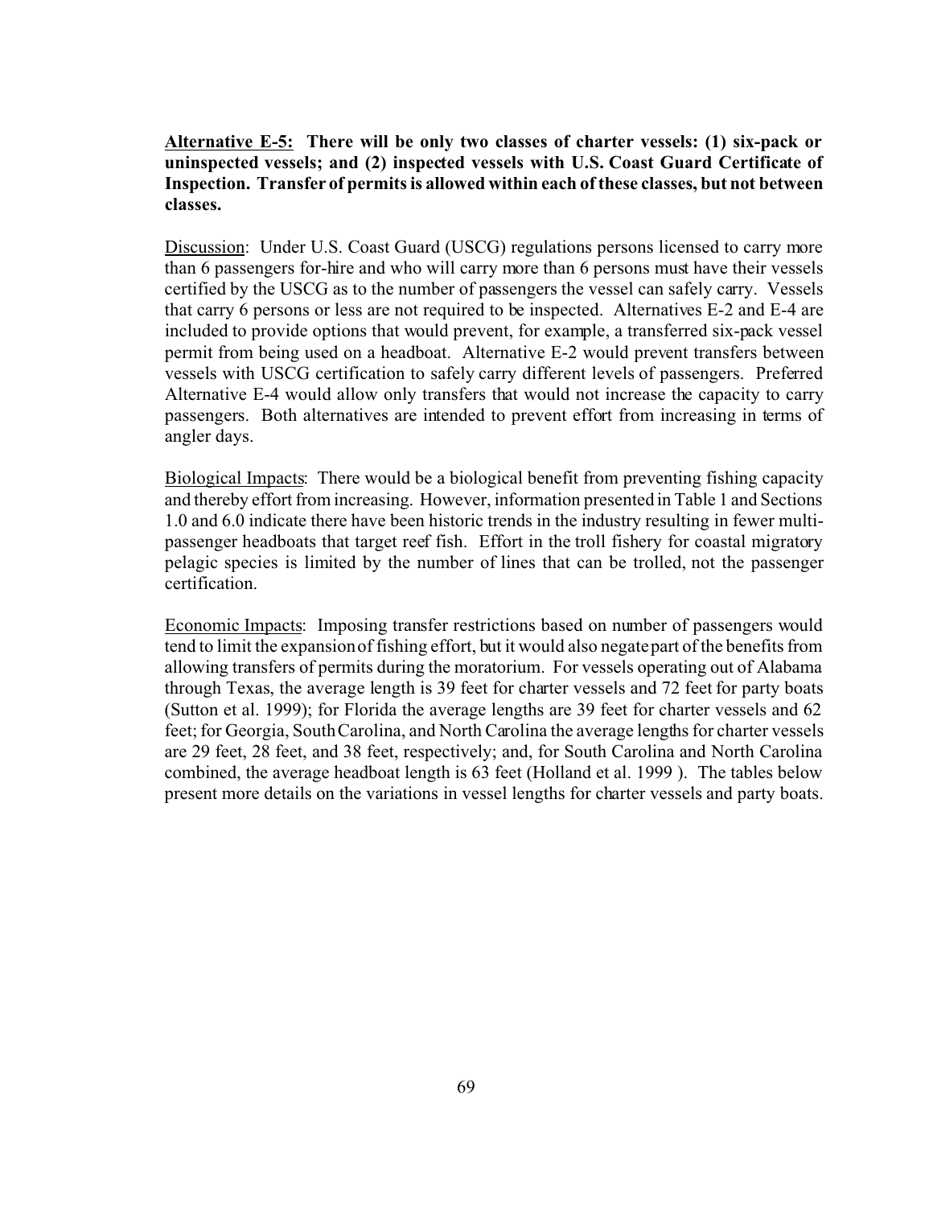**<u>Alternative E-5:</u> There will be only two classes of charter vessels: (1) six-pack or uninspected vessels; and (2) inspected vessels with U.S. Coast Guard Certificate of Inspection. Transfer of permits is allowed within each of these classes, but not between classes.**

<u>Discussion</u>: Under U.S. Coast Guard (USCG) regulations persons licensed to carry more than 6 passengers for-hire and who will carry more than 6 persons must have their vessels certified by the USCG as to the number of passengers the vessel can safely carry. Vessels that carry 6 persons or less are not required to be inspected. Alternatives E-2 and E-4 are included to provide options that would prevent, for example, a transferred six-pack vessel permit from being used on a headboat. Alternative E-2 would prevent transfers between vessels with USCG certification to safely carry different levels of passengers. Preferred Alternative E-4 would allow only transfers that would not increase the capacity to carry passengers. Both alternatives are intended to prevent effort from increasing in terms of angler days.

<u>Biological Impacts</u>: There would be a biological benefit from preventing fishing capacity and thereby effort from increasing. However, information presented in Table 1 and Sections 1.0 and 6.0 indicate there have been historic trends in the industry resulting in fewer multi-passenger headboats that target reef fish. Effort in the troll fishery for coastal migratory pelagic species is limited by the number of lines that can be trolled, not the passenger certification.

<u>Economic Impacts</u>: Imposing transfer restrictions based on number of passengers would tend to limit the expansion of fishing effort, but it would also negate part of the benefits from allowing transfers of permits during the moratorium. For vessels operating out of Alabama through Texas, the average length is 39 feet for charter vessels and 72 feet for party boats (Sutton et al. 1999); for Florida the average lengths are 39 feet for charter vessels and 62 feet; for Georgia, South Carolina, and North Carolina the average lengths for charter vessels are 29 feet, 28 feet, and 38 feet, respectively; and, for South Carolina and North Carolina combined, the average headboat length is 63 feet (Holland et al. 1999 ). The tables below present more details on the variations in vessel lengths for charter vessels and party boats.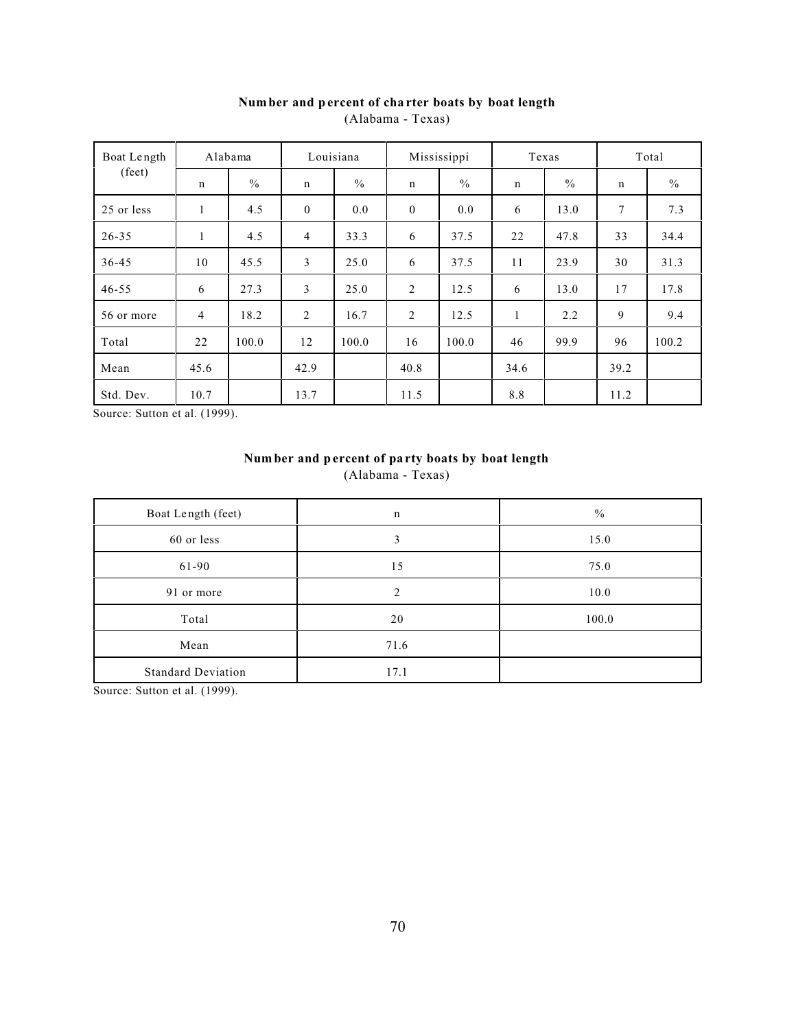**Number and percent of charter boats by boat length**
(Alabama - Texas)

| Boat Length (feet) | Alabama | | Louisiana | | Mississippi | | Texas | | Total | |
|---|---|---|---|---|---|---|---|---|---|---|
| | n | % | n | % | n | % | n | % | n | % |
| 25 or less | 1 | 4.5 | 0 | 0.0 | 0 | 0.0 | 6 | 13.0 | 7 | 7.3 |
| 26-35 | 1 | 4.5 | 4 | 33.3 | 6 | 37.5 | 22 | 47.8 | 33 | 34.4 |
| 36-45 | 10 | 45.5 | 3 | 25.0 | 6 | 37.5 | 11 | 23.9 | 30 | 31.3 |
| 46-55 | 6 | 27.3 | 3 | 25.0 | 2 | 12.5 | 6 | 13.0 | 17 | 17.8 |
| 56 or more | 4 | 18.2 | 2 | 16.7 | 2 | 12.5 | 1 | 2.2 | 9 | 9.4 |
| Total | 22 | 100.0 | 12 | 100.0 | 16 | 100.0 | 46 | 99.9 | 96 | 100.2 |
| Mean | 45.6 | | 42.9 | | 40.8 | | 34.6 | | 39.2 | |
| Std. Dev. | 10.7 | | 13.7 | | 11.5 | | 8.8 | | 11.2 | |

Source: Sutton et al. (1999).

**Number and percent of party boats by boat length**
(Alabama - Texas)

| Boat Length (feet) | n | % |
|---|---|---|
| 60 or less | 3 | 15.0 |
| 61-90 | 15 | 75.0 |
| 91 or more | 2 | 10.0 |
| Total | 20 | 100.0 |
| Mean | 71.6 | |
| Standard Deviation | 17.1 | |

Source: Sutton et al. (1999).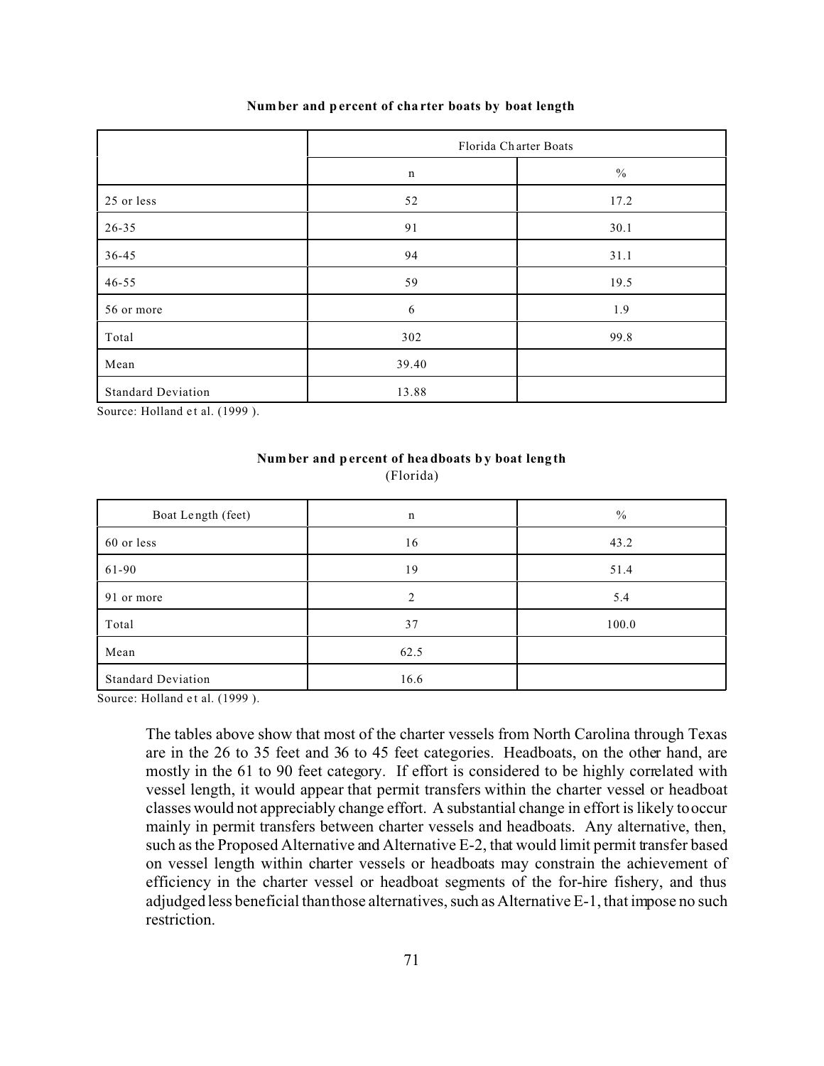**Number and percent of charter boats by boat length**

| | Florida Charter Boats | |
|---|---|---|
| | n | % |
| 25 or less | 52 | 17.2 |
| 26-35 | 91 | 30.1 |
| 36-45 | 94 | 31.1 |
| 46-55 | 59 | 19.5 |
| 56 or more | 6 | 1.9 |
| Total | 302 | 99.8 |
| Mean | 39.40 | |
| Standard Deviation | 13.88 | |

Source: Holland et al. (1999 ).

**Number and percent of headboats by boat length**
(Florida)

| Boat Length (feet) | n | % |
|---|---|---|
| 60 or less | 16 | 43.2 |
| 61-90 | 19 | 51.4 |
| 91 or more | 2 | 5.4 |
| Total | 37 | 100.0 |
| Mean | 62.5 | |
| Standard Deviation | 16.6 | |

Source: Holland et al. (1999 ).

The tables above show that most of the charter vessels from North Carolina through Texas are in the 26 to 35 feet and 36 to 45 feet categories. Headboats, on the other hand, are mostly in the 61 to 90 feet category. If effort is considered to be highly correlated with vessel length, it would appear that permit transfers within the charter vessel or headboat classes would not appreciably change effort. A substantial change in effort is likely to occur mainly in permit transfers between charter vessels and headboats. Any alternative, then, such as the Proposed Alternative and Alternative E-2, that would limit permit transfer based on vessel length within charter vessels or headboats may constrain the achievement of efficiency in the charter vessel or headboat segments of the for-hire fishery, and thus adjudged less beneficial than those alternatives, such as Alternative E-1, that impose no such restriction.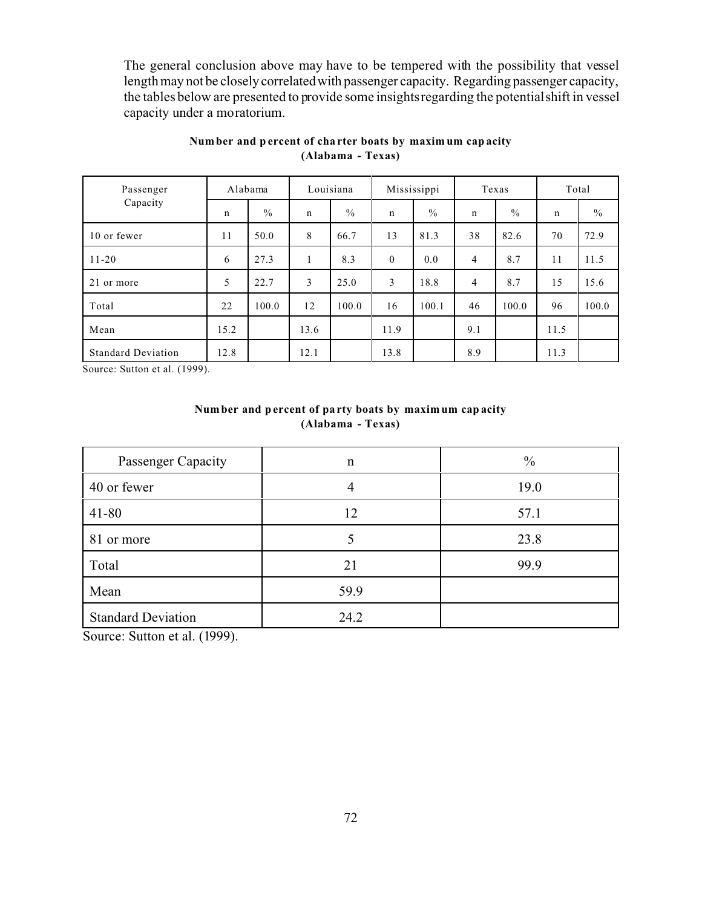The general conclusion above may have to be tempered with the possibility that vessel length may not be closely correlated with passenger capacity. Regarding passenger capacity, the tables below are presented to provide some insights regarding the potential shift in vessel capacity under a moratorium.

**Number and percent of charter boats by maximum capacity (Alabama - Texas)**

| Passenger Capacity | Alabama | | Louisiana | | Mississippi | | Texas | | Total | |
|---|---|---|---|---|---|---|---|---|---|---|
| | n | % | n | % | n | % | n | % | n | % |
| 10 or fewer | 11 | 50.0 | 8 | 66.7 | 13 | 81.3 | 38 | 82.6 | 70 | 72.9 |
| 11-20 | 6 | 27.3 | 1 | 8.3 | 0 | 0.0 | 4 | 8.7 | 11 | 11.5 |
| 21 or more | 5 | 22.7 | 3 | 25.0 | 3 | 18.8 | 4 | 8.7 | 15 | 15.6 |
| Total | 22 | 100.0 | 12 | 100.0 | 16 | 100.1 | 46 | 100.0 | 96 | 100.0 |
| Mean | 15.2 | | 13.6 | | 11.9 | | 9.1 | | 11.5 | |
| Standard Deviation | 12.8 | | 12.1 | | 13.8 | | 8.9 | | 11.3 | |

Source: Sutton et al. (1999).

**Number and percent of party boats by maximum capacity (Alabama - Texas)**

| Passenger Capacity | n | % |
|---|---|---|
| 40 or fewer | 4 | 19.0 |
| 41-80 | 12 | 57.1 |
| 81 or more | 5 | 23.8 |
| Total | 21 | 99.9 |
| Mean | 59.9 | |
| Standard Deviation | 24.2 | |

Source: Sutton et al. (1999).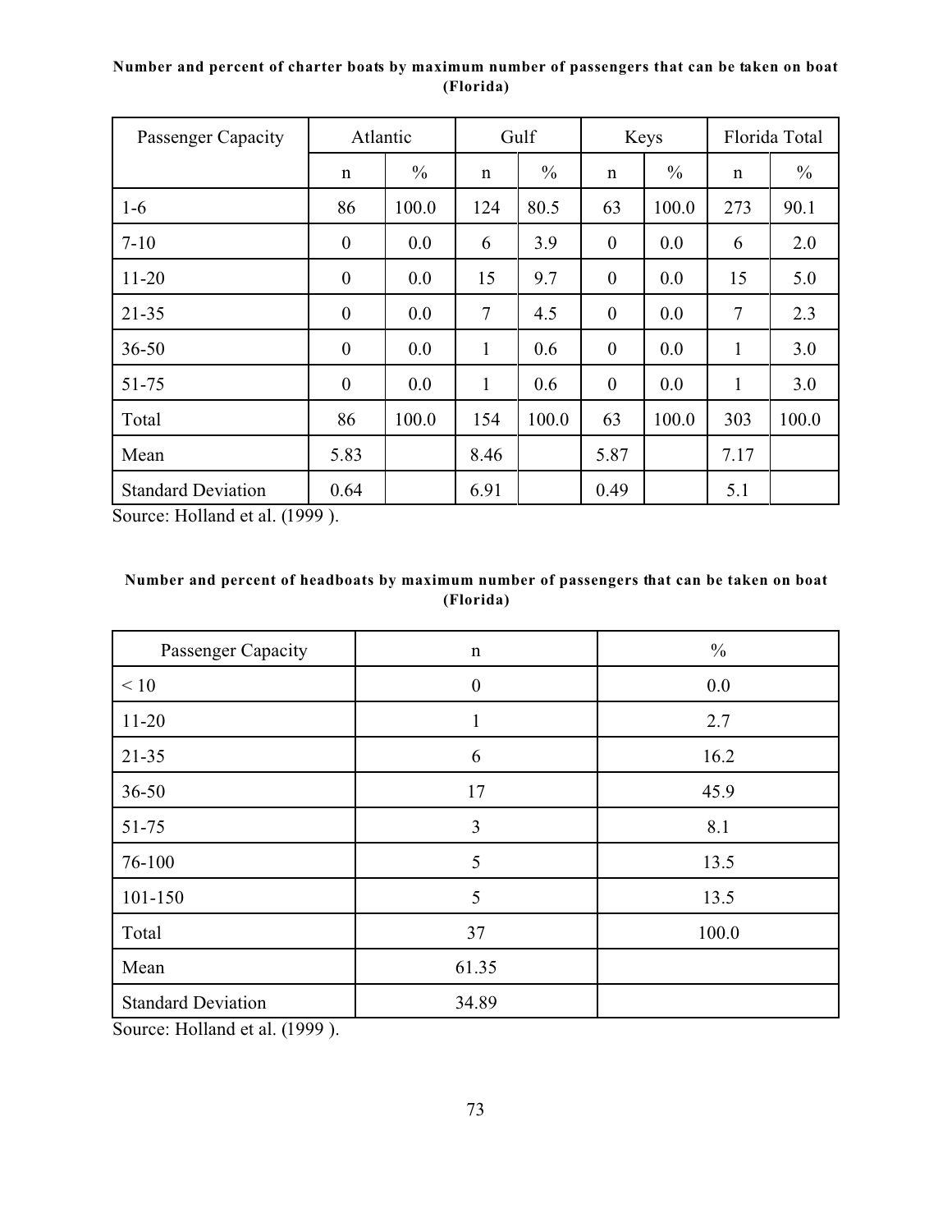**Number and percent of charter boats by maximum number of passengers that can be taken on boat (Florida)**

| Passenger Capacity | Atlantic | | Gulf | | Keys | | Florida Total | |
|---|---|---|---|---|---|---|---|---|
| | n | % | n | % | n | % | n | % |
| 1-6 | 86 | 100.0 | 124 | 80.5 | 63 | 100.0 | 273 | 90.1 |
| 7-10 | 0 | 0.0 | 6 | 3.9 | 0 | 0.0 | 6 | 2.0 |
| 11-20 | 0 | 0.0 | 15 | 9.7 | 0 | 0.0 | 15 | 5.0 |
| 21-35 | 0 | 0.0 | 7 | 4.5 | 0 | 0.0 | 7 | 2.3 |
| 36-50 | 0 | 0.0 | 1 | 0.6 | 0 | 0.0 | 1 | 3.0 |
| 51-75 | 0 | 0.0 | 1 | 0.6 | 0 | 0.0 | 1 | 3.0 |
| Total | 86 | 100.0 | 154 | 100.0 | 63 | 100.0 | 303 | 100.0 |
| Mean | 5.83 | | 8.46 | | 5.87 | | 7.17 | |
| Standard Deviation | 0.64 | | 6.91 | | 0.49 | | 5.1 | |

Source: Holland et al. (1999 ).

**Number and percent of headboats by maximum number of passengers that can be taken on boat (Florida)**

| Passenger Capacity | n | % |
|---|---|---|
| < 10 | 0 | 0.0 |
| 11-20 | 1 | 2.7 |
| 21-35 | 6 | 16.2 |
| 36-50 | 17 | 45.9 |
| 51-75 | 3 | 8.1 |
| 76-100 | 5 | 13.5 |
| 101-150 | 5 | 13.5 |
| Total | 37 | 100.0 |
| Mean | 61.35 | |
| Standard Deviation | 34.89 | |

Source: Holland et al. (1999 ).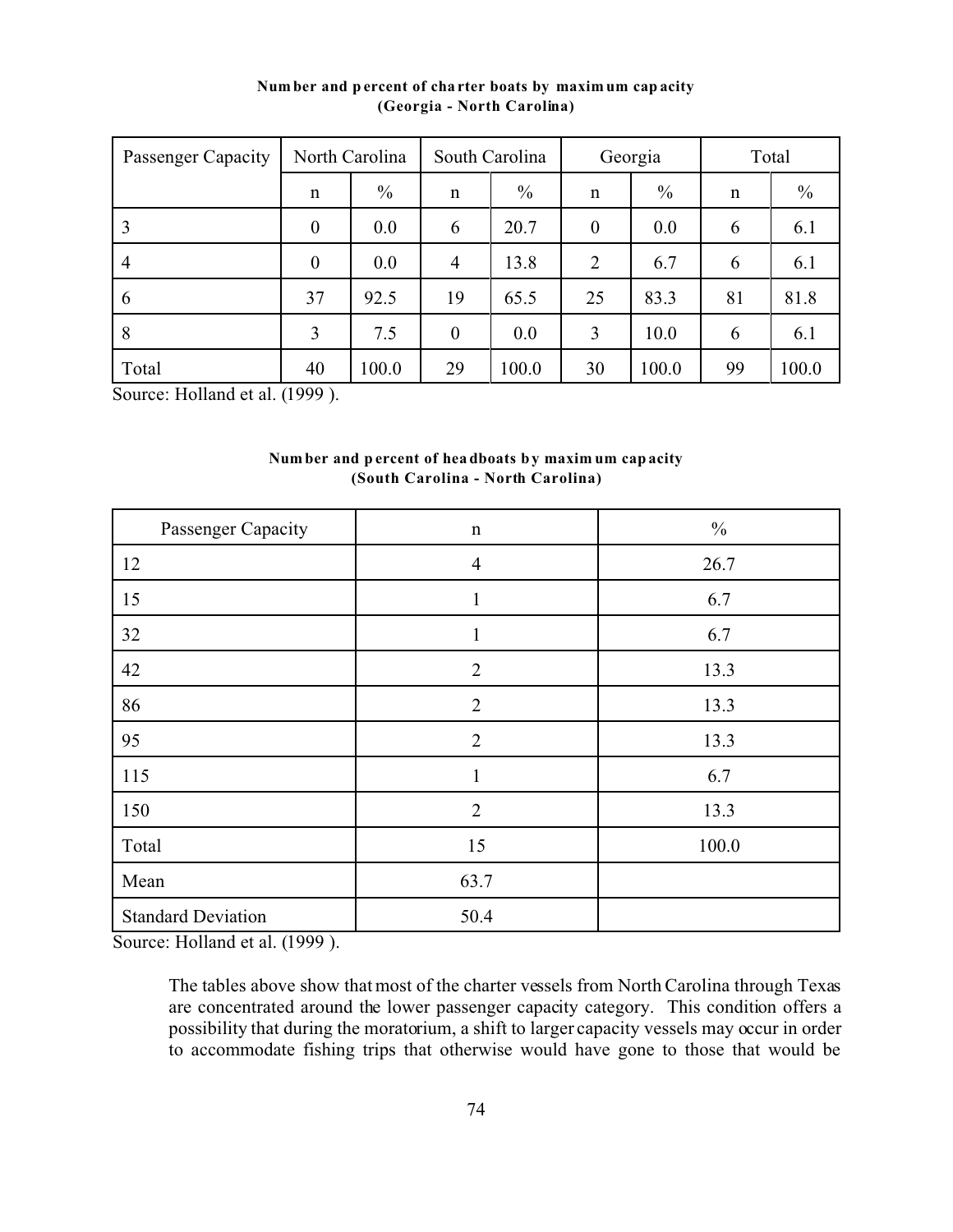**Number and percent of charter boats by maximum capacity (Georgia - North Carolina)**

| Passenger Capacity | North Carolina | | South Carolina | | Georgia | | Total | |
|---|---|---|---|---|---|---|---|---|
| | n | % | n | % | n | % | n | % |
| 3 | 0 | 0.0 | 6 | 20.7 | 0 | 0.0 | 6 | 6.1 |
| 4 | 0 | 0.0 | 4 | 13.8 | 2 | 6.7 | 6 | 6.1 |
| 6 | 37 | 92.5 | 19 | 65.5 | 25 | 83.3 | 81 | 81.8 |
| 8 | 3 | 7.5 | 0 | 0.0 | 3 | 10.0 | 6 | 6.1 |
| Total | 40 | 100.0 | 29 | 100.0 | 30 | 100.0 | 99 | 100.0 |

Source: Holland et al. (1999 ).

**Number and percent of headboats by maximum capacity (South Carolina - North Carolina)**

| Passenger Capacity | n | % |
|---|---|---|
| 12 | 4 | 26.7 |
| 15 | 1 | 6.7 |
| 32 | 1 | 6.7 |
| 42 | 2 | 13.3 |
| 86 | 2 | 13.3 |
| 95 | 2 | 13.3 |
| 115 | 1 | 6.7 |
| 150 | 2 | 13.3 |
| Total | 15 | 100.0 |
| Mean | 63.7 | |
| Standard Deviation | 50.4 | |

Source: Holland et al. (1999 ).

The tables above show that most of the charter vessels from North Carolina through Texas are concentrated around the lower passenger capacity category. This condition offers a possibility that during the moratorium, a shift to larger capacity vessels may occur in order to accommodate fishing trips that otherwise would have gone to those that would be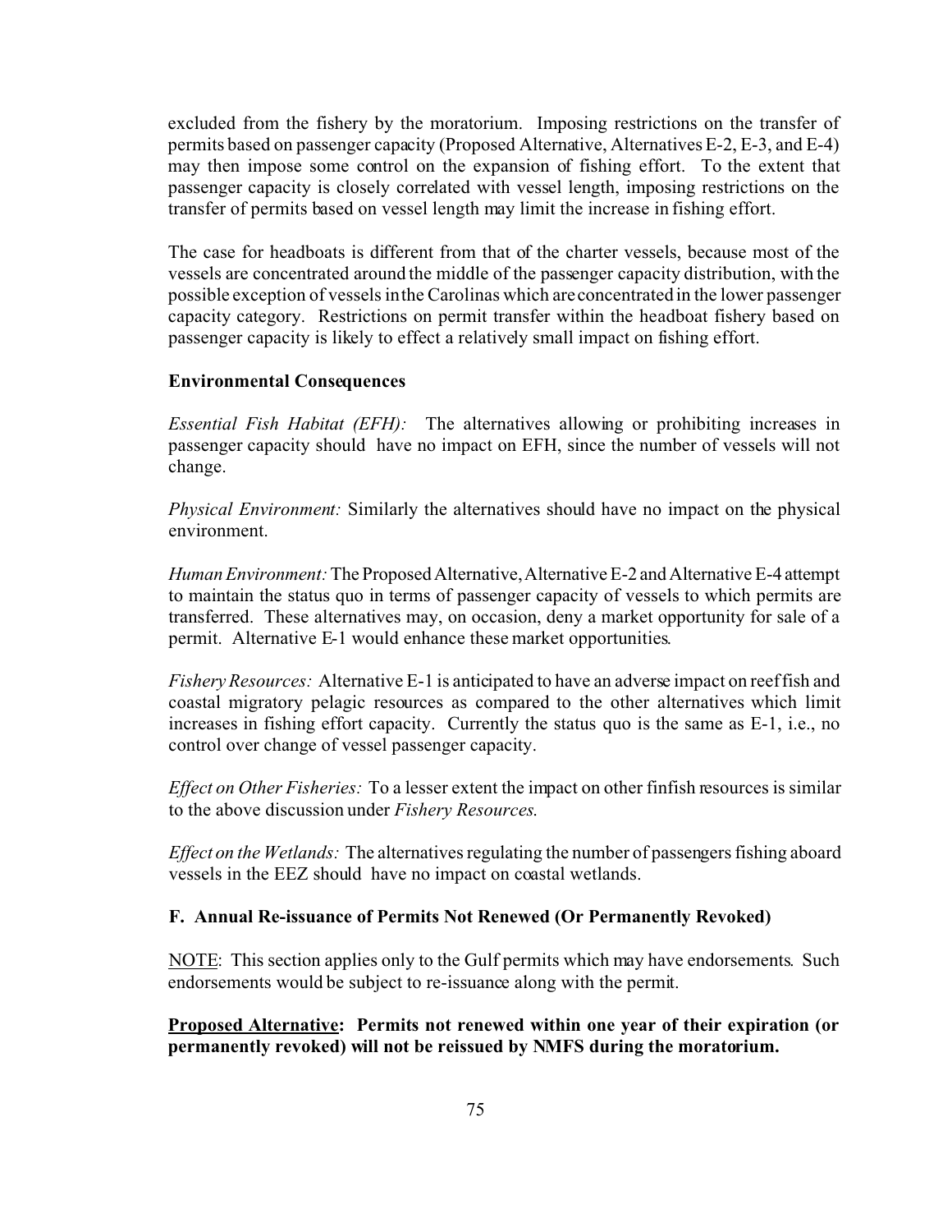excluded from the fishery by the moratorium. Imposing restrictions on the transfer of permits based on passenger capacity (Proposed Alternative, Alternatives E-2, E-3, and E-4) may then impose some control on the expansion of fishing effort. To the extent that passenger capacity is closely correlated with vessel length, imposing restrictions on the transfer of permits based on vessel length may limit the increase in fishing effort.

The case for headboats is different from that of the charter vessels, because most of the vessels are concentrated around the middle of the passenger capacity distribution, with the possible exception of vessels in the Carolinas which are concentrated in the lower passenger capacity category. Restrictions on permit transfer within the headboat fishery based on passenger capacity is likely to effect a relatively small impact on fishing effort.

**Environmental Consequences**

*Essential Fish Habitat (EFH):* The alternatives allowing or prohibiting increases in passenger capacity should have no impact on EFH, since the number of vessels will not change.

*Physical Environment:* Similarly the alternatives should have no impact on the physical environment.

*Human Environment:* The Proposed Alternative, Alternative E-2 and Alternative E-4 attempt to maintain the status quo in terms of passenger capacity of vessels to which permits are transferred. These alternatives may, on occasion, deny a market opportunity for sale of a permit. Alternative E-1 would enhance these market opportunities.

*Fishery Resources:* Alternative E-1 is anticipated to have an adverse impact on reef fish and coastal migratory pelagic resources as compared to the other alternatives which limit increases in fishing effort capacity. Currently the status quo is the same as E-1, i.e., no control over change of vessel passenger capacity.

*Effect on Other Fisheries:* To a lesser extent the impact on other finfish resources is similar to the above discussion under *Fishery Resources.*

*Effect on the Wetlands:* The alternatives regulating the number of passengers fishing aboard vessels in the EEZ should have no impact on coastal wetlands.

**F. Annual Re-issuance of Permits Not Renewed (Or Permanently Revoked)**

NOTE: This section applies only to the Gulf permits which may have endorsements. Such endorsements would be subject to re-issuance along with the permit.

**Proposed Alternative: Permits not renewed within one year of their expiration (or permanently revoked) will not be reissued by NMFS during the moratorium.**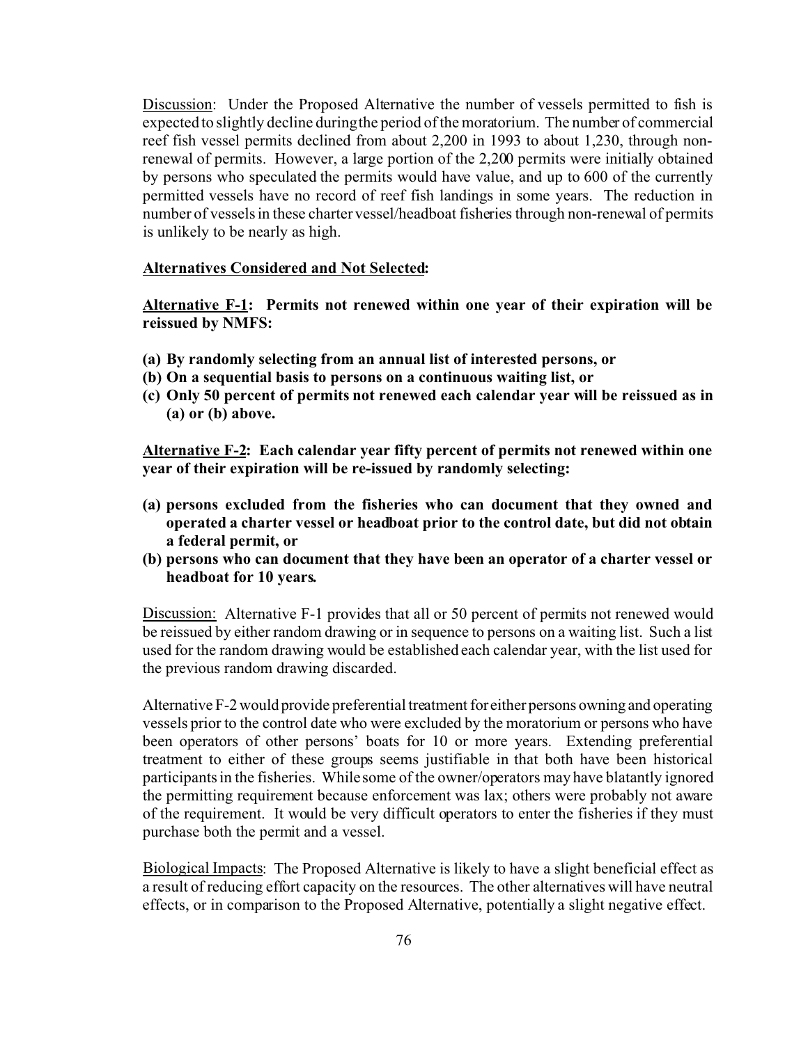Discussion: Under the Proposed Alternative the number of vessels permitted to fish is expected to slightly decline during the period of the moratorium. The number of commercial reef fish vessel permits declined from about 2,200 in 1993 to about 1,230, through non-renewal of permits. However, a large portion of the 2,200 permits were initially obtained by persons who speculated the permits would have value, and up to 600 of the currently permitted vessels have no record of reef fish landings in some years. The reduction in number of vessels in these charter vessel/headboat fisheries through non-renewal of permits is unlikely to be nearly as high.

**Alternatives Considered and Not Selected:**

**Alternative F-1: Permits not renewed within one year of their expiration will be reissued by NMFS:**

- **(a) By randomly selecting from an annual list of interested persons, or**
- **(b) On a sequential basis to persons on a continuous waiting list, or**
- **(c) Only 50 percent of permits not renewed each calendar year will be reissued as in (a) or (b) above.**

**Alternative F-2: Each calendar year fifty percent of permits not renewed within one year of their expiration will be re-issued by randomly selecting:**

- **(a) persons excluded from the fisheries who can document that they owned and operated a charter vessel or headboat prior to the control date, but did not obtain a federal permit, or**
- **(b) persons who can document that they have been an operator of a charter vessel or headboat for 10 years.**

Discussion: Alternative F-1 provides that all or 50 percent of permits not renewed would be reissued by either random drawing or in sequence to persons on a waiting list. Such a list used for the random drawing would be established each calendar year, with the list used for the previous random drawing discarded.

Alternative F-2 would provide preferential treatment for either persons owning and operating vessels prior to the control date who were excluded by the moratorium or persons who have been operators of other persons' boats for 10 or more years. Extending preferential treatment to either of these groups seems justifiable in that both have been historical participants in the fisheries. While some of the owner/operators may have blatantly ignored the permitting requirement because enforcement was lax; others were probably not aware of the requirement. It would be very difficult operators to enter the fisheries if they must purchase both the permit and a vessel.

Biological Impacts: The Proposed Alternative is likely to have a slight beneficial effect as a result of reducing effort capacity on the resources. The other alternatives will have neutral effects, or in comparison to the Proposed Alternative, potentially a slight negative effect.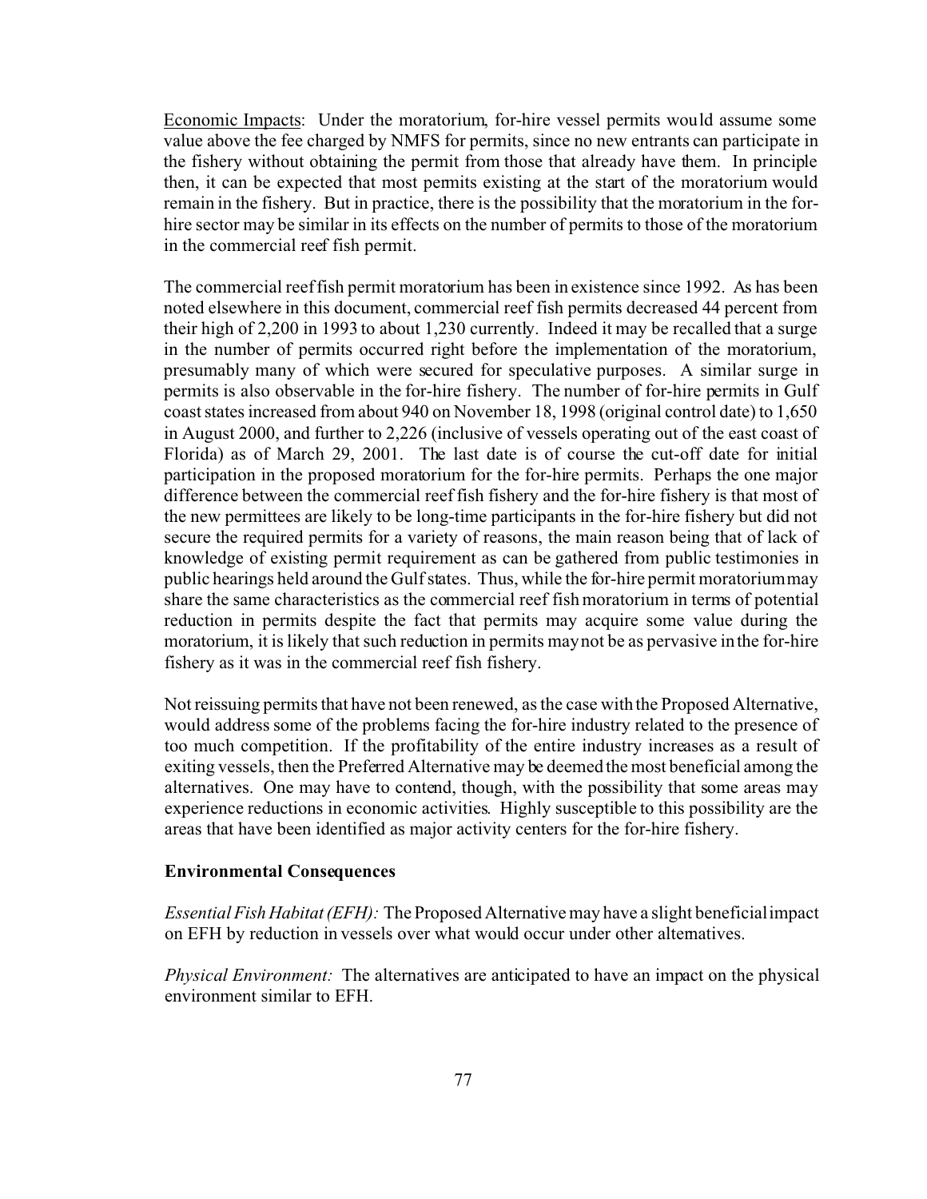<u>Economic Impacts</u>: Under the moratorium, for-hire vessel permits would assume some value above the fee charged by NMFS for permits, since no new entrants can participate in the fishery without obtaining the permit from those that already have them. In principle then, it can be expected that most permits existing at the start of the moratorium would remain in the fishery. But in practice, there is the possibility that the moratorium in the for-hire sector may be similar in its effects on the number of permits to those of the moratorium in the commercial reef fish permit.

The commercial reef fish permit moratorium has been in existence since 1992. As has been noted elsewhere in this document, commercial reef fish permits decreased 44 percent from their high of 2,200 in 1993 to about 1,230 currently. Indeed it may be recalled that a surge in the number of permits occurred right before the implementation of the moratorium, presumably many of which were secured for speculative purposes. A similar surge in permits is also observable in the for-hire fishery. The number of for-hire permits in Gulf coast states increased from about 940 on November 18, 1998 (original control date) to 1,650 in August 2000, and further to 2,226 (inclusive of vessels operating out of the east coast of Florida) as of March 29, 2001. The last date is of course the cut-off date for initial participation in the proposed moratorium for the for-hire permits. Perhaps the one major difference between the commercial reef fish fishery and the for-hire fishery is that most of the new permittees are likely to be long-time participants in the for-hire fishery but did not secure the required permits for a variety of reasons, the main reason being that of lack of knowledge of existing permit requirement as can be gathered from public testimonies in public hearings held around the Gulf states. Thus, while the for-hire permit moratorium may share the same characteristics as the commercial reef fish moratorium in terms of potential reduction in permits despite the fact that permits may acquire some value during the moratorium, it is likely that such reduction in permits may not be as pervasive in the for-hire fishery as it was in the commercial reef fish fishery.

Not reissuing permits that have not been renewed, as the case with the Proposed Alternative, would address some of the problems facing the for-hire industry related to the presence of too much competition. If the profitability of the entire industry increases as a result of exiting vessels, then the Preferred Alternative may be deemed the most beneficial among the alternatives. One may have to contend, though, with the possibility that some areas may experience reductions in economic activities. Highly susceptible to this possibility are the areas that have been identified as major activity centers for the for-hire fishery.

**Environmental Consequences**

*Essential Fish Habitat (EFH):* The Proposed Alternative may have a slight beneficial impact on EFH by reduction in vessels over what would occur under other alternatives.

*Physical Environment:* The alternatives are anticipated to have an impact on the physical environment similar to EFH.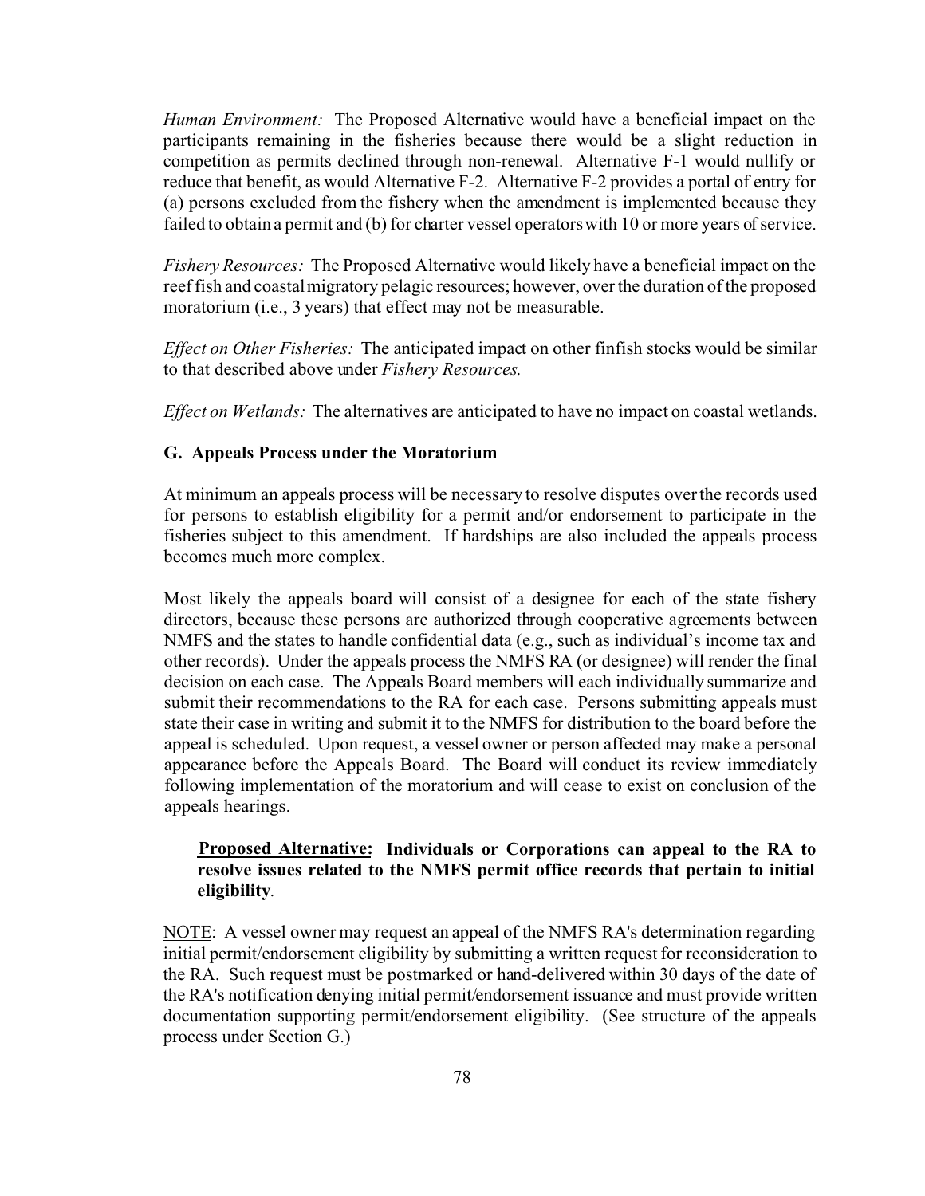*Human Environment:* The Proposed Alternative would have a beneficial impact on the participants remaining in the fisheries because there would be a slight reduction in competition as permits declined through non-renewal. Alternative F-1 would nullify or reduce that benefit, as would Alternative F-2. Alternative F-2 provides a portal of entry for (a) persons excluded from the fishery when the amendment is implemented because they failed to obtain a permit and (b) for charter vessel operators with 10 or more years of service.

*Fishery Resources:* The Proposed Alternative would likely have a beneficial impact on the reef fish and coastal migratory pelagic resources; however, over the duration of the proposed moratorium (i.e., 3 years) that effect may not be measurable.

*Effect on Other Fisheries:* The anticipated impact on other finfish stocks would be similar to that described above under *Fishery Resources*.

*Effect on Wetlands:* The alternatives are anticipated to have no impact on coastal wetlands.

### G. Appeals Process under the Moratorium

At minimum an appeals process will be necessary to resolve disputes over the records used for persons to establish eligibility for a permit and/or endorsement to participate in the fisheries subject to this amendment. If hardships are also included the appeals process becomes much more complex.

Most likely the appeals board will consist of a designee for each of the state fishery directors, because these persons are authorized through cooperative agreements between NMFS and the states to handle confidential data (e.g., such as individual's income tax and other records). Under the appeals process the NMFS RA (or designee) will render the final decision on each case. The Appeals Board members will each individually summarize and submit their recommendations to the RA for each case. Persons submitting appeals must state their case in writing and submit it to the NMFS for distribution to the board before the appeal is scheduled. Upon request, a vessel owner or person affected may make a personal appearance before the Appeals Board. The Board will conduct its review immediately following implementation of the moratorium and will cease to exist on conclusion of the appeals hearings.

> **Proposed Alternative: Individuals or Corporations can appeal to the RA to resolve issues related to the NMFS permit office records that pertain to initial eligibility**.

NOTE: A vessel owner may request an appeal of the NMFS RA's determination regarding initial permit/endorsement eligibility by submitting a written request for reconsideration to the RA. Such request must be postmarked or hand-delivered within 30 days of the date of the RA's notification denying initial permit/endorsement issuance and must provide written documentation supporting permit/endorsement eligibility. (See structure of the appeals process under Section G.)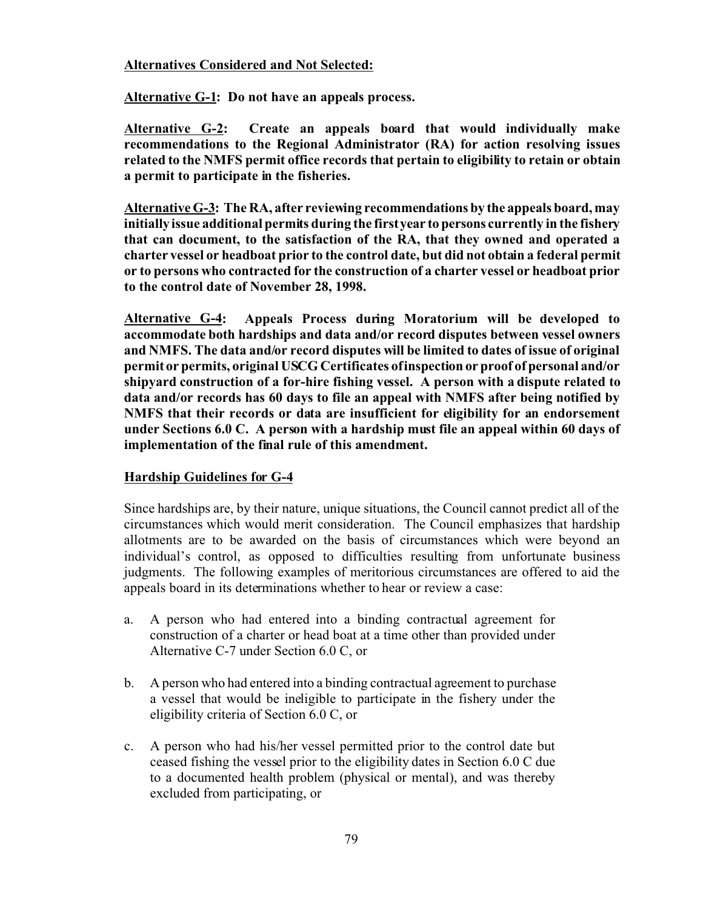**<u>Alternatives Considered and Not Selected:</u>**

**<u>Alternative G-1</u>: Do not have an appeals process.**

**<u>Alternative G-2</u>: Create an appeals board that would individually make recommendations to the Regional Administrator (RA) for action resolving issues related to the NMFS permit office records that pertain to eligibility to retain or obtain a permit to participate in the fisheries.**

**<u>Alternative G-3</u>: The RA, after reviewing recommendations by the appeals board, may initially issue additional permits during the first year to persons currently in the fishery that can document, to the satisfaction of the RA, that they owned and operated a charter vessel or headboat prior to the control date, but did not obtain a federal permit or to persons who contracted for the construction of a charter vessel or headboat prior to the control date of November 28, 1998.**

**<u>Alternative G-4</u>: Appeals Process during Moratorium will be developed to accommodate both hardships and data and/or record disputes between vessel owners and NMFS. The data and/or record disputes will be limited to dates of issue of original permit or permits, original USCG Certificates of inspection or proof of personal and/or shipyard construction of a for-hire fishing vessel. A person with a dispute related to data and/or records has 60 days to file an appeal with NMFS after being notified by NMFS that their records or data are insufficient for eligibility for an endorsement under Sections 6.0 C. A person with a hardship must file an appeal within 60 days of implementation of the final rule of this amendment.**

**<u>Hardship Guidelines for G-4</u>**

Since hardships are, by their nature, unique situations, the Council cannot predict all of the circumstances which would merit consideration. The Council emphasizes that hardship allotments are to be awarded on the basis of circumstances which were beyond an individual's control, as opposed to difficulties resulting from unfortunate business judgments. The following examples of meritorious circumstances are offered to aid the appeals board in its determinations whether to hear or review a case:

a. A person who had entered into a binding contractual agreement for construction of a charter or head boat at a time other than provided under Alternative C-7 under Section 6.0 C, or

b. A person who had entered into a binding contractual agreement to purchase a vessel that would be ineligible to participate in the fishery under the eligibility criteria of Section 6.0 C, or

c. A person who had his/her vessel permitted prior to the control date but ceased fishing the vessel prior to the eligibility dates in Section 6.0 C due to a documented health problem (physical or mental), and was thereby excluded from participating, or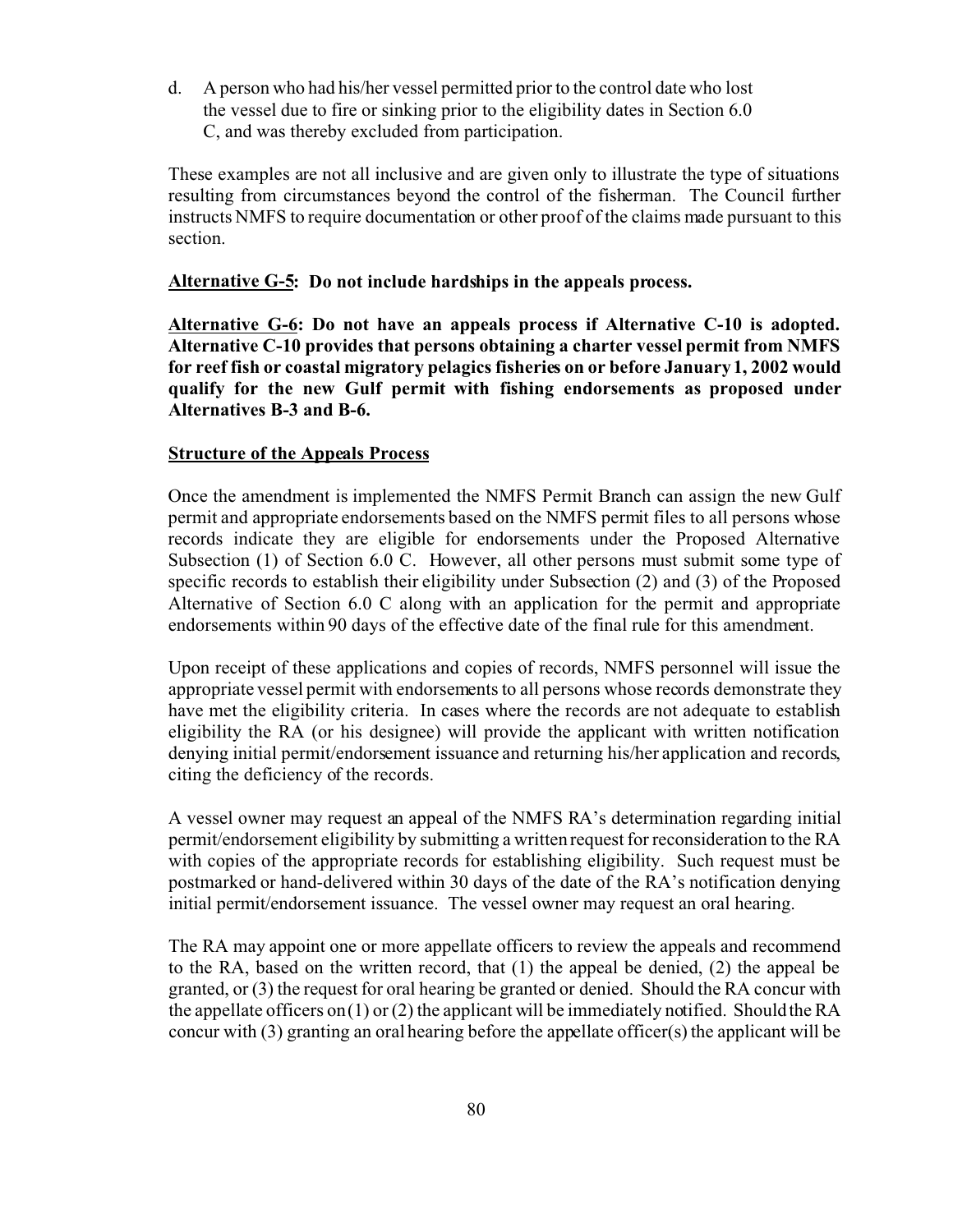d. A person who had his/her vessel permitted prior to the control date who lost the vessel due to fire or sinking prior to the eligibility dates in Section 6.0 C, and was thereby excluded from participation.

These examples are not all inclusive and are given only to illustrate the type of situations resulting from circumstances beyond the control of the fisherman. The Council further instructs NMFS to require documentation or other proof of the claims made pursuant to this section.

**<u>Alternative G-5</u>: Do not include hardships in the appeals process.**

**<u>Alternative G-6</u>: Do not have an appeals process if Alternative C-10 is adopted. Alternative C-10 provides that persons obtaining a charter vessel permit from NMFS for reef fish or coastal migratory pelagics fisheries on or before January 1, 2002 would qualify for the new Gulf permit with fishing endorsements as proposed under Alternatives B-3 and B-6.**

**<u>Structure of the Appeals Process</u>**

Once the amendment is implemented the NMFS Permit Branch can assign the new Gulf permit and appropriate endorsements based on the NMFS permit files to all persons whose records indicate they are eligible for endorsements under the Proposed Alternative Subsection (1) of Section 6.0 C. However, all other persons must submit some type of specific records to establish their eligibility under Subsection (2) and (3) of the Proposed Alternative of Section 6.0 C along with an application for the permit and appropriate endorsements within 90 days of the effective date of the final rule for this amendment.

Upon receipt of these applications and copies of records, NMFS personnel will issue the appropriate vessel permit with endorsements to all persons whose records demonstrate they have met the eligibility criteria. In cases where the records are not adequate to establish eligibility the RA (or his designee) will provide the applicant with written notification denying initial permit/endorsement issuance and returning his/her application and records, citing the deficiency of the records.

A vessel owner may request an appeal of the NMFS RA's determination regarding initial permit/endorsement eligibility by submitting a written request for reconsideration to the RA with copies of the appropriate records for establishing eligibility. Such request must be postmarked or hand-delivered within 30 days of the date of the RA's notification denying initial permit/endorsement issuance. The vessel owner may request an oral hearing.

The RA may appoint one or more appellate officers to review the appeals and recommend to the RA, based on the written record, that (1) the appeal be denied, (2) the appeal be granted, or (3) the request for oral hearing be granted or denied. Should the RA concur with the appellate officers on (1) or (2) the applicant will be immediately notified. Should the RA concur with (3) granting an oral hearing before the appellate officer(s) the applicant will be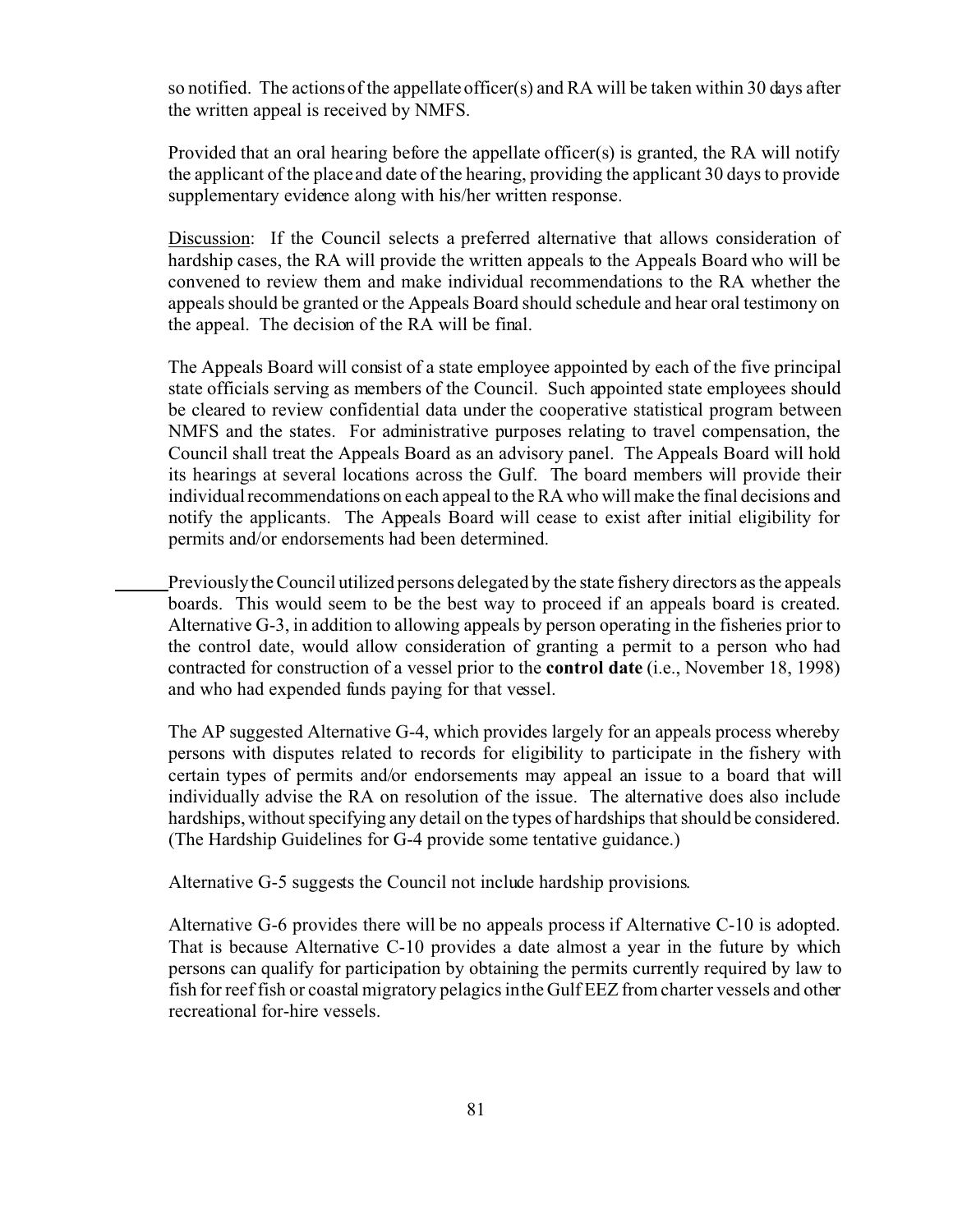so notified. The actions of the appellate officer(s) and RA will be taken within 30 days after the written appeal is received by NMFS.

Provided that an oral hearing before the appellate officer(s) is granted, the RA will notify the applicant of the place and date of the hearing, providing the applicant 30 days to provide supplementary evidence along with his/her written response.

Discussion: If the Council selects a preferred alternative that allows consideration of hardship cases, the RA will provide the written appeals to the Appeals Board who will be convened to review them and make individual recommendations to the RA whether the appeals should be granted or the Appeals Board should schedule and hear oral testimony on the appeal. The decision of the RA will be final.

The Appeals Board will consist of a state employee appointed by each of the five principal state officials serving as members of the Council. Such appointed state employees should be cleared to review confidential data under the cooperative statistical program between NMFS and the states. For administrative purposes relating to travel compensation, the Council shall treat the Appeals Board as an advisory panel. The Appeals Board will hold its hearings at several locations across the Gulf. The board members will provide their individual recommendations on each appeal to the RA who will make the final decisions and notify the applicants. The Appeals Board will cease to exist after initial eligibility for permits and/or endorsements had been determined.

Previously the Council utilized persons delegated by the state fishery directors as the appeals boards. This would seem to be the best way to proceed if an appeals board is created. Alternative G-3, in addition to allowing appeals by person operating in the fisheries prior to the control date, would allow consideration of granting a permit to a person who had contracted for construction of a vessel prior to the **control date** (i.e., November 18, 1998) and who had expended funds paying for that vessel.

The AP suggested Alternative G-4, which provides largely for an appeals process whereby persons with disputes related to records for eligibility to participate in the fishery with certain types of permits and/or endorsements may appeal an issue to a board that will individually advise the RA on resolution of the issue. The alternative does also include hardships, without specifying any detail on the types of hardships that should be considered. (The Hardship Guidelines for G-4 provide some tentative guidance.)

Alternative G-5 suggests the Council not include hardship provisions.

Alternative G-6 provides there will be no appeals process if Alternative C-10 is adopted. That is because Alternative C-10 provides a date almost a year in the future by which persons can qualify for participation by obtaining the permits currently required by law to fish for reef fish or coastal migratory pelagics in the Gulf EEZ from charter vessels and other recreational for-hire vessels.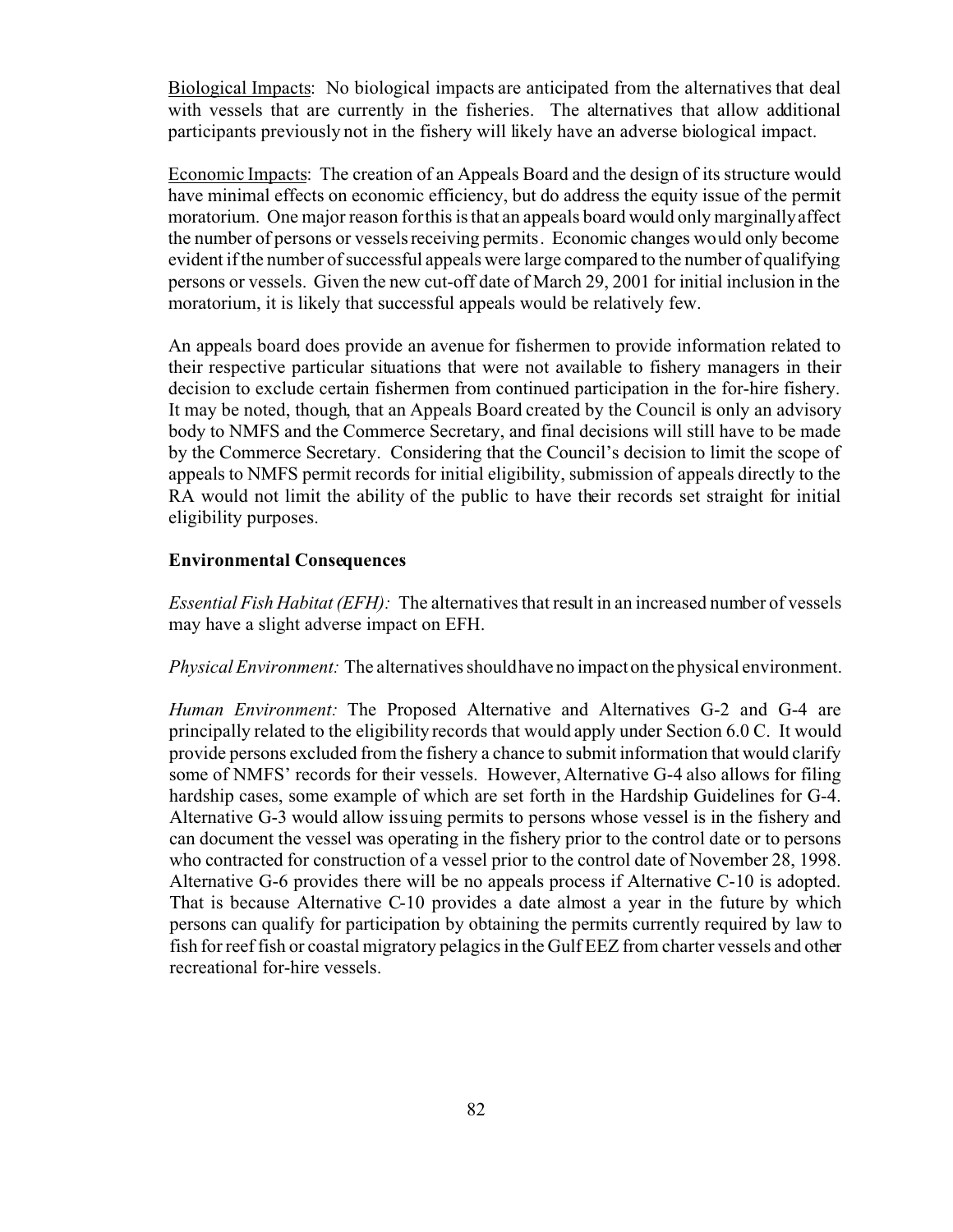<u>Biological Impacts</u>: No biological impacts are anticipated from the alternatives that deal with vessels that are currently in the fisheries. The alternatives that allow additional participants previously not in the fishery will likely have an adverse biological impact.

<u>Economic Impacts</u>: The creation of an Appeals Board and the design of its structure would have minimal effects on economic efficiency, but do address the equity issue of the permit moratorium. One major reason for this is that an appeals board would only marginally affect the number of persons or vessels receiving permits. Economic changes would only become evident if the number of successful appeals were large compared to the number of qualifying persons or vessels. Given the new cut-off date of March 29, 2001 for initial inclusion in the moratorium, it is likely that successful appeals would be relatively few.

An appeals board does provide an avenue for fishermen to provide information related to their respective particular situations that were not available to fishery managers in their decision to exclude certain fishermen from continued participation in the for-hire fishery. It may be noted, though, that an Appeals Board created by the Council is only an advisory body to NMFS and the Commerce Secretary, and final decisions will still have to be made by the Commerce Secretary. Considering that the Council's decision to limit the scope of appeals to NMFS permit records for initial eligibility, submission of appeals directly to the RA would not limit the ability of the public to have their records set straight for initial eligibility purposes.

**Environmental Consequences**

*Essential Fish Habitat (EFH):* The alternatives that result in an increased number of vessels may have a slight adverse impact on EFH.

*Physical Environment:* The alternatives should have no impact on the physical environment.

*Human Environment:* The Proposed Alternative and Alternatives G-2 and G-4 are principally related to the eligibility records that would apply under Section 6.0 C. It would provide persons excluded from the fishery a chance to submit information that would clarify some of NMFS' records for their vessels. However, Alternative G-4 also allows for filing hardship cases, some example of which are set forth in the Hardship Guidelines for G-4. Alternative G-3 would allow issuing permits to persons whose vessel is in the fishery and can document the vessel was operating in the fishery prior to the control date or to persons who contracted for construction of a vessel prior to the control date of November 28, 1998. Alternative G-6 provides there will be no appeals process if Alternative C-10 is adopted. That is because Alternative C-10 provides a date almost a year in the future by which persons can qualify for participation by obtaining the permits currently required by law to fish for reef fish or coastal migratory pelagics in the Gulf EEZ from charter vessels and other recreational for-hire vessels.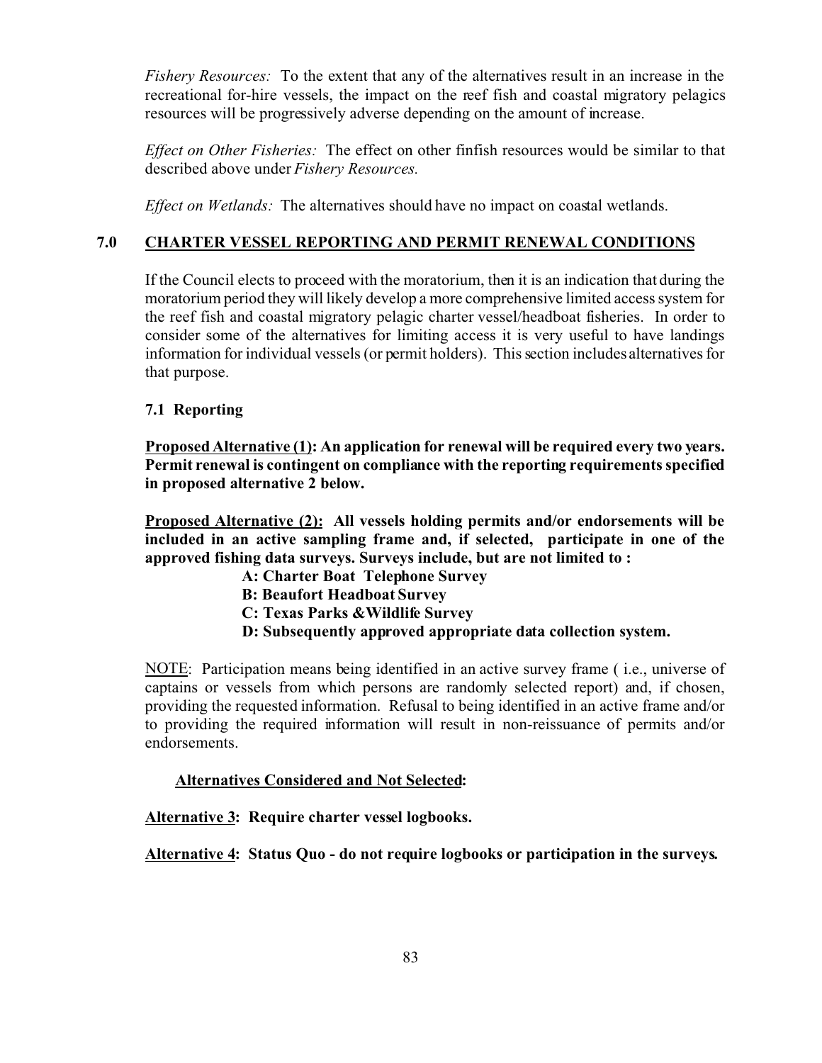*Fishery Resources:* To the extent that any of the alternatives result in an increase in the recreational for-hire vessels, the impact on the reef fish and coastal migratory pelagics resources will be progressively adverse depending on the amount of increase.

*Effect on Other Fisheries:* The effect on other finfish resources would be similar to that described above under *Fishery Resources.*

*Effect on Wetlands:* The alternatives should have no impact on coastal wetlands.

## 7.0 CHARTER VESSEL REPORTING AND PERMIT RENEWAL CONDITIONS

If the Council elects to proceed with the moratorium, then it is an indication that during the moratorium period they will likely develop a more comprehensive limited access system for the reef fish and coastal migratory pelagic charter vessel/headboat fisheries. In order to consider some of the alternatives for limiting access it is very useful to have landings information for individual vessels (or permit holders). This section includes alternatives for that purpose.

### 7.1 Reporting

**Proposed Alternative (1): An application for renewal will be required every two years. Permit renewal is contingent on compliance with the reporting requirements specified in proposed alternative 2 below.**

**Proposed Alternative (2): All vessels holding permits and/or endorsements will be included in an active sampling frame and, if selected, participate in one of the approved fishing data surveys. Surveys include, but are not limited to :**

**A: Charter Boat Telephone Survey**
**B: Beaufort Headboat Survey**
**C: Texas Parks &Wildlife Survey**
**D: Subsequently approved appropriate data collection system.**

NOTE: Participation means being identified in an active survey frame ( i.e., universe of captains or vessels from which persons are randomly selected report) and, if chosen, providing the requested information. Refusal to being identified in an active frame and/or to providing the required information will result in non-reissuance of permits and/or endorsements.

**Alternatives Considered and Not Selected:**

**Alternative 3: Require charter vessel logbooks.**

**Alternative 4: Status Quo - do not require logbooks or participation in the surveys.**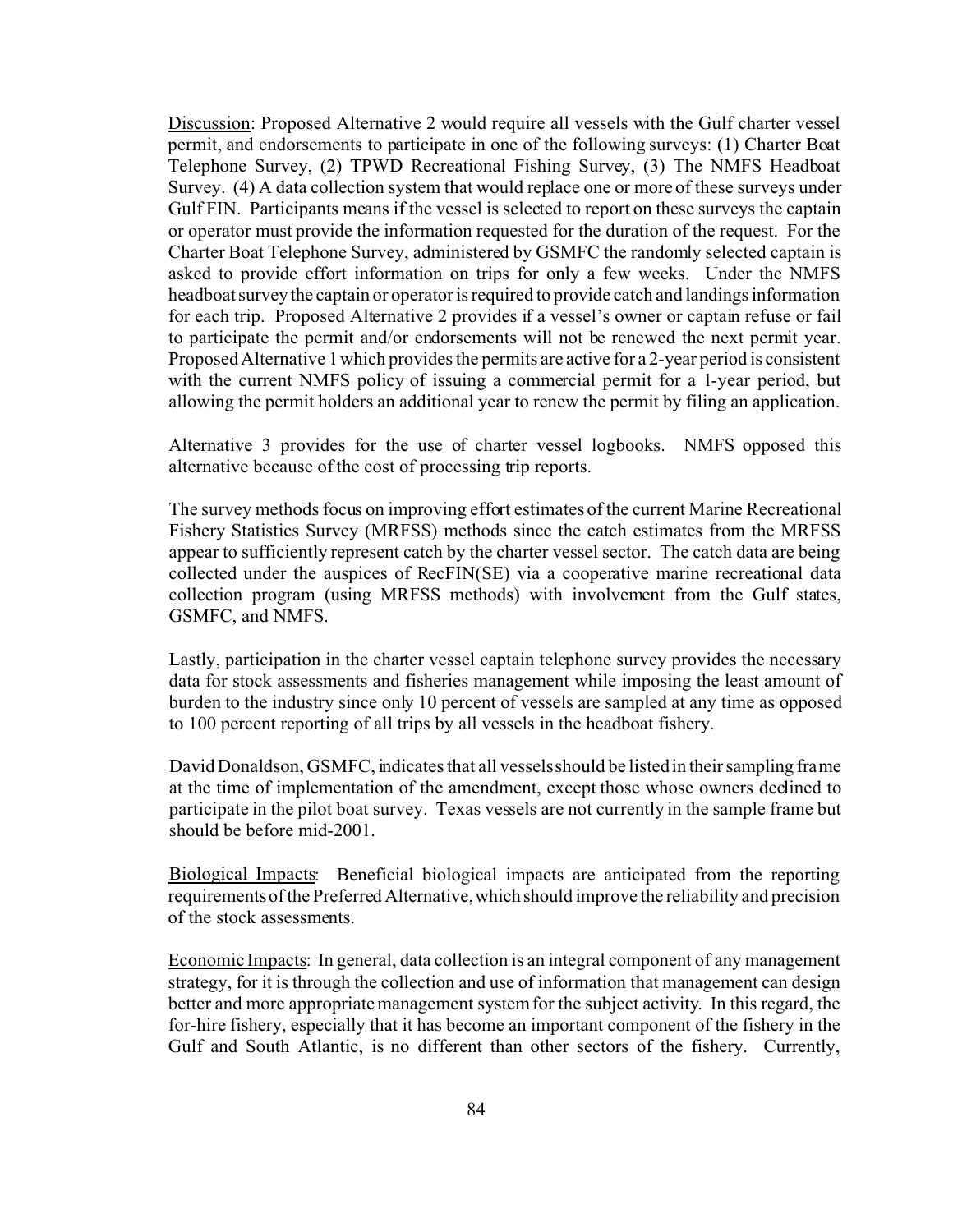Discussion: Proposed Alternative 2 would require all vessels with the Gulf charter vessel permit, and endorsements to participate in one of the following surveys: (1) Charter Boat Telephone Survey, (2) TPWD Recreational Fishing Survey, (3) The NMFS Headboat Survey. (4) A data collection system that would replace one or more of these surveys under Gulf FIN. Participants means if the vessel is selected to report on these surveys the captain or operator must provide the information requested for the duration of the request. For the Charter Boat Telephone Survey, administered by GSMFC the randomly selected captain is asked to provide effort information on trips for only a few weeks. Under the NMFS headboat survey the captain or operator is required to provide catch and landings information for each trip. Proposed Alternative 2 provides if a vessel's owner or captain refuse or fail to participate the permit and/or endorsements will not be renewed the next permit year. Proposed Alternative 1 which provides the permits are active for a 2-year period is consistent with the current NMFS policy of issuing a commercial permit for a 1-year period, but allowing the permit holders an additional year to renew the permit by filing an application.

Alternative 3 provides for the use of charter vessel logbooks. NMFS opposed this alternative because of the cost of processing trip reports.

The survey methods focus on improving effort estimates of the current Marine Recreational Fishery Statistics Survey (MRFSS) methods since the catch estimates from the MRFSS appear to sufficiently represent catch by the charter vessel sector. The catch data are being collected under the auspices of RecFIN(SE) via a cooperative marine recreational data collection program (using MRFSS methods) with involvement from the Gulf states, GSMFC, and NMFS.

Lastly, participation in the charter vessel captain telephone survey provides the necessary data for stock assessments and fisheries management while imposing the least amount of burden to the industry since only 10 percent of vessels are sampled at any time as opposed to 100 percent reporting of all trips by all vessels in the headboat fishery.

David Donaldson, GSMFC, indicates that all vessels should be listed in their sampling frame at the time of implementation of the amendment, except those whose owners declined to participate in the pilot boat survey. Texas vessels are not currently in the sample frame but should be before mid-2001.

Biological Impacts: Beneficial biological impacts are anticipated from the reporting requirements of the Preferred Alternative, which should improve the reliability and precision of the stock assessments.

Economic Impacts: In general, data collection is an integral component of any management strategy, for it is through the collection and use of information that management can design better and more appropriate management system for the subject activity. In this regard, the for-hire fishery, especially that it has become an important component of the fishery in the Gulf and South Atlantic, is no different than other sectors of the fishery. Currently,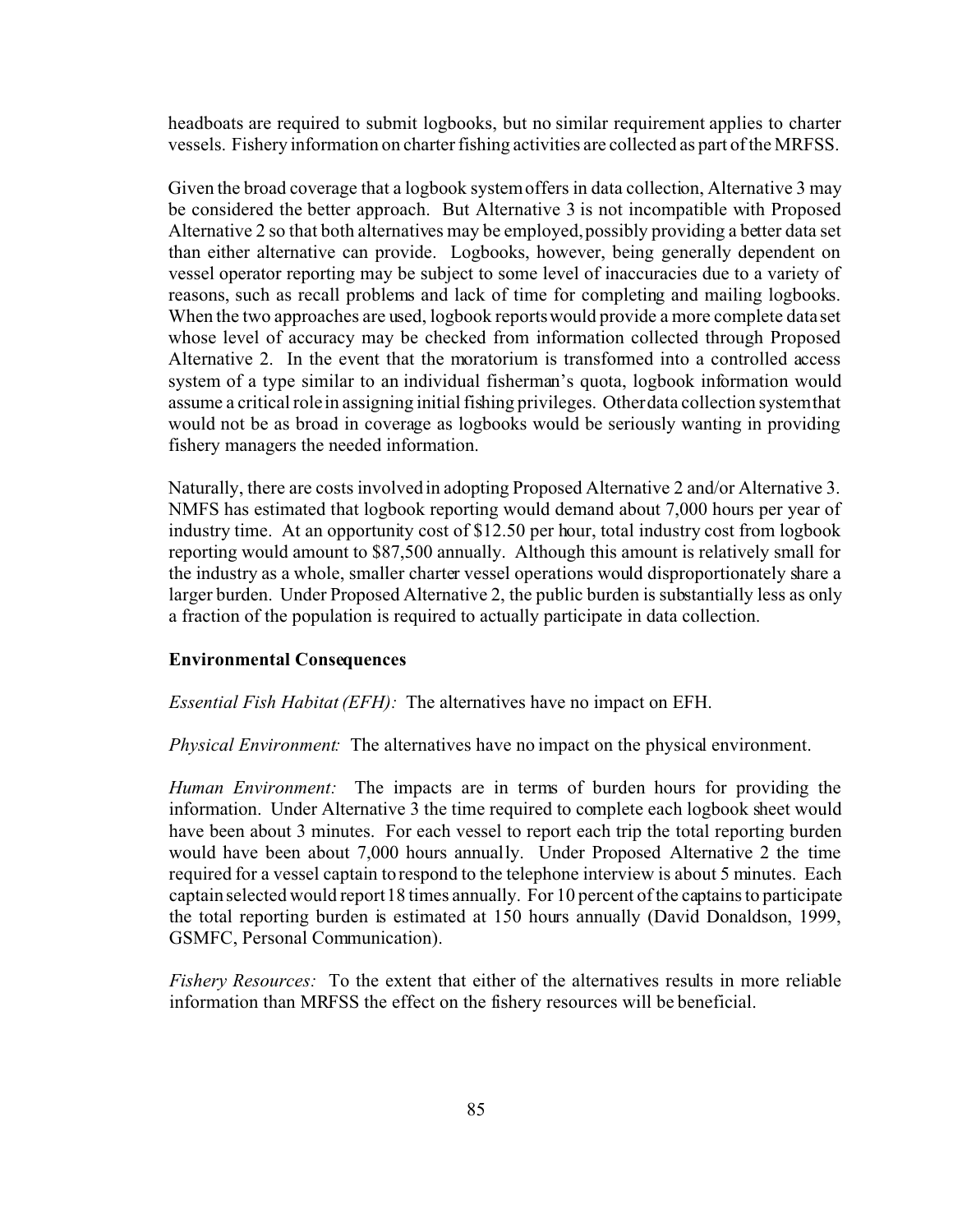headboats are required to submit logbooks, but no similar requirement applies to charter vessels. Fishery information on charter fishing activities are collected as part of the MRFSS.

Given the broad coverage that a logbook system offers in data collection, Alternative 3 may be considered the better approach. But Alternative 3 is not incompatible with Proposed Alternative 2 so that both alternatives may be employed, possibly providing a better data set than either alternative can provide. Logbooks, however, being generally dependent on vessel operator reporting may be subject to some level of inaccuracies due to a variety of reasons, such as recall problems and lack of time for completing and mailing logbooks. When the two approaches are used, logbook reports would provide a more complete data set whose level of accuracy may be checked from information collected through Proposed Alternative 2. In the event that the moratorium is transformed into a controlled access system of a type similar to an individual fisherman's quota, logbook information would assume a critical role in assigning initial fishing privileges. Other data collection system that would not be as broad in coverage as logbooks would be seriously wanting in providing fishery managers the needed information.

Naturally, there are costs involved in adopting Proposed Alternative 2 and/or Alternative 3. NMFS has estimated that logbook reporting would demand about 7,000 hours per year of industry time. At an opportunity cost of $12.50 per hour, total industry cost from logbook reporting would amount to $87,500 annually. Although this amount is relatively small for the industry as a whole, smaller charter vessel operations would disproportionately share a larger burden. Under Proposed Alternative 2, the public burden is substantially less as only a fraction of the population is required to actually participate in data collection.

**Environmental Consequences**

*Essential Fish Habitat (EFH):* The alternatives have no impact on EFH.

*Physical Environment:* The alternatives have no impact on the physical environment.

*Human Environment:* The impacts are in terms of burden hours for providing the information. Under Alternative 3 the time required to complete each logbook sheet would have been about 3 minutes. For each vessel to report each trip the total reporting burden would have been about 7,000 hours annually. Under Proposed Alternative 2 the time required for a vessel captain to respond to the telephone interview is about 5 minutes. Each captain selected would report 18 times annually. For 10 percent of the captains to participate the total reporting burden is estimated at 150 hours annually (David Donaldson, 1999, GSMFC, Personal Communication).

*Fishery Resources:* To the extent that either of the alternatives results in more reliable information than MRFSS the effect on the fishery resources will be beneficial.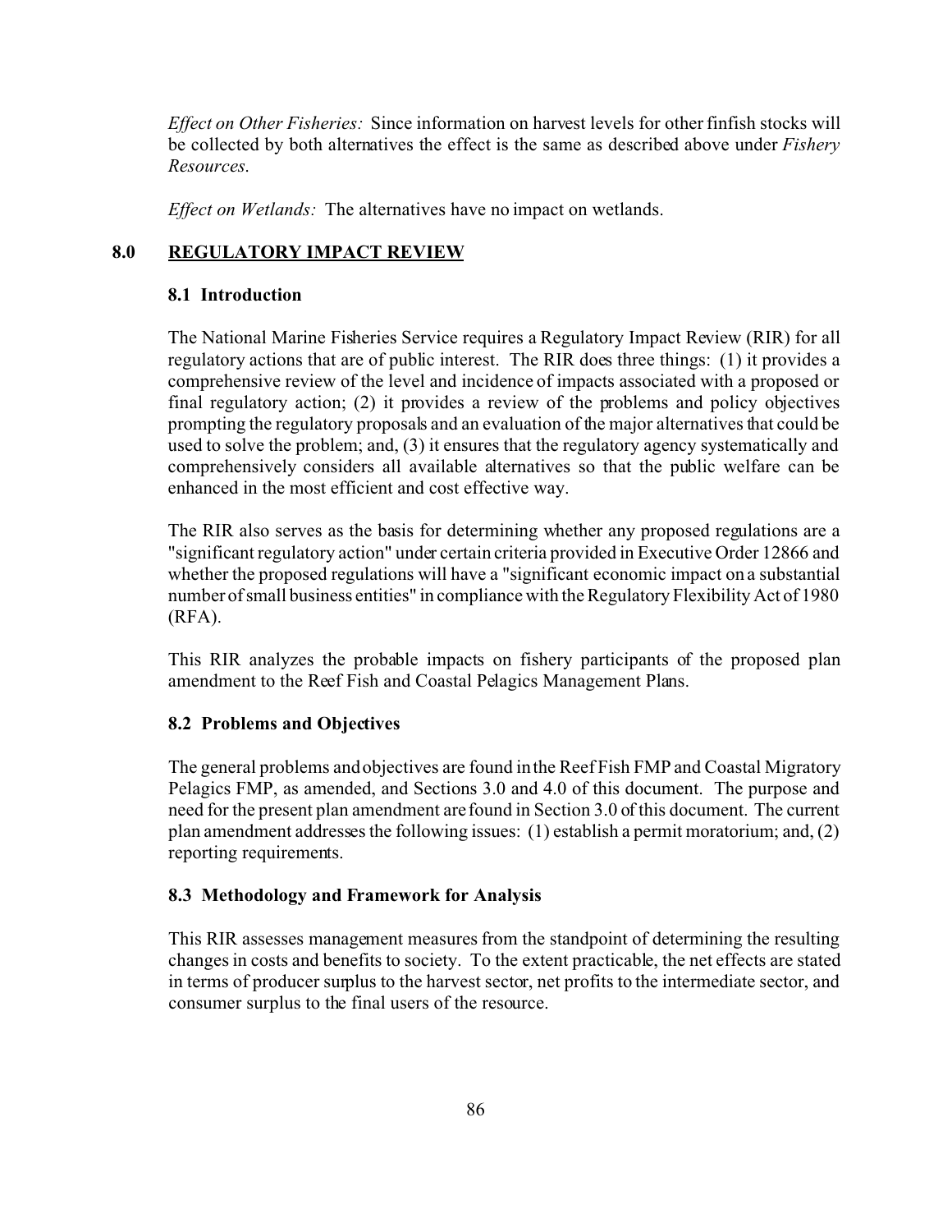*Effect on Other Fisheries:* Since information on harvest levels for other finfish stocks will be collected by both alternatives the effect is the same as described above under *Fishery Resources*.

*Effect on Wetlands:* The alternatives have no impact on wetlands.

## 8.0 REGULATORY IMPACT REVIEW

### 8.1 Introduction

The National Marine Fisheries Service requires a Regulatory Impact Review (RIR) for all regulatory actions that are of public interest. The RIR does three things: (1) it provides a comprehensive review of the level and incidence of impacts associated with a proposed or final regulatory action; (2) it provides a review of the problems and policy objectives prompting the regulatory proposals and an evaluation of the major alternatives that could be used to solve the problem; and, (3) it ensures that the regulatory agency systematically and comprehensively considers all available alternatives so that the public welfare can be enhanced in the most efficient and cost effective way.

The RIR also serves as the basis for determining whether any proposed regulations are a "significant regulatory action" under certain criteria provided in Executive Order 12866 and whether the proposed regulations will have a "significant economic impact on a substantial number of small business entities" in compliance with the Regulatory Flexibility Act of 1980 (RFA).

This RIR analyzes the probable impacts on fishery participants of the proposed plan amendment to the Reef Fish and Coastal Pelagics Management Plans.

### 8.2 Problems and Objectives

The general problems and objectives are found in the Reef Fish FMP and Coastal Migratory Pelagics FMP, as amended, and Sections 3.0 and 4.0 of this document. The purpose and need for the present plan amendment are found in Section 3.0 of this document. The current plan amendment addresses the following issues: (1) establish a permit moratorium; and, (2) reporting requirements.

### 8.3 Methodology and Framework for Analysis

This RIR assesses management measures from the standpoint of determining the resulting changes in costs and benefits to society. To the extent practicable, the net effects are stated in terms of producer surplus to the harvest sector, net profits to the intermediate sector, and consumer surplus to the final users of the resource.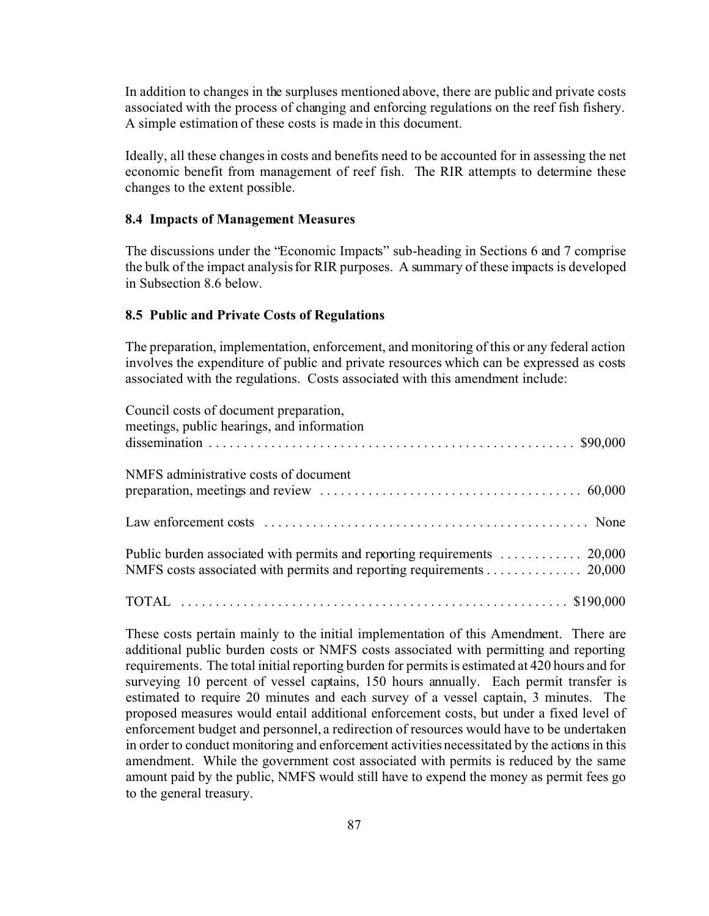In addition to changes in the surpluses mentioned above, there are public and private costs associated with the process of changing and enforcing regulations on the reef fish fishery. A simple estimation of these costs is made in this document.

Ideally, all these changes in costs and benefits need to be accounted for in assessing the net economic benefit from management of reef fish. The RIR attempts to determine these changes to the extent possible.

### 8.4 Impacts of Management Measures

The discussions under the "Economic Impacts" sub-heading in Sections 6 and 7 comprise the bulk of the impact analysis for RIR purposes. A summary of these impacts is developed in Subsection 8.6 below.

### 8.5 Public and Private Costs of Regulations

The preparation, implementation, enforcement, and monitoring of this or any federal action involves the expenditure of public and private resources which can be expressed as costs associated with the regulations. Costs associated with this amendment include:

| Item | Cost |
|---|---|
| Council costs of document preparation, meetings, public hearings, and information dissemination | $90,000 |
| NMFS administrative costs of document preparation, meetings and review | 60,000 |
| Law enforcement costs | None |
| Public burden associated with permits and reporting requirements | 20,000 |
| NMFS costs associated with permits and reporting requirements | 20,000 |
| TOTAL | $190,000 |

These costs pertain mainly to the initial implementation of this Amendment. There are additional public burden costs or NMFS costs associated with permitting and reporting requirements. The total initial reporting burden for permits is estimated at 420 hours and for surveying 10 percent of vessel captains, 150 hours annually. Each permit transfer is estimated to require 20 minutes and each survey of a vessel captain, 3 minutes. The proposed measures would entail additional enforcement costs, but under a fixed level of enforcement budget and personnel, a redirection of resources would have to be undertaken in order to conduct monitoring and enforcement activities necessitated by the actions in this amendment. While the government cost associated with permits is reduced by the same amount paid by the public, NMFS would still have to expend the money as permit fees go to the general treasury.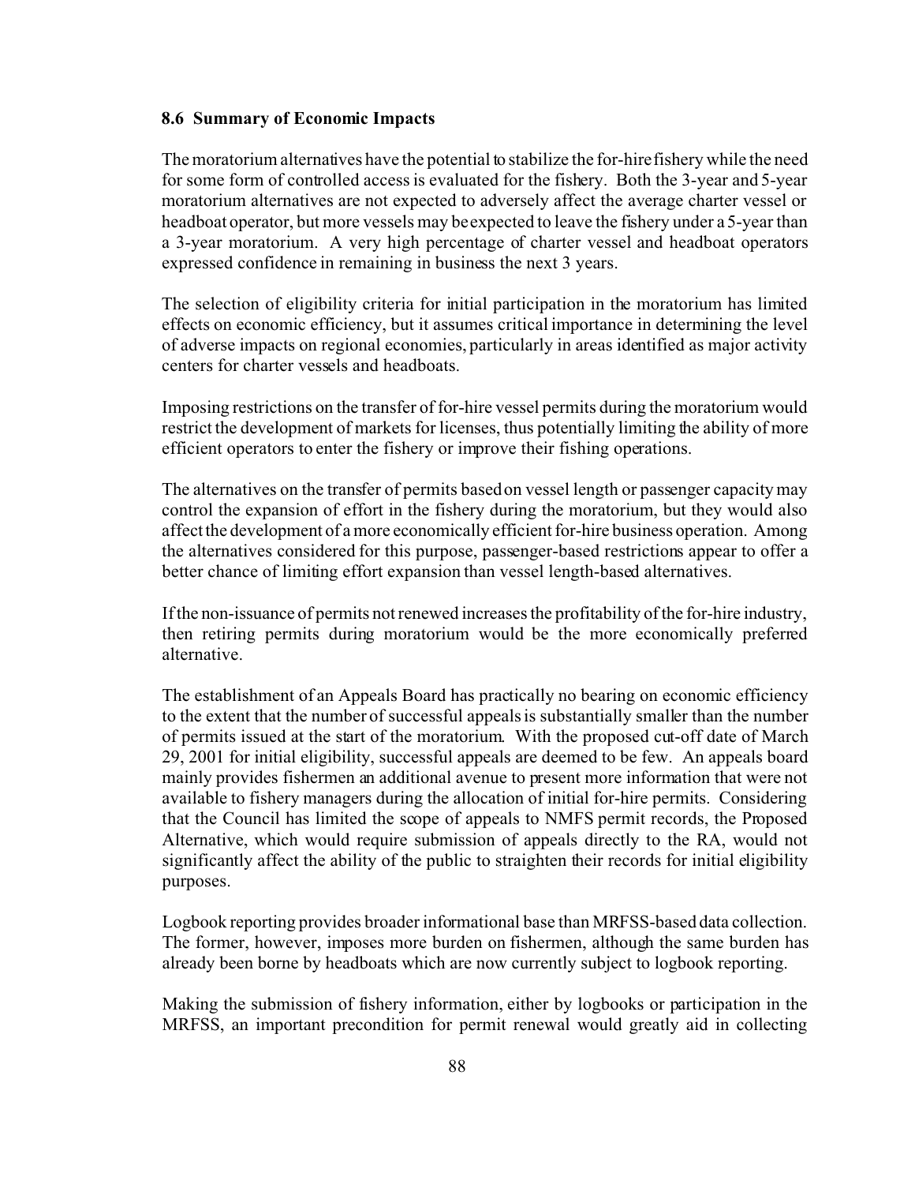### 8.6 Summary of Economic Impacts

The moratorium alternatives have the potential to stabilize the for-hire fishery while the need for some form of controlled access is evaluated for the fishery. Both the 3-year and 5-year moratorium alternatives are not expected to adversely affect the average charter vessel or headboat operator, but more vessels may be expected to leave the fishery under a 5-year than a 3-year moratorium. A very high percentage of charter vessel and headboat operators expressed confidence in remaining in business the next 3 years.

The selection of eligibility criteria for initial participation in the moratorium has limited effects on economic efficiency, but it assumes critical importance in determining the level of adverse impacts on regional economies, particularly in areas identified as major activity centers for charter vessels and headboats.

Imposing restrictions on the transfer of for-hire vessel permits during the moratorium would restrict the development of markets for licenses, thus potentially limiting the ability of more efficient operators to enter the fishery or improve their fishing operations.

The alternatives on the transfer of permits based on vessel length or passenger capacity may control the expansion of effort in the fishery during the moratorium, but they would also affect the development of a more economically efficient for-hire business operation. Among the alternatives considered for this purpose, passenger-based restrictions appear to offer a better chance of limiting effort expansion than vessel length-based alternatives.

If the non-issuance of permits not renewed increases the profitability of the for-hire industry, then retiring permits during moratorium would be the more economically preferred alternative.

The establishment of an Appeals Board has practically no bearing on economic efficiency to the extent that the number of successful appeals is substantially smaller than the number of permits issued at the start of the moratorium. With the proposed cut-off date of March 29, 2001 for initial eligibility, successful appeals are deemed to be few. An appeals board mainly provides fishermen an additional avenue to present more information that were not available to fishery managers during the allocation of initial for-hire permits. Considering that the Council has limited the scope of appeals to NMFS permit records, the Proposed Alternative, which would require submission of appeals directly to the RA, would not significantly affect the ability of the public to straighten their records for initial eligibility purposes.

Logbook reporting provides broader informational base than MRFSS-based data collection. The former, however, imposes more burden on fishermen, although the same burden has already been borne by headboats which are now currently subject to logbook reporting.

Making the submission of fishery information, either by logbooks or participation in the MRFSS, an important precondition for permit renewal would greatly aid in collecting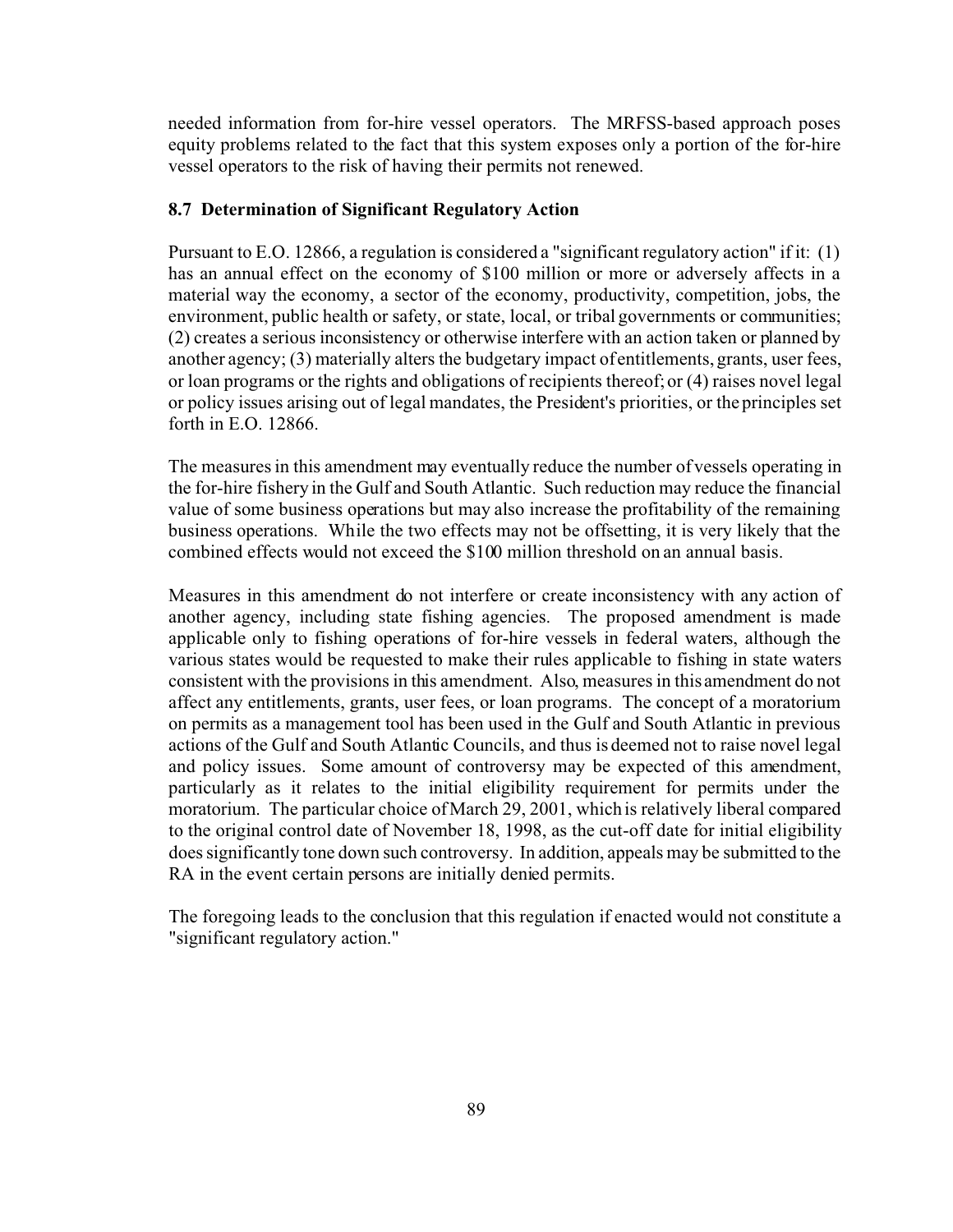needed information from for-hire vessel operators. The MRFSS-based approach poses equity problems related to the fact that this system exposes only a portion of the for-hire vessel operators to the risk of having their permits not renewed.

### 8.7 Determination of Significant Regulatory Action

Pursuant to E.O. 12866, a regulation is considered a "significant regulatory action" if it: (1) has an annual effect on the economy of $100 million or more or adversely affects in a material way the economy, a sector of the economy, productivity, competition, jobs, the environment, public health or safety, or state, local, or tribal governments or communities; (2) creates a serious inconsistency or otherwise interfere with an action taken or planned by another agency; (3) materially alters the budgetary impact of entitlements, grants, user fees, or loan programs or the rights and obligations of recipients thereof; or (4) raises novel legal or policy issues arising out of legal mandates, the President's priorities, or the principles set forth in E.O. 12866.

The measures in this amendment may eventually reduce the number of vessels operating in the for-hire fishery in the Gulf and South Atlantic. Such reduction may reduce the financial value of some business operations but may also increase the profitability of the remaining business operations. While the two effects may not be offsetting, it is very likely that the combined effects would not exceed the $100 million threshold on an annual basis.

Measures in this amendment do not interfere or create inconsistency with any action of another agency, including state fishing agencies. The proposed amendment is made applicable only to fishing operations of for-hire vessels in federal waters, although the various states would be requested to make their rules applicable to fishing in state waters consistent with the provisions in this amendment. Also, measures in this amendment do not affect any entitlements, grants, user fees, or loan programs. The concept of a moratorium on permits as a management tool has been used in the Gulf and South Atlantic in previous actions of the Gulf and South Atlantic Councils, and thus is deemed not to raise novel legal and policy issues. Some amount of controversy may be expected of this amendment, particularly as it relates to the initial eligibility requirement for permits under the moratorium. The particular choice of March 29, 2001, which is relatively liberal compared to the original control date of November 18, 1998, as the cut-off date for initial eligibility does significantly tone down such controversy. In addition, appeals may be submitted to the RA in the event certain persons are initially denied permits.

The foregoing leads to the conclusion that this regulation if enacted would not constitute a "significant regulatory action."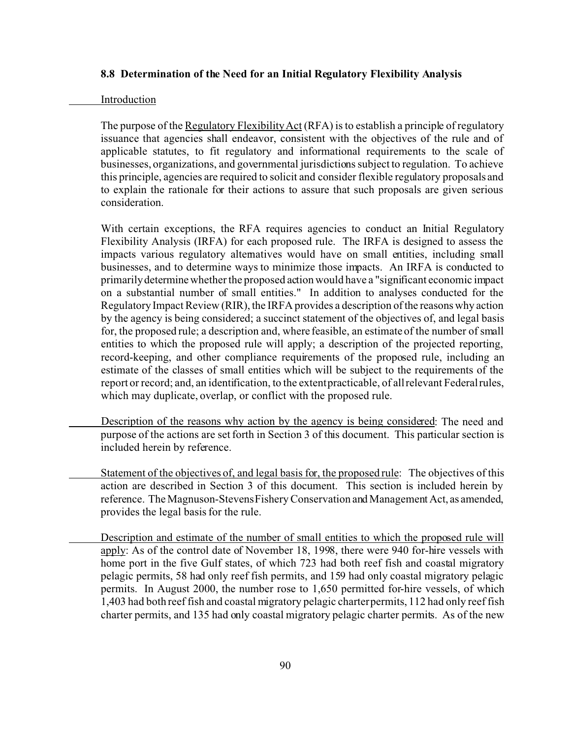### 8.8 Determination of the Need for an Initial Regulatory Flexibility Analysis

Introduction

The purpose of the Regulatory Flexibility Act (RFA) is to establish a principle of regulatory issuance that agencies shall endeavor, consistent with the objectives of the rule and of applicable statutes, to fit regulatory and informational requirements to the scale of businesses, organizations, and governmental jurisdictions subject to regulation. To achieve this principle, agencies are required to solicit and consider flexible regulatory proposals and to explain the rationale for their actions to assure that such proposals are given serious consideration.

With certain exceptions, the RFA requires agencies to conduct an Initial Regulatory Flexibility Analysis (IRFA) for each proposed rule. The IRFA is designed to assess the impacts various regulatory alternatives would have on small entities, including small businesses, and to determine ways to minimize those impacts. An IRFA is conducted to primarily determine whether the proposed action would have a "significant economic impact on a substantial number of small entities." In addition to analyses conducted for the Regulatory Impact Review (RIR), the IRFA provides a description of the reasons why action by the agency is being considered; a succinct statement of the objectives of, and legal basis for, the proposed rule; a description and, where feasible, an estimate of the number of small entities to which the proposed rule will apply; a description of the projected reporting, record-keeping, and other compliance requirements of the proposed rule, including an estimate of the classes of small entities which will be subject to the requirements of the report or record; and, an identification, to the extent practicable, of all relevant Federal rules, which may duplicate, overlap, or conflict with the proposed rule.

Description of the reasons why action by the agency is being considered: The need and purpose of the actions are set forth in Section 3 of this document. This particular section is included herein by reference.

Statement of the objectives of, and legal basis for, the proposed rule: The objectives of this action are described in Section 3 of this document. This section is included herein by reference. The Magnuson-Stevens Fishery Conservation and Management Act, as amended, provides the legal basis for the rule.

Description and estimate of the number of small entities to which the proposed rule will apply: As of the control date of November 18, 1998, there were 940 for-hire vessels with home port in the five Gulf states, of which 723 had both reef fish and coastal migratory pelagic permits, 58 had only reef fish permits, and 159 had only coastal migratory pelagic permits. In August 2000, the number rose to 1,650 permitted for-hire vessels, of which 1,403 had both reef fish and coastal migratory pelagic charter permits, 112 had only reef fish charter permits, and 135 had only coastal migratory pelagic charter permits. As of the new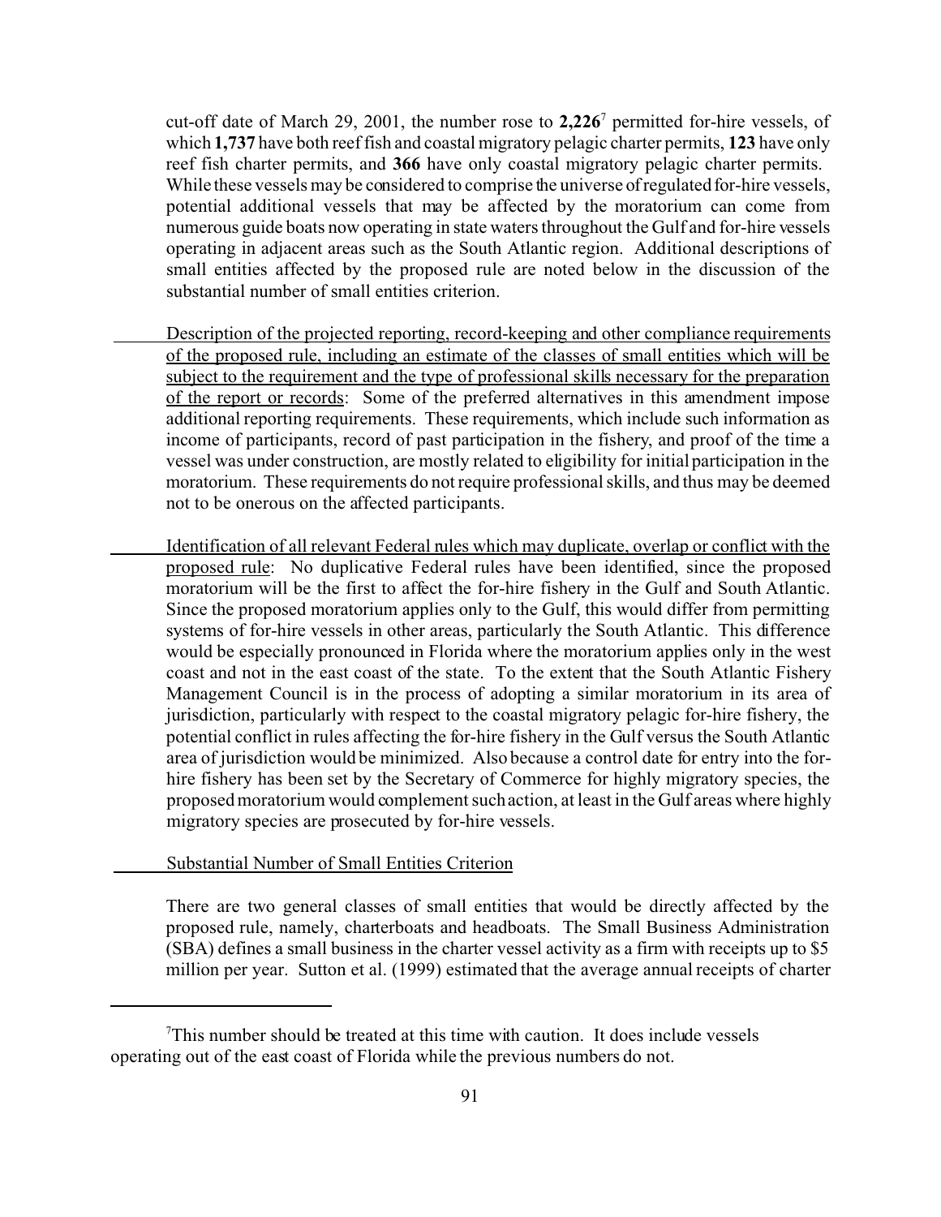cut-off date of March 29, 2001, the number rose to **2,226**[7] permitted for-hire vessels, of which **1,737** have both reef fish and coastal migratory pelagic charter permits, **123** have only reef fish charter permits, and **366** have only coastal migratory pelagic charter permits. While these vessels may be considered to comprise the universe of regulated for-hire vessels, potential additional vessels that may be affected by the moratorium can come from numerous guide boats now operating in state waters throughout the Gulf and for-hire vessels operating in adjacent areas such as the South Atlantic region. Additional descriptions of small entities affected by the proposed rule are noted below in the discussion of the substantial number of small entities criterion.

Description of the projected reporting, record-keeping and other compliance requirements of the proposed rule, including an estimate of the classes of small entities which will be subject to the requirement and the type of professional skills necessary for the preparation of the report or records: Some of the preferred alternatives in this amendment impose additional reporting requirements. These requirements, which include such information as income of participants, record of past participation in the fishery, and proof of the time a vessel was under construction, are mostly related to eligibility for initial participation in the moratorium. These requirements do not require professional skills, and thus may be deemed not to be onerous on the affected participants.

Identification of all relevant Federal rules which may duplicate, overlap or conflict with the proposed rule: No duplicative Federal rules have been identified, since the proposed moratorium will be the first to affect the for-hire fishery in the Gulf and South Atlantic. Since the proposed moratorium applies only to the Gulf, this would differ from permitting systems of for-hire vessels in other areas, particularly the South Atlantic. This difference would be especially pronounced in Florida where the moratorium applies only in the west coast and not in the east coast of the state. To the extent that the South Atlantic Fishery Management Council is in the process of adopting a similar moratorium in its area of jurisdiction, particularly with respect to the coastal migratory pelagic for-hire fishery, the potential conflict in rules affecting the for-hire fishery in the Gulf versus the South Atlantic area of jurisdiction would be minimized. Also because a control date for entry into the for-hire fishery has been set by the Secretary of Commerce for highly migratory species, the proposed moratorium would complement such action, at least in the Gulf areas where highly migratory species are prosecuted by for-hire vessels.

Substantial Number of Small Entities Criterion

There are two general classes of small entities that would be directly affected by the proposed rule, namely, charterboats and headboats. The Small Business Administration (SBA) defines a small business in the charter vessel activity as a firm with receipts up to $5 million per year. Sutton et al. (1999) estimated that the average annual receipts of charter

---

[7] This number should be treated at this time with caution. It does include vessels operating out of the east coast of Florida while the previous numbers do not.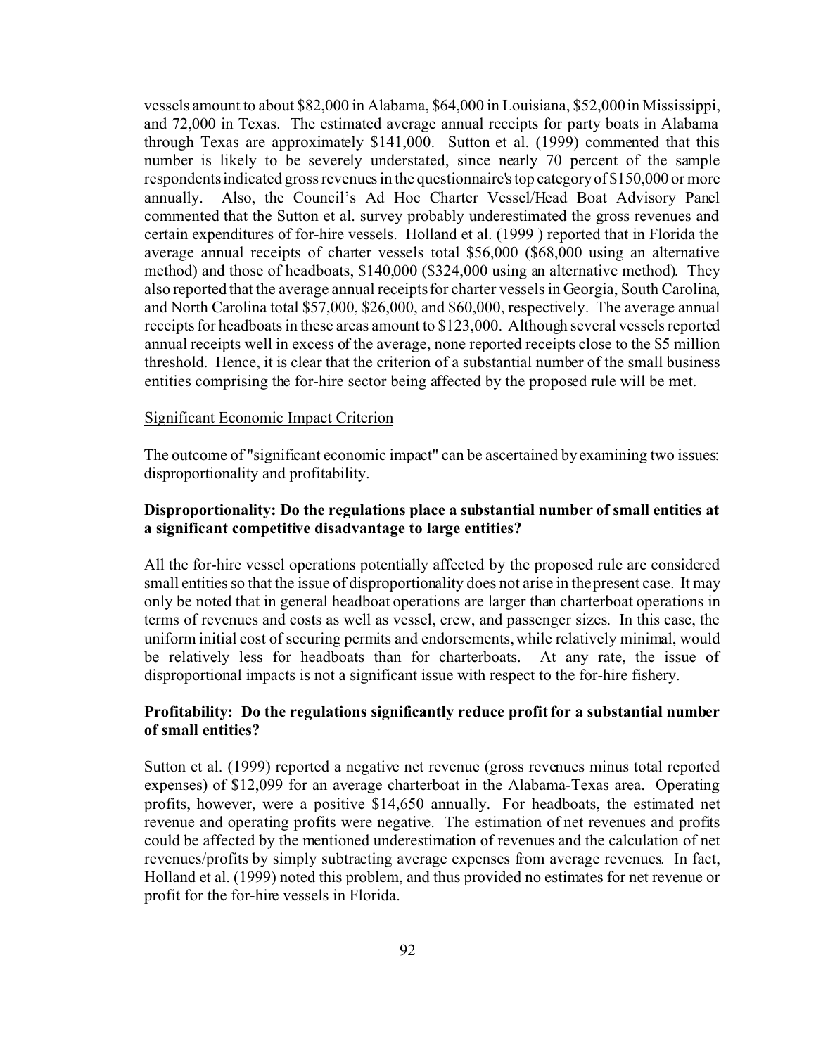vessels amount to about $82,000 in Alabama, $64,000 in Louisiana, $52,000 in Mississippi, and 72,000 in Texas. The estimated average annual receipts for party boats in Alabama through Texas are approximately $141,000. Sutton et al. (1999) commented that this number is likely to be severely understated, since nearly 70 percent of the sample respondents indicated gross revenues in the questionnaire's top category of $150,000 or more annually. Also, the Council's Ad Hoc Charter Vessel/Head Boat Advisory Panel commented that the Sutton et al. survey probably underestimated the gross revenues and certain expenditures of for-hire vessels. Holland et al. (1999 ) reported that in Florida the average annual receipts of charter vessels total $56,000 ($68,000 using an alternative method) and those of headboats, $140,000 ($324,000 using an alternative method). They also reported that the average annual receipts for charter vessels in Georgia, South Carolina, and North Carolina total $57,000, $26,000, and $60,000, respectively. The average annual receipts for headboats in these areas amount to $123,000. Although several vessels reported annual receipts well in excess of the average, none reported receipts close to the $5 million threshold. Hence, it is clear that the criterion of a substantial number of the small business entities comprising the for-hire sector being affected by the proposed rule will be met.

Significant Economic Impact Criterion

The outcome of "significant economic impact" can be ascertained by examining two issues: disproportionality and profitability.

**Disproportionality: Do the regulations place a substantial number of small entities at a significant competitive disadvantage to large entities?**

All the for-hire vessel operations potentially affected by the proposed rule are considered small entities so that the issue of disproportionality does not arise in the present case. It may only be noted that in general headboat operations are larger than charterboat operations in terms of revenues and costs as well as vessel, crew, and passenger sizes. In this case, the uniform initial cost of securing permits and endorsements, while relatively minimal, would be relatively less for headboats than for charterboats. At any rate, the issue of disproportional impacts is not a significant issue with respect to the for-hire fishery.

**Profitability: Do the regulations significantly reduce profit for a substantial number of small entities?**

Sutton et al. (1999) reported a negative net revenue (gross revenues minus total reported expenses) of $12,099 for an average charterboat in the Alabama-Texas area. Operating profits, however, were a positive $14,650 annually. For headboats, the estimated net revenue and operating profits were negative. The estimation of net revenues and profits could be affected by the mentioned underestimation of revenues and the calculation of net revenues/profits by simply subtracting average expenses from average revenues. In fact, Holland et al. (1999) noted this problem, and thus provided no estimates for net revenue or profit for the for-hire vessels in Florida.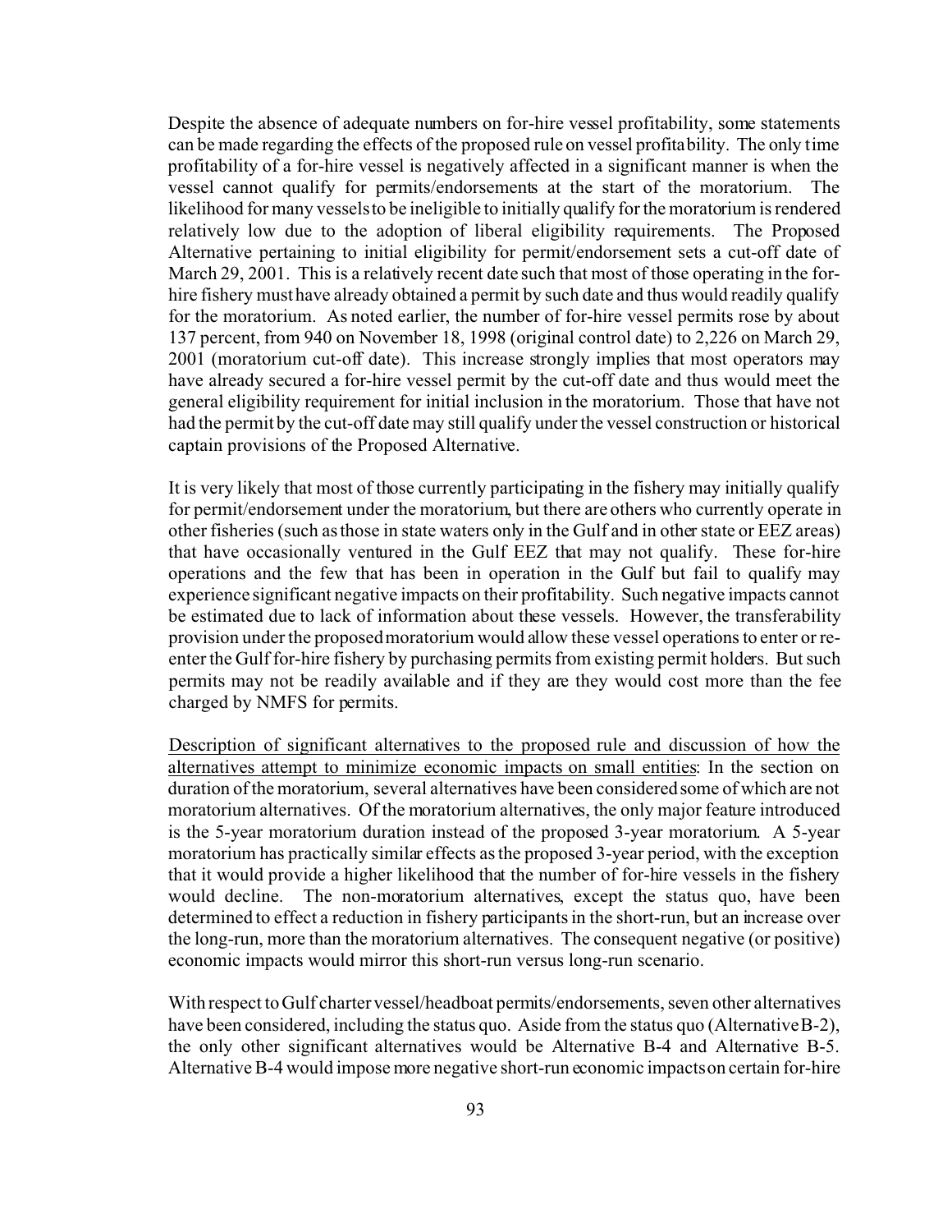Despite the absence of adequate numbers on for-hire vessel profitability, some statements can be made regarding the effects of the proposed rule on vessel profitability. The only time profitability of a for-hire vessel is negatively affected in a significant manner is when the vessel cannot qualify for permits/endorsements at the start of the moratorium. The likelihood for many vessels to be ineligible to initially qualify for the moratorium is rendered relatively low due to the adoption of liberal eligibility requirements. The Proposed Alternative pertaining to initial eligibility for permit/endorsement sets a cut-off date of March 29, 2001. This is a relatively recent date such that most of those operating in the for-hire fishery must have already obtained a permit by such date and thus would readily qualify for the moratorium. As noted earlier, the number of for-hire vessel permits rose by about 137 percent, from 940 on November 18, 1998 (original control date) to 2,226 on March 29, 2001 (moratorium cut-off date). This increase strongly implies that most operators may have already secured a for-hire vessel permit by the cut-off date and thus would meet the general eligibility requirement for initial inclusion in the moratorium. Those that have not had the permit by the cut-off date may still qualify under the vessel construction or historical captain provisions of the Proposed Alternative.

It is very likely that most of those currently participating in the fishery may initially qualify for permit/endorsement under the moratorium, but there are others who currently operate in other fisheries (such as those in state waters only in the Gulf and in other state or EEZ areas) that have occasionally ventured in the Gulf EEZ that may not qualify. These for-hire operations and the few that has been in operation in the Gulf but fail to qualify may experience significant negative impacts on their profitability. Such negative impacts cannot be estimated due to lack of information about these vessels. However, the transferability provision under the proposed moratorium would allow these vessel operations to enter or re-enter the Gulf for-hire fishery by purchasing permits from existing permit holders. But such permits may not be readily available and if they are they would cost more than the fee charged by NMFS for permits.

<u>Description of significant alternatives to the proposed rule and discussion of how the alternatives attempt to minimize economic impacts on small entities</u>: In the section on duration of the moratorium, several alternatives have been considered some of which are not moratorium alternatives. Of the moratorium alternatives, the only major feature introduced is the 5-year moratorium duration instead of the proposed 3-year moratorium. A 5-year moratorium has practically similar effects as the proposed 3-year period, with the exception that it would provide a higher likelihood that the number of for-hire vessels in the fishery would decline. The non-moratorium alternatives, except the status quo, have been determined to effect a reduction in fishery participants in the short-run, but an increase over the long-run, more than the moratorium alternatives. The consequent negative (or positive) economic impacts would mirror this short-run versus long-run scenario.

With respect to Gulf charter vessel/headboat permits/endorsements, seven other alternatives have been considered, including the status quo. Aside from the status quo (Alternative B-2), the only other significant alternatives would be Alternative B-4 and Alternative B-5. Alternative B-4 would impose more negative short-run economic impacts on certain for-hire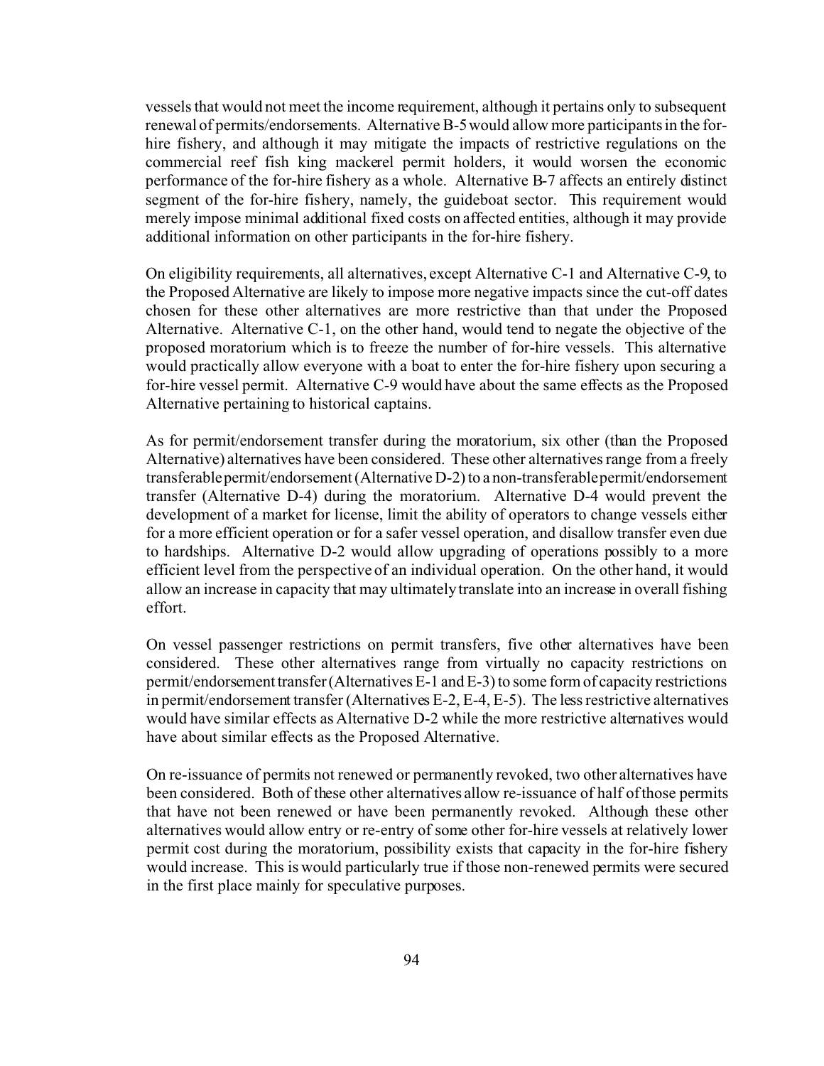vessels that would not meet the income requirement, although it pertains only to subsequent renewal of permits/endorsements. Alternative B-5 would allow more participants in the for-hire fishery, and although it may mitigate the impacts of restrictive regulations on the commercial reef fish king mackerel permit holders, it would worsen the economic performance of the for-hire fishery as a whole. Alternative B-7 affects an entirely distinct segment of the for-hire fishery, namely, the guideboat sector. This requirement would merely impose minimal additional fixed costs on affected entities, although it may provide additional information on other participants in the for-hire fishery.

On eligibility requirements, all alternatives, except Alternative C-1 and Alternative C-9, to the Proposed Alternative are likely to impose more negative impacts since the cut-off dates chosen for these other alternatives are more restrictive than that under the Proposed Alternative. Alternative C-1, on the other hand, would tend to negate the objective of the proposed moratorium which is to freeze the number of for-hire vessels. This alternative would practically allow everyone with a boat to enter the for-hire fishery upon securing a for-hire vessel permit. Alternative C-9 would have about the same effects as the Proposed Alternative pertaining to historical captains.

As for permit/endorsement transfer during the moratorium, six other (than the Proposed Alternative) alternatives have been considered. These other alternatives range from a freely transferable permit/endorsement (Alternative D-2) to a non-transferable permit/endorsement transfer (Alternative D-4) during the moratorium. Alternative D-4 would prevent the development of a market for license, limit the ability of operators to change vessels either for a more efficient operation or for a safer vessel operation, and disallow transfer even due to hardships. Alternative D-2 would allow upgrading of operations possibly to a more efficient level from the perspective of an individual operation. On the other hand, it would allow an increase in capacity that may ultimately translate into an increase in overall fishing effort.

On vessel passenger restrictions on permit transfers, five other alternatives have been considered. These other alternatives range from virtually no capacity restrictions on permit/endorsement transfer (Alternatives E-1 and E-3) to some form of capacity restrictions in permit/endorsement transfer (Alternatives E-2, E-4, E-5). The less restrictive alternatives would have similar effects as Alternative D-2 while the more restrictive alternatives would have about similar effects as the Proposed Alternative.

On re-issuance of permits not renewed or permanently revoked, two other alternatives have been considered. Both of these other alternatives allow re-issuance of half of those permits that have not been renewed or have been permanently revoked. Although these other alternatives would allow entry or re-entry of some other for-hire vessels at relatively lower permit cost during the moratorium, possibility exists that capacity in the for-hire fishery would increase. This is would particularly true if those non-renewed permits were secured in the first place mainly for speculative purposes.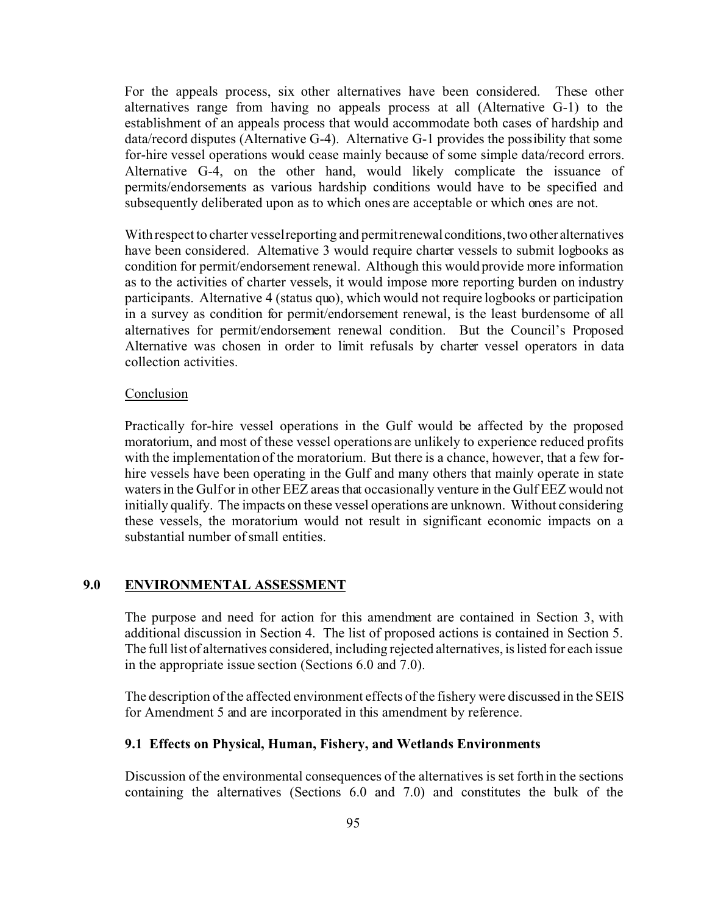For the appeals process, six other alternatives have been considered. These other alternatives range from having no appeals process at all (Alternative G-1) to the establishment of an appeals process that would accommodate both cases of hardship and data/record disputes (Alternative G-4). Alternative G-1 provides the possibility that some for-hire vessel operations would cease mainly because of some simple data/record errors. Alternative G-4, on the other hand, would likely complicate the issuance of permits/endorsements as various hardship conditions would have to be specified and subsequently deliberated upon as to which ones are acceptable or which ones are not.

With respect to charter vessel reporting and permit renewal conditions, two other alternatives have been considered. Alternative 3 would require charter vessels to submit logbooks as condition for permit/endorsement renewal. Although this would provide more information as to the activities of charter vessels, it would impose more reporting burden on industry participants. Alternative 4 (status quo), which would not require logbooks or participation in a survey as condition for permit/endorsement renewal, is the least burdensome of all alternatives for permit/endorsement renewal condition. But the Council's Proposed Alternative was chosen in order to limit refusals by charter vessel operators in data collection activities.

Conclusion

Practically for-hire vessel operations in the Gulf would be affected by the proposed moratorium, and most of these vessel operations are unlikely to experience reduced profits with the implementation of the moratorium. But there is a chance, however, that a few for-hire vessels have been operating in the Gulf and many others that mainly operate in state waters in the Gulf or in other EEZ areas that occasionally venture in the Gulf EEZ would not initially qualify. The impacts on these vessel operations are unknown. Without considering these vessels, the moratorium would not result in significant economic impacts on a substantial number of small entities.

## 9.0 ENVIRONMENTAL ASSESSMENT

The purpose and need for action for this amendment are contained in Section 3, with additional discussion in Section 4. The list of proposed actions is contained in Section 5. The full list of alternatives considered, including rejected alternatives, is listed for each issue in the appropriate issue section (Sections 6.0 and 7.0).

The description of the affected environment effects of the fishery were discussed in the SEIS for Amendment 5 and are incorporated in this amendment by reference.

### 9.1 Effects on Physical, Human, Fishery, and Wetlands Environments

Discussion of the environmental consequences of the alternatives is set forth in the sections containing the alternatives (Sections 6.0 and 7.0) and constitutes the bulk of the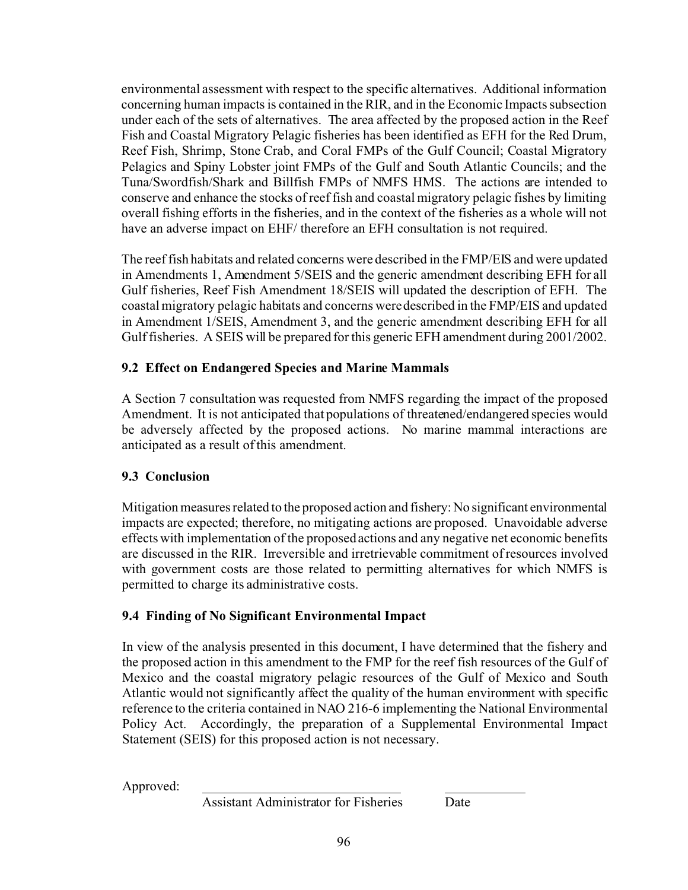environmental assessment with respect to the specific alternatives. Additional information concerning human impacts is contained in the RIR, and in the Economic Impacts subsection under each of the sets of alternatives. The area affected by the proposed action in the Reef Fish and Coastal Migratory Pelagic fisheries has been identified as EFH for the Red Drum, Reef Fish, Shrimp, Stone Crab, and Coral FMPs of the Gulf Council; Coastal Migratory Pelagics and Spiny Lobster joint FMPs of the Gulf and South Atlantic Councils; and the Tuna/Swordfish/Shark and Billfish FMPs of NMFS HMS. The actions are intended to conserve and enhance the stocks of reef fish and coastal migratory pelagic fishes by limiting overall fishing efforts in the fisheries, and in the context of the fisheries as a whole will not have an adverse impact on EHF/ therefore an EFH consultation is not required.

The reef fish habitats and related concerns were described in the FMP/EIS and were updated in Amendments 1, Amendment 5/SEIS and the generic amendment describing EFH for all Gulf fisheries, Reef Fish Amendment 18/SEIS will updated the description of EFH. The coastal migratory pelagic habitats and concerns were described in the FMP/EIS and updated in Amendment 1/SEIS, Amendment 3, and the generic amendment describing EFH for all Gulf fisheries. A SEIS will be prepared for this generic EFH amendment during 2001/2002.

### 9.2 Effect on Endangered Species and Marine Mammals

A Section 7 consultation was requested from NMFS regarding the impact of the proposed Amendment. It is not anticipated that populations of threatened/endangered species would be adversely affected by the proposed actions. No marine mammal interactions are anticipated as a result of this amendment.

### 9.3 Conclusion

Mitigation measures related to the proposed action and fishery: No significant environmental impacts are expected; therefore, no mitigating actions are proposed. Unavoidable adverse effects with implementation of the proposed actions and any negative net economic benefits are discussed in the RIR. Irreversible and irretrievable commitment of resources involved with government costs are those related to permitting alternatives for which NMFS is permitted to charge its administrative costs.

### 9.4 Finding of No Significant Environmental Impact

In view of the analysis presented in this document, I have determined that the fishery and the proposed action in this amendment to the FMP for the reef fish resources of the Gulf of Mexico and the coastal migratory pelagic resources of the Gulf of Mexico and South Atlantic would not significantly affect the quality of the human environment with specific reference to the criteria contained in NAO 216-6 implementing the National Environmental Policy Act. Accordingly, the preparation of a Supplemental Environmental Impact Statement (SEIS) for this proposed action is not necessary.

Approved: ______________________________ ____________

Assistant Administrator for Fisheries Date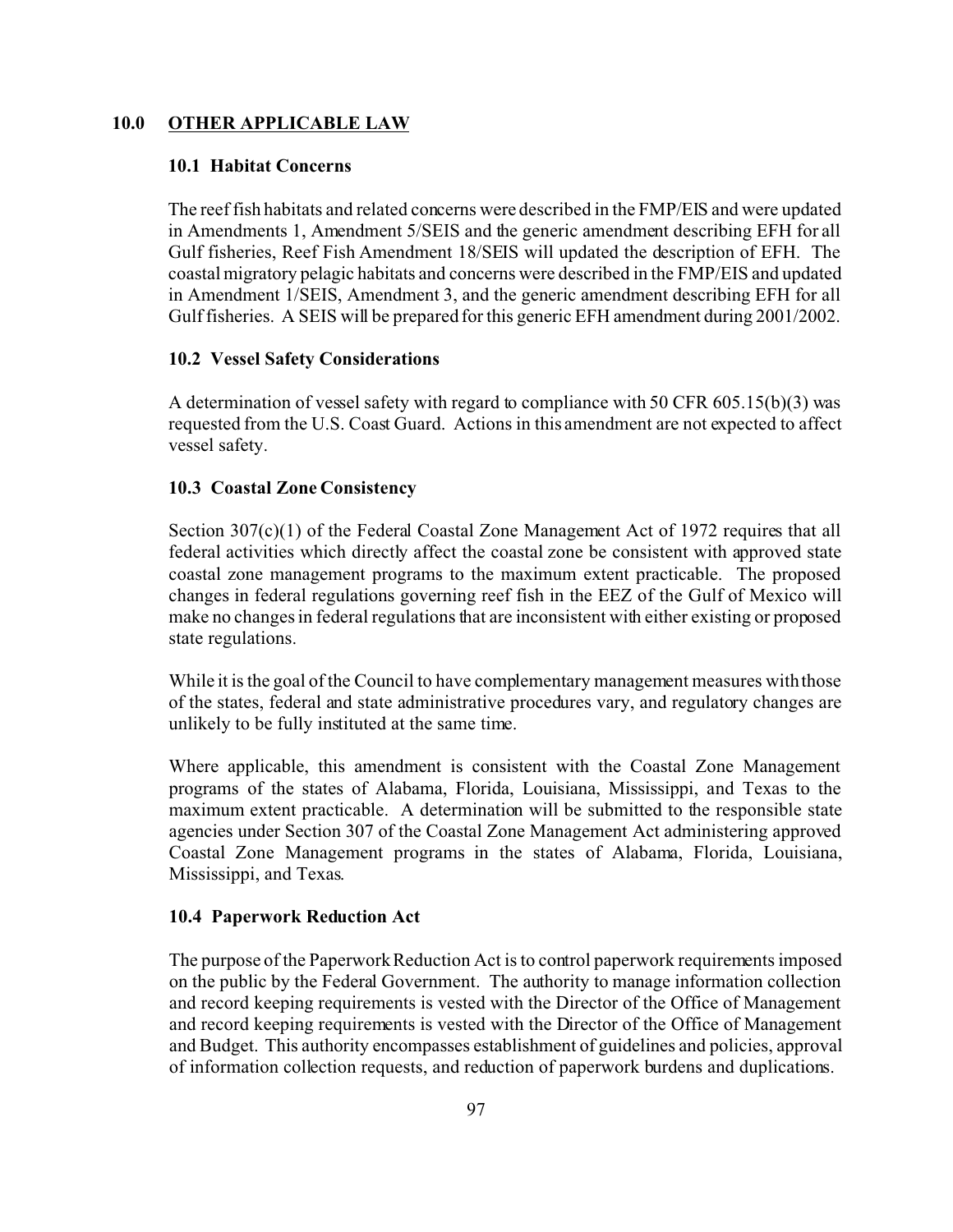# 10.0 OTHER APPLICABLE LAW

## 10.1 Habitat Concerns

The reef fish habitats and related concerns were described in the FMP/EIS and were updated in Amendments 1, Amendment 5/SEIS and the generic amendment describing EFH for all Gulf fisheries, Reef Fish Amendment 18/SEIS will updated the description of EFH. The coastal migratory pelagic habitats and concerns were described in the FMP/EIS and updated in Amendment 1/SEIS, Amendment 3, and the generic amendment describing EFH for all Gulf fisheries. A SEIS will be prepared for this generic EFH amendment during 2001/2002.

## 10.2 Vessel Safety Considerations

A determination of vessel safety with regard to compliance with 50 CFR 605.15(b)(3) was requested from the U.S. Coast Guard. Actions in this amendment are not expected to affect vessel safety.

## 10.3 Coastal Zone Consistency

Section 307(c)(1) of the Federal Coastal Zone Management Act of 1972 requires that all federal activities which directly affect the coastal zone be consistent with approved state coastal zone management programs to the maximum extent practicable. The proposed changes in federal regulations governing reef fish in the EEZ of the Gulf of Mexico will make no changes in federal regulations that are inconsistent with either existing or proposed state regulations.

While it is the goal of the Council to have complementary management measures with those of the states, federal and state administrative procedures vary, and regulatory changes are unlikely to be fully instituted at the same time.

Where applicable, this amendment is consistent with the Coastal Zone Management programs of the states of Alabama, Florida, Louisiana, Mississippi, and Texas to the maximum extent practicable. A determination will be submitted to the responsible state agencies under Section 307 of the Coastal Zone Management Act administering approved Coastal Zone Management programs in the states of Alabama, Florida, Louisiana, Mississippi, and Texas.

## 10.4 Paperwork Reduction Act

The purpose of the Paperwork Reduction Act is to control paperwork requirements imposed on the public by the Federal Government. The authority to manage information collection and record keeping requirements is vested with the Director of the Office of Management and record keeping requirements is vested with the Director of the Office of Management and Budget. This authority encompasses establishment of guidelines and policies, approval of information collection requests, and reduction of paperwork burdens and duplications.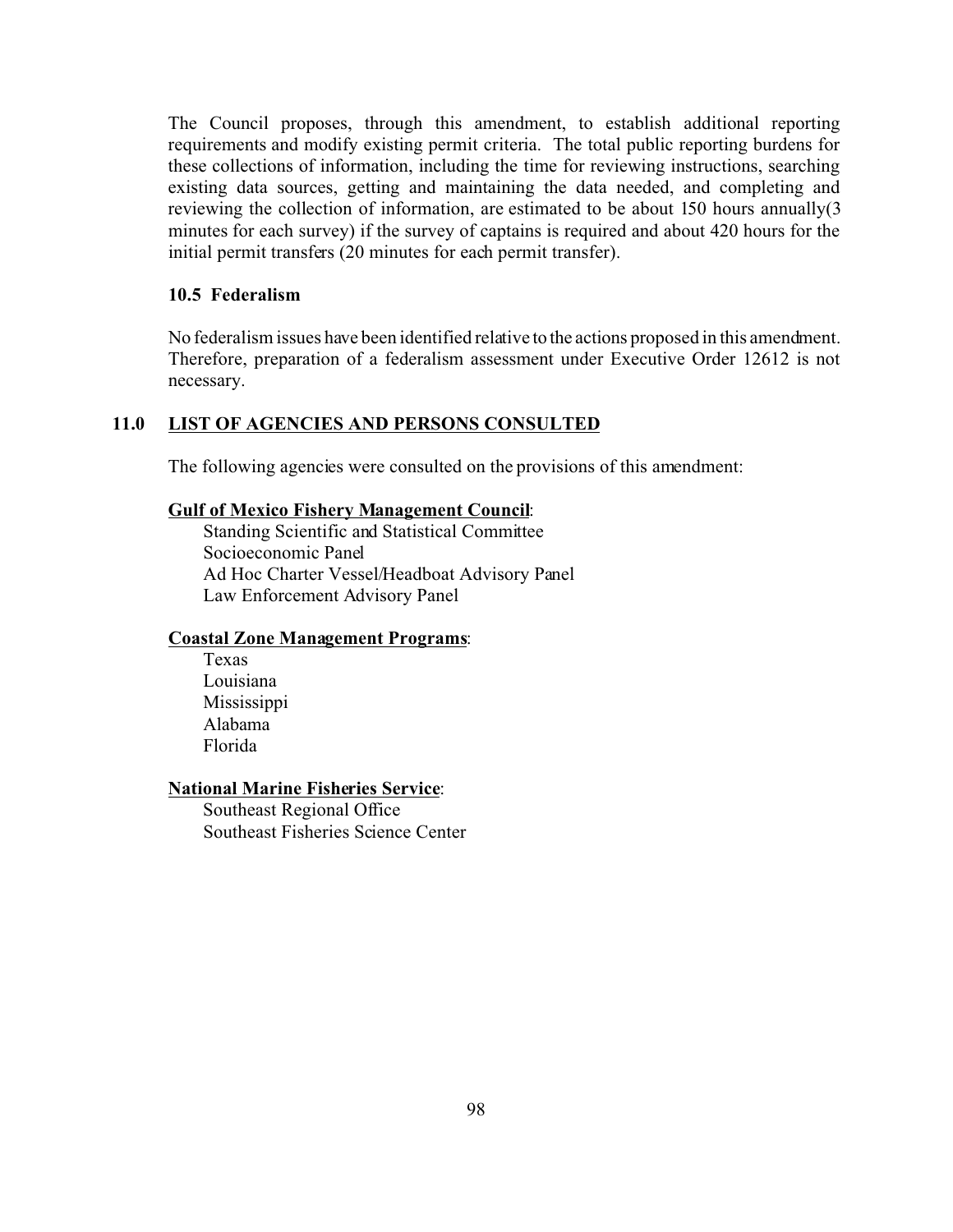The Council proposes, through this amendment, to establish additional reporting requirements and modify existing permit criteria. The total public reporting burdens for these collections of information, including the time for reviewing instructions, searching existing data sources, getting and maintaining the data needed, and completing and reviewing the collection of information, are estimated to be about 150 hours annually(3 minutes for each survey) if the survey of captains is required and about 420 hours for the initial permit transfers (20 minutes for each permit transfer).

### 10.5 Federalism

No federalism issues have been identified relative to the actions proposed in this amendment. Therefore, preparation of a federalism assessment under Executive Order 12612 is not necessary.

## 11.0 LIST OF AGENCIES AND PERSONS CONSULTED

The following agencies were consulted on the provisions of this amendment:

**Gulf of Mexico Fishery Management Council**:

- Standing Scientific and Statistical Committee
- Socioeconomic Panel
- Ad Hoc Charter Vessel/Headboat Advisory Panel
- Law Enforcement Advisory Panel

**Coastal Zone Management Programs**:

- Texas
- Louisiana
- Mississippi
- Alabama
- Florida

**National Marine Fisheries Service**:

- Southeast Regional Office
- Southeast Fisheries Science Center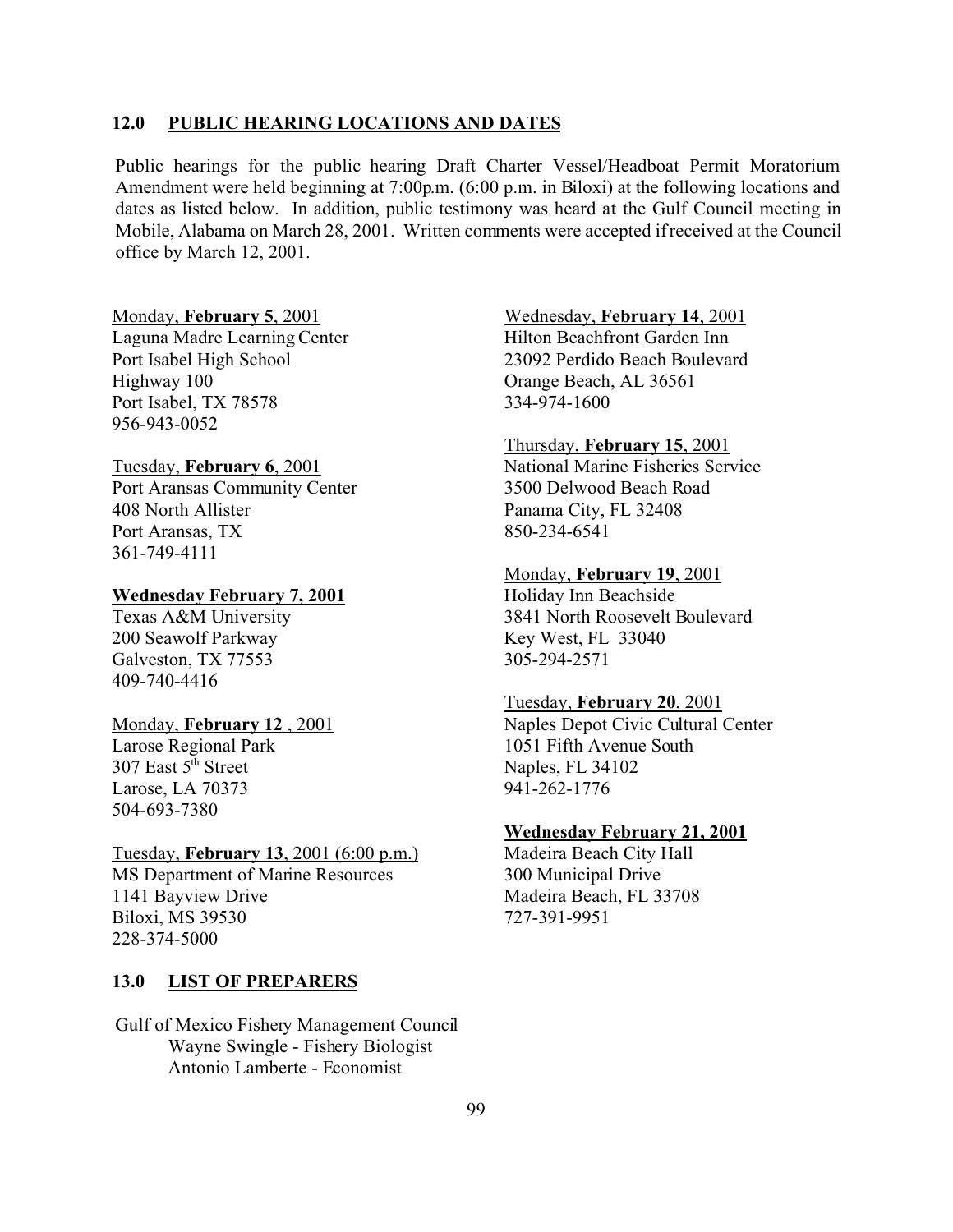## 12.0 PUBLIC HEARING LOCATIONS AND DATES

Public hearings for the public hearing Draft Charter Vessel/Headboat Permit Moratorium Amendment were held beginning at 7:00p.m. (6:00 p.m. in Biloxi) at the following locations and dates as listed below. In addition, public testimony was heard at the Gulf Council meeting in Mobile, Alabama on March 28, 2001. Written comments were accepted if received at the Council office by March 12, 2001.

Monday, **February 5**, 2001
Laguna Madre Learning Center
Port Isabel High School
Highway 100
Port Isabel, TX 78578
956-943-0052

Tuesday, **February 6**, 2001
Port Aransas Community Center
408 North Allister
Port Aransas, TX
361-749-4111

**Wednesday February 7, 2001**
Texas A&M University
200 Seawolf Parkway
Galveston, TX 77553
409-740-4416

Monday, **February 12** , 2001
Larose Regional Park
307 East 5th Street
Larose, LA 70373
504-693-7380

Tuesday, **February 13**, 2001 (6:00 p.m.)
MS Department of Marine Resources
1141 Bayview Drive
Biloxi, MS 39530
228-374-5000

Wednesday, **February 14**, 2001
Hilton Beachfront Garden Inn
23092 Perdido Beach Boulevard
Orange Beach, AL 36561
334-974-1600

Thursday, **February 15**, 2001
National Marine Fisheries Service
3500 Delwood Beach Road
Panama City, FL 32408
850-234-6541

Monday, **February 19**, 2001
Holiday Inn Beachside
3841 North Roosevelt Boulevard
Key West, FL 33040
305-294-2571

Tuesday, **February 20**, 2001
Naples Depot Civic Cultural Center
1051 Fifth Avenue South
Naples, FL 34102
941-262-1776

**Wednesday February 21, 2001**
Madeira Beach City Hall
300 Municipal Drive
Madeira Beach, FL 33708
727-391-9951

## 13.0 LIST OF PREPARERS

Gulf of Mexico Fishery Management Council
- Wayne Swingle - Fishery Biologist
- Antonio Lamberte - Economist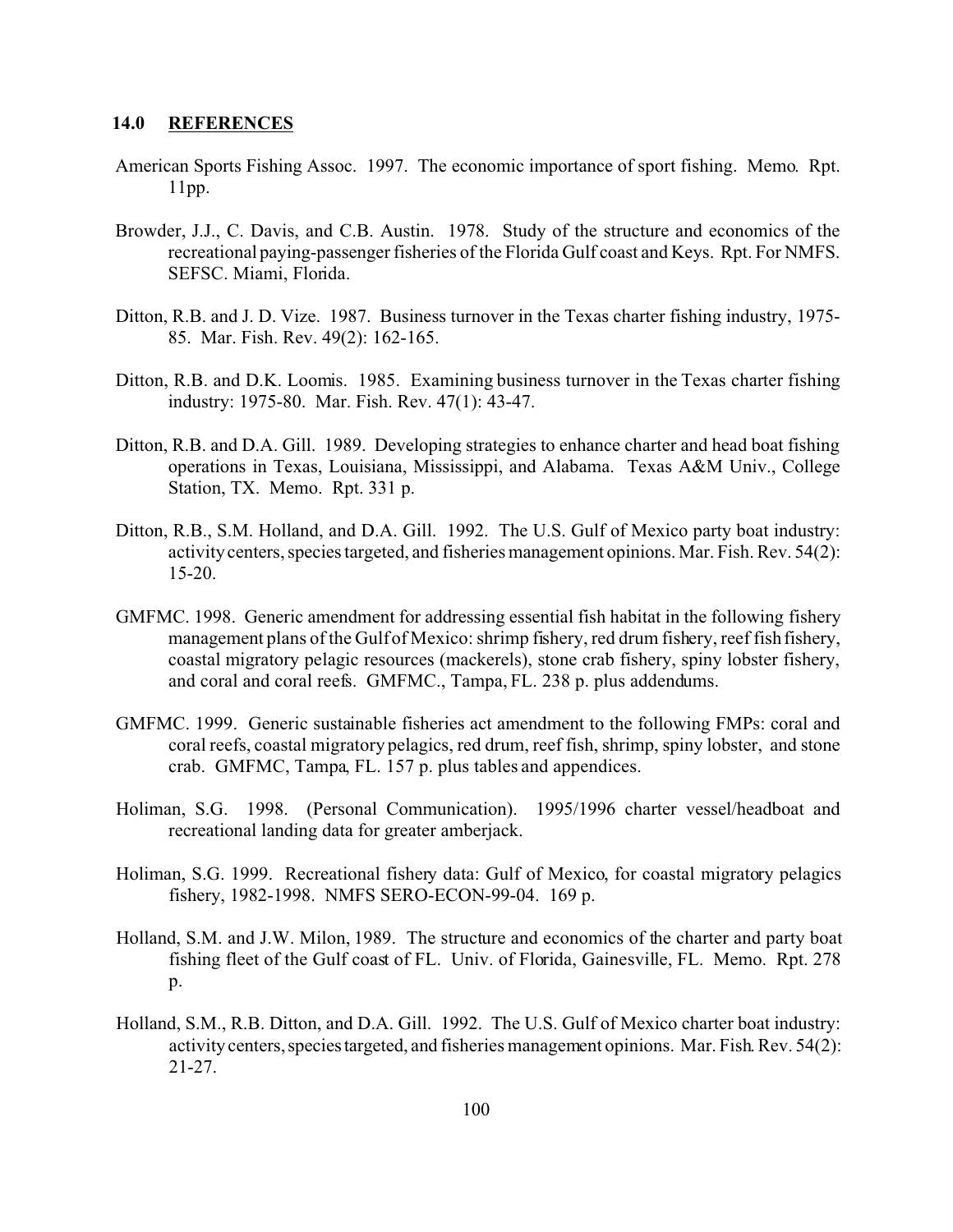## 14.0 REFERENCES

American Sports Fishing Assoc. 1997. The economic importance of sport fishing. Memo. Rpt. 11pp.

Browder, J.J., C. Davis, and C.B. Austin. 1978. Study of the structure and economics of the recreational paying-passenger fisheries of the Florida Gulf coast and Keys. Rpt. For NMFS. SEFSC. Miami, Florida.

Ditton, R.B. and J. D. Vize. 1987. Business turnover in the Texas charter fishing industry, 1975-85. Mar. Fish. Rev. 49(2): 162-165.

Ditton, R.B. and D.K. Loomis. 1985. Examining business turnover in the Texas charter fishing industry: 1975-80. Mar. Fish. Rev. 47(1): 43-47.

Ditton, R.B. and D.A. Gill. 1989. Developing strategies to enhance charter and head boat fishing operations in Texas, Louisiana, Mississippi, and Alabama. Texas A&M Univ., College Station, TX. Memo. Rpt. 331 p.

Ditton, R.B., S.M. Holland, and D.A. Gill. 1992. The U.S. Gulf of Mexico party boat industry: activity centers, species targeted, and fisheries management opinions. Mar. Fish. Rev. 54(2): 15-20.

GMFMC. 1998. Generic amendment for addressing essential fish habitat in the following fishery management plans of the Gulf of Mexico: shrimp fishery, red drum fishery, reef fish fishery, coastal migratory pelagic resources (mackerels), stone crab fishery, spiny lobster fishery, and coral and coral reefs. GMFMC., Tampa, FL. 238 p. plus addendums.

GMFMC. 1999. Generic sustainable fisheries act amendment to the following FMPs: coral and coral reefs, coastal migratory pelagics, red drum, reef fish, shrimp, spiny lobster, and stone crab. GMFMC, Tampa, FL. 157 p. plus tables and appendices.

Holiman, S.G. 1998. (Personal Communication). 1995/1996 charter vessel/headboat and recreational landing data for greater amberjack.

Holiman, S.G. 1999. Recreational fishery data: Gulf of Mexico, for coastal migratory pelagics fishery, 1982-1998. NMFS SERO-ECON-99-04. 169 p.

Holland, S.M. and J.W. Milon, 1989. The structure and economics of the charter and party boat fishing fleet of the Gulf coast of FL. Univ. of Florida, Gainesville, FL. Memo. Rpt. 278 p.

Holland, S.M., R.B. Ditton, and D.A. Gill. 1992. The U.S. Gulf of Mexico charter boat industry: activity centers, species targeted, and fisheries management opinions. Mar. Fish. Rev. 54(2): 21-27.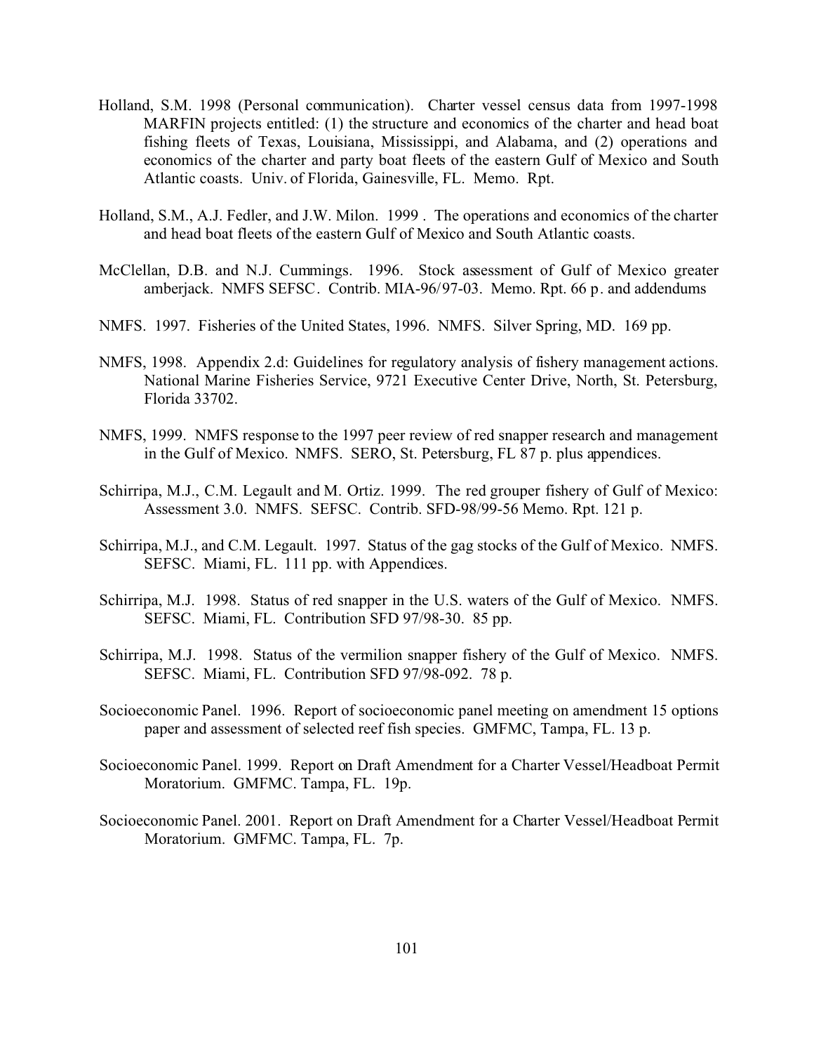Holland, S.M. 1998 (Personal communication). Charter vessel census data from 1997-1998 MARFIN projects entitled: (1) the structure and economics of the charter and head boat fishing fleets of Texas, Louisiana, Mississippi, and Alabama, and (2) operations and economics of the charter and party boat fleets of the eastern Gulf of Mexico and South Atlantic coasts. Univ. of Florida, Gainesville, FL. Memo. Rpt.

Holland, S.M., A.J. Fedler, and J.W. Milon. 1999 . The operations and economics of the charter and head boat fleets of the eastern Gulf of Mexico and South Atlantic coasts.

McClellan, D.B. and N.J. Cummings. 1996. Stock assessment of Gulf of Mexico greater amberjack. NMFS SEFSC. Contrib. MIA-96/97-03. Memo. Rpt. 66 p. and addendums

NMFS. 1997. Fisheries of the United States, 1996. NMFS. Silver Spring, MD. 169 pp.

NMFS, 1998. Appendix 2.d: Guidelines for regulatory analysis of fishery management actions. National Marine Fisheries Service, 9721 Executive Center Drive, North, St. Petersburg, Florida 33702.

NMFS, 1999. NMFS response to the 1997 peer review of red snapper research and management in the Gulf of Mexico. NMFS. SERO, St. Petersburg, FL 87 p. plus appendices.

Schirripa, M.J., C.M. Legault and M. Ortiz. 1999. The red grouper fishery of Gulf of Mexico: Assessment 3.0. NMFS. SEFSC. Contrib. SFD-98/99-56 Memo. Rpt. 121 p.

Schirripa, M.J., and C.M. Legault. 1997. Status of the gag stocks of the Gulf of Mexico. NMFS. SEFSC. Miami, FL. 111 pp. with Appendices.

Schirripa, M.J. 1998. Status of red snapper in the U.S. waters of the Gulf of Mexico. NMFS. SEFSC. Miami, FL. Contribution SFD 97/98-30. 85 pp.

Schirripa, M.J. 1998. Status of the vermilion snapper fishery of the Gulf of Mexico. NMFS. SEFSC. Miami, FL. Contribution SFD 97/98-092. 78 p.

Socioeconomic Panel. 1996. Report of socioeconomic panel meeting on amendment 15 options paper and assessment of selected reef fish species. GMFMC, Tampa, FL. 13 p.

Socioeconomic Panel. 1999. Report on Draft Amendment for a Charter Vessel/Headboat Permit Moratorium. GMFMC. Tampa, FL. 19p.

Socioeconomic Panel. 2001. Report on Draft Amendment for a Charter Vessel/Headboat Permit Moratorium. GMFMC. Tampa, FL. 7p.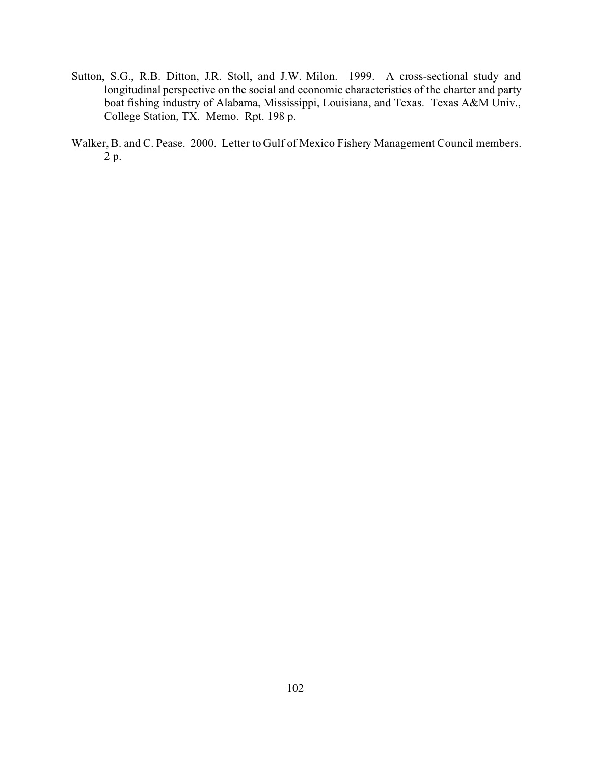Sutton, S.G., R.B. Ditton, J.R. Stoll, and J.W. Milon. 1999. A cross-sectional study and longitudinal perspective on the social and economic characteristics of the charter and party boat fishing industry of Alabama, Mississippi, Louisiana, and Texas. Texas A&M Univ., College Station, TX. Memo. Rpt. 198 p.

Walker, B. and C. Pease. 2000. Letter to Gulf of Mexico Fishery Management Council members. 2 p.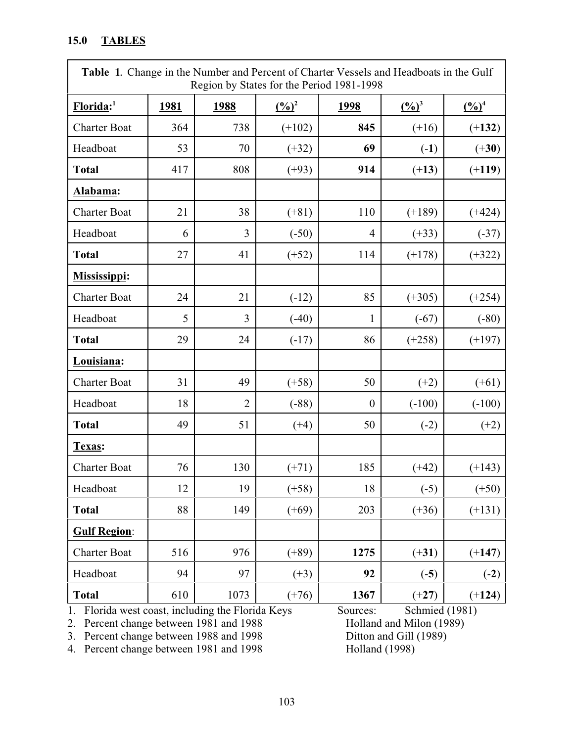## 15.0 TABLES

**Table 1.** Change in the Number and Percent of Charter Vessels and Headboats in the Gulf Region by States for the Period 1981-1998

| **Florida:**[1] | **1981** | **1988** | **(%)**[2] | **1998** | **(%)**[3] | **(%)**[4] |
|---|---|---|---|---|---|---|
| Charter Boat | 364 | 738 | (+102) | **845** | (+16) | (+**132**) |
| Headboat | 53 | 70 | (+32) | **69** | (-**1**) | (+**30**) |
| **Total** | 417 | 808 | (+93) | **914** | (+**13**) | (+**119**) |
| **Alabama:** | | | | | | |
| Charter Boat | 21 | 38 | (+81) | 110 | (+189) | (+424) |
| Headboat | 6 | 3 | (-50) | 4 | (+33) | (-37) |
| **Total** | 27 | 41 | (+52) | 114 | (+178) | (+322) |
| **Mississippi:** | | | | | | |
| Charter Boat | 24 | 21 | (-12) | 85 | (+305) | (+254) |
| Headboat | 5 | 3 | (-40) | 1 | (-67) | (-80) |
| **Total** | 29 | 24 | (-17) | 86 | (+258) | (+197) |
| **Louisiana:** | | | | | | |
| Charter Boat | 31 | 49 | (+58) | 50 | (+2) | (+61) |
| Headboat | 18 | 2 | (-88) | 0 | (-100) | (-100) |
| **Total** | 49 | 51 | (+4) | 50 | (-2) | (+2) |
| **Texas:** | | | | | | |
| Charter Boat | 76 | 130 | (+71) | 185 | (+42) | (+143) |
| Headboat | 12 | 19 | (+58) | 18 | (-5) | (+50) |
| **Total** | 88 | 149 | (+69) | 203 | (+36) | (+131) |
| **Gulf Region**: | | | | | | |
| Charter Boat | 516 | 976 | (+89) | **1275** | (+**31**) | (+**147**) |
| Headboat | 94 | 97 | (+3) | **92** | (-**5**) | (-**2**) |
| **Total** | 610 | 1073 | (+76) | **1367** | (+**27**) | (+**124**) |

1. Florida west coast, including the Florida Keys
2. Percent change between 1981 and 1988
3. Percent change between 1988 and 1998
4. Percent change between 1981 and 1998

Sources: Schmied (1981)
Holland and Milon (1989)
Ditton and Gill (1989)
Holland (1998)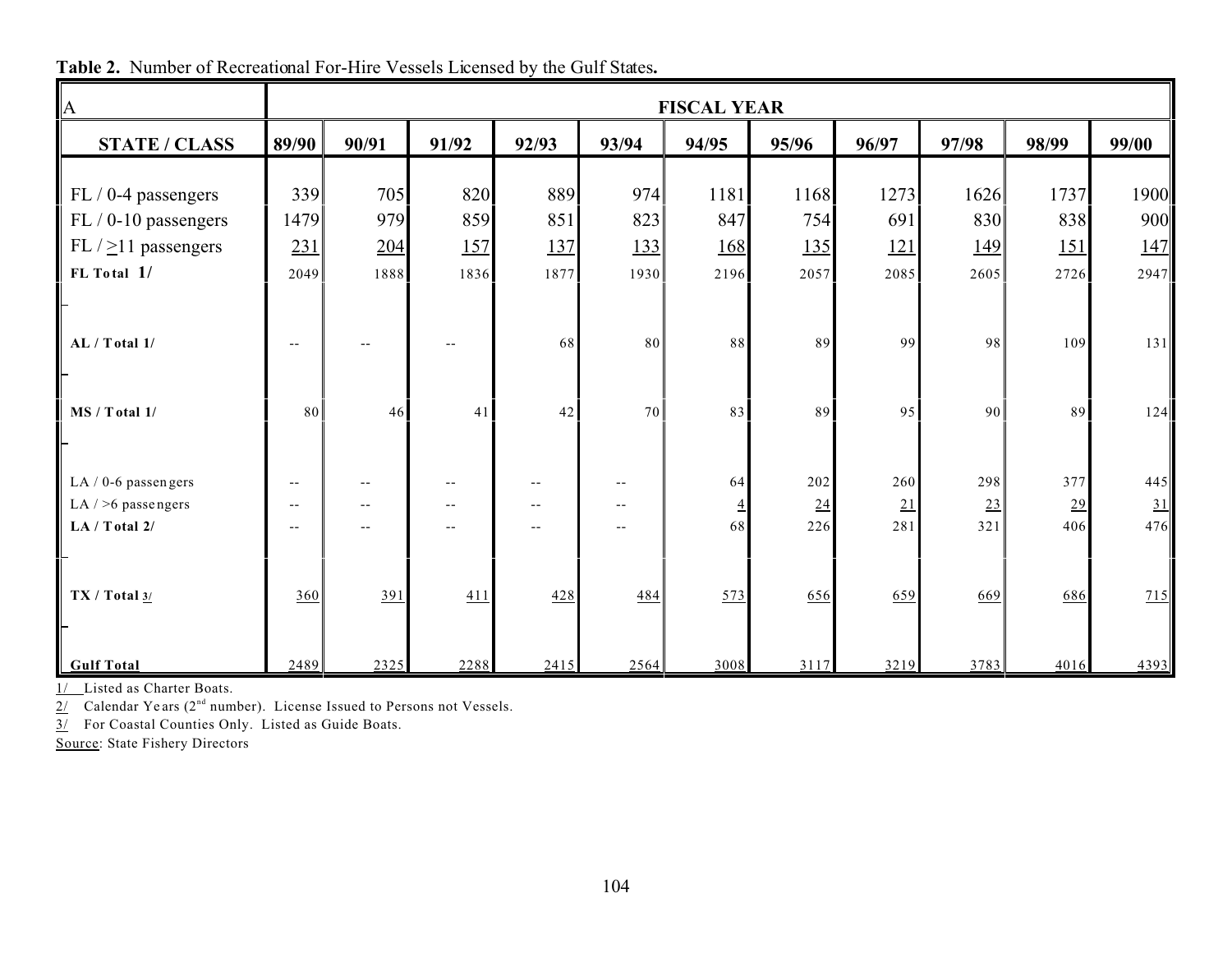**Table 2.** Number of Recreational For-Hire Vessels Licensed by the Gulf States**.**

| A | FISCAL YEAR | | | | | | | | | | |
|---|---|---|---|---|---|---|---|---|---|---|---|
| **STATE / CLASS** | **89/90** | **90/91** | **91/92** | **92/93** | **93/94** | **94/95** | **95/96** | **96/97** | **97/98** | **98/99** | **99/00** |
| FL / 0-4 passengers | 339 | 705 | 820 | 889 | 974 | 1181 | 1168 | 1273 | 1626 | 1737 | 1900 |
| FL / 0-10 passengers | 1479 | 979 | 859 | 851 | 823 | 847 | 754 | 691 | 830 | 838 | 900 |
| FL / ≥11 passengers | 231 | 204 | 157 | 137 | 133 | 168 | 135 | 121 | 149 | 151 | 147 |
| **FL Total 1/** | 2049 | 1888 | 1836 | 1877 | 1930 | 2196 | 2057 | 2085 | 2605 | 2726 | 2947 |
| **AL / Total 1/** | -- | -- | -- | 68 | 80 | 88 | 89 | 99 | 98 | 109 | 131 |
| **MS / Total 1/** | 80 | 46 | 41 | 42 | 70 | 83 | 89 | 95 | 90 | 89 | 124 |
| LA / 0-6 passengers | -- | -- | -- | -- | -- | 64 | 202 | 260 | 298 | 377 | 445 |
| LA / >6 passengers | -- | -- | -- | -- | -- | 4 | 24 | 21 | 23 | 29 | 31 |
| **LA / Total 2/** | -- | -- | -- | -- | -- | 68 | 226 | 281 | 321 | 406 | 476 |
| **TX / Total 3/** | 360 | 391 | 411 | 428 | 484 | 573 | 656 | 659 | 669 | 686 | 715 |
| **Gulf Total** | 2489 | 2325 | 2288 | 2415 | 2564 | 3008 | 3117 | 3219 | 3783 | 4016 | 4393 |

1/ Listed as Charter Boats.
2/ Calendar Years (2nd number). License Issued to Persons not Vessels.
3/ For Coastal Counties Only. Listed as Guide Boats.
Source: State Fishery Directors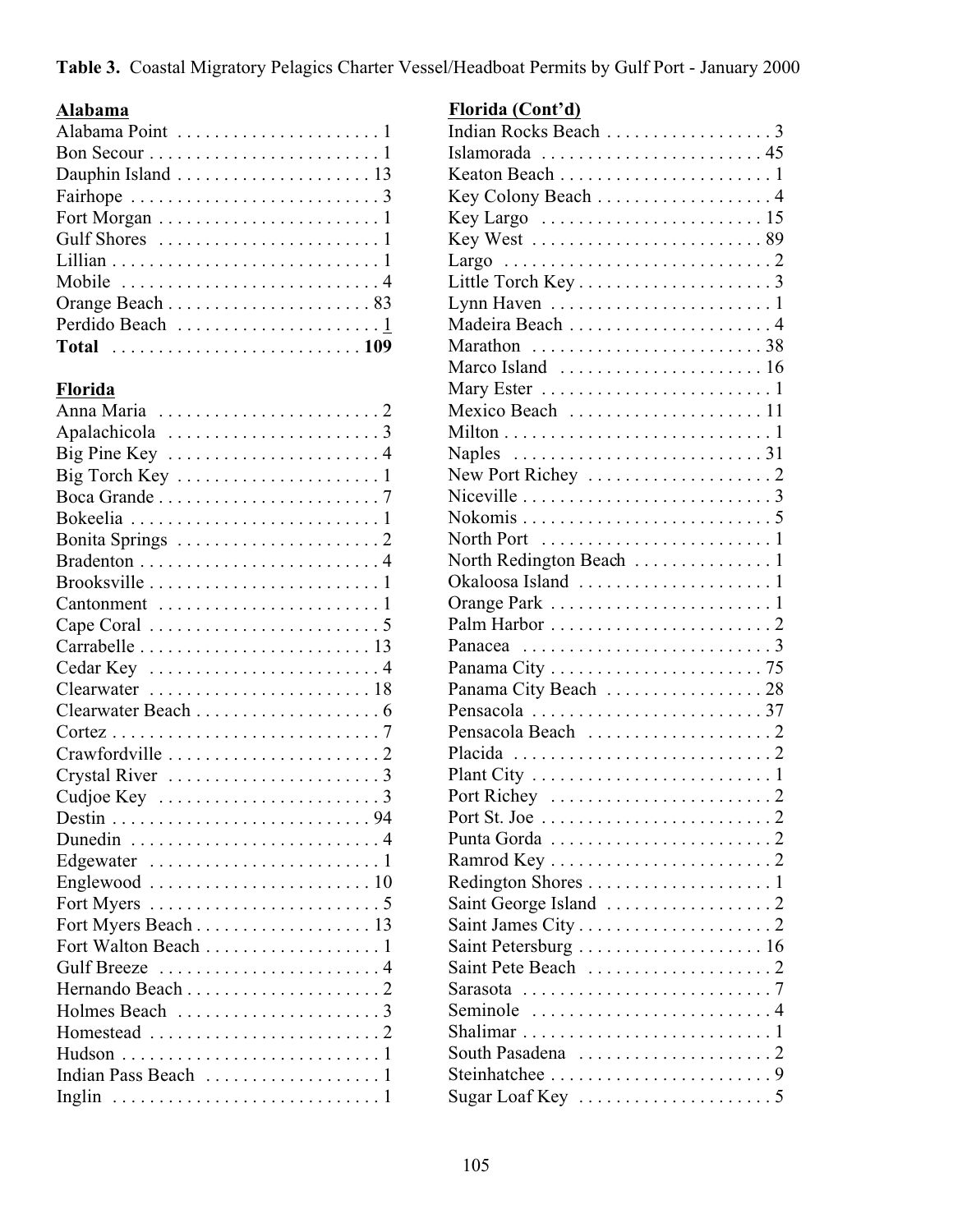**Table 3.** Coastal Migratory Pelagics Charter Vessel/Headboat Permits by Gulf Port - January 2000

**Alabama**

| Port | Permits |
|---|---|
| Alabama Point | 1 |
| Bon Secour | 1 |
| Dauphin Island | 13 |
| Fairhope | 3 |
| Fort Morgan | 1 |
| Gulf Shores | 1 |
| Lillian | 1 |
| Mobile | 4 |
| Orange Beach | 83 |
| Perdido Beach | 1 |
| **Total** | **109** |

**Florida**

| Port | Permits |
|---|---|
| Anna Maria | 2 |
| Apalachicola | 3 |
| Big Pine Key | 4 |
| Big Torch Key | 1 |
| Boca Grande | 7 |
| Bokeelia | 1 |
| Bonita Springs | 2 |
| Bradenton | 4 |
| Brooksville | 1 |
| Cantonment | 1 |
| Cape Coral | 5 |
| Carrabelle | 13 |
| Cedar Key | 4 |
| Clearwater | 18 |
| Clearwater Beach | 6 |
| Cortez | 7 |
| Crawfordville | 2 |
| Crystal River | 3 |
| Cudjoe Key | 3 |
| Destin | 94 |
| Dunedin | 4 |
| Edgewater | 1 |
| Englewood | 10 |
| Fort Myers | 5 |
| Fort Myers Beach | 13 |
| Fort Walton Beach | 1 |
| Gulf Breeze | 4 |
| Hernando Beach | 2 |
| Holmes Beach | 3 |
| Homestead | 2 |
| Hudson | 1 |
| Indian Pass Beach | 1 |
| Inglin | 1 |

**Florida (Cont'd)**

| Port | Permits |
|---|---|
| Indian Rocks Beach | 3 |
| Islamorada | 45 |
| Keaton Beach | 1 |
| Key Colony Beach | 4 |
| Key Largo | 15 |
| Key West | 89 |
| Largo | 2 |
| Little Torch Key | 3 |
| Lynn Haven | 1 |
| Madeira Beach | 4 |
| Marathon | 38 |
| Marco Island | 16 |
| Mary Ester | 1 |
| Mexico Beach | 11 |
| Milton | 1 |
| Naples | 31 |
| New Port Richey | 2 |
| Niceville | 3 |
| Nokomis | 5 |
| North Port | 1 |
| North Redington Beach | 1 |
| Okaloosa Island | 1 |
| Orange Park | 1 |
| Palm Harbor | 2 |
| Panacea | 3 |
| Panama City | 75 |
| Panama City Beach | 28 |
| Pensacola | 37 |
| Pensacola Beach | 2 |
| Placida | 2 |
| Plant City | 1 |
| Port Richey | 2 |
| Port St. Joe | 2 |
| Punta Gorda | 2 |
| Ramrod Key | 2 |
| Redington Shores | 1 |
| Saint George Island | 2 |
| Saint James City | 2 |
| Saint Petersburg | 16 |
| Saint Pete Beach | 2 |
| Sarasota | 7 |
| Seminole | 4 |
| Shalimar | 1 |
| South Pasadena | 2 |
| Steinhatchee | 9 |
| Sugar Loaf Key | 5 |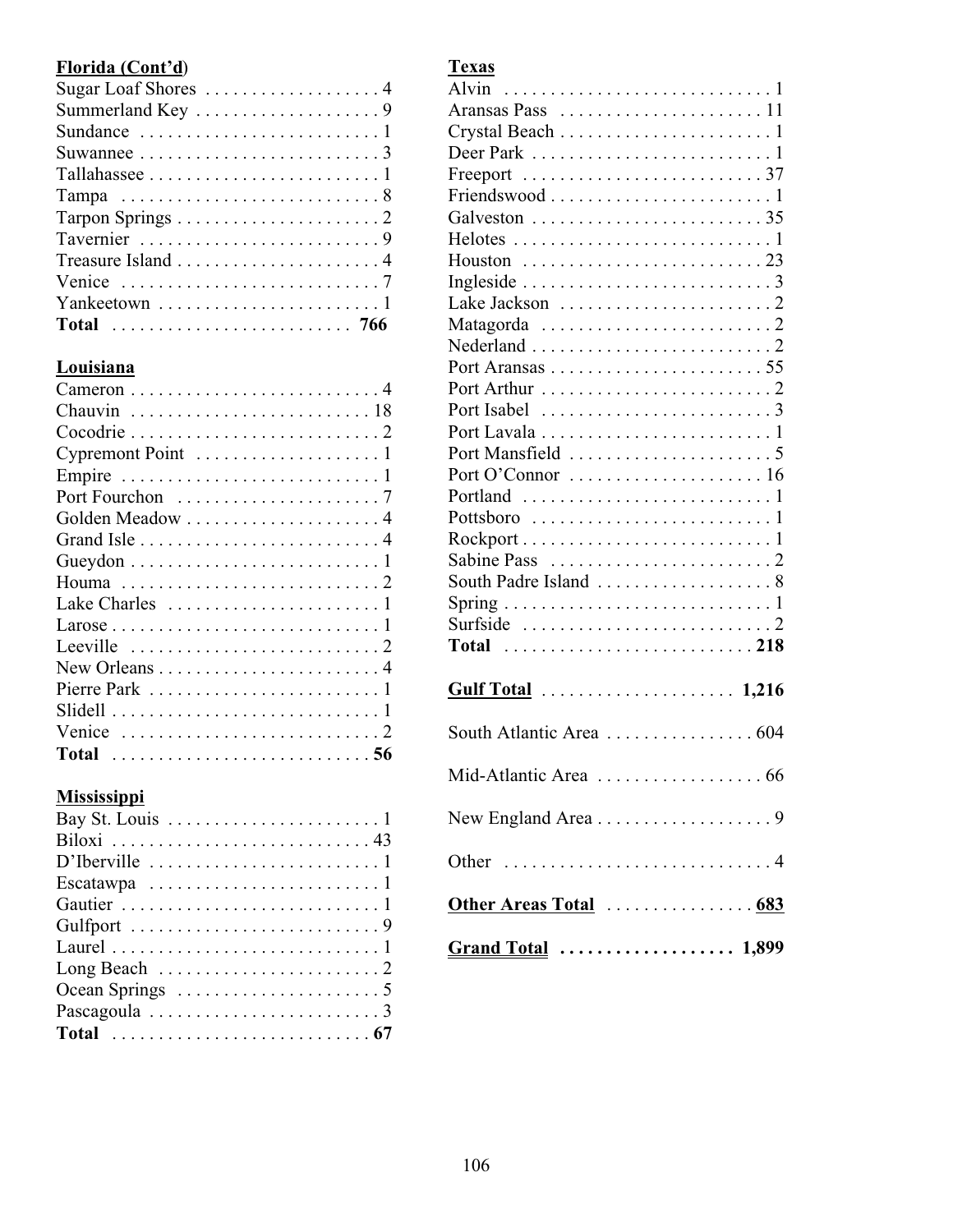**Florida (Cont'd)**

| | |
|---|---|
| Sugar Loaf Shores | 4 |
| Summerland Key | 9 |
| Sundance | 1 |
| Suwannee | 3 |
| Tallahassee | 1 |
| Tampa | 8 |
| Tarpon Springs | 2 |
| Tavernier | 9 |
| Treasure Island | 4 |
| Venice | 7 |
| Yankeetown | 1 |
| **Total** | **766** |

**Louisiana**

| | |
|---|---|
| Cameron | 4 |
| Chauvin | 18 |
| Cocodrie | 2 |
| Cypremont Point | 1 |
| Empire | 1 |
| Port Fourchon | 7 |
| Golden Meadow | 4 |
| Grand Isle | 4 |
| Gueydon | 1 |
| Houma | 2 |
| Lake Charles | 1 |
| Larose | 1 |
| Leeville | 2 |
| New Orleans | 4 |
| Pierre Park | 1 |
| Slidell | 1 |
| Venice | 2 |
| **Total** | **56** |

**Mississippi**

| | |
|---|---|
| Bay St. Louis | 1 |
| Biloxi | 43 |
| D'Iberville | 1 |
| Escatawpa | 1 |
| Gautier | 1 |
| Gulfport | 9 |
| Laurel | 1 |
| Long Beach | 2 |
| Ocean Springs | 5 |
| Pascagoula | 3 |
| **Total** | **67** |

**Texas**

| | |
|---|---|
| Alvin | 1 |
| Aransas Pass | 11 |
| Crystal Beach | 1 |
| Deer Park | 1 |
| Freeport | 37 |
| Friendswood | 1 |
| Galveston | 35 |
| Helotes | 1 |
| Houston | 23 |
| Ingleside | 3 |
| Lake Jackson | 2 |
| Matagorda | 2 |
| Nederland | 2 |
| Port Aransas | 55 |
| Port Arthur | 2 |
| Port Isabel | 3 |
| Port Lavala | 1 |
| Port Mansfield | 5 |
| Port O'Connor | 16 |
| Portland | 1 |
| Pottsboro | 1 |
| Rockport | 1 |
| Sabine Pass | 2 |
| South Padre Island | 8 |
| Spring | 1 |
| Surfside | 2 |
| **Total** | **218** |

| | |
|---|---|
| **Gulf Total** | **1,216** |
| South Atlantic Area | 604 |
| Mid-Atlantic Area | 66 |
| New England Area | 9 |
| Other | 4 |
| **Other Areas Total** | **683** |
| **Grand Total** | **1,899** |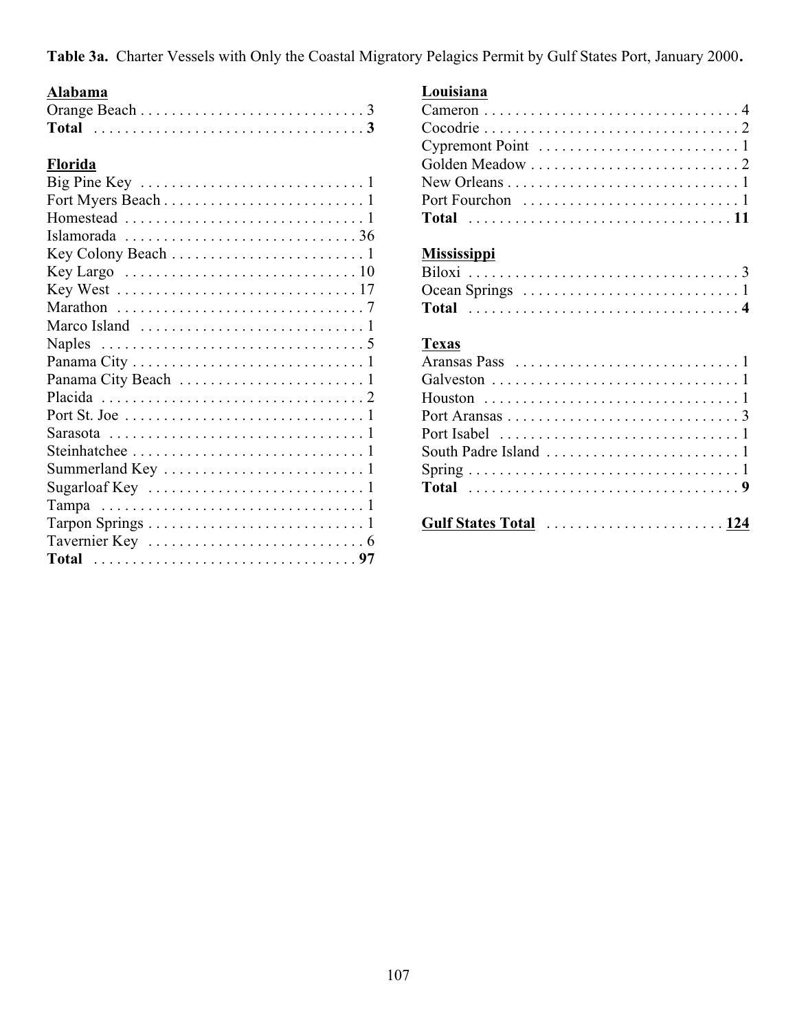**Table 3a.** Charter Vessels with Only the Coastal Migratory Pelagics Permit by Gulf States Port, January 2000**.**

**Alabama**

| Port | Number |
|---|---|
| Orange Beach | 3 |
| **Total** | **3** |

**Florida**

| Port | Number |
|---|---|
| Big Pine Key | 1 |
| Fort Myers Beach | 1 |
| Homestead | 1 |
| Islamorada | 36 |
| Key Colony Beach | 1 |
| Key Largo | 10 |
| Key West | 17 |
| Marathon | 7 |
| Marco Island | 1 |
| Naples | 5 |
| Panama City | 1 |
| Panama City Beach | 1 |
| Placida | 2 |
| Port St. Joe | 1 |
| Sarasota | 1 |
| Steinhatchee | 1 |
| Summerland Key | 1 |
| Sugarloaf Key | 1 |
| Tampa | 1 |
| Tarpon Springs | 1 |
| Tavernier Key | 6 |
| **Total** | **97** |

**Louisiana**

| Port | Number |
|---|---|
| Cameron | 4 |
| Cocodrie | 2 |
| Cypremont Point | 1 |
| Golden Meadow | 2 |
| New Orleans | 1 |
| Port Fourchon | 1 |
| **Total** | **11** |

**Mississippi**

| Port | Number |
|---|---|
| Biloxi | 3 |
| Ocean Springs | 1 |
| **Total** | **4** |

**Texas**

| Port | Number |
|---|---|
| Aransas Pass | 1 |
| Galveston | 1 |
| Houston | 1 |
| Port Aransas | 3 |
| Port Isabel | 1 |
| South Padre Island | 1 |
| Spring | 1 |
| **Total** | **9** |

**Gulf States Total** . . . . . . . . . . . . . . . . . . . . . . . **124**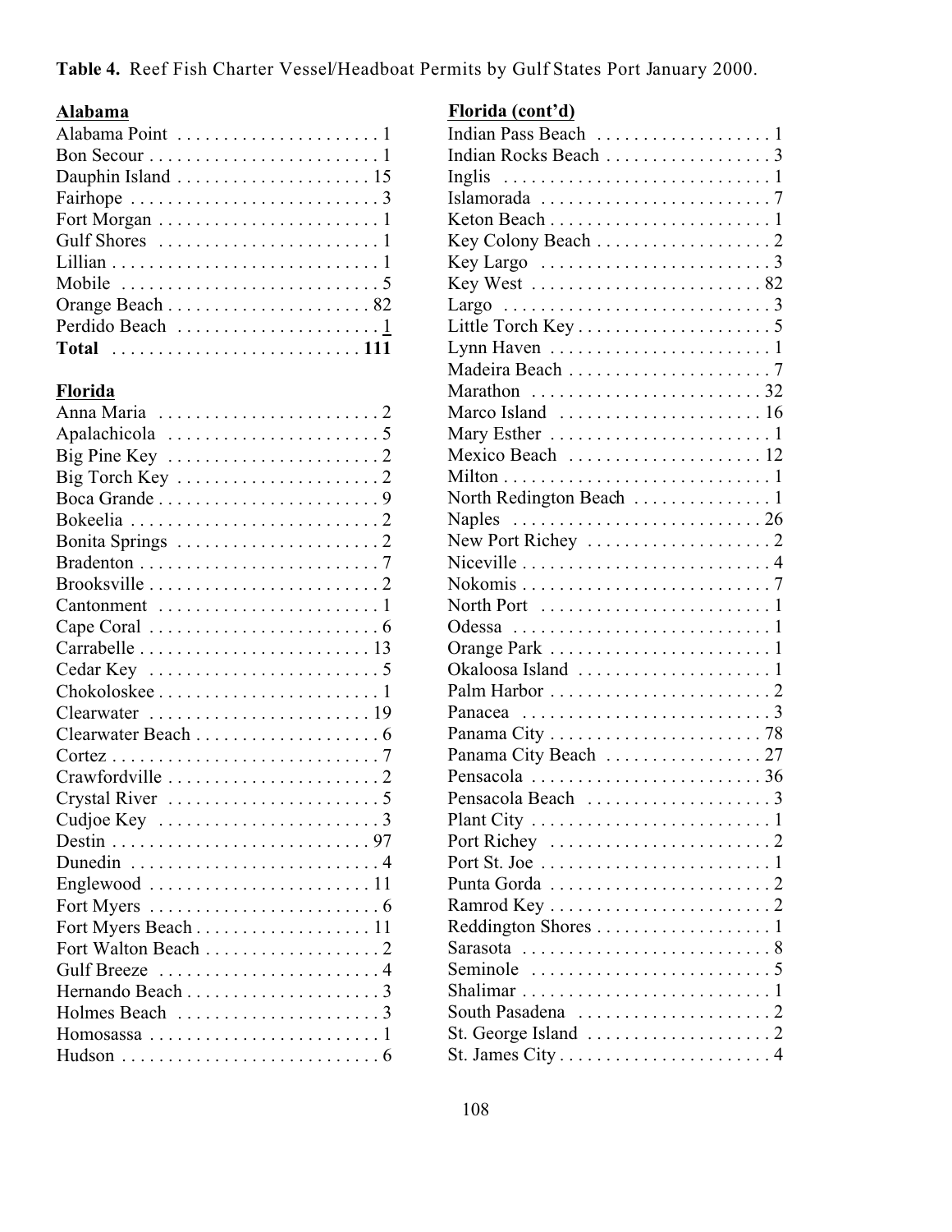**Table 4.** Reef Fish Charter Vessel/Headboat Permits by Gulf States Port January 2000.

**Alabama**

| Port | Permits |
|---|---|
| Alabama Point | 1 |
| Bon Secour | 1 |
| Dauphin Island | 15 |
| Fairhope | 3 |
| Fort Morgan | 1 |
| Gulf Shores | 1 |
| Lillian | 1 |
| Mobile | 5 |
| Orange Beach | 82 |
| Perdido Beach | 1 |
| **Total** | **111** |

**Florida**

| Port | Permits |
|---|---|
| Anna Maria | 2 |
| Apalachicola | 5 |
| Big Pine Key | 2 |
| Big Torch Key | 2 |
| Boca Grande | 9 |
| Bokeelia | 2 |
| Bonita Springs | 2 |
| Bradenton | 7 |
| Brooksville | 2 |
| Cantonment | 1 |
| Cape Coral | 6 |
| Carrabelle | 13 |
| Cedar Key | 5 |
| Chokoloskee | 1 |
| Clearwater | 19 |
| Clearwater Beach | 6 |
| Cortez | 7 |
| Crawfordville | 2 |
| Crystal River | 5 |
| Cudjoe Key | 3 |
| Destin | 97 |
| Dunedin | 4 |
| Englewood | 11 |
| Fort Myers | 6 |
| Fort Myers Beach | 11 |
| Fort Walton Beach | 2 |
| Gulf Breeze | 4 |
| Hernando Beach | 3 |
| Holmes Beach | 3 |
| Homosassa | 1 |
| Hudson | 6 |

**Florida (cont'd)**

| Port | Permits |
|---|---|
| Indian Pass Beach | 1 |
| Indian Rocks Beach | 3 |
| Inglis | 1 |
| Islamorada | 7 |
| Keton Beach | 1 |
| Key Colony Beach | 2 |
| Key Largo | 3 |
| Key West | 82 |
| Largo | 3 |
| Little Torch Key | 5 |
| Lynn Haven | 1 |
| Madeira Beach | 7 |
| Marathon | 32 |
| Marco Island | 16 |
| Mary Esther | 1 |
| Mexico Beach | 12 |
| Milton | 1 |
| North Redington Beach | 1 |
| Naples | 26 |
| New Port Richey | 2 |
| Niceville | 4 |
| Nokomis | 7 |
| North Port | 1 |
| Odessa | 1 |
| Orange Park | 1 |
| Okaloosa Island | 1 |
| Palm Harbor | 2 |
| Panacea | 3 |
| Panama City | 78 |
| Panama City Beach | 27 |
| Pensacola | 36 |
| Pensacola Beach | 3 |
| Plant City | 1 |
| Port Richey | 2 |
| Port St. Joe | 1 |
| Punta Gorda | 2 |
| Ramrod Key | 2 |
| Reddington Shores | 1 |
| Sarasota | 8 |
| Seminole | 5 |
| Shalimar | 1 |
| South Pasadena | 2 |
| St. George Island | 2 |
| St. James City | 4 |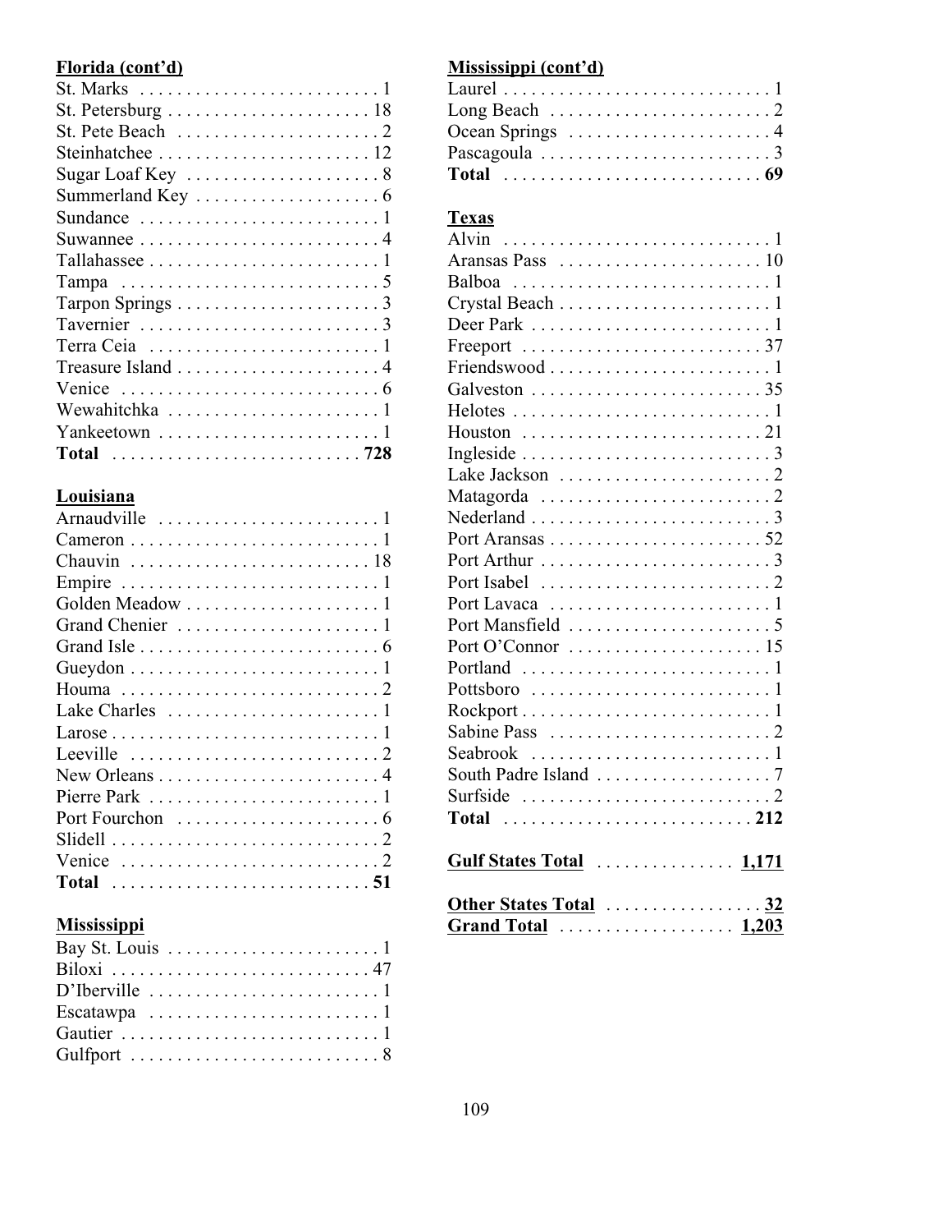**Florida (cont'd)**

| | |
|---|---|
| St. Marks | 1 |
| St. Petersburg | 18 |
| St. Pete Beach | 2 |
| Steinhatchee | 12 |
| Sugar Loaf Key | 8 |
| Summerland Key | 6 |
| Sundance | 1 |
| Suwannee | 4 |
| Tallahassee | 1 |
| Tampa | 5 |
| Tarpon Springs | 3 |
| Tavernier | 3 |
| Terra Ceia | 1 |
| Treasure Island | 4 |
| Venice | 6 |
| Wewahitchka | 1 |
| Yankeetown | 1 |
| **Total** | **728** |

**Louisiana**

| | |
|---|---|
| Arnaudville | 1 |
| Cameron | 1 |
| Chauvin | 18 |
| Empire | 1 |
| Golden Meadow | 1 |
| Grand Chenier | 1 |
| Grand Isle | 6 |
| Gueydon | 1 |
| Houma | 2 |
| Lake Charles | 1 |
| Larose | 1 |
| Leeville | 2 |
| New Orleans | 4 |
| Pierre Park | 1 |
| Port Fourchon | 6 |
| Slidell | 2 |
| Venice | 2 |
| **Total** | **51** |

**Mississippi**

| | |
|---|---|
| Bay St. Louis | 1 |
| Biloxi | 47 |
| D'Iberville | 1 |
| Escatawpa | 1 |
| Gautier | 1 |
| Gulfport | 8 |

**Mississippi (cont'd)**

| | |
|---|---|
| Laurel | 1 |
| Long Beach | 2 |
| Ocean Springs | 4 |
| Pascagoula | 3 |
| **Total** | **69** |

**Texas**

| | |
|---|---|
| Alvin | 1 |
| Aransas Pass | 10 |
| Balboa | 1 |
| Crystal Beach | 1 |
| Deer Park | 1 |
| Freeport | 37 |
| Friendswood | 1 |
| Galveston | 35 |
| Helotes | 1 |
| Houston | 21 |
| Ingleside | 3 |
| Lake Jackson | 2 |
| Matagorda | 2 |
| Nederland | 3 |
| Port Aransas | 52 |
| Port Arthur | 3 |
| Port Isabel | 2 |
| Port Lavaca | 1 |
| Port Mansfield | 5 |
| Port O'Connor | 15 |
| Portland | 1 |
| Pottsboro | 1 |
| Rockport | 1 |
| Sabine Pass | 2 |
| Seabrook | 1 |
| South Padre Island | 7 |
| Surfside | 2 |
| **Total** | **212** |

| | |
|---|---|
| **Gulf States Total** | **1,171** |
| **Other States Total** | **32** |
| **Grand Total** | **1,203** |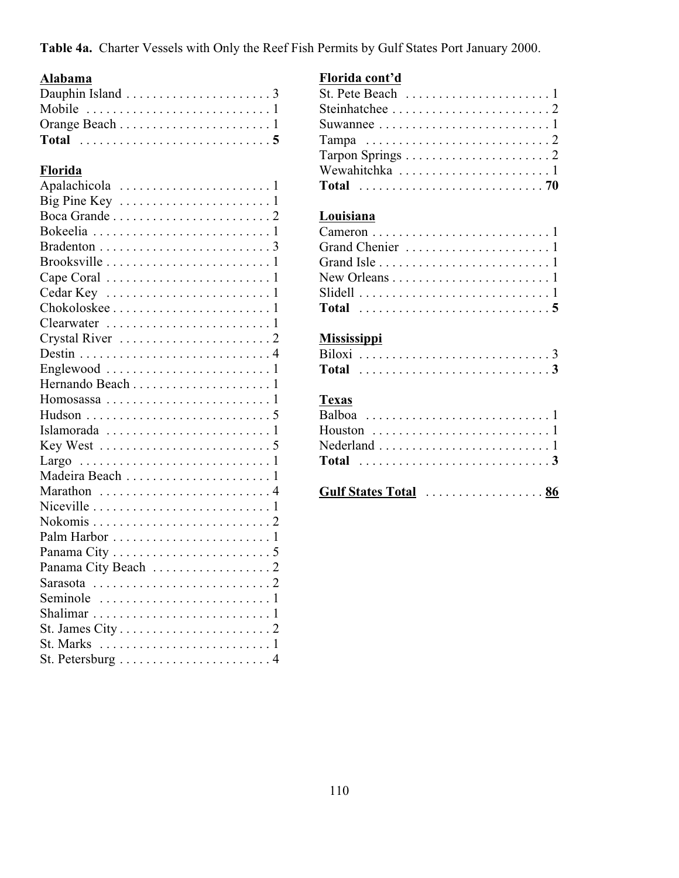**Table 4a.** Charter Vessels with Only the Reef Fish Permits by Gulf States Port January 2000.

**Alabama**

| Port | Count |
|---|---|
| Dauphin Island | 3 |
| Mobile | 1 |
| Orange Beach | 1 |
| **Total** | **5** |

**Florida**

| Port | Count |
|---|---|
| Apalachicola | 1 |
| Big Pine Key | 1 |
| Boca Grande | 2 |
| Bokeelia | 1 |
| Bradenton | 3 |
| Brooksville | 1 |
| Cape Coral | 1 |
| Cedar Key | 1 |
| Chokoloskee | 1 |
| Clearwater | 1 |
| Crystal River | 2 |
| Destin | 4 |
| Englewood | 1 |
| Hernando Beach | 1 |
| Homosassa | 1 |
| Hudson | 5 |
| Islamorada | 1 |
| Key West | 5 |
| Largo | 1 |
| Madeira Beach | 1 |
| Marathon | 4 |
| Niceville | 1 |
| Nokomis | 2 |
| Palm Harbor | 1 |
| Panama City | 5 |
| Panama City Beach | 2 |
| Sarasota | 2 |
| Seminole | 1 |
| Shalimar | 1 |
| St. James City | 2 |
| St. Marks | 1 |
| St. Petersburg | 4 |

**Florida cont'd**

| Port | Count |
|---|---|
| St. Pete Beach | 1 |
| Steinhatchee | 2 |
| Suwannee | 1 |
| Tampa | 2 |
| Tarpon Springs | 2 |
| Wewahitchka | 1 |
| **Total** | **70** |

**Louisiana**

| Port | Count |
|---|---|
| Cameron | 1 |
| Grand Chenier | 1 |
| Grand Isle | 1 |
| New Orleans | 1 |
| Slidell | 1 |
| **Total** | **5** |

**Mississippi**

| Port | Count |
|---|---|
| Biloxi | 3 |
| **Total** | **3** |

**Texas**

| Port | Count |
|---|---|
| Balboa | 1 |
| Houston | 1 |
| Nederland | 1 |
| **Total** | **3** |

**Gulf States Total** . . . . . . . . . . . . . . . . . . **86**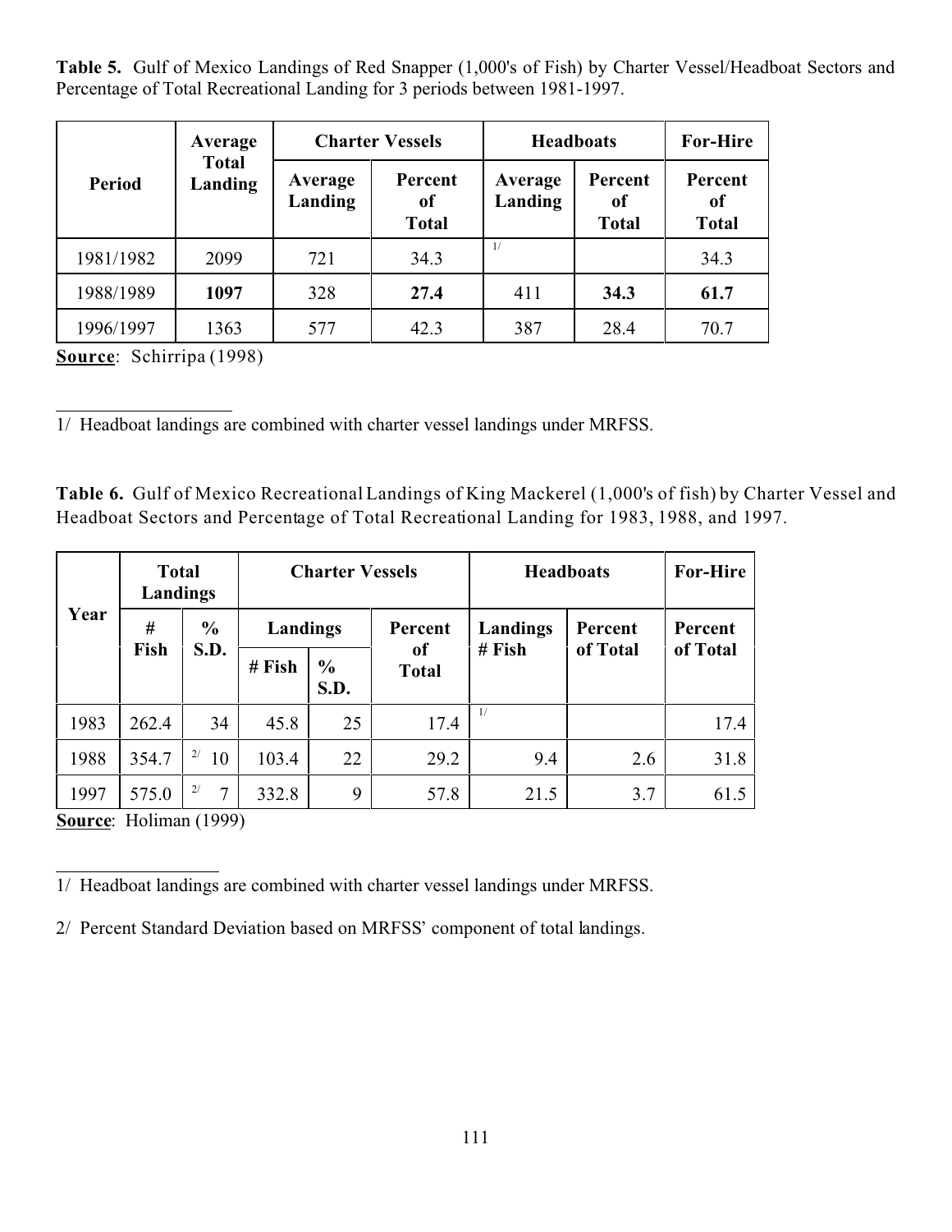**Table 5.** Gulf of Mexico Landings of Red Snapper (1,000's of Fish) by Charter Vessel/Headboat Sectors and Percentage of Total Recreational Landing for 3 periods between 1981-1997.

| Period | Average Total Landing | Charter Vessels | | Headboats | | For-Hire |
|---|---|---|---|---|---|---|
| | | Average Landing | Percent of Total | Average Landing | Percent of Total | Percent of Total |
| 1981/1982 | 2099 | 721 | 34.3 | 1/ | | 34.3 |
| 1988/1989 | **1097** | 328 | **27.4** | 411 | **34.3** | **61.7** |
| 1996/1997 | 1363 | 577 | 42.3 | 387 | 28.4 | 70.7 |

**Source**: Schirripa (1998)

1/ Headboat landings are combined with charter vessel landings under MRFSS.

**Table 6.** Gulf of Mexico Recreational Landings of King Mackerel (1,000's of fish) by Charter Vessel and Headboat Sectors and Percentage of Total Recreational Landing for 1983, 1988, and 1997.

| Year | Total Landings | | Charter Vessels | | | Headboats | | For-Hire |
|---|---|---|---|---|---|---|---|---|
| | # Fish | % S.D. | Landings | | Percent of Total | Landings # Fish | Percent of Total | Percent of Total |
| | | | # Fish | % S.D. | | | | |
| 1983 | 262.4 | 34 | 45.8 | 25 | 17.4 | 1/ | | 17.4 |
| 1988 | 354.7 | 2/ 10 | 103.4 | 22 | 29.2 | 9.4 | 2.6 | 31.8 |
| 1997 | 575.0 | 2/ 7 | 332.8 | 9 | 57.8 | 21.5 | 3.7 | 61.5 |

**Source**: Holiman (1999)

1/ Headboat landings are combined with charter vessel landings under MRFSS.

2/ Percent Standard Deviation based on MRFSS' component of total landings.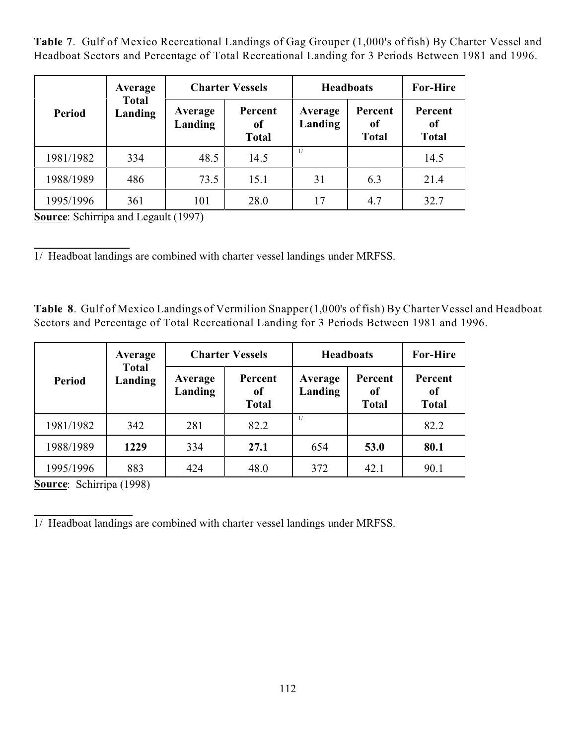**Table 7**. Gulf of Mexico Recreational Landings of Gag Grouper (1,000's of fish) By Charter Vessel and Headboat Sectors and Percentage of Total Recreational Landing for 3 Periods Between 1981 and 1996.

| Period | Average Total Landing | Charter Vessels | | Headboats | | For-Hire |
|---|---|---|---|---|---|---|
| | | Average Landing | Percent of Total | Average Landing | Percent of Total | Percent of Total |
| 1981/1982 | 334 | 48.5 | 14.5 | 1/ | | 14.5 |
| 1988/1989 | 486 | 73.5 | 15.1 | 31 | 6.3 | 21.4 |
| 1995/1996 | 361 | 101 | 28.0 | 17 | 4.7 | 32.7 |

**Source**: Schirripa and Legault (1997)

1/ Headboat landings are combined with charter vessel landings under MRFSS.

**Table 8**. Gulf of Mexico Landings of Vermilion Snapper (1,000's of fish) By Charter Vessel and Headboat Sectors and Percentage of Total Recreational Landing for 3 Periods Between 1981 and 1996.

| Period | Average Total Landing | Charter Vessels | | Headboats | | For-Hire |
|---|---|---|---|---|---|---|
| | | Average Landing | Percent of Total | Average Landing | Percent of Total | Percent of Total |
| 1981/1982 | 342 | 281 | 82.2 | 1/ | | 82.2 |
| 1988/1989 | **1229** | 334 | **27.1** | 654 | **53.0** | **80.1** |
| 1995/1996 | 883 | 424 | 48.0 | 372 | 42.1 | 90.1 |

**Source**: Schirripa (1998)

1/ Headboat landings are combined with charter vessel landings under MRFSS.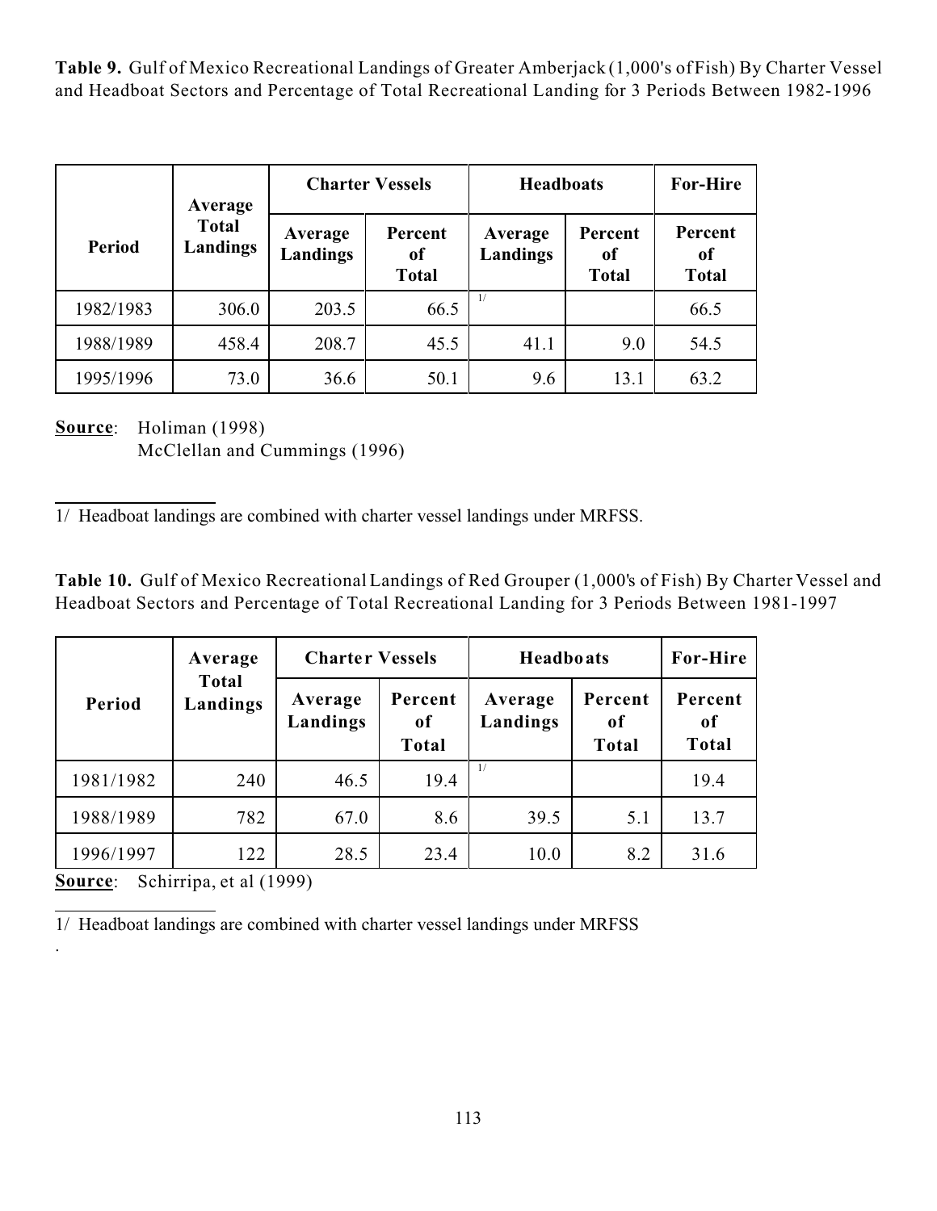**Table 9.** Gulf of Mexico Recreational Landings of Greater Amberjack (1,000's of Fish) By Charter Vessel and Headboat Sectors and Percentage of Total Recreational Landing for 3 Periods Between 1982-1996

| Period | Average Total Landings | Charter Vessels | | Headboats | | For-Hire |
|---|---|---|---|---|---|---|
| | | Average Landings | Percent of Total | Average Landings | Percent of Total | Percent of Total |
| 1982/1983 | 306.0 | 203.5 | 66.5 | 1/ | | 66.5 |
| 1988/1989 | 458.4 | 208.7 | 45.5 | 41.1 | 9.0 | 54.5 |
| 1995/1996 | 73.0 | 36.6 | 50.1 | 9.6 | 13.1 | 63.2 |

**Source**: Holiman (1998)
McClellan and Cummings (1996)

1/ Headboat landings are combined with charter vessel landings under MRFSS.

**Table 10.** Gulf of Mexico Recreational Landings of Red Grouper (1,000's of Fish) By Charter Vessel and Headboat Sectors and Percentage of Total Recreational Landing for 3 Periods Between 1981-1997

| Period | Average Total Landings | Charter Vessels | | Headboats | | For-Hire |
|---|---|---|---|---|---|---|
| | | Average Landings | Percent of Total | Average Landings | Percent of Total | Percent of Total |
| 1981/1982 | 240 | 46.5 | 19.4 | 1/ | | 19.4 |
| 1988/1989 | 782 | 67.0 | 8.6 | 39.5 | 5.1 | 13.7 |
| 1996/1997 | 122 | 28.5 | 23.4 | 10.0 | 8.2 | 31.6 |

**Source**: Schirripa, et al (1999)

1/ Headboat landings are combined with charter vessel landings under MRFSS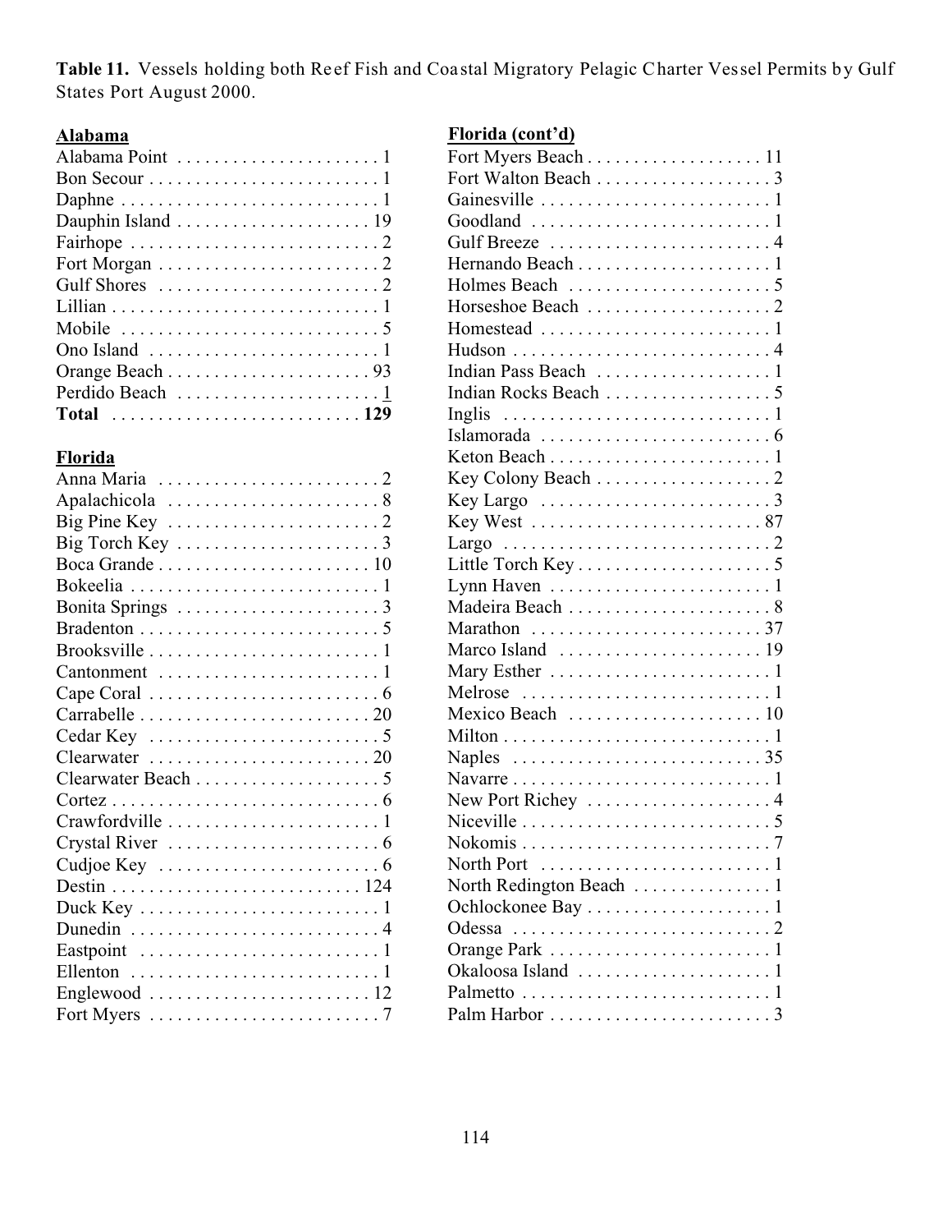**Table 11.** Vessels holding both Reef Fish and Coastal Migratory Pelagic Charter Vessel Permits by Gulf States Port August 2000.

**Alabama**

| Port | Vessels |
|---|---|
| Alabama Point | 1 |
| Bon Secour | 1 |
| Daphne | 1 |
| Dauphin Island | 19 |
| Fairhope | 2 |
| Fort Morgan | 2 |
| Gulf Shores | 2 |
| Lillian | 1 |
| Mobile | 5 |
| Ono Island | 1 |
| Orange Beach | 93 |
| Perdido Beach | 1 |
| **Total** | **129** |

**Florida**

| Port | Vessels |
|---|---|
| Anna Maria | 2 |
| Apalachicola | 8 |
| Big Pine Key | 2 |
| Big Torch Key | 3 |
| Boca Grande | 10 |
| Bokeelia | 1 |
| Bonita Springs | 3 |
| Bradenton | 5 |
| Brooksville | 1 |
| Cantonment | 1 |
| Cape Coral | 6 |
| Carrabelle | 20 |
| Cedar Key | 5 |
| Clearwater | 20 |
| Clearwater Beach | 5 |
| Cortez | 6 |
| Crawfordville | 1 |
| Crystal River | 6 |
| Cudjoe Key | 6 |
| Destin | 124 |
| Duck Key | 1 |
| Dunedin | 4 |
| Eastpoint | 1 |
| Ellenton | 1 |
| Englewood | 12 |
| Fort Myers | 7 |

**Florida (cont'd)**

| Port | Vessels |
|---|---|
| Fort Myers Beach | 11 |
| Fort Walton Beach | 3 |
| Gainesville | 1 |
| Goodland | 1 |
| Gulf Breeze | 4 |
| Hernando Beach | 1 |
| Holmes Beach | 5 |
| Horseshoe Beach | 2 |
| Homestead | 1 |
| Hudson | 4 |
| Indian Pass Beach | 1 |
| Indian Rocks Beach | 5 |
| Inglis | 1 |
| Islamorada | 6 |
| Keton Beach | 1 |
| Key Colony Beach | 2 |
| Key Largo | 3 |
| Key West | 87 |
| Largo | 2 |
| Little Torch Key | 5 |
| Lynn Haven | 1 |
| Madeira Beach | 8 |
| Marathon | 37 |
| Marco Island | 19 |
| Mary Esther | 1 |
| Melrose | 1 |
| Mexico Beach | 10 |
| Milton | 1 |
| Naples | 35 |
| Navarre | 1 |
| New Port Richey | 4 |
| Niceville | 5 |
| Nokomis | 7 |
| North Port | 1 |
| North Redington Beach | 1 |
| Ochlockonee Bay | 1 |
| Odessa | 2 |
| Orange Park | 1 |
| Okaloosa Island | 1 |
| Palmetto | 1 |
| Palm Harbor | 3 |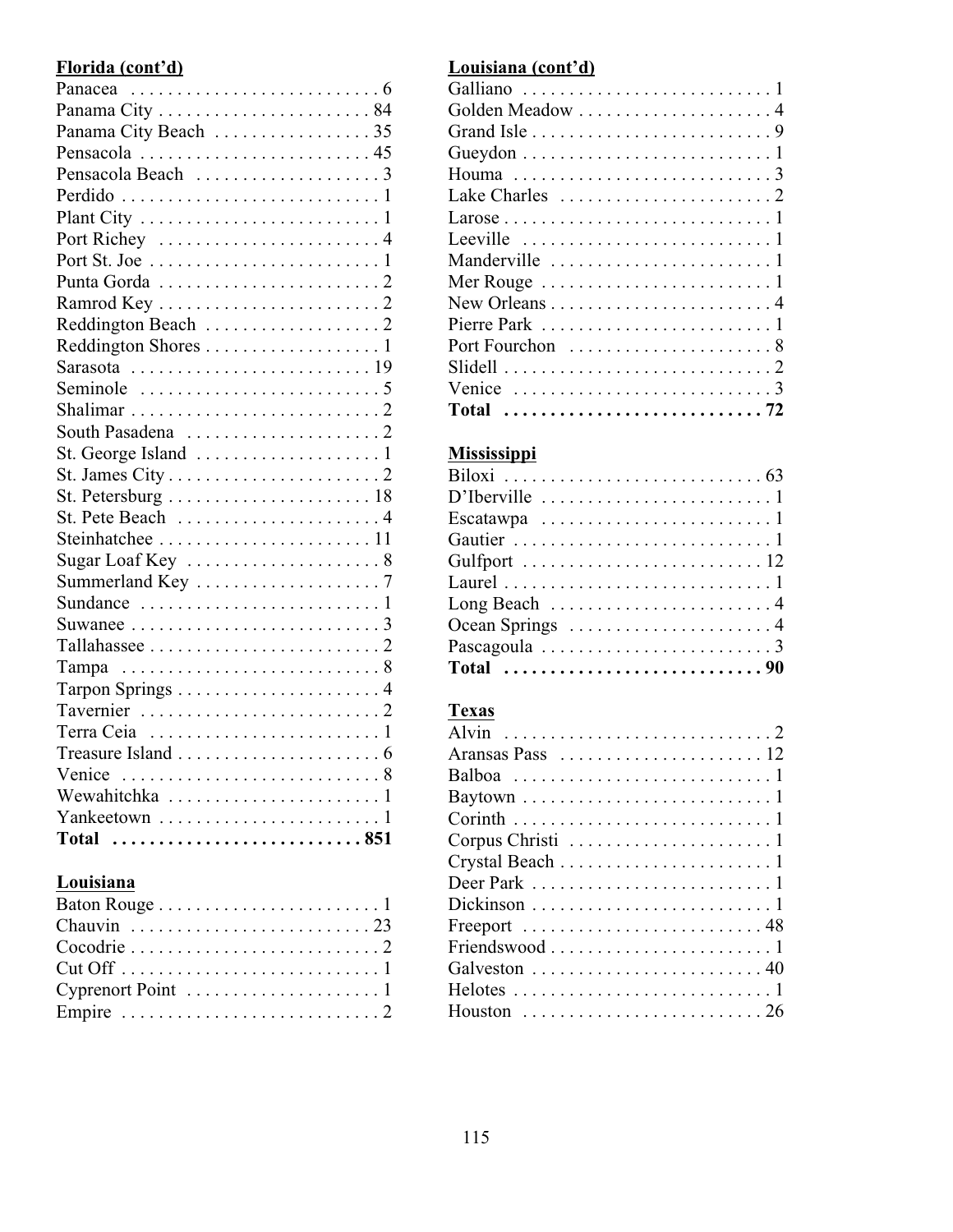**Florida (cont'd)**

| | |
|---|---|
| Panacea | 6 |
| Panama City | 84 |
| Panama City Beach | 35 |
| Pensacola | 45 |
| Pensacola Beach | 3 |
| Perdido | 1 |
| Plant City | 1 |
| Port Richey | 4 |
| Port St. Joe | 1 |
| Punta Gorda | 2 |
| Ramrod Key | 2 |
| Reddington Beach | 2 |
| Reddington Shores | 1 |
| Sarasota | 19 |
| Seminole | 5 |
| Shalimar | 2 |
| South Pasadena | 2 |
| St. George Island | 1 |
| St. James City | 2 |
| St. Petersburg | 18 |
| St. Pete Beach | 4 |
| Steinhatchee | 11 |
| Sugar Loaf Key | 8 |
| Summerland Key | 7 |
| Sundance | 1 |
| Suwanee | 3 |
| Tallahassee | 2 |
| Tampa | 8 |
| Tarpon Springs | 4 |
| Tavernier | 2 |
| Terra Ceia | 1 |
| Treasure Island | 6 |
| Venice | 8 |
| Wewahitchka | 1 |
| Yankeetown | 1 |
| **Total** | **851** |

**Louisiana**

| | |
|---|---|
| Baton Rouge | 1 |
| Chauvin | 23 |
| Cocodrie | 2 |
| Cut Off | 1 |
| Cyprenort Point | 1 |
| Empire | 2 |

**Louisiana (cont'd)**

| | |
|---|---|
| Galliano | 1 |
| Golden Meadow | 4 |
| Grand Isle | 9 |
| Gueydon | 1 |
| Houma | 3 |
| Lake Charles | 2 |
| Larose | 1 |
| Leeville | 1 |
| Manderville | 1 |
| Mer Rouge | 1 |
| New Orleans | 4 |
| Pierre Park | 1 |
| Port Fourchon | 8 |
| Slidell | 2 |
| Venice | 3 |
| **Total** | **72** |

**Mississippi**

| | |
|---|---|
| Biloxi | 63 |
| D'Iberville | 1 |
| Escatawpa | 1 |
| Gautier | 1 |
| Gulfport | 12 |
| Laurel | 1 |
| Long Beach | 4 |
| Ocean Springs | 4 |
| Pascagoula | 3 |
| **Total** | **90** |

**Texas**

| | |
|---|---|
| Alvin | 2 |
| Aransas Pass | 12 |
| Balboa | 1 |
| Baytown | 1 |
| Corinth | 1 |
| Corpus Christi | 1 |
| Crystal Beach | 1 |
| Deer Park | 1 |
| Dickinson | 1 |
| Freeport | 48 |
| Friendswood | 1 |
| Galveston | 40 |
| Helotes | 1 |
| Houston | 26 |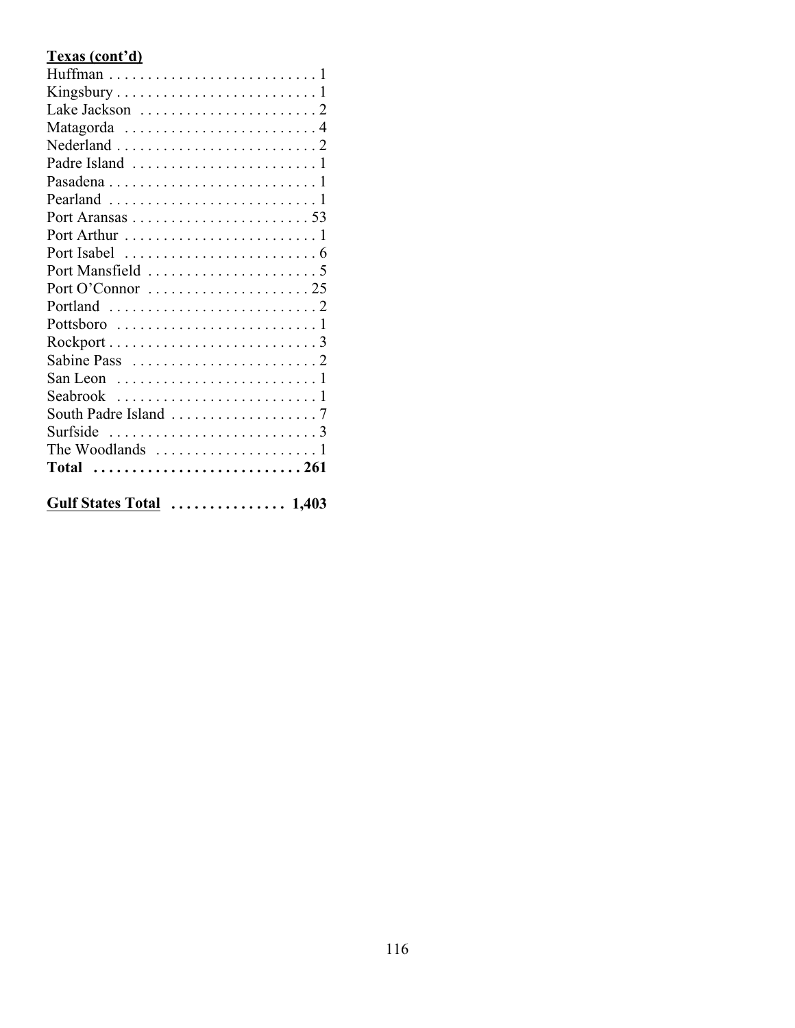**Texas (cont'd)**

| Location | Count |
|---|---|
| Huffman | 1 |
| Kingsbury | 1 |
| Lake Jackson | 2 |
| Matagorda | 4 |
| Nederland | 2 |
| Padre Island | 1 |
| Pasadena | 1 |
| Pearland | 1 |
| Port Aransas | 53 |
| Port Arthur | 1 |
| Port Isabel | 6 |
| Port Mansfield | 5 |
| Port O'Connor | 25 |
| Portland | 2 |
| Pottsboro | 1 |
| Rockport | 3 |
| Sabine Pass | 2 |
| San Leon | 1 |
| Seabrook | 1 |
| South Padre Island | 7 |
| Surfside | 3 |
| The Woodlands | 1 |
| **Total** | **261** |

**Gulf States Total** . . . . . . . . . . . . . . . **1,403**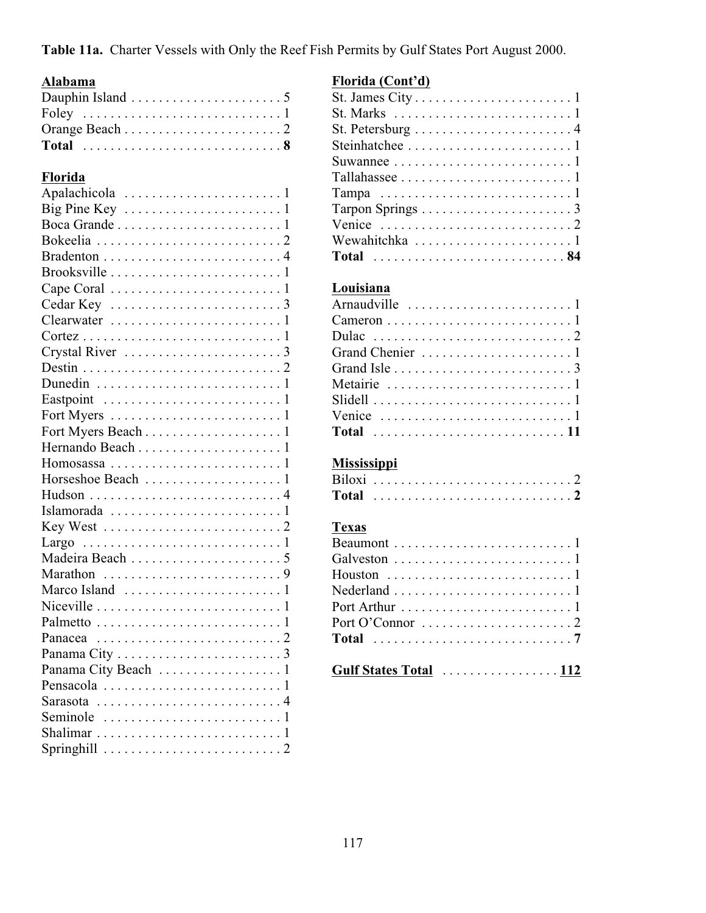**Table 11a.** Charter Vessels with Only the Reef Fish Permits by Gulf States Port August 2000.

**Alabama**

| Port | Number |
|---|---|
| Dauphin Island | 5 |
| Foley | 1 |
| Orange Beach | 2 |
| **Total** | **8** |

**Florida**

| Port | Number |
|---|---|
| Apalachicola | 1 |
| Big Pine Key | 1 |
| Boca Grande | 1 |
| Bokeelia | 2 |
| Bradenton | 4 |
| Brooksville | 1 |
| Cape Coral | 1 |
| Cedar Key | 3 |
| Clearwater | 1 |
| Cortez | 1 |
| Crystal River | 3 |
| Destin | 2 |
| Dunedin | 1 |
| Eastpoint | 1 |
| Fort Myers | 1 |
| Fort Myers Beach | 1 |
| Hernando Beach | 1 |
| Homosassa | 1 |
| Horseshoe Beach | 1 |
| Hudson | 4 |
| Islamorada | 1 |
| Key West | 2 |
| Largo | 1 |
| Madeira Beach | 5 |
| Marathon | 9 |
| Marco Island | 1 |
| Niceville | 1 |
| Palmetto | 1 |
| Panacea | 2 |
| Panama City | 3 |
| Panama City Beach | 1 |
| Pensacola | 1 |
| Sarasota | 4 |
| Seminole | 1 |
| Shalimar | 1 |
| Springhill | 2 |

**Florida (Cont'd)**

| Port | Number |
|---|---|
| St. James City | 1 |
| St. Marks | 1 |
| St. Petersburg | 4 |
| Steinhatchee | 1 |
| Suwannee | 1 |
| Tallahassee | 1 |
| Tampa | 1 |
| Tarpon Springs | 3 |
| Venice | 2 |
| Wewahitchka | 1 |
| **Total** | **84** |

**Louisiana**

| Port | Number |
|---|---|
| Arnaudville | 1 |
| Cameron | 1 |
| Dulac | 2 |
| Grand Chenier | 1 |
| Grand Isle | 3 |
| Metairie | 1 |
| Slidell | 1 |
| Venice | 1 |
| **Total** | **11** |

**Mississippi**

| Port | Number |
|---|---|
| Biloxi | 2 |
| **Total** | **2** |

**Texas**

| Port | Number |
|---|---|
| Beaumont | 1 |
| Galveston | 1 |
| Houston | 1 |
| Nederland | 1 |
| Port Arthur | 1 |
| Port O'Connor | 2 |
| **Total** | **7** |

**Gulf States Total** . . . . . . . . . . . . . . . . **112**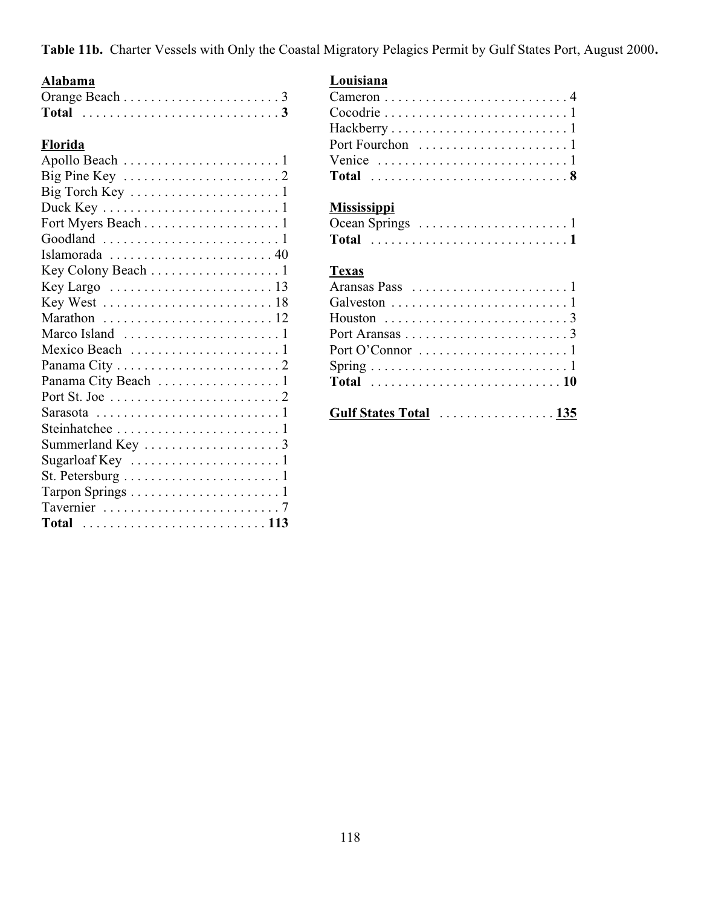**Table 11b.** Charter Vessels with Only the Coastal Migratory Pelagics Permit by Gulf States Port, August 2000**.**

**Alabama**

| Port | Vessels |
|---|---|
| Orange Beach | 3 |
| **Total** | **3** |

**Florida**

| Port | Vessels |
|---|---|
| Apollo Beach | 1 |
| Big Pine Key | 2 |
| Big Torch Key | 1 |
| Duck Key | 1 |
| Fort Myers Beach | 1 |
| Goodland | 1 |
| Islamorada | 40 |
| Key Colony Beach | 1 |
| Key Largo | 13 |
| Key West | 18 |
| Marathon | 12 |
| Marco Island | 1 |
| Mexico Beach | 1 |
| Panama City | 2 |
| Panama City Beach | 1 |
| Port St. Joe | 2 |
| Sarasota | 1 |
| Steinhatchee | 1 |
| Summerland Key | 3 |
| Sugarloaf Key | 1 |
| St. Petersburg | 1 |
| Tarpon Springs | 1 |
| Tavernier | 7 |
| **Total** | **113** |

**Louisiana**

| Port | Vessels |
|---|---|
| Cameron | 4 |
| Cocodrie | 1 |
| Hackberry | 1 |
| Port Fourchon | 1 |
| Venice | 1 |
| **Total** | **8** |

**Mississippi**

| Port | Vessels |
|---|---|
| Ocean Springs | 1 |
| **Total** | **1** |

**Texas**

| Port | Vessels |
|---|---|
| Aransas Pass | 1 |
| Galveston | 1 |
| Houston | 3 |
| Port Aransas | 3 |
| Port O'Connor | 1 |
| Spring | 1 |
| **Total** | **10** |

**Gulf States Total** . . . . . . . . . . . . . . . . **135**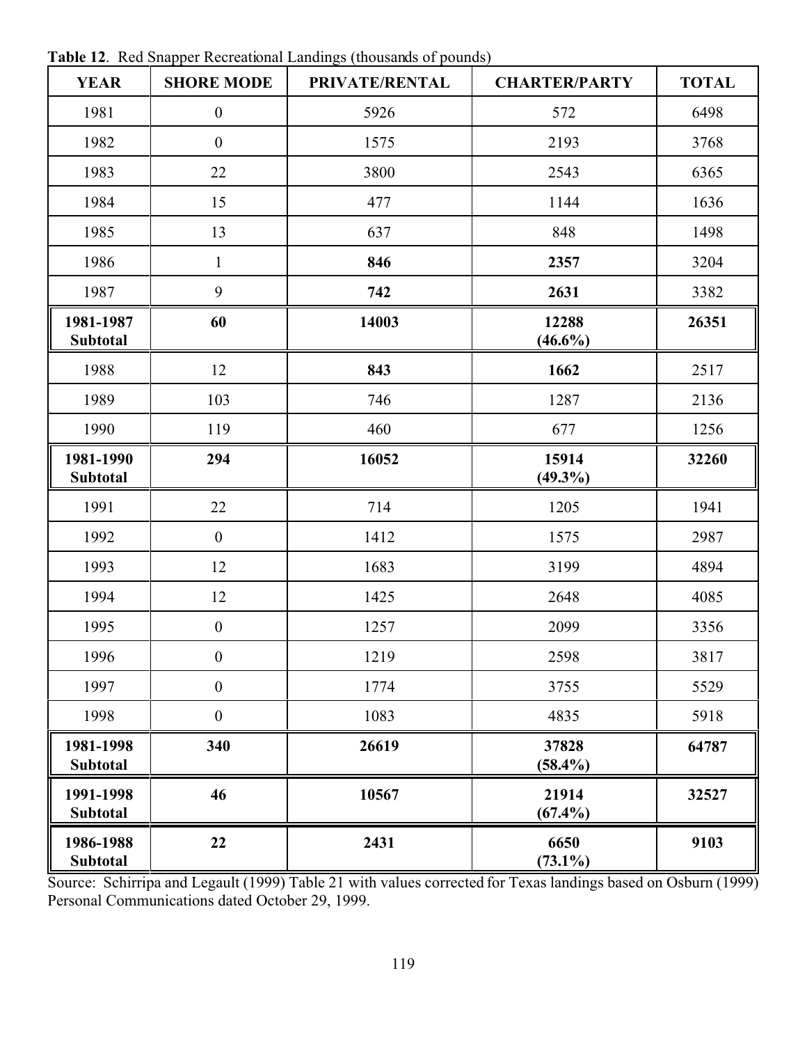**Table 12**. Red Snapper Recreational Landings (thousands of pounds)

| YEAR | SHORE MODE | PRIVATE/RENTAL | CHARTER/PARTY | TOTAL |
|---|---|---|---|---|
| 1981 | 0 | 5926 | 572 | 6498 |
| 1982 | 0 | 1575 | 2193 | 3768 |
| 1983 | 22 | 3800 | 2543 | 6365 |
| 1984 | 15 | 477 | 1144 | 1636 |
| 1985 | 13 | 637 | 848 | 1498 |
| 1986 | 1 | **846** | **2357** | 3204 |
| 1987 | 9 | **742** | **2631** | 3382 |
| **1981-1987 Subtotal** | **60** | **14003** | **12288 (46.6%)** | **26351** |
| 1988 | 12 | **843** | **1662** | 2517 |
| 1989 | 103 | 746 | 1287 | 2136 |
| 1990 | 119 | 460 | 677 | 1256 |
| **1981-1990 Subtotal** | **294** | **16052** | **15914 (49.3%)** | **32260** |
| 1991 | 22 | 714 | 1205 | 1941 |
| 1992 | 0 | 1412 | 1575 | 2987 |
| 1993 | 12 | 1683 | 3199 | 4894 |
| 1994 | 12 | 1425 | 2648 | 4085 |
| 1995 | 0 | 1257 | 2099 | 3356 |
| 1996 | 0 | 1219 | 2598 | 3817 |
| 1997 | 0 | 1774 | 3755 | 5529 |
| 1998 | 0 | 1083 | 4835 | 5918 |
| **1981-1998 Subtotal** | **340** | **26619** | **37828 (58.4%)** | **64787** |
| **1991-1998 Subtotal** | **46** | **10567** | **21914 (67.4%)** | **32527** |
| **1986-1988 Subtotal** | **22** | **2431** | **6650 (73.1%)** | **9103** |

Source: Schirripa and Legault (1999) Table 21 with values corrected for Texas landings based on Osburn (1999) Personal Communications dated October 29, 1999.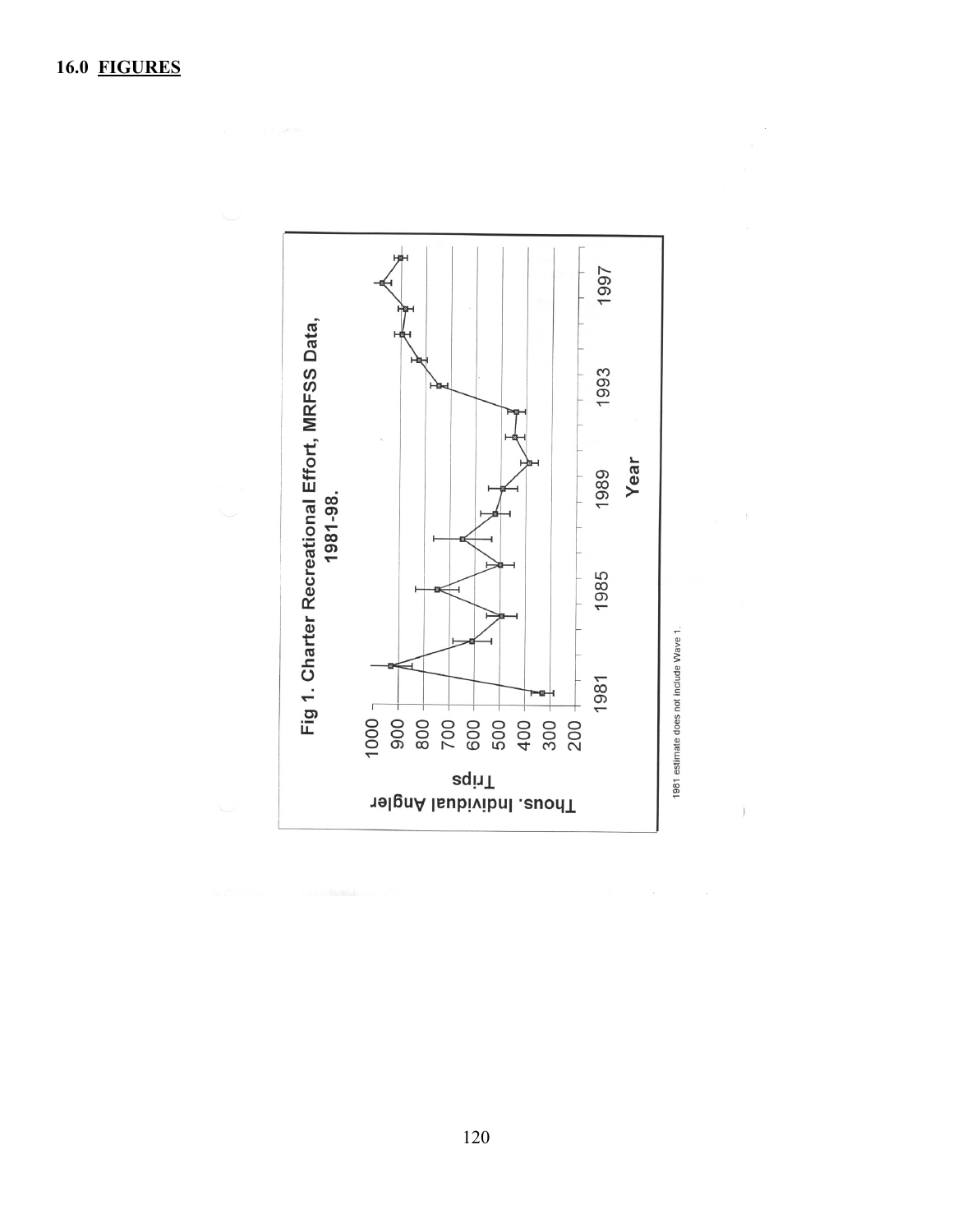## 16.0 FIGURES

Fig 1. Charter Recreational Effort, MRFSS Data, 1981-98.

1981 estimate does not include Wave 1.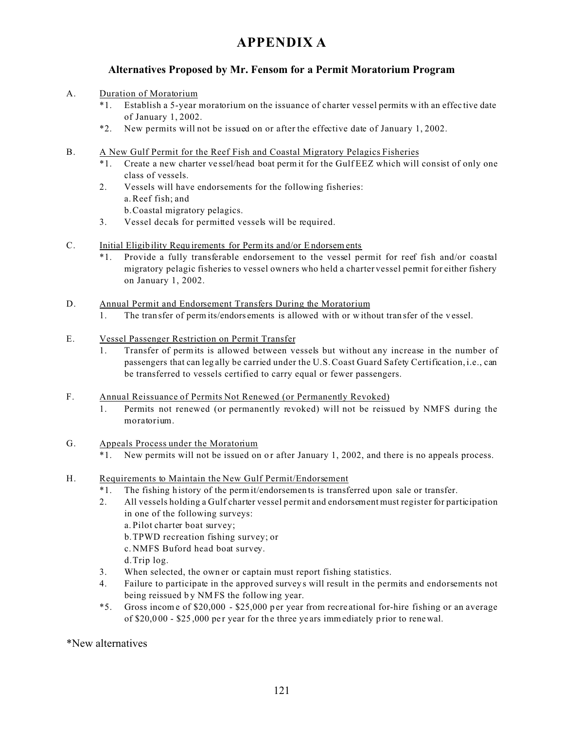# APPENDIX A

## Alternatives Proposed by Mr. Fensom for a Permit Moratorium Program

A. Duration of Moratorium

*1. Establish a 5-year moratorium on the issuance of charter vessel permits with an effective date of January 1, 2002.

*2. New permits will not be issued on or after the effective date of January 1, 2002.

B. A New Gulf Permit for the Reef Fish and Coastal Migratory Pelagics Fisheries

*1. Create a new charter vessel/head boat permit for the Gulf EEZ which will consist of only one class of vessels.

2. Vessels will have endorsements for the following fisheries:
   a. Reef fish; and
   b. Coastal migratory pelagics.

3. Vessel decals for permitted vessels will be required.

C. Initial Eligibility Requirements for Permits and/or Endorsements

*1. Provide a fully transferable endorsement to the vessel permit for reef fish and/or coastal migratory pelagic fisheries to vessel owners who held a charter vessel permit for either fishery on January 1, 2002.

D. Annual Permit and Endorsement Transfers During the Moratorium

1. The transfer of permits/endorsements is allowed with or without transfer of the vessel.

E. Vessel Passenger Restriction on Permit Transfer

1. Transfer of permits is allowed between vessels but without any increase in the number of passengers that can legally be carried under the U.S. Coast Guard Safety Certification, i.e., can be transferred to vessels certified to carry equal or fewer passengers.

F. Annual Reissuance of Permits Not Renewed (or Permanently Revoked)

1. Permits not renewed (or permanently revoked) will not be reissued by NMFS during the moratorium.

G. Appeals Process under the Moratorium

*1. New permits will not be issued on or after January 1, 2002, and there is no appeals process.

H. Requirements to Maintain the New Gulf Permit/Endorsement

*1. The fishing history of the permit/endorsements is transferred upon sale or transfer.

2. All vessels holding a Gulf charter vessel permit and endorsement must register for participation in one of the following surveys:
   a. Pilot charter boat survey;
   b. TPWD recreation fishing survey; or
   c. NMFS Buford head boat survey.
   d. Trip log.

3. When selected, the owner or captain must report fishing statistics.

4. Failure to participate in the approved surveys will result in the permits and endorsements not being reissued by NMFS the following year.

*5. Gross income of $20,000 - $25,000 per year from recreational for-hire fishing or an average of $20,000 - $25,000 per year for the three years immediately prior to renewal.

*New alternatives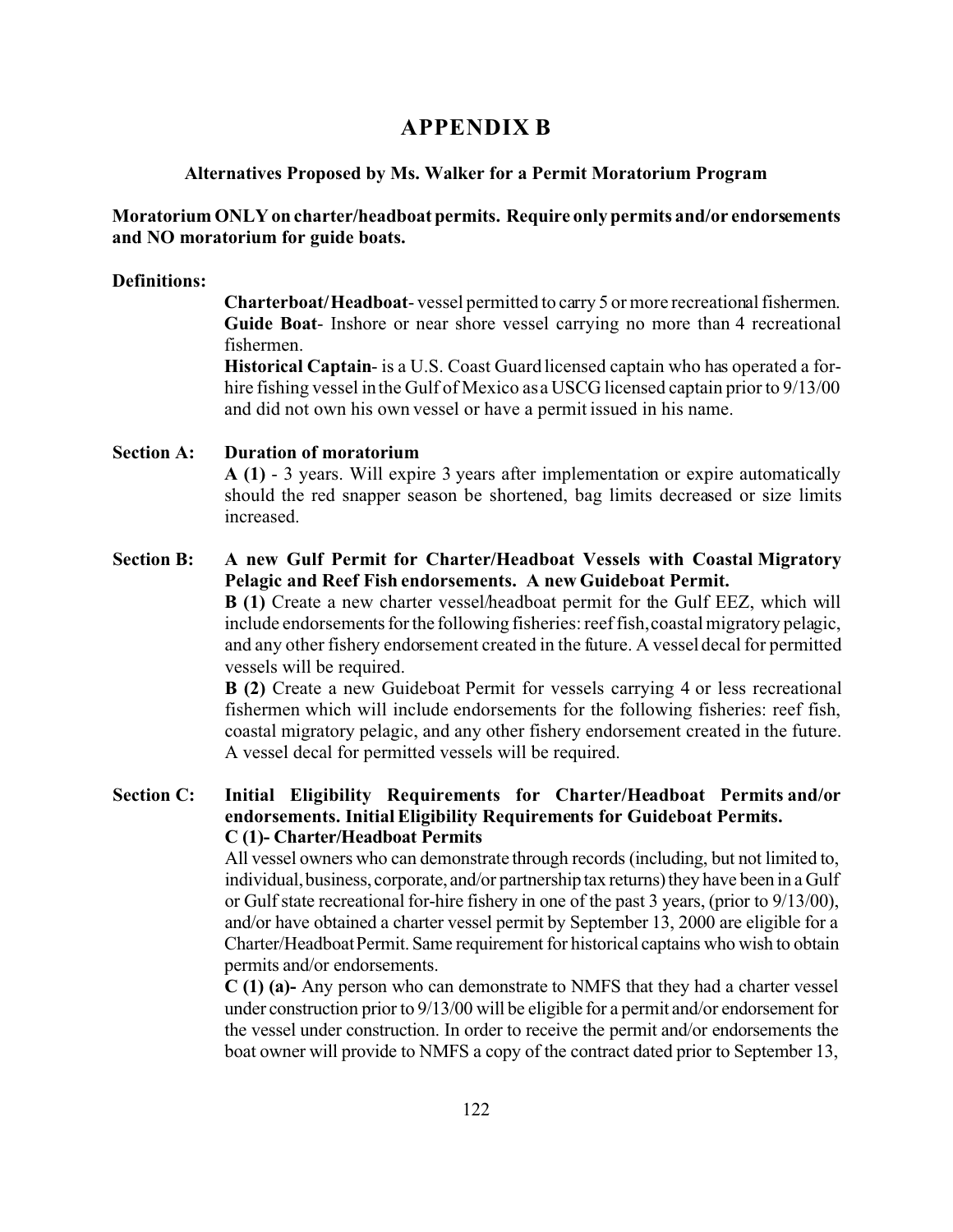# APPENDIX B

**Alternatives Proposed by Ms. Walker for a Permit Moratorium Program**

**Moratorium ONLY on charter/headboat permits. Require only permits and/or endorsements and NO moratorium for guide boats.**

**Definitions:**

**Charterboat/ Headboat**- vessel permitted to carry 5 or more recreational fishermen.
**Guide Boat**- Inshore or near shore vessel carrying no more than 4 recreational fishermen.
**Historical Captain**- is a U.S. Coast Guard licensed captain who has operated a for-hire fishing vessel in the Gulf of Mexico as a USCG licensed captain prior to 9/13/00 and did not own his own vessel or have a permit issued in his name.

**Section A: Duration of moratorium**

**A (1)** - 3 years. Will expire 3 years after implementation or expire automatically should the red snapper season be shortened, bag limits decreased or size limits increased.

**Section B: A new Gulf Permit for Charter/Headboat Vessels with Coastal Migratory Pelagic and Reef Fish endorsements. A new Guideboat Permit.**

**B (1)** Create a new charter vessel/headboat permit for the Gulf EEZ, which will include endorsements for the following fisheries: reef fish, coastal migratory pelagic, and any other fishery endorsement created in the future. A vessel decal for permitted vessels will be required.

**B (2)** Create a new Guideboat Permit for vessels carrying 4 or less recreational fishermen which will include endorsements for the following fisheries: reef fish, coastal migratory pelagic, and any other fishery endorsement created in the future. A vessel decal for permitted vessels will be required.

**Section C: Initial Eligibility Requirements for Charter/Headboat Permits and/or endorsements. Initial Eligibility Requirements for Guideboat Permits.**

**C (1)- Charter/Headboat Permits**

All vessel owners who can demonstrate through records (including, but not limited to, individual, business, corporate, and/or partnership tax returns) they have been in a Gulf or Gulf state recreational for-hire fishery in one of the past 3 years, (prior to 9/13/00), and/or have obtained a charter vessel permit by September 13, 2000 are eligible for a Charter/Headboat Permit. Same requirement for historical captains who wish to obtain permits and/or endorsements.

**C (1) (a)-** Any person who can demonstrate to NMFS that they had a charter vessel under construction prior to 9/13/00 will be eligible for a permit and/or endorsement for the vessel under construction. In order to receive the permit and/or endorsements the boat owner will provide to NMFS a copy of the contract dated prior to September 13,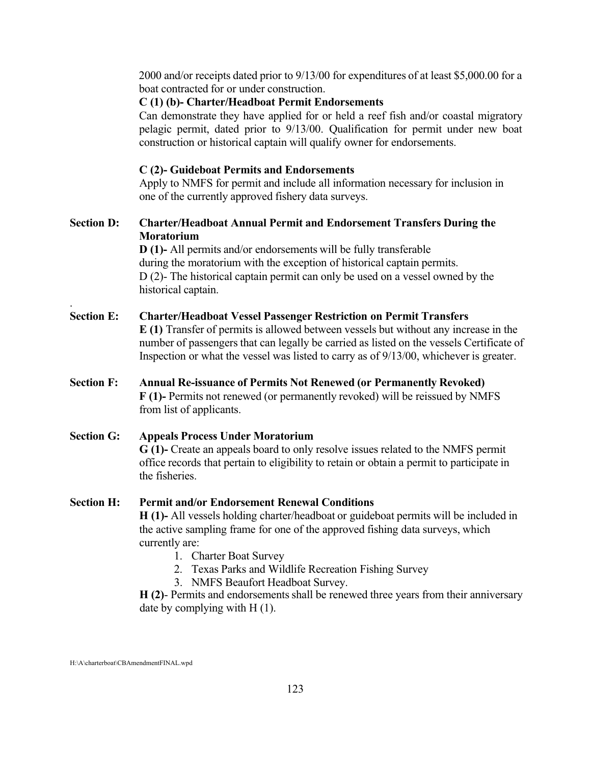2000 and/or receipts dated prior to 9/13/00 for expenditures of at least $5,000.00 for a boat contracted for or under construction.

**C (1) (b)- Charter/Headboat Permit Endorsements**

Can demonstrate they have applied for or held a reef fish and/or coastal migratory pelagic permit, dated prior to 9/13/00. Qualification for permit under new boat construction or historical captain will qualify owner for endorsements.

**C (2)- Guideboat Permits and Endorsements**

Apply to NMFS for permit and include all information necessary for inclusion in one of the currently approved fishery data surveys.

**Section D: Charter/Headboat Annual Permit and Endorsement Transfers During the Moratorium**

**D (1)-** All permits and/or endorsements will be fully transferable during the moratorium with the exception of historical captain permits.

D (2)- The historical captain permit can only be used on a vessel owned by the historical captain.

.

**Section E: Charter/Headboat Vessel Passenger Restriction on Permit Transfers**

**E (1)** Transfer of permits is allowed between vessels but without any increase in the number of passengers that can legally be carried as listed on the vessels Certificate of Inspection or what the vessel was listed to carry as of 9/13/00, whichever is greater.

**Section F: Annual Re-issuance of Permits Not Renewed (or Permanently Revoked)**

**F (1)-** Permits not renewed (or permanently revoked) will be reissued by NMFS from list of applicants.

**Section G: Appeals Process Under Moratorium**

**G (1)-** Create an appeals board to only resolve issues related to the NMFS permit office records that pertain to eligibility to retain or obtain a permit to participate in the fisheries.

**Section H: Permit and/or Endorsement Renewal Conditions**

**H (1)-** All vessels holding charter/headboat or guideboat permits will be included in the active sampling frame for one of the approved fishing data surveys, which currently are:

1. Charter Boat Survey
2. Texas Parks and Wildlife Recreation Fishing Survey
3. NMFS Beaufort Headboat Survey.

**H (2)**- Permits and endorsements shall be renewed three years from their anniversary date by complying with H (1).

H:\A\charterboat\CBAmendmentFINAL.wpd